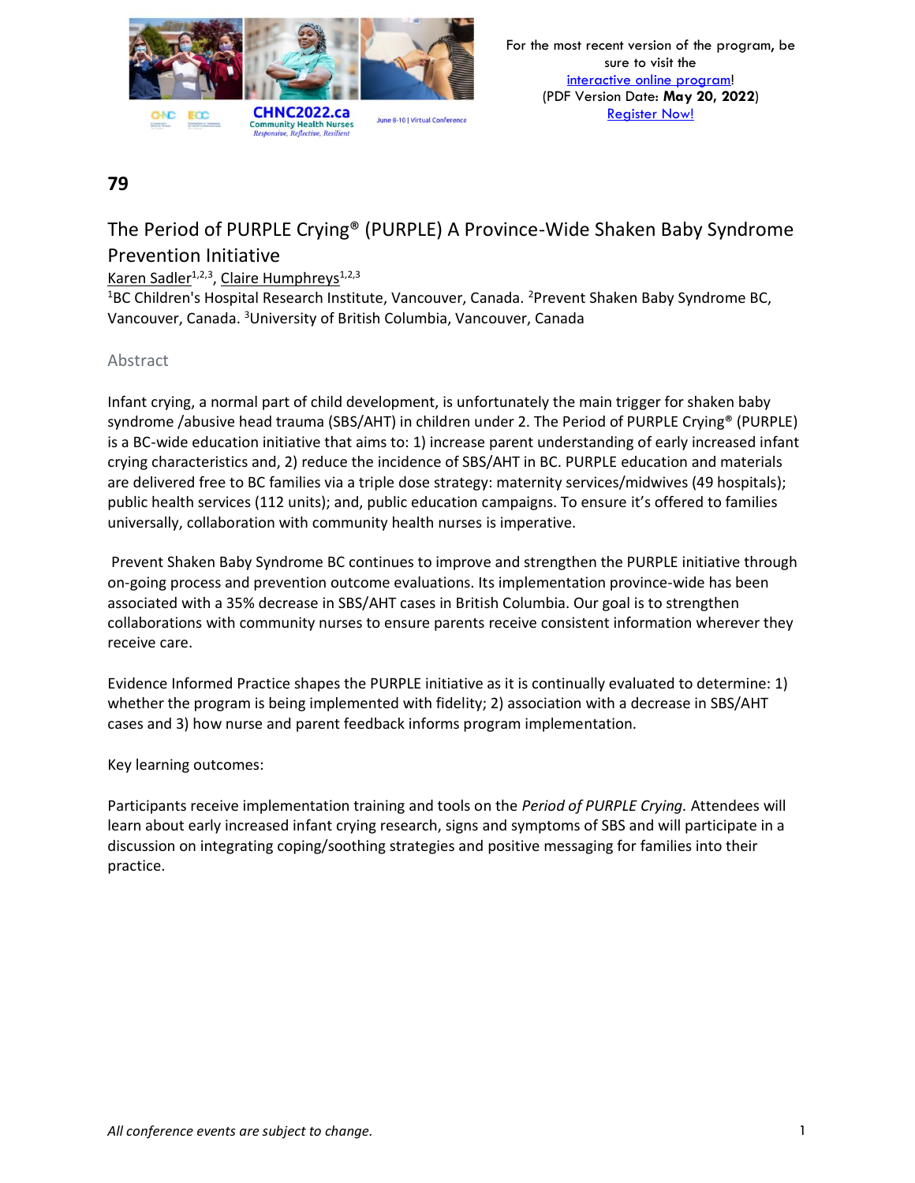For the most recent version of the program, be sure to visit the interactive online program! (PDF Version Date: **May 20, 2022**) Register Now!

**79**

## The Period of PURPLE Crying® (PURPLE) A Province-Wide Shaken Baby Syndrome Prevention Initiative

Karen Sadler[1,2,3], Claire Humphreys[1,2,3]

[1]BC Children's Hospital Research Institute, Vancouver, Canada. [2]Prevent Shaken Baby Syndrome BC, Vancouver, Canada. [3]University of British Columbia, Vancouver, Canada

### Abstract

Infant crying, a normal part of child development, is unfortunately the main trigger for shaken baby syndrome /abusive head trauma (SBS/AHT) in children under 2. The Period of PURPLE Crying® (PURPLE) is a BC-wide education initiative that aims to: 1) increase parent understanding of early increased infant crying characteristics and, 2) reduce the incidence of SBS/AHT in BC. PURPLE education and materials are delivered free to BC families via a triple dose strategy: maternity services/midwives (49 hospitals); public health services (112 units); and, public education campaigns. To ensure it's offered to families universally, collaboration with community health nurses is imperative.

Prevent Shaken Baby Syndrome BC continues to improve and strengthen the PURPLE initiative through on-going process and prevention outcome evaluations. Its implementation province-wide has been associated with a 35% decrease in SBS/AHT cases in British Columbia. Our goal is to strengthen collaborations with community nurses to ensure parents receive consistent information wherever they receive care.

Evidence Informed Practice shapes the PURPLE initiative as it is continually evaluated to determine: 1) whether the program is being implemented with fidelity; 2) association with a decrease in SBS/AHT cases and 3) how nurse and parent feedback informs program implementation.

Key learning outcomes:

Participants receive implementation training and tools on the *Period of PURPLE Crying.* Attendees will learn about early increased infant crying research, signs and symptoms of SBS and will participate in a discussion on integrating coping/soothing strategies and positive messaging for families into their practice.

*All conference events are subject to change.*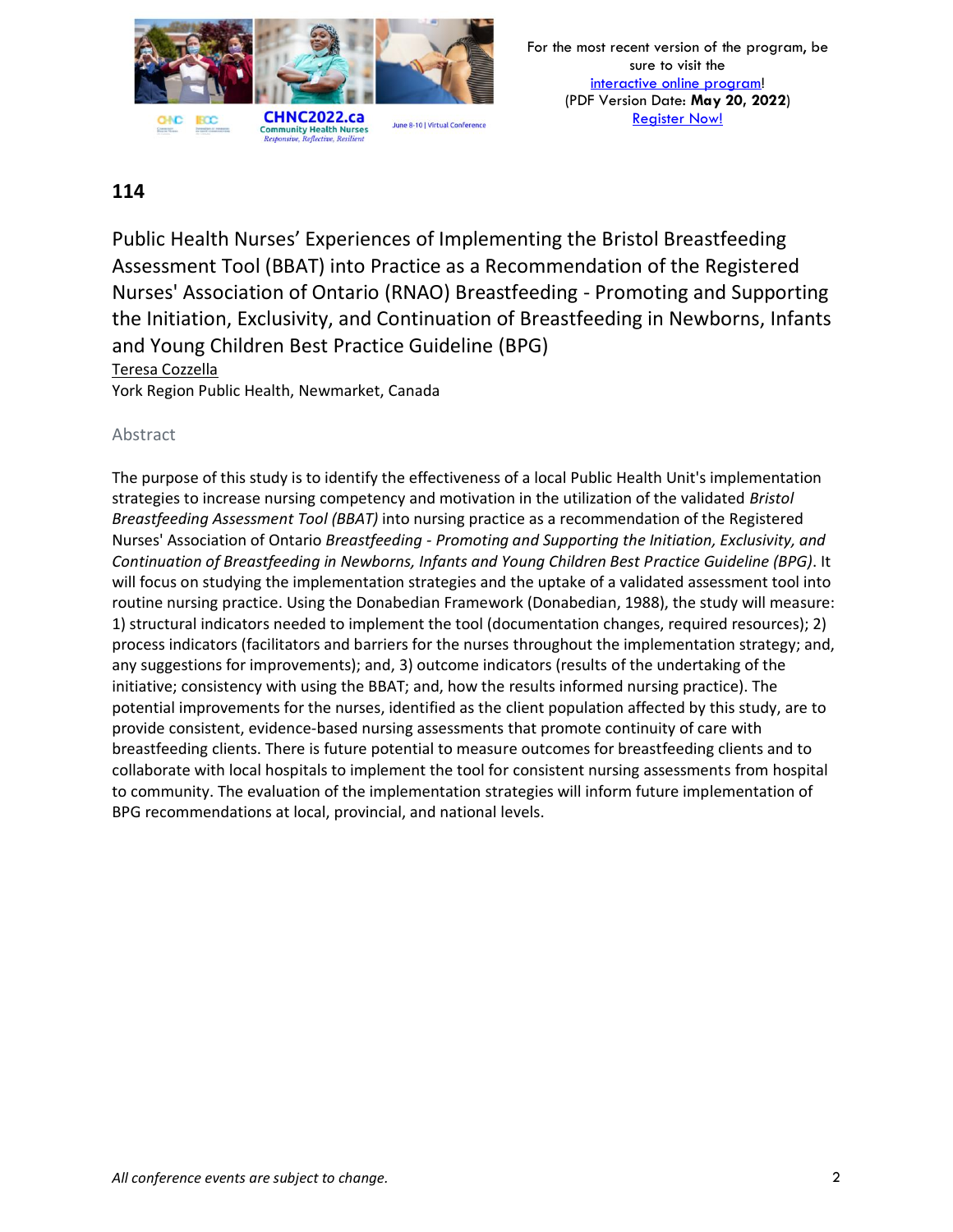## 114

# Public Health Nurses' Experiences of Implementing the Bristol Breastfeeding Assessment Tool (BBAT) into Practice as a Recommendation of the Registered Nurses' Association of Ontario (RNAO) Breastfeeding - Promoting and Supporting the Initiation, Exclusivity, and Continuation of Breastfeeding in Newborns, Infants and Young Children Best Practice Guideline (BPG)

Teresa Cozzella

York Region Public Health, Newmarket, Canada

### Abstract

The purpose of this study is to identify the effectiveness of a local Public Health Unit's implementation strategies to increase nursing competency and motivation in the utilization of the validated *Bristol Breastfeeding Assessment Tool (BBAT)* into nursing practice as a recommendation of the Registered Nurses' Association of Ontario *Breastfeeding - Promoting and Supporting the Initiation, Exclusivity, and Continuation of Breastfeeding in Newborns, Infants and Young Children Best Practice Guideline (BPG)*. It will focus on studying the implementation strategies and the uptake of a validated assessment tool into routine nursing practice. Using the Donabedian Framework (Donabedian, 1988), the study will measure: 1) structural indicators needed to implement the tool (documentation changes, required resources); 2) process indicators (facilitators and barriers for the nurses throughout the implementation strategy; and, any suggestions for improvements); and, 3) outcome indicators (results of the undertaking of the initiative; consistency with using the BBAT; and, how the results informed nursing practice). The potential improvements for the nurses, identified as the client population affected by this study, are to provide consistent, evidence-based nursing assessments that promote continuity of care with breastfeeding clients. There is future potential to measure outcomes for breastfeeding clients and to collaborate with local hospitals to implement the tool for consistent nursing assessments from hospital to community. The evaluation of the implementation strategies will inform future implementation of BPG recommendations at local, provincial, and national levels.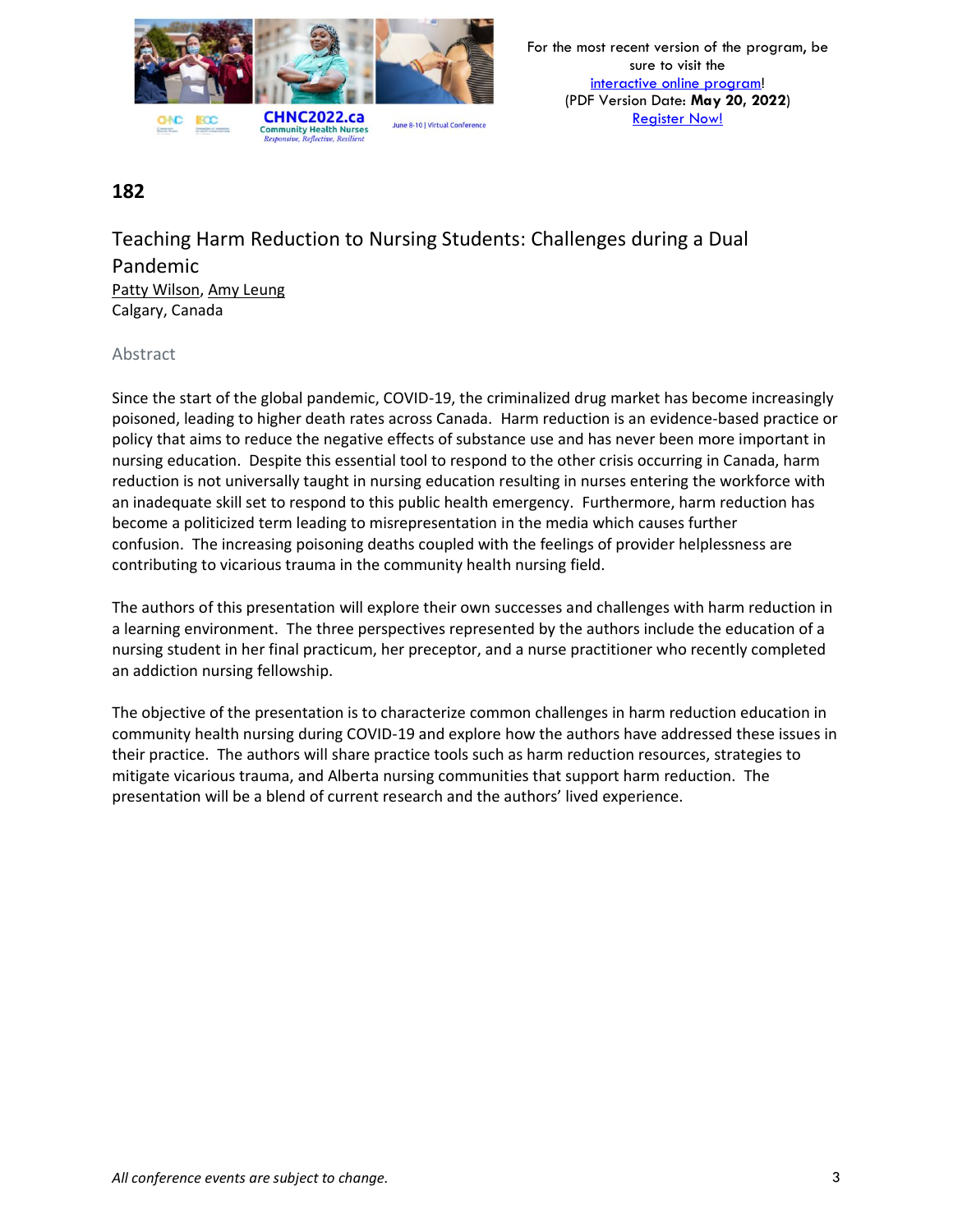## 182

# Teaching Harm Reduction to Nursing Students: Challenges during a Dual Pandemic

Patty Wilson, Amy Leung
Calgary, Canada

### Abstract

Since the start of the global pandemic, COVID-19, the criminalized drug market has become increasingly poisoned, leading to higher death rates across Canada. Harm reduction is an evidence-based practice or policy that aims to reduce the negative effects of substance use and has never been more important in nursing education. Despite this essential tool to respond to the other crisis occurring in Canada, harm reduction is not universally taught in nursing education resulting in nurses entering the workforce with an inadequate skill set to respond to this public health emergency. Furthermore, harm reduction has become a politicized term leading to misrepresentation in the media which causes further confusion. The increasing poisoning deaths coupled with the feelings of provider helplessness are contributing to vicarious trauma in the community health nursing field.

The authors of this presentation will explore their own successes and challenges with harm reduction in a learning environment. The three perspectives represented by the authors include the education of a nursing student in her final practicum, her preceptor, and a nurse practitioner who recently completed an addiction nursing fellowship.

The objective of the presentation is to characterize common challenges in harm reduction education in community health nursing during COVID-19 and explore how the authors have addressed these issues in their practice. The authors will share practice tools such as harm reduction resources, strategies to mitigate vicarious trauma, and Alberta nursing communities that support harm reduction. The presentation will be a blend of current research and the authors' lived experience.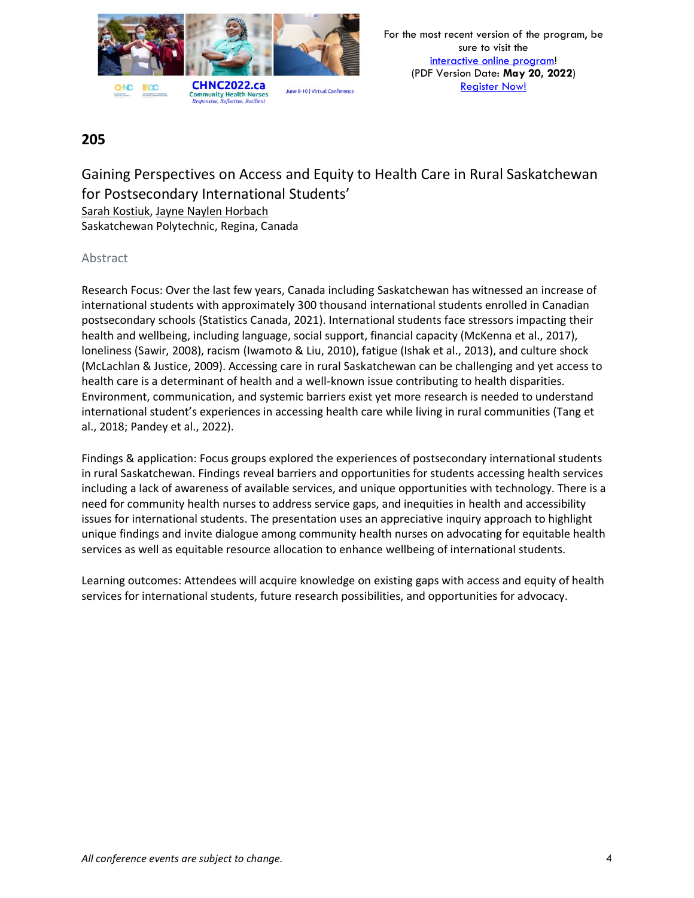## 205

### Gaining Perspectives on Access and Equity to Health Care in Rural Saskatchewan for Postsecondary International Students'

Sarah Kostiuk, Jayne Naylen Horbach
Saskatchewan Polytechnic, Regina, Canada

#### Abstract

Research Focus: Over the last few years, Canada including Saskatchewan has witnessed an increase of international students with approximately 300 thousand international students enrolled in Canadian postsecondary schools (Statistics Canada, 2021). International students face stressors impacting their health and wellbeing, including language, social support, financial capacity (McKenna et al., 2017), loneliness (Sawir, 2008), racism (Iwamoto & Liu, 2010), fatigue (Ishak et al., 2013), and culture shock (McLachlan & Justice, 2009). Accessing care in rural Saskatchewan can be challenging and yet access to health care is a determinant of health and a well-known issue contributing to health disparities. Environment, communication, and systemic barriers exist yet more research is needed to understand international student's experiences in accessing health care while living in rural communities (Tang et al., 2018; Pandey et al., 2022).

Findings & application: Focus groups explored the experiences of postsecondary international students in rural Saskatchewan. Findings reveal barriers and opportunities for students accessing health services including a lack of awareness of available services, and unique opportunities with technology. There is a need for community health nurses to address service gaps, and inequities in health and accessibility issues for international students. The presentation uses an appreciative inquiry approach to highlight unique findings and invite dialogue among community health nurses on advocating for equitable health services as well as equitable resource allocation to enhance wellbeing of international students.

Learning outcomes: Attendees will acquire knowledge on existing gaps with access and equity of health services for international students, future research possibilities, and opportunities for advocacy.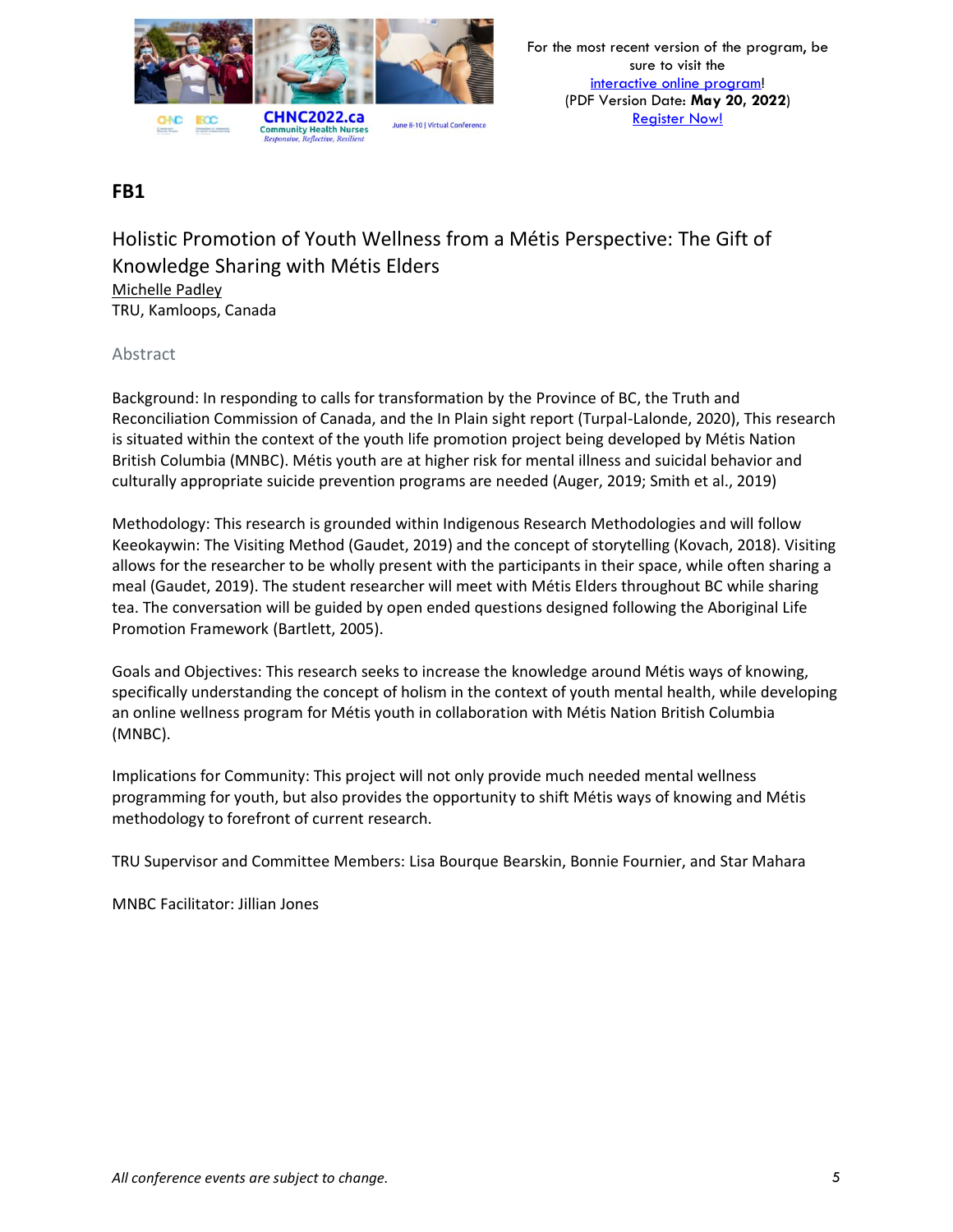## FB1

### Holistic Promotion of Youth Wellness from a Métis Perspective: The Gift of Knowledge Sharing with Métis Elders

Michelle Padley
TRU, Kamloops, Canada

#### Abstract

Background: In responding to calls for transformation by the Province of BC, the Truth and Reconciliation Commission of Canada, and the In Plain sight report (Turpal-Lalonde, 2020), This research is situated within the context of the youth life promotion project being developed by Métis Nation British Columbia (MNBC). Métis youth are at higher risk for mental illness and suicidal behavior and culturally appropriate suicide prevention programs are needed (Auger, 2019; Smith et al., 2019)

Methodology: This research is grounded within Indigenous Research Methodologies and will follow Keeokaywin: The Visiting Method (Gaudet, 2019) and the concept of storytelling (Kovach, 2018). Visiting allows for the researcher to be wholly present with the participants in their space, while often sharing a meal (Gaudet, 2019). The student researcher will meet with Métis Elders throughout BC while sharing tea. The conversation will be guided by open ended questions designed following the Aboriginal Life Promotion Framework (Bartlett, 2005).

Goals and Objectives: This research seeks to increase the knowledge around Métis ways of knowing, specifically understanding the concept of holism in the context of youth mental health, while developing an online wellness program for Métis youth in collaboration with Métis Nation British Columbia (MNBC).

Implications for Community: This project will not only provide much needed mental wellness programming for youth, but also provides the opportunity to shift Métis ways of knowing and Métis methodology to forefront of current research.

TRU Supervisor and Committee Members: Lisa Bourque Bearskin, Bonnie Fournier, and Star Mahara

MNBC Facilitator: Jillian Jones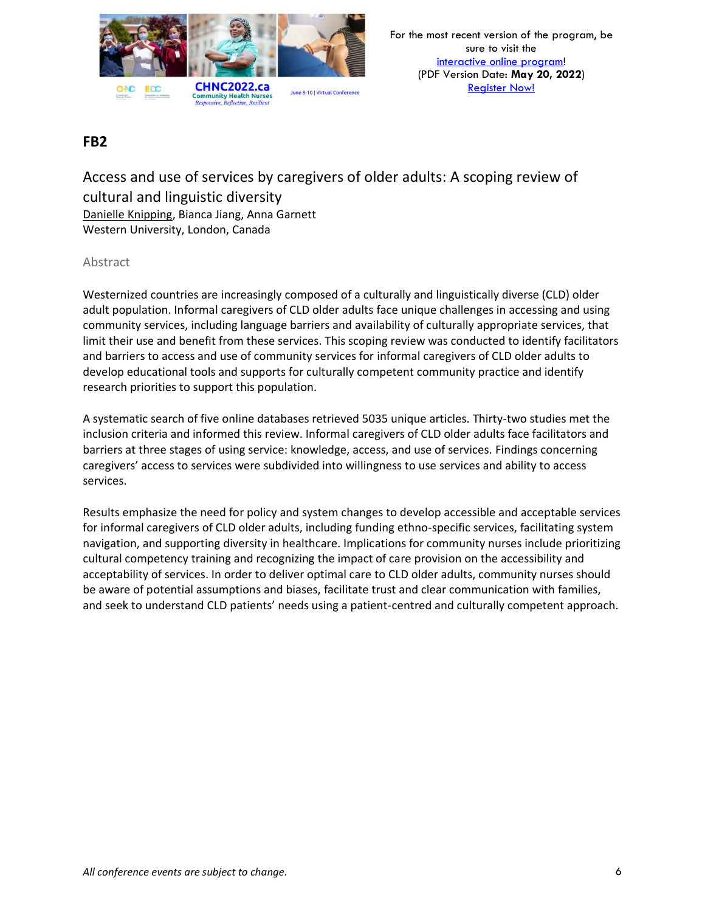## FB2

### Access and use of services by caregivers of older adults: A scoping review of cultural and linguistic diversity

Danielle Knipping, Bianca Jiang, Anna Garnett
Western University, London, Canada

#### Abstract

Westernized countries are increasingly composed of a culturally and linguistically diverse (CLD) older adult population. Informal caregivers of CLD older adults face unique challenges in accessing and using community services, including language barriers and availability of culturally appropriate services, that limit their use and benefit from these services. This scoping review was conducted to identify facilitators and barriers to access and use of community services for informal caregivers of CLD older adults to develop educational tools and supports for culturally competent community practice and identify research priorities to support this population.

A systematic search of five online databases retrieved 5035 unique articles. Thirty-two studies met the inclusion criteria and informed this review. Informal caregivers of CLD older adults face facilitators and barriers at three stages of using service: knowledge, access, and use of services. Findings concerning caregivers' access to services were subdivided into willingness to use services and ability to access services.

Results emphasize the need for policy and system changes to develop accessible and acceptable services for informal caregivers of CLD older adults, including funding ethno-specific services, facilitating system navigation, and supporting diversity in healthcare. Implications for community nurses include prioritizing cultural competency training and recognizing the impact of care provision on the accessibility and acceptability of services. In order to deliver optimal care to CLD older adults, community nurses should be aware of potential assumptions and biases, facilitate trust and clear communication with families, and seek to understand CLD patients' needs using a patient-centred and culturally competent approach.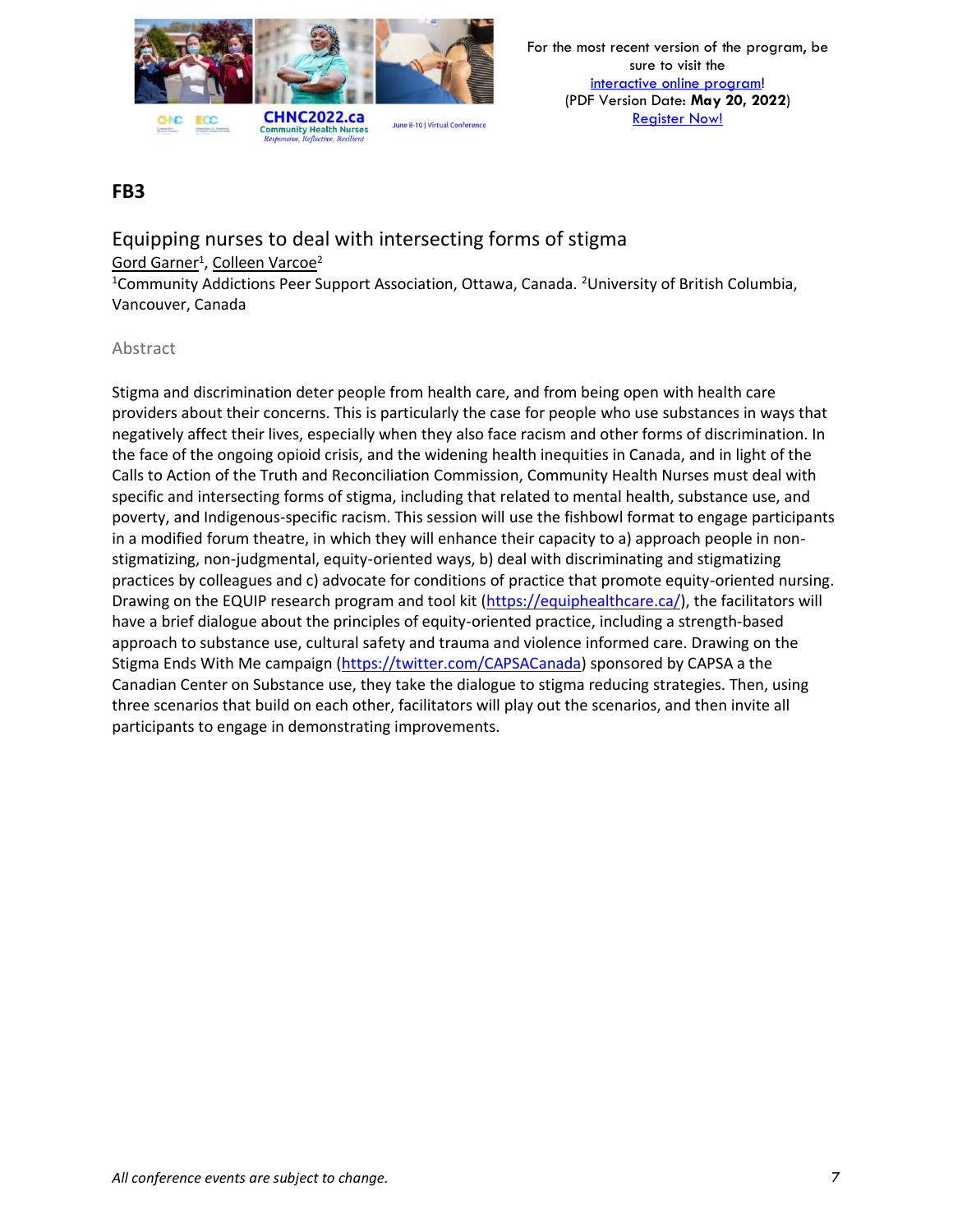## FB3

### Equipping nurses to deal with intersecting forms of stigma

Gord Garner[1], Colleen Varcoe[2]

[1]Community Addictions Peer Support Association, Ottawa, Canada. [2]University of British Columbia, Vancouver, Canada

#### Abstract

Stigma and discrimination deter people from health care, and from being open with health care providers about their concerns. This is particularly the case for people who use substances in ways that negatively affect their lives, especially when they also face racism and other forms of discrimination. In the face of the ongoing opioid crisis, and the widening health inequities in Canada, and in light of the Calls to Action of the Truth and Reconciliation Commission, Community Health Nurses must deal with specific and intersecting forms of stigma, including that related to mental health, substance use, and poverty, and Indigenous-specific racism. This session will use the fishbowl format to engage participants in a modified forum theatre, in which they will enhance their capacity to a) approach people in non-stigmatizing, non-judgmental, equity-oriented ways, b) deal with discriminating and stigmatizing practices by colleagues and c) advocate for conditions of practice that promote equity-oriented nursing. Drawing on the EQUIP research program and tool kit (https://equiphealthcare.ca/), the facilitators will have a brief dialogue about the principles of equity-oriented practice, including a strength-based approach to substance use, cultural safety and trauma and violence informed care. Drawing on the Stigma Ends With Me campaign (https://twitter.com/CAPSACanada) sponsored by CAPSA a the Canadian Center on Substance use, they take the dialogue to stigma reducing strategies. Then, using three scenarios that build on each other, facilitators will play out the scenarios, and then invite all participants to engage in demonstrating improvements.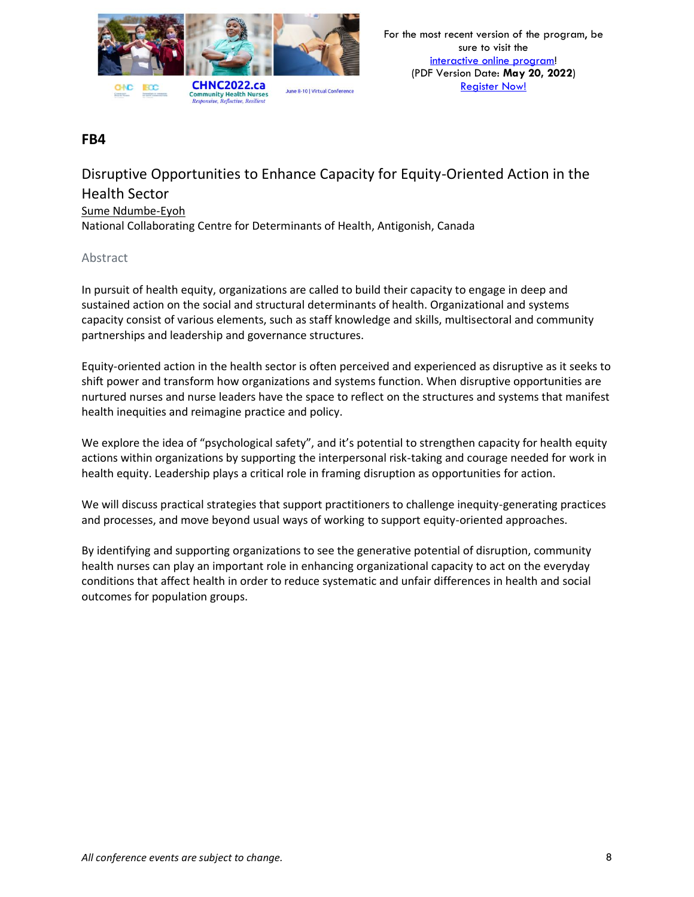## FB4

### Disruptive Opportunities to Enhance Capacity for Equity-Oriented Action in the Health Sector

Sume Ndumbe-Eyoh
National Collaborating Centre for Determinants of Health, Antigonish, Canada

#### Abstract

In pursuit of health equity, organizations are called to build their capacity to engage in deep and sustained action on the social and structural determinants of health. Organizational and systems capacity consist of various elements, such as staff knowledge and skills, multisectoral and community partnerships and leadership and governance structures.

Equity-oriented action in the health sector is often perceived and experienced as disruptive as it seeks to shift power and transform how organizations and systems function. When disruptive opportunities are nurtured nurses and nurse leaders have the space to reflect on the structures and systems that manifest health inequities and reimagine practice and policy.

We explore the idea of "psychological safety", and it's potential to strengthen capacity for health equity actions within organizations by supporting the interpersonal risk-taking and courage needed for work in health equity. Leadership plays a critical role in framing disruption as opportunities for action.

We will discuss practical strategies that support practitioners to challenge inequity-generating practices and processes, and move beyond usual ways of working to support equity-oriented approaches.

By identifying and supporting organizations to see the generative potential of disruption, community health nurses can play an important role in enhancing organizational capacity to act on the everyday conditions that affect health in order to reduce systematic and unfair differences in health and social outcomes for population groups.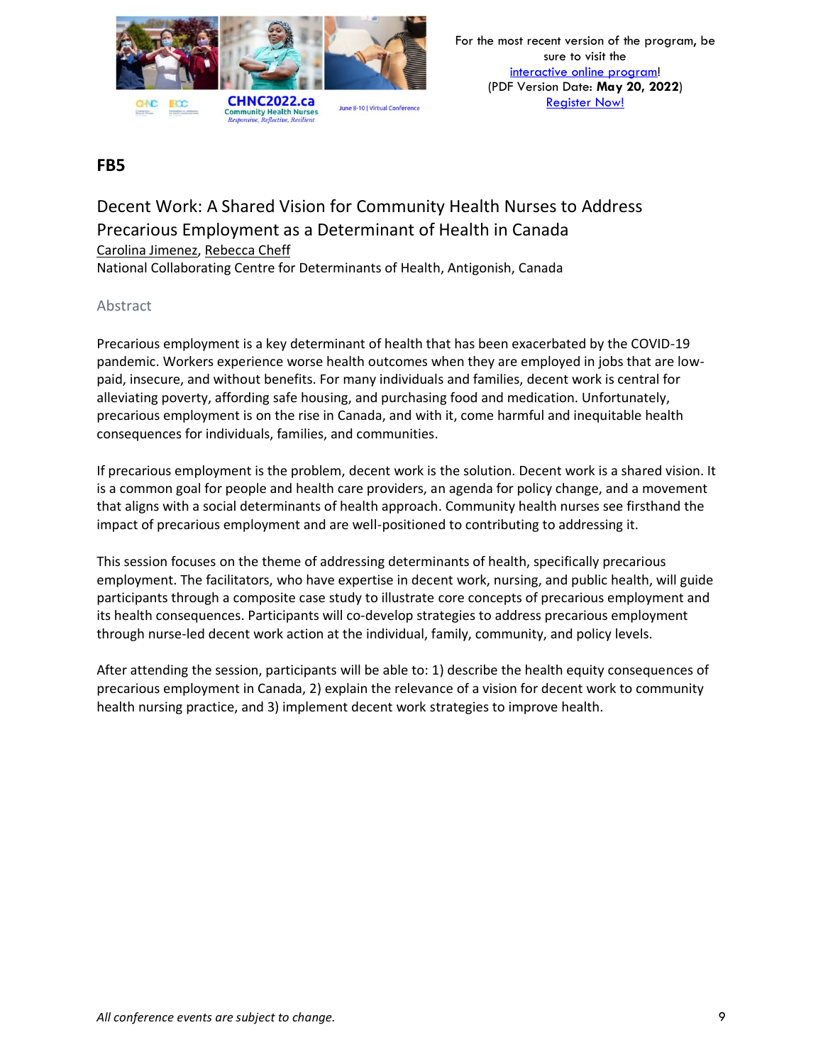## FB5

# Decent Work: A Shared Vision for Community Health Nurses to Address Precarious Employment as a Determinant of Health in Canada

Carolina Jimenez, Rebecca Cheff

National Collaborating Centre for Determinants of Health, Antigonish, Canada

### Abstract

Precarious employment is a key determinant of health that has been exacerbated by the COVID-19 pandemic. Workers experience worse health outcomes when they are employed in jobs that are low-paid, insecure, and without benefits. For many individuals and families, decent work is central for alleviating poverty, affording safe housing, and purchasing food and medication. Unfortunately, precarious employment is on the rise in Canada, and with it, come harmful and inequitable health consequences for individuals, families, and communities.

If precarious employment is the problem, decent work is the solution. Decent work is a shared vision. It is a common goal for people and health care providers, an agenda for policy change, and a movement that aligns with a social determinants of health approach. Community health nurses see firsthand the impact of precarious employment and are well-positioned to contributing to addressing it.

This session focuses on the theme of addressing determinants of health, specifically precarious employment. The facilitators, who have expertise in decent work, nursing, and public health, will guide participants through a composite case study to illustrate core concepts of precarious employment and its health consequences. Participants will co-develop strategies to address precarious employment through nurse-led decent work action at the individual, family, community, and policy levels.

After attending the session, participants will be able to: 1) describe the health equity consequences of precarious employment in Canada, 2) explain the relevance of a vision for decent work to community health nursing practice, and 3) implement decent work strategies to improve health.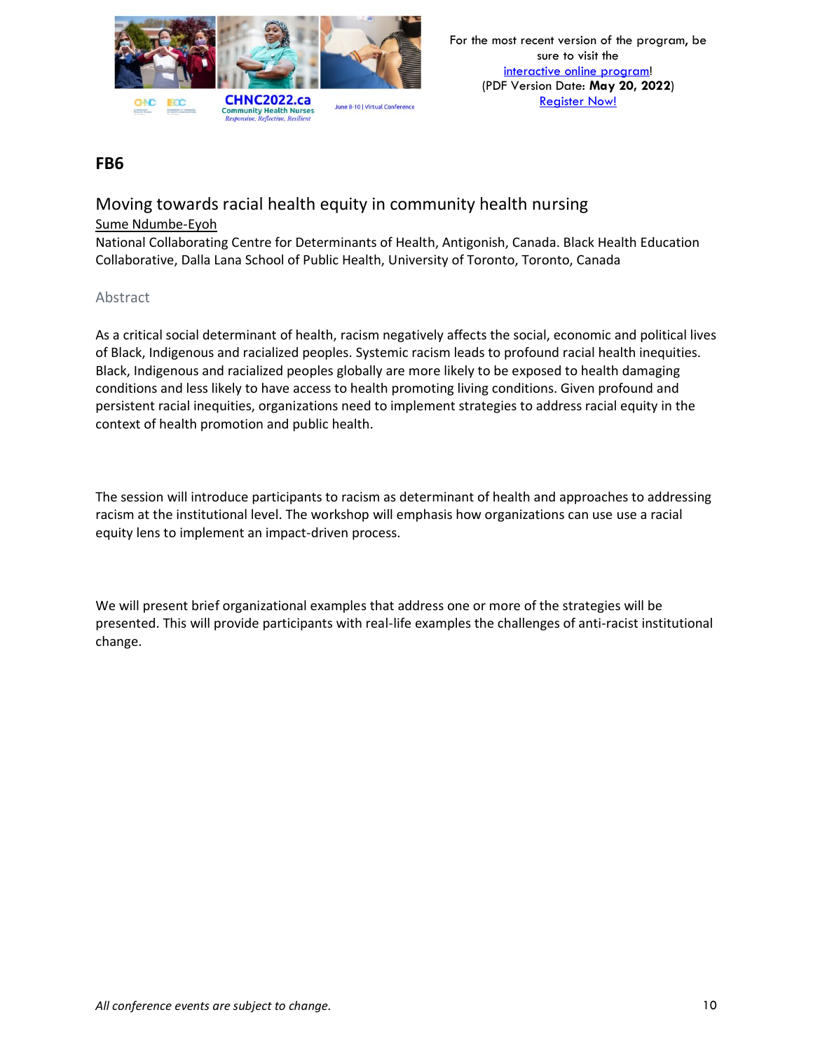## FB6

### Moving towards racial health equity in community health nursing

Sume Ndumbe-Eyoh

National Collaborating Centre for Determinants of Health, Antigonish, Canada. Black Health Education Collaborative, Dalla Lana School of Public Health, University of Toronto, Toronto, Canada

#### Abstract

As a critical social determinant of health, racism negatively affects the social, economic and political lives of Black, Indigenous and racialized peoples. Systemic racism leads to profound racial health inequities. Black, Indigenous and racialized peoples globally are more likely to be exposed to health damaging conditions and less likely to have access to health promoting living conditions. Given profound and persistent racial inequities, organizations need to implement strategies to address racial equity in the context of health promotion and public health.

The session will introduce participants to racism as determinant of health and approaches to addressing racism at the institutional level. The workshop will emphasis how organizations can use use a racial equity lens to implement an impact-driven process.

We will present brief organizational examples that address one or more of the strategies will be presented. This will provide participants with real-life examples the challenges of anti-racist institutional change.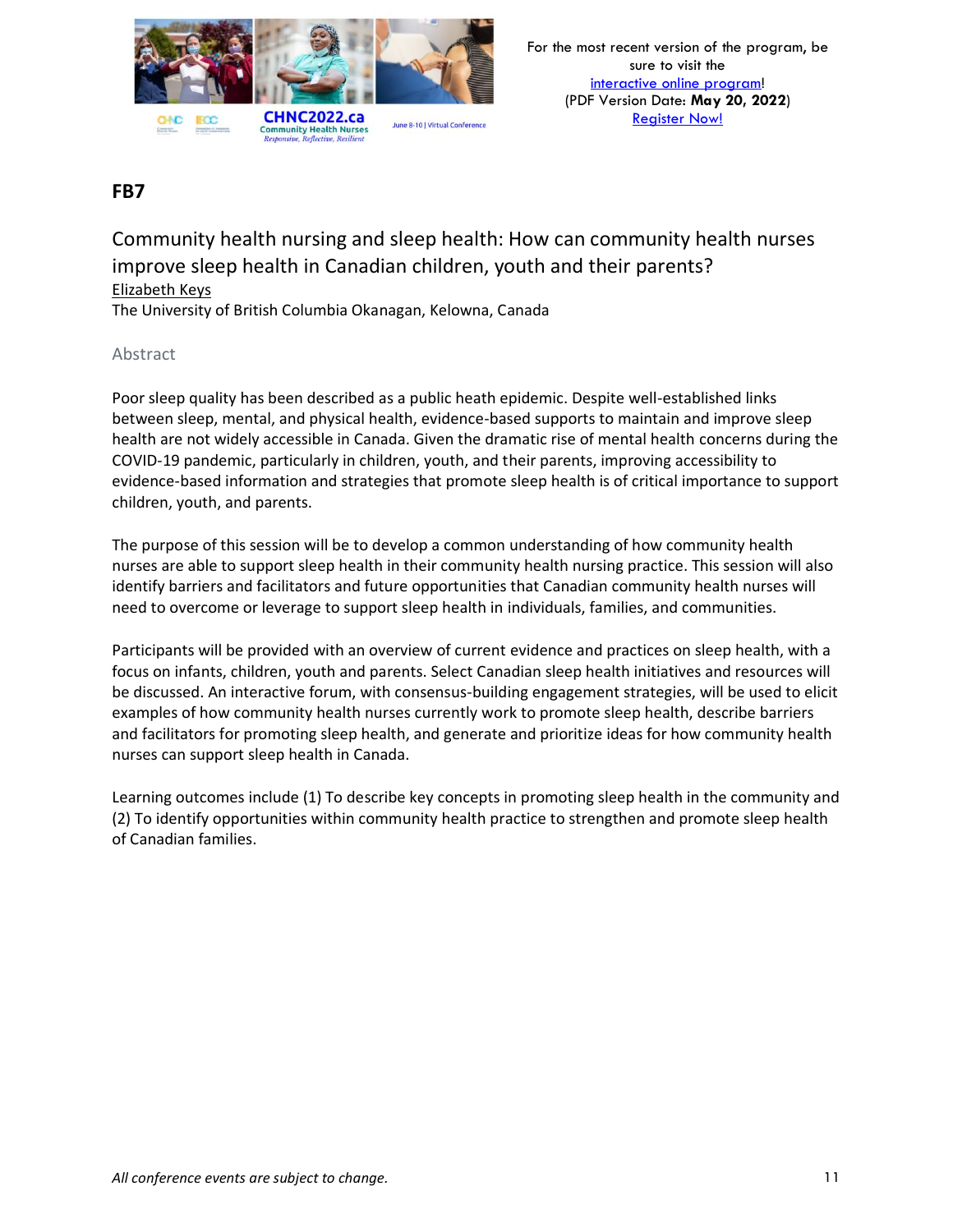## FB7

### Community health nursing and sleep health: How can community health nurses improve sleep health in Canadian children, youth and their parents?

Elizabeth Keys

The University of British Columbia Okanagan, Kelowna, Canada

#### Abstract

Poor sleep quality has been described as a public heath epidemic. Despite well-established links between sleep, mental, and physical health, evidence-based supports to maintain and improve sleep health are not widely accessible in Canada. Given the dramatic rise of mental health concerns during the COVID-19 pandemic, particularly in children, youth, and their parents, improving accessibility to evidence-based information and strategies that promote sleep health is of critical importance to support children, youth, and parents.

The purpose of this session will be to develop a common understanding of how community health nurses are able to support sleep health in their community health nursing practice. This session will also identify barriers and facilitators and future opportunities that Canadian community health nurses will need to overcome or leverage to support sleep health in individuals, families, and communities.

Participants will be provided with an overview of current evidence and practices on sleep health, with a focus on infants, children, youth and parents. Select Canadian sleep health initiatives and resources will be discussed. An interactive forum, with consensus-building engagement strategies, will be used to elicit examples of how community health nurses currently work to promote sleep health, describe barriers and facilitators for promoting sleep health, and generate and prioritize ideas for how community health nurses can support sleep health in Canada.

Learning outcomes include (1) To describe key concepts in promoting sleep health in the community and (2) To identify opportunities within community health practice to strengthen and promote sleep health of Canadian families.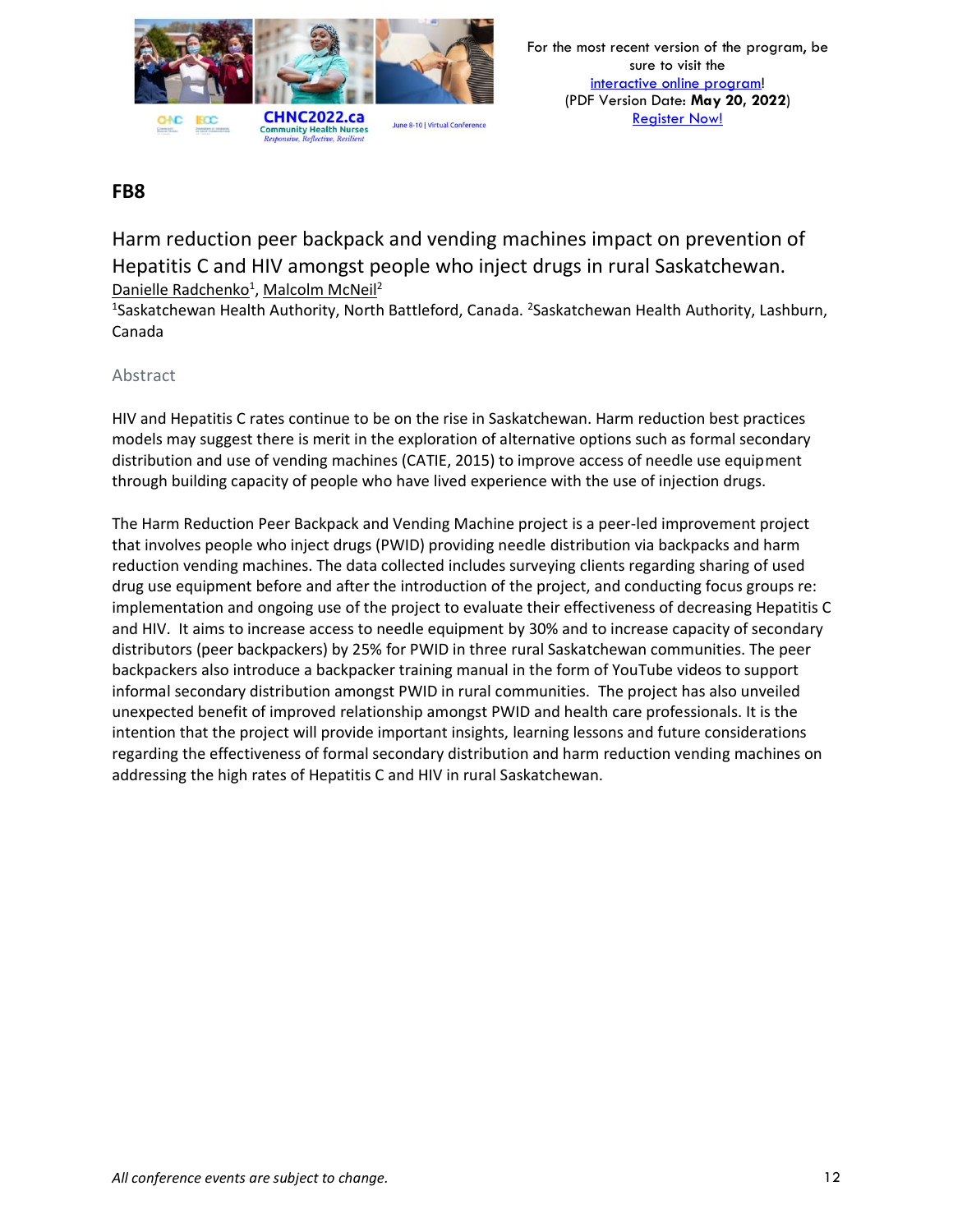## FB8

### Harm reduction peer backpack and vending machines impact on prevention of Hepatitis C and HIV amongst people who inject drugs in rural Saskatchewan.

Danielle Radchenko[1], Malcolm McNeil[2]

[1]Saskatchewan Health Authority, North Battleford, Canada. [2]Saskatchewan Health Authority, Lashburn, Canada

#### Abstract

HIV and Hepatitis C rates continue to be on the rise in Saskatchewan. Harm reduction best practices models may suggest there is merit in the exploration of alternative options such as formal secondary distribution and use of vending machines (CATIE, 2015) to improve access of needle use equipment through building capacity of people who have lived experience with the use of injection drugs.

The Harm Reduction Peer Backpack and Vending Machine project is a peer-led improvement project that involves people who inject drugs (PWID) providing needle distribution via backpacks and harm reduction vending machines. The data collected includes surveying clients regarding sharing of used drug use equipment before and after the introduction of the project, and conducting focus groups re: implementation and ongoing use of the project to evaluate their effectiveness of decreasing Hepatitis C and HIV. It aims to increase access to needle equipment by 30% and to increase capacity of secondary distributors (peer backpackers) by 25% for PWID in three rural Saskatchewan communities. The peer backpackers also introduce a backpacker training manual in the form of YouTube videos to support informal secondary distribution amongst PWID in rural communities. The project has also unveiled unexpected benefit of improved relationship amongst PWID and health care professionals. It is the intention that the project will provide important insights, learning lessons and future considerations regarding the effectiveness of formal secondary distribution and harm reduction vending machines on addressing the high rates of Hepatitis C and HIV in rural Saskatchewan.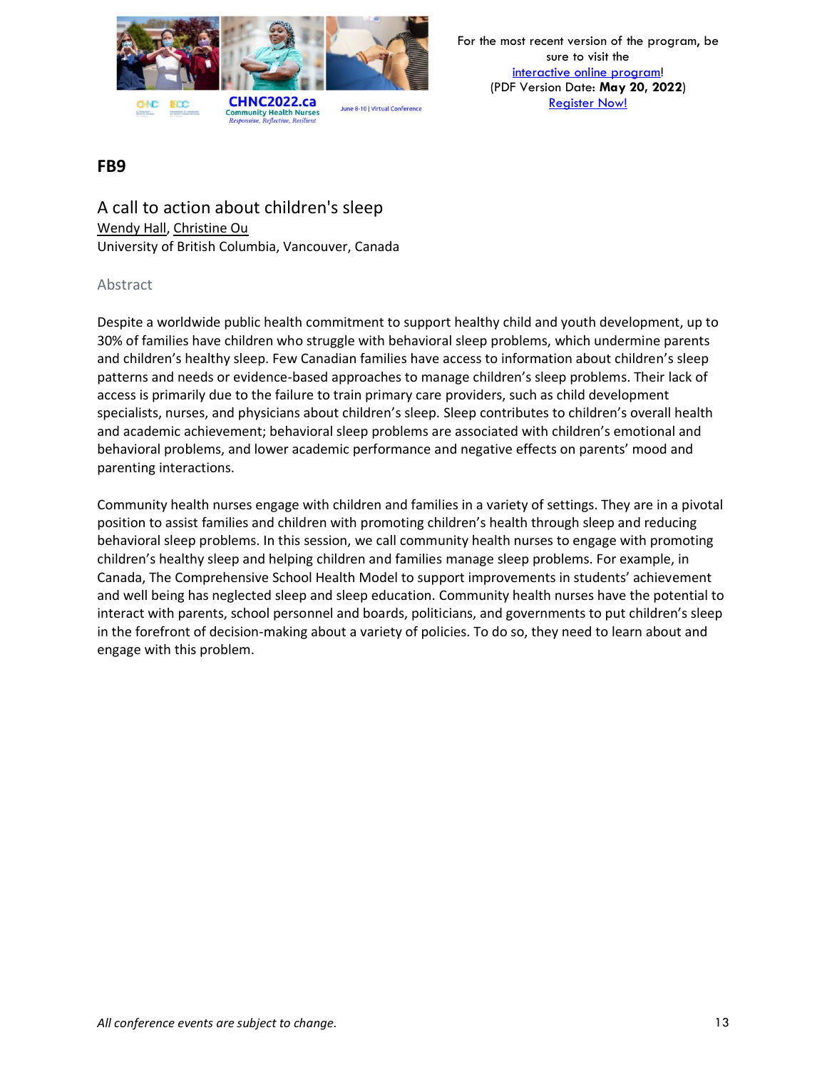## FB9

### A call to action about children's sleep

Wendy Hall, Christine Ou
University of British Columbia, Vancouver, Canada

#### Abstract

Despite a worldwide public health commitment to support healthy child and youth development, up to 30% of families have children who struggle with behavioral sleep problems, which undermine parents and children's healthy sleep. Few Canadian families have access to information about children's sleep patterns and needs or evidence-based approaches to manage children's sleep problems. Their lack of access is primarily due to the failure to train primary care providers, such as child development specialists, nurses, and physicians about children's sleep. Sleep contributes to children's overall health and academic achievement; behavioral sleep problems are associated with children's emotional and behavioral problems, and lower academic performance and negative effects on parents' mood and parenting interactions.

Community health nurses engage with children and families in a variety of settings. They are in a pivotal position to assist families and children with promoting children's health through sleep and reducing behavioral sleep problems. In this session, we call community health nurses to engage with promoting children's healthy sleep and helping children and families manage sleep problems. For example, in Canada, The Comprehensive School Health Model to support improvements in students' achievement and well being has neglected sleep and sleep education. Community health nurses have the potential to interact with parents, school personnel and boards, politicians, and governments to put children's sleep in the forefront of decision-making about a variety of policies. To do so, they need to learn about and engage with this problem.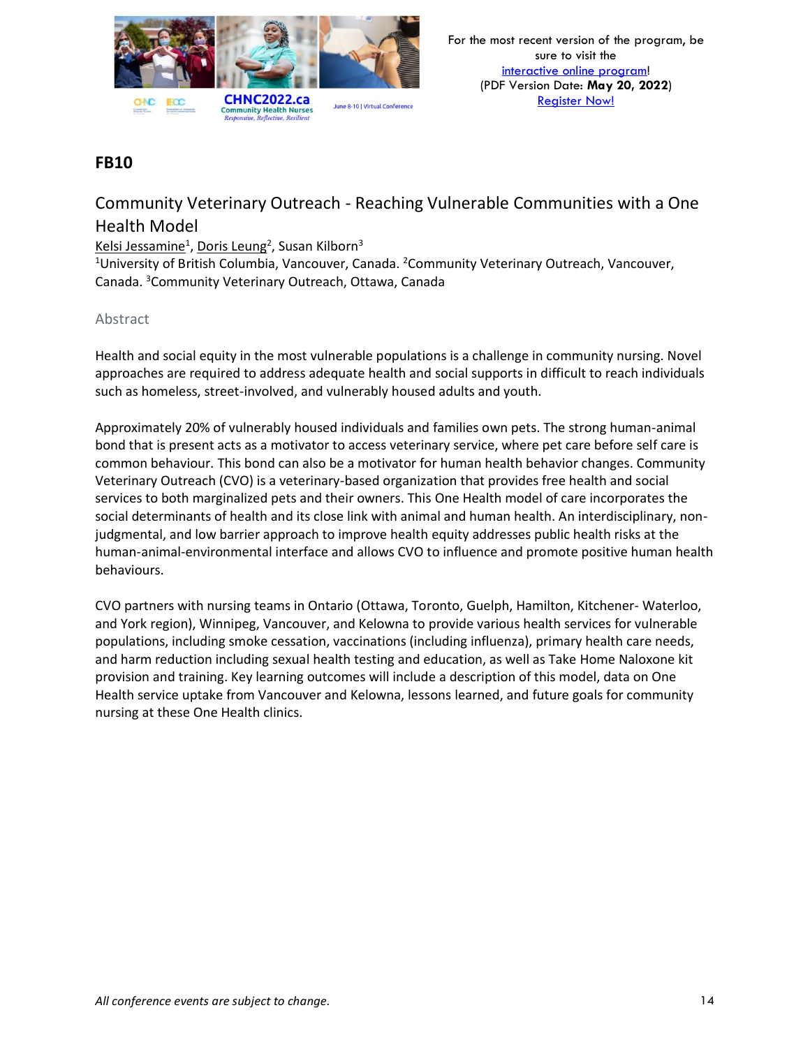## FB10

### Community Veterinary Outreach - Reaching Vulnerable Communities with a One Health Model

Kelsi Jessamine[1], Doris Leung[2], Susan Kilborn[3]

[1]University of British Columbia, Vancouver, Canada. [2]Community Veterinary Outreach, Vancouver, Canada. [3]Community Veterinary Outreach, Ottawa, Canada

#### Abstract

Health and social equity in the most vulnerable populations is a challenge in community nursing. Novel approaches are required to address adequate health and social supports in difficult to reach individuals such as homeless, street-involved, and vulnerably housed adults and youth.

Approximately 20% of vulnerably housed individuals and families own pets. The strong human-animal bond that is present acts as a motivator to access veterinary service, where pet care before self care is common behaviour. This bond can also be a motivator for human health behavior changes. Community Veterinary Outreach (CVO) is a veterinary-based organization that provides free health and social services to both marginalized pets and their owners. This One Health model of care incorporates the social determinants of health and its close link with animal and human health. An interdisciplinary, non-judgmental, and low barrier approach to improve health equity addresses public health risks at the human-animal-environmental interface and allows CVO to influence and promote positive human health behaviours.

CVO partners with nursing teams in Ontario (Ottawa, Toronto, Guelph, Hamilton, Kitchener- Waterloo, and York region), Winnipeg, Vancouver, and Kelowna to provide various health services for vulnerable populations, including smoke cessation, vaccinations (including influenza), primary health care needs, and harm reduction including sexual health testing and education, as well as Take Home Naloxone kit provision and training. Key learning outcomes will include a description of this model, data on One Health service uptake from Vancouver and Kelowna, lessons learned, and future goals for community nursing at these One Health clinics.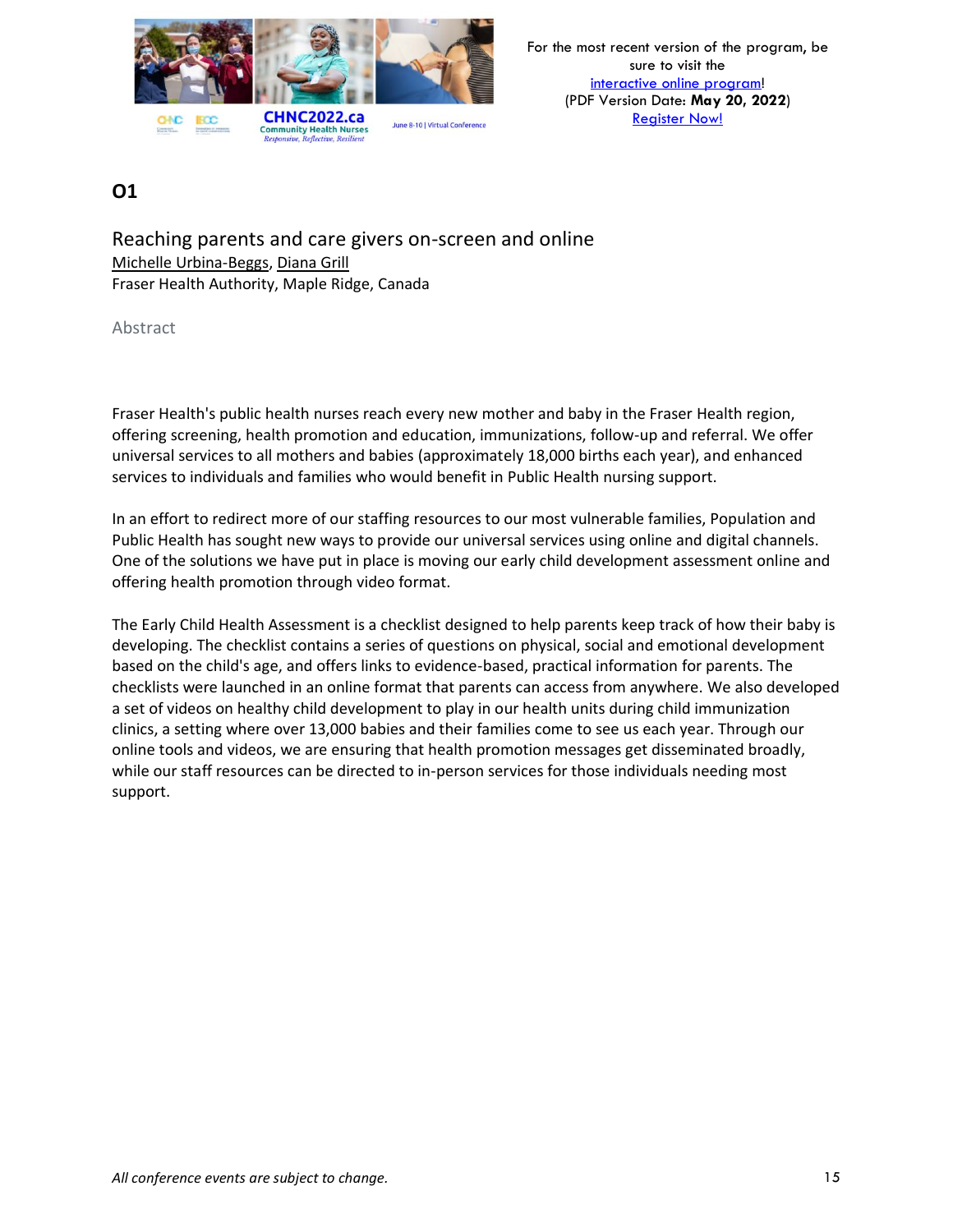## O1

### Reaching parents and care givers on-screen and online

Michelle Urbina-Beggs, Diana Grill
Fraser Health Authority, Maple Ridge, Canada

Abstract

Fraser Health's public health nurses reach every new mother and baby in the Fraser Health region, offering screening, health promotion and education, immunizations, follow-up and referral. We offer universal services to all mothers and babies (approximately 18,000 births each year), and enhanced services to individuals and families who would benefit in Public Health nursing support.

In an effort to redirect more of our staffing resources to our most vulnerable families, Population and Public Health has sought new ways to provide our universal services using online and digital channels. One of the solutions we have put in place is moving our early child development assessment online and offering health promotion through video format.

The Early Child Health Assessment is a checklist designed to help parents keep track of how their baby is developing. The checklist contains a series of questions on physical, social and emotional development based on the child's age, and offers links to evidence-based, practical information for parents. The checklists were launched in an online format that parents can access from anywhere. We also developed a set of videos on healthy child development to play in our health units during child immunization clinics, a setting where over 13,000 babies and their families come to see us each year. Through our online tools and videos, we are ensuring that health promotion messages get disseminated broadly, while our staff resources can be directed to in-person services for those individuals needing most support.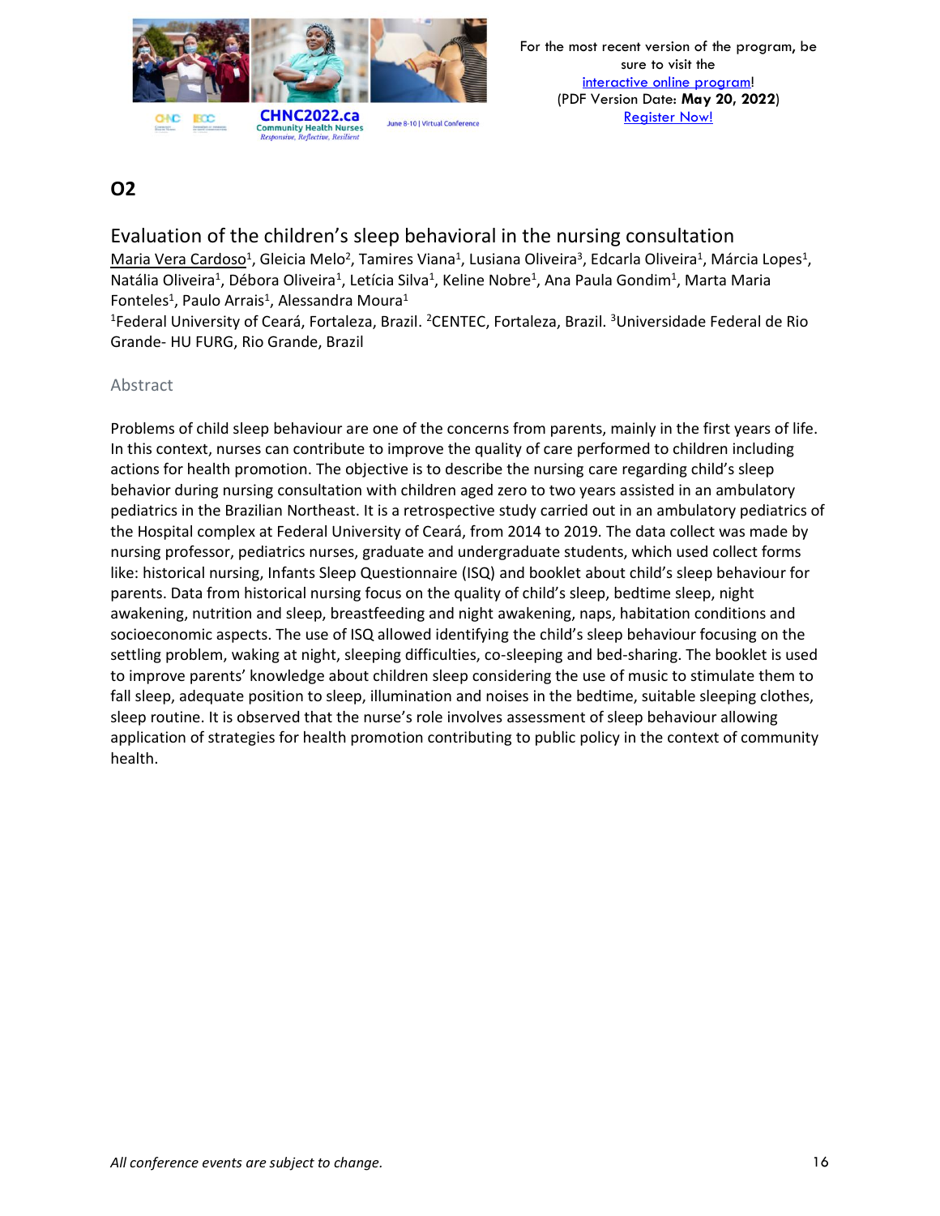## O2

### Evaluation of the children's sleep behavioral in the nursing consultation

Maria Vera Cardoso[1], Gleicia Melo[2], Tamires Viana[1], Lusiana Oliveira[3], Edcarla Oliveira[1], Márcia Lopes[1], Natália Oliveira[1], Débora Oliveira[1], Letícia Silva[1], Keline Nobre[1], Ana Paula Gondim[1], Marta Maria Fonteles[1], Paulo Arrais[1], Alessandra Moura[1]

[1]Federal University of Ceará, Fortaleza, Brazil. [2]CENTEC, Fortaleza, Brazil. [3]Universidade Federal de Rio Grande- HU FURG, Rio Grande, Brazil

#### Abstract

Problems of child sleep behaviour are one of the concerns from parents, mainly in the first years of life. In this context, nurses can contribute to improve the quality of care performed to children including actions for health promotion. The objective is to describe the nursing care regarding child's sleep behavior during nursing consultation with children aged zero to two years assisted in an ambulatory pediatrics in the Brazilian Northeast. It is a retrospective study carried out in an ambulatory pediatrics of the Hospital complex at Federal University of Ceará, from 2014 to 2019. The data collect was made by nursing professor, pediatrics nurses, graduate and undergraduate students, which used collect forms like: historical nursing, Infants Sleep Questionnaire (ISQ) and booklet about child's sleep behaviour for parents. Data from historical nursing focus on the quality of child's sleep, bedtime sleep, night awakening, nutrition and sleep, breastfeeding and night awakening, naps, habitation conditions and socioeconomic aspects. The use of ISQ allowed identifying the child's sleep behaviour focusing on the settling problem, waking at night, sleeping difficulties, co-sleeping and bed-sharing. The booklet is used to improve parents' knowledge about children sleep considering the use of music to stimulate them to fall sleep, adequate position to sleep, illumination and noises in the bedtime, suitable sleeping clothes, sleep routine. It is observed that the nurse's role involves assessment of sleep behaviour allowing application of strategies for health promotion contributing to public policy in the context of community health.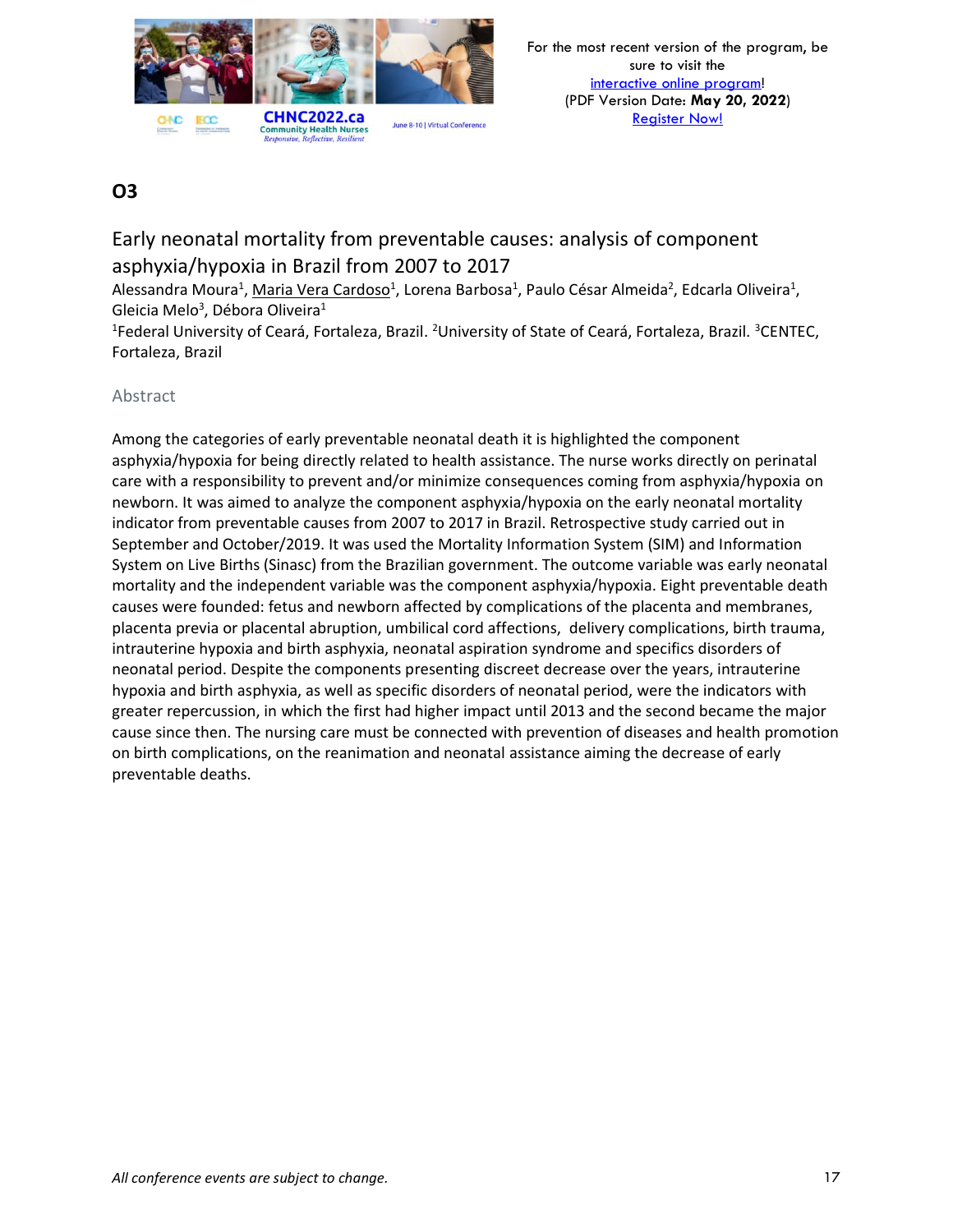## O3

## Early neonatal mortality from preventable causes: analysis of component asphyxia/hypoxia in Brazil from 2007 to 2017

Alessandra Moura[1], Maria Vera Cardoso[1], Lorena Barbosa[1], Paulo César Almeida[2], Edcarla Oliveira[1], Gleicia Melo[3], Débora Oliveira[1]

[1]Federal University of Ceará, Fortaleza, Brazil. [2]University of State of Ceará, Fortaleza, Brazil. [3]CENTEC, Fortaleza, Brazil

### Abstract

Among the categories of early preventable neonatal death it is highlighted the component asphyxia/hypoxia for being directly related to health assistance. The nurse works directly on perinatal care with a responsibility to prevent and/or minimize consequences coming from asphyxia/hypoxia on newborn. It was aimed to analyze the component asphyxia/hypoxia on the early neonatal mortality indicator from preventable causes from 2007 to 2017 in Brazil. Retrospective study carried out in September and October/2019. It was used the Mortality Information System (SIM) and Information System on Live Births (Sinasc) from the Brazilian government. The outcome variable was early neonatal mortality and the independent variable was the component asphyxia/hypoxia. Eight preventable death causes were founded: fetus and newborn affected by complications of the placenta and membranes, placenta previa or placental abruption, umbilical cord affections, delivery complications, birth trauma, intrauterine hypoxia and birth asphyxia, neonatal aspiration syndrome and specifics disorders of neonatal period. Despite the components presenting discreet decrease over the years, intrauterine hypoxia and birth asphyxia, as well as specific disorders of neonatal period, were the indicators with greater repercussion, in which the first had higher impact until 2013 and the second became the major cause since then. The nursing care must be connected with prevention of diseases and health promotion on birth complications, on the reanimation and neonatal assistance aiming the decrease of early preventable deaths.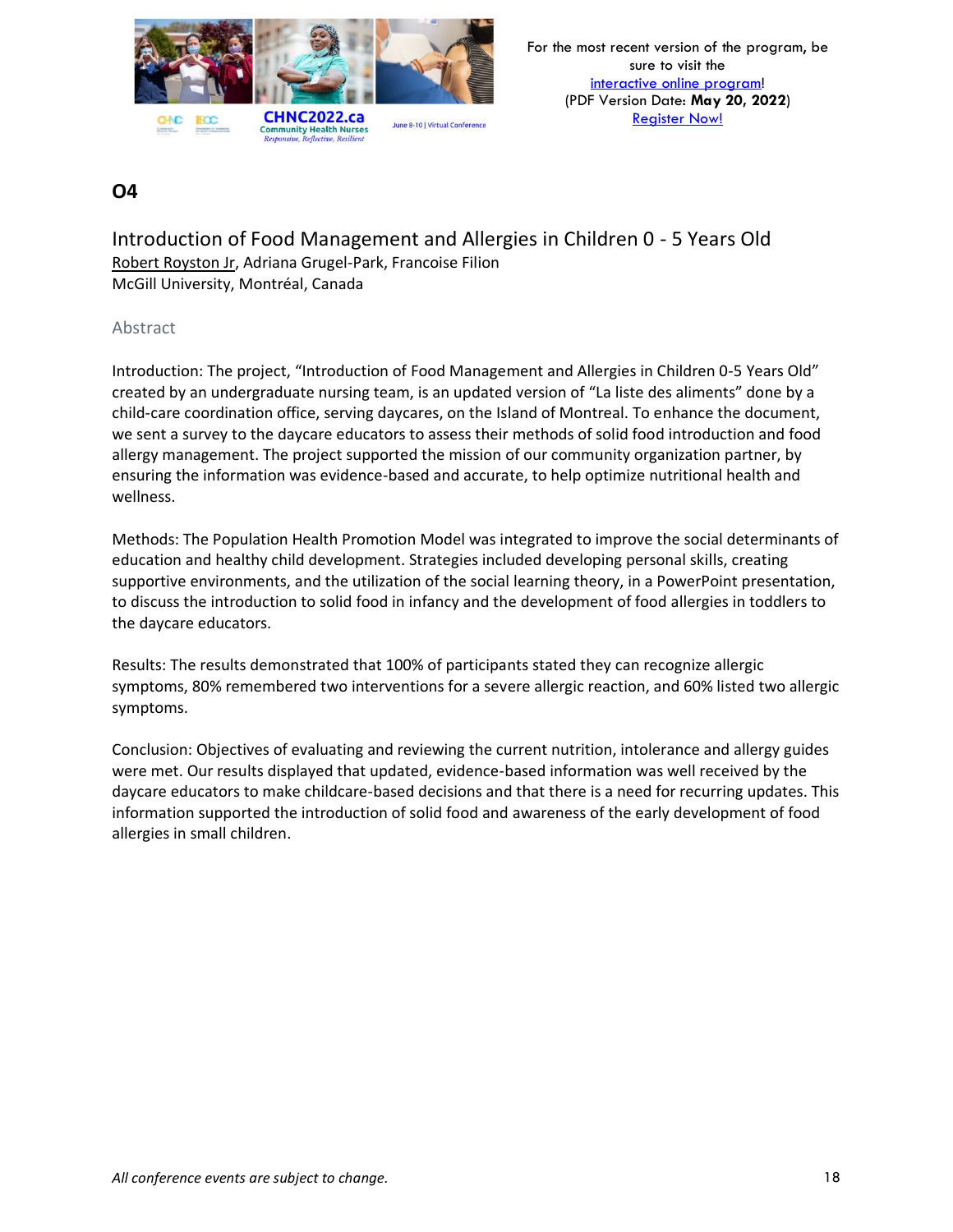## O4

### Introduction of Food Management and Allergies in Children 0 - 5 Years Old

Robert Royston Jr, Adriana Grugel-Park, Francoise Filion
McGill University, Montréal, Canada

#### Abstract

Introduction: The project, "Introduction of Food Management and Allergies in Children 0-5 Years Old" created by an undergraduate nursing team, is an updated version of "La liste des aliments" done by a child-care coordination office, serving daycares, on the Island of Montreal. To enhance the document, we sent a survey to the daycare educators to assess their methods of solid food introduction and food allergy management. The project supported the mission of our community organization partner, by ensuring the information was evidence-based and accurate, to help optimize nutritional health and wellness.

Methods: The Population Health Promotion Model was integrated to improve the social determinants of education and healthy child development. Strategies included developing personal skills, creating supportive environments, and the utilization of the social learning theory, in a PowerPoint presentation, to discuss the introduction to solid food in infancy and the development of food allergies in toddlers to the daycare educators.

Results: The results demonstrated that 100% of participants stated they can recognize allergic symptoms, 80% remembered two interventions for a severe allergic reaction, and 60% listed two allergic symptoms.

Conclusion: Objectives of evaluating and reviewing the current nutrition, intolerance and allergy guides were met. Our results displayed that updated, evidence-based information was well received by the daycare educators to make childcare-based decisions and that there is a need for recurring updates. This information supported the introduction of solid food and awareness of the early development of food allergies in small children.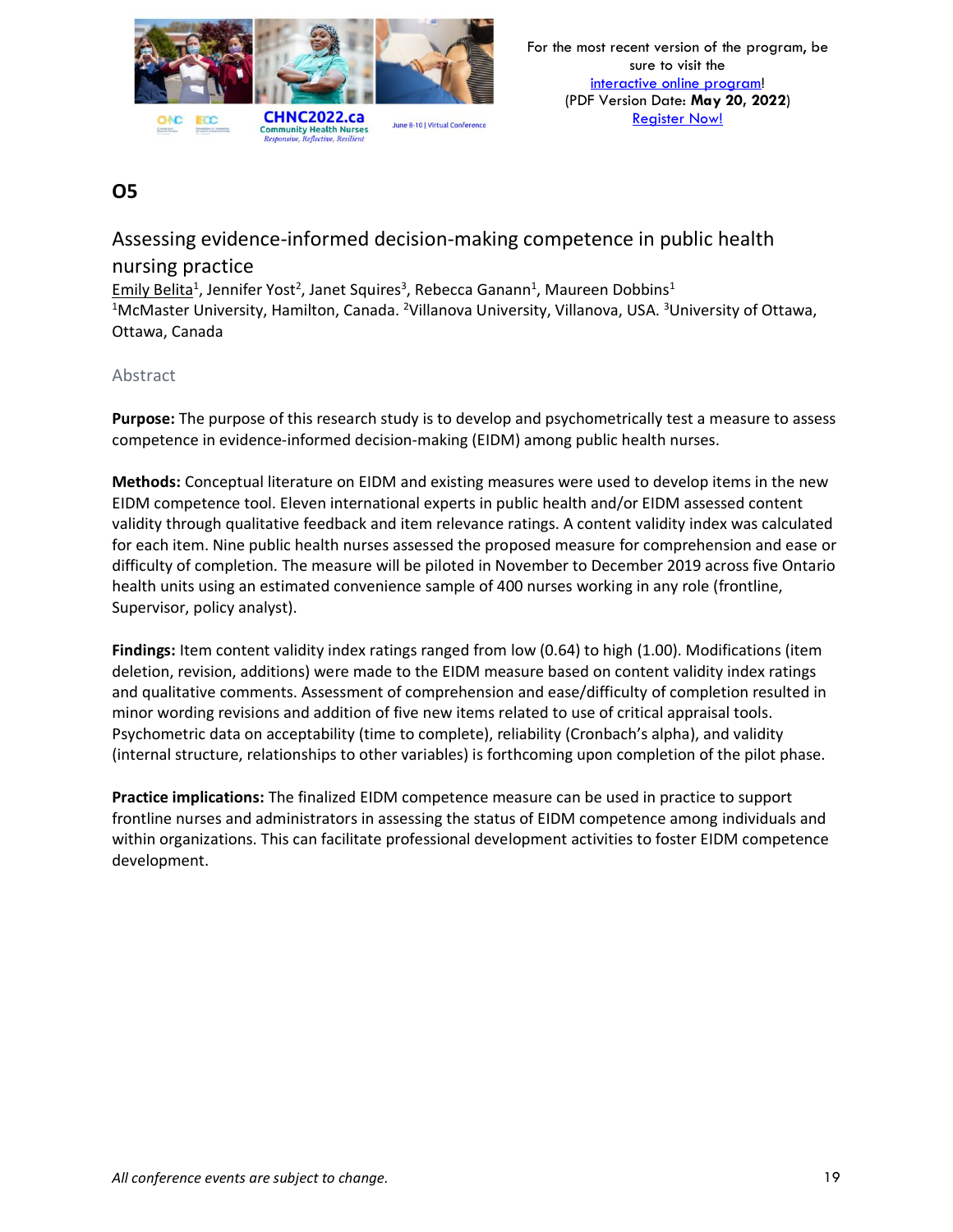## O5

### Assessing evidence-informed decision-making competence in public health nursing practice

Emily Belita[1], Jennifer Yost[2], Janet Squires[3], Rebecca Ganann[1], Maureen Dobbins[1]

[1]McMaster University, Hamilton, Canada. [2]Villanova University, Villanova, USA. [3]University of Ottawa, Ottawa, Canada

#### Abstract

**Purpose:** The purpose of this research study is to develop and psychometrically test a measure to assess competence in evidence-informed decision-making (EIDM) among public health nurses.

**Methods:** Conceptual literature on EIDM and existing measures were used to develop items in the new EIDM competence tool. Eleven international experts in public health and/or EIDM assessed content validity through qualitative feedback and item relevance ratings. A content validity index was calculated for each item. Nine public health nurses assessed the proposed measure for comprehension and ease or difficulty of completion. The measure will be piloted in November to December 2019 across five Ontario health units using an estimated convenience sample of 400 nurses working in any role (frontline, Supervisor, policy analyst).

**Findings:** Item content validity index ratings ranged from low (0.64) to high (1.00). Modifications (item deletion, revision, additions) were made to the EIDM measure based on content validity index ratings and qualitative comments. Assessment of comprehension and ease/difficulty of completion resulted in minor wording revisions and addition of five new items related to use of critical appraisal tools. Psychometric data on acceptability (time to complete), reliability (Cronbach's alpha), and validity (internal structure, relationships to other variables) is forthcoming upon completion of the pilot phase.

**Practice implications:** The finalized EIDM competence measure can be used in practice to support frontline nurses and administrators in assessing the status of EIDM competence among individuals and within organizations. This can facilitate professional development activities to foster EIDM competence development.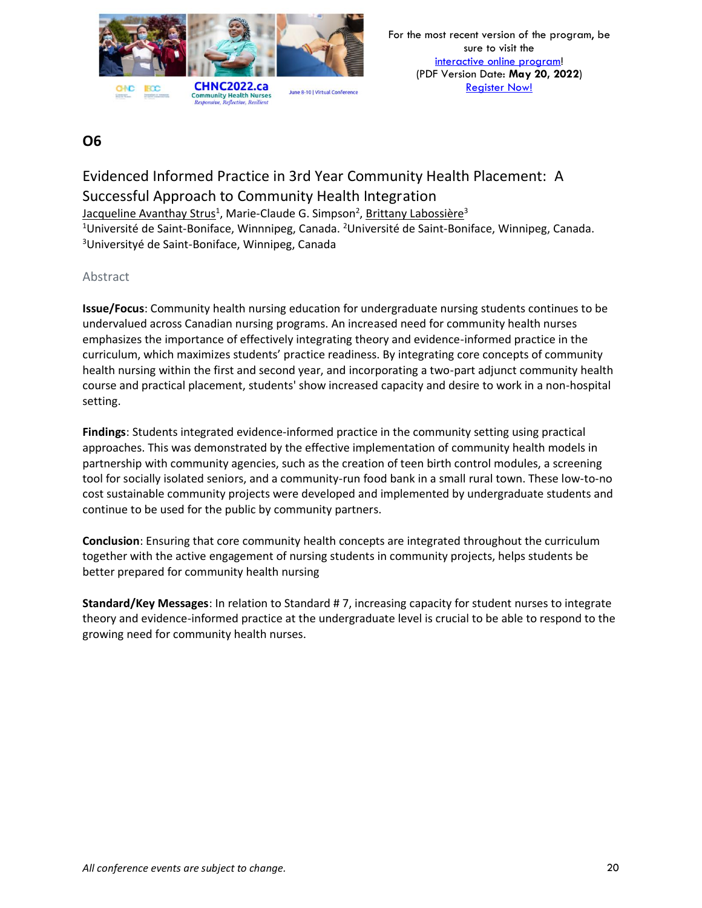## O6

### Evidenced Informed Practice in 3rd Year Community Health Placement: A Successful Approach to Community Health Integration

Jacqueline Avanthay Strus[1], Marie-Claude G. Simpson[2], Brittany Labossière[3]
[1]Université de Saint-Boniface, Winnnipeg, Canada. [2]Université de Saint-Boniface, Winnipeg, Canada. [3]Universityé de Saint-Boniface, Winnipeg, Canada

#### Abstract

**Issue/Focus**: Community health nursing education for undergraduate nursing students continues to be undervalued across Canadian nursing programs. An increased need for community health nurses emphasizes the importance of effectively integrating theory and evidence-informed practice in the curriculum, which maximizes students' practice readiness. By integrating core concepts of community health nursing within the first and second year, and incorporating a two-part adjunct community health course and practical placement, students' show increased capacity and desire to work in a non-hospital setting.

**Findings**: Students integrated evidence-informed practice in the community setting using practical approaches. This was demonstrated by the effective implementation of community health models in partnership with community agencies, such as the creation of teen birth control modules, a screening tool for socially isolated seniors, and a community-run food bank in a small rural town. These low-to-no cost sustainable community projects were developed and implemented by undergraduate students and continue to be used for the public by community partners.

**Conclusion**: Ensuring that core community health concepts are integrated throughout the curriculum together with the active engagement of nursing students in community projects, helps students be better prepared for community health nursing

**Standard/Key Messages**: In relation to Standard # 7, increasing capacity for student nurses to integrate theory and evidence-informed practice at the undergraduate level is crucial to be able to respond to the growing need for community health nurses.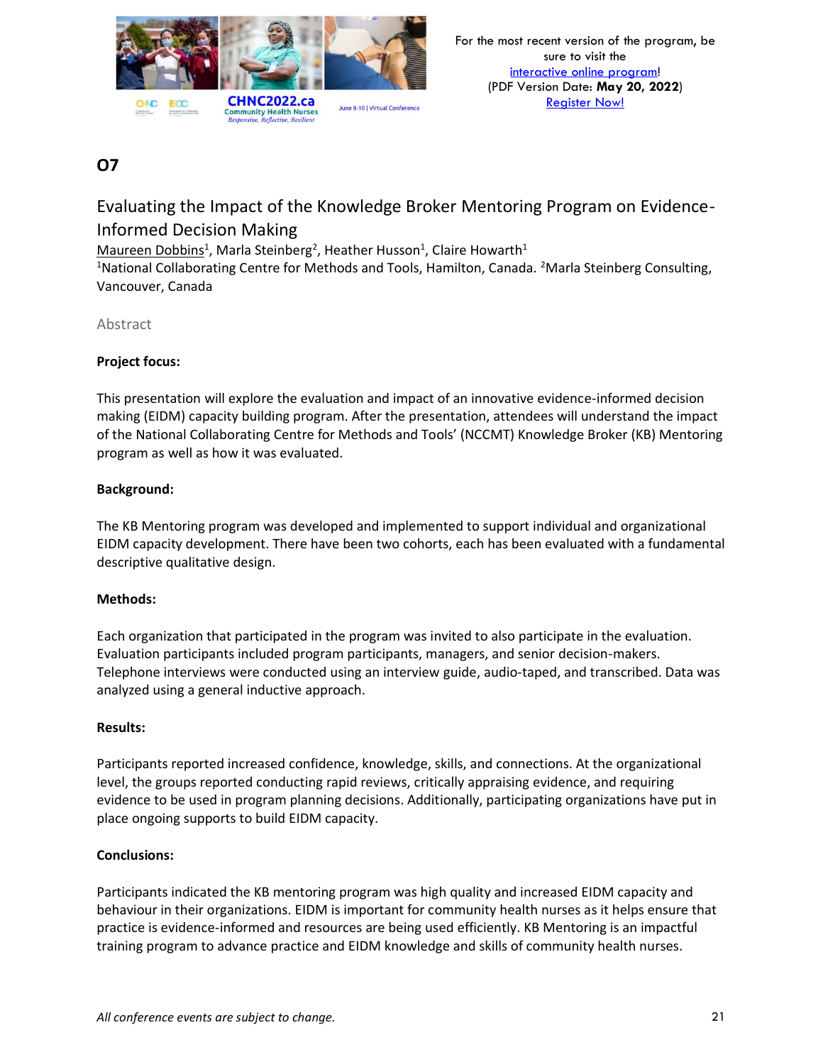## O7

### Evaluating the Impact of the Knowledge Broker Mentoring Program on Evidence-Informed Decision Making

Maureen Dobbins[1], Marla Steinberg[2], Heather Husson[1], Claire Howarth[1]

[1]National Collaborating Centre for Methods and Tools, Hamilton, Canada. [2]Marla Steinberg Consulting, Vancouver, Canada

Abstract

**Project focus:**

This presentation will explore the evaluation and impact of an innovative evidence-informed decision making (EIDM) capacity building program. After the presentation, attendees will understand the impact of the National Collaborating Centre for Methods and Tools' (NCCMT) Knowledge Broker (KB) Mentoring program as well as how it was evaluated.

**Background:**

The KB Mentoring program was developed and implemented to support individual and organizational EIDM capacity development. There have been two cohorts, each has been evaluated with a fundamental descriptive qualitative design.

**Methods:**

Each organization that participated in the program was invited to also participate in the evaluation. Evaluation participants included program participants, managers, and senior decision-makers. Telephone interviews were conducted using an interview guide, audio-taped, and transcribed. Data was analyzed using a general inductive approach.

**Results:**

Participants reported increased confidence, knowledge, skills, and connections. At the organizational level, the groups reported conducting rapid reviews, critically appraising evidence, and requiring evidence to be used in program planning decisions. Additionally, participating organizations have put in place ongoing supports to build EIDM capacity.

**Conclusions:**

Participants indicated the KB mentoring program was high quality and increased EIDM capacity and behaviour in their organizations. EIDM is important for community health nurses as it helps ensure that practice is evidence-informed and resources are being used efficiently. KB Mentoring is an impactful training program to advance practice and EIDM knowledge and skills of community health nurses.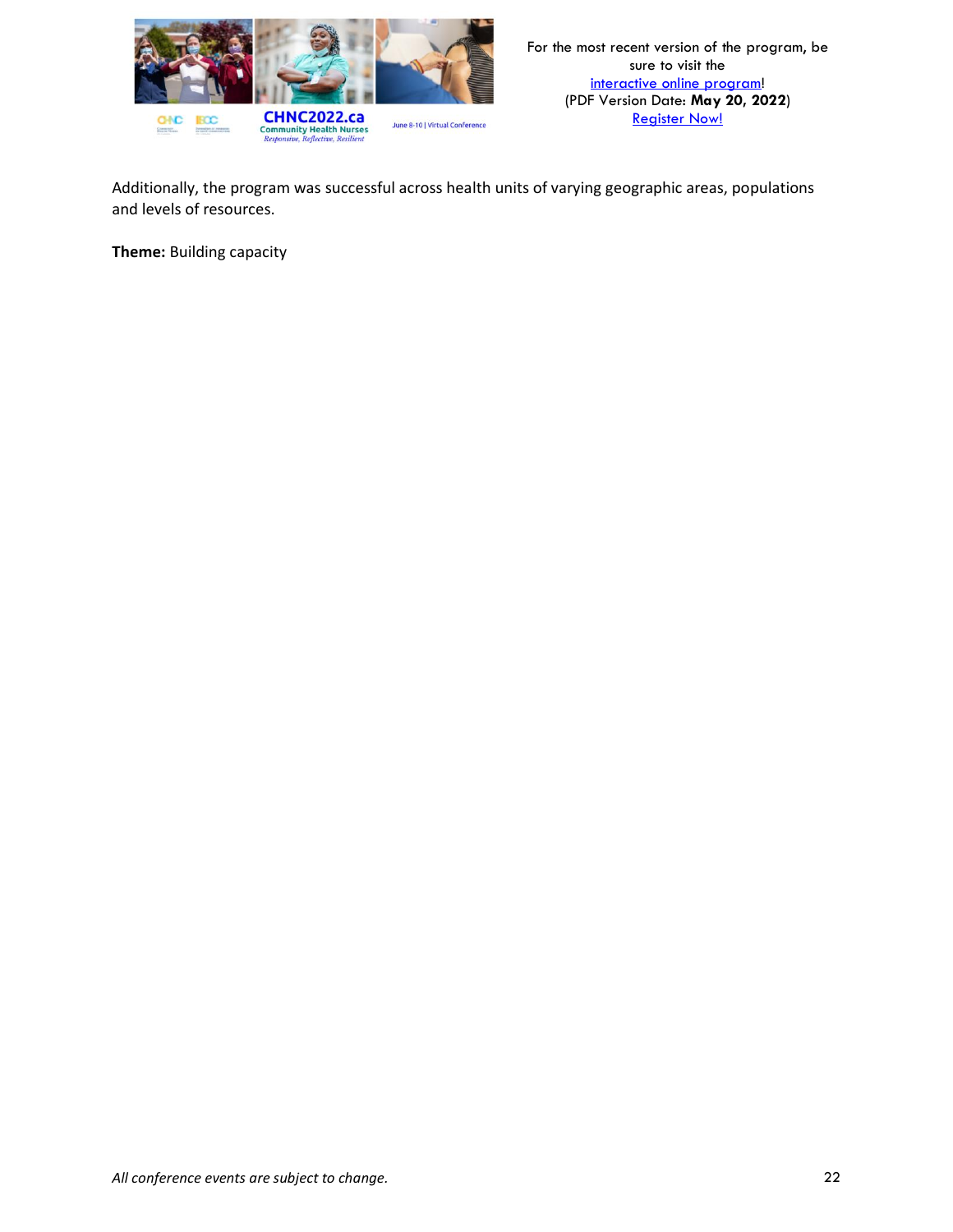Additionally, the program was successful across health units of varying geographic areas, populations and levels of resources.

**Theme:** Building capacity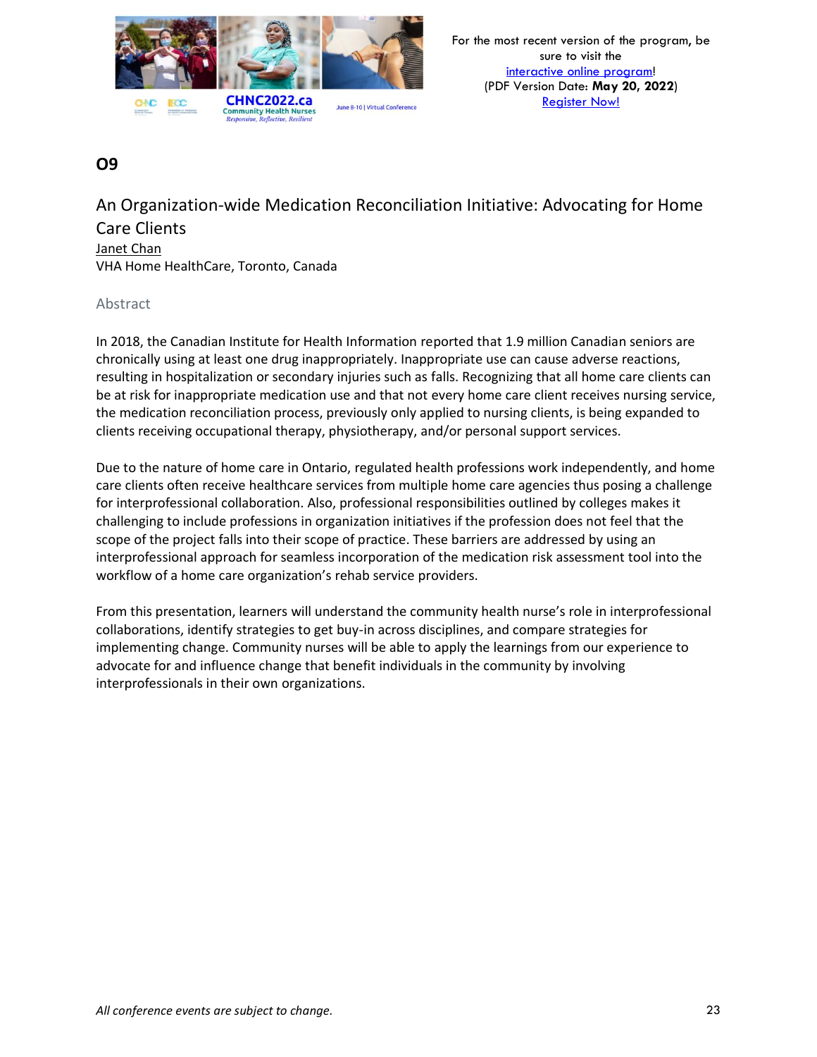## O9

## An Organization-wide Medication Reconciliation Initiative: Advocating for Home Care Clients

Janet Chan

VHA Home HealthCare, Toronto, Canada

### Abstract

In 2018, the Canadian Institute for Health Information reported that 1.9 million Canadian seniors are chronically using at least one drug inappropriately. Inappropriate use can cause adverse reactions, resulting in hospitalization or secondary injuries such as falls. Recognizing that all home care clients can be at risk for inappropriate medication use and that not every home care client receives nursing service, the medication reconciliation process, previously only applied to nursing clients, is being expanded to clients receiving occupational therapy, physiotherapy, and/or personal support services.

Due to the nature of home care in Ontario, regulated health professions work independently, and home care clients often receive healthcare services from multiple home care agencies thus posing a challenge for interprofessional collaboration. Also, professional responsibilities outlined by colleges makes it challenging to include professions in organization initiatives if the profession does not feel that the scope of the project falls into their scope of practice. These barriers are addressed by using an interprofessional approach for seamless incorporation of the medication risk assessment tool into the workflow of a home care organization's rehab service providers.

From this presentation, learners will understand the community health nurse's role in interprofessional collaborations, identify strategies to get buy-in across disciplines, and compare strategies for implementing change. Community nurses will be able to apply the learnings from our experience to advocate for and influence change that benefit individuals in the community by involving interprofessionals in their own organizations.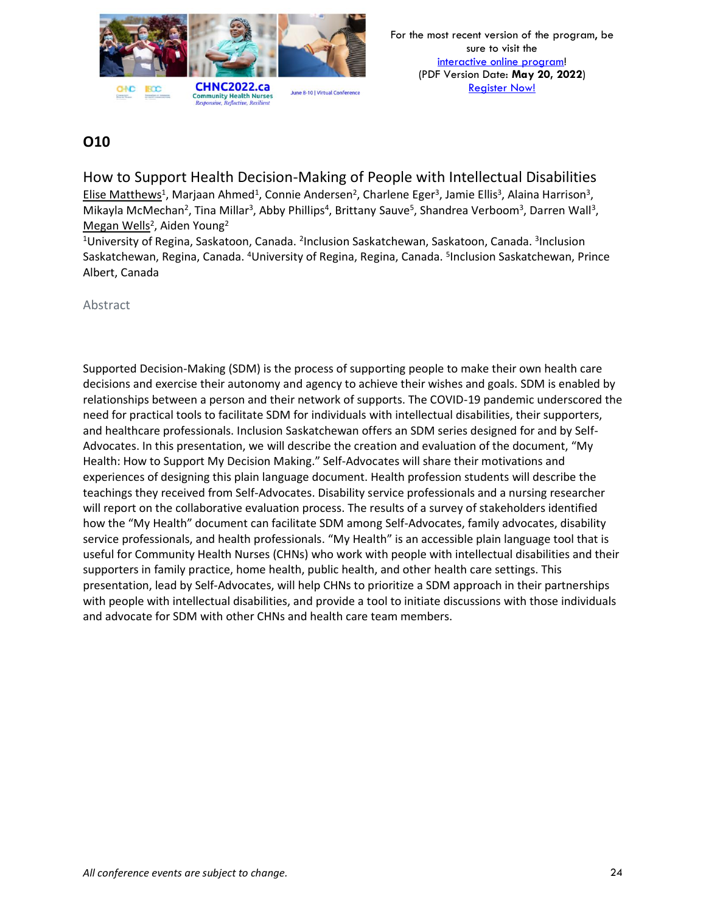## O10

### How to Support Health Decision-Making of People with Intellectual Disabilities

Elise Matthews[1], Marjaan Ahmed[1], Connie Andersen[2], Charlene Eger[3], Jamie Ellis[3], Alaina Harrison[3], Mikayla McMechan[2], Tina Millar[3], Abby Phillips[4], Brittany Sauve[5], Shandrea Verboom[3], Darren Wall[3], Megan Wells[2], Aiden Young[2]

[1]University of Regina, Saskatoon, Canada. [2]Inclusion Saskatchewan, Saskatoon, Canada. [3]Inclusion Saskatchewan, Regina, Canada. [4]University of Regina, Regina, Canada. [5]Inclusion Saskatchewan, Prince Albert, Canada

Abstract

Supported Decision-Making (SDM) is the process of supporting people to make their own health care decisions and exercise their autonomy and agency to achieve their wishes and goals. SDM is enabled by relationships between a person and their network of supports. The COVID-19 pandemic underscored the need for practical tools to facilitate SDM for individuals with intellectual disabilities, their supporters, and healthcare professionals. Inclusion Saskatchewan offers an SDM series designed for and by Self-Advocates. In this presentation, we will describe the creation and evaluation of the document, "My Health: How to Support My Decision Making." Self-Advocates will share their motivations and experiences of designing this plain language document. Health profession students will describe the teachings they received from Self-Advocates. Disability service professionals and a nursing researcher will report on the collaborative evaluation process. The results of a survey of stakeholders identified how the "My Health" document can facilitate SDM among Self-Advocates, family advocates, disability service professionals, and health professionals. "My Health" is an accessible plain language tool that is useful for Community Health Nurses (CHNs) who work with people with intellectual disabilities and their supporters in family practice, home health, public health, and other health care settings. This presentation, lead by Self-Advocates, will help CHNs to prioritize a SDM approach in their partnerships with people with intellectual disabilities, and provide a tool to initiate discussions with those individuals and advocate for SDM with other CHNs and health care team members.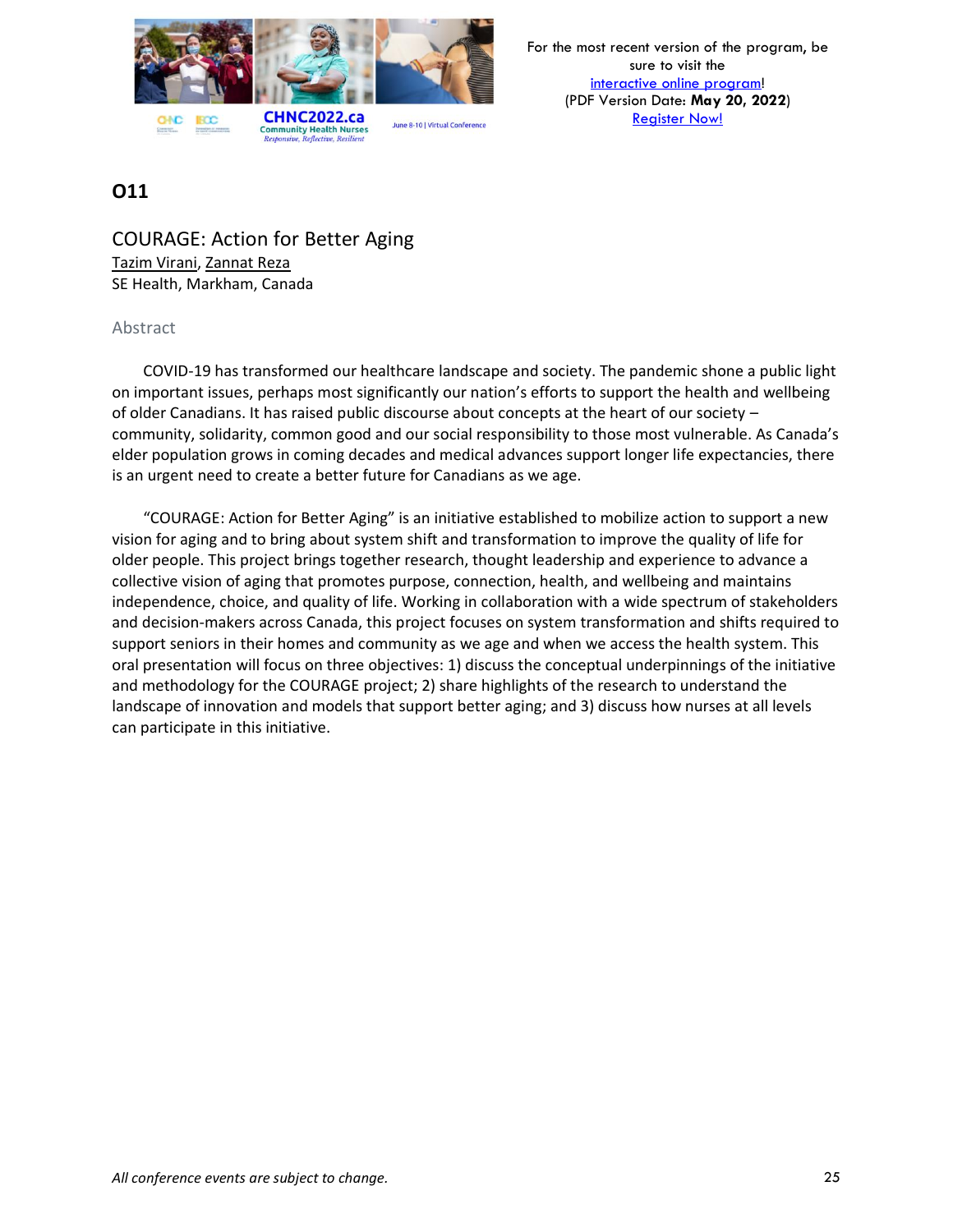## O11

### COURAGE: Action for Better Aging

Tazim Virani, Zannat Reza
SE Health, Markham, Canada

Abstract

COVID-19 has transformed our healthcare landscape and society. The pandemic shone a public light on important issues, perhaps most significantly our nation's efforts to support the health and wellbeing of older Canadians. It has raised public discourse about concepts at the heart of our society – community, solidarity, common good and our social responsibility to those most vulnerable. As Canada's elder population grows in coming decades and medical advances support longer life expectancies, there is an urgent need to create a better future for Canadians as we age.

"COURAGE: Action for Better Aging" is an initiative established to mobilize action to support a new vision for aging and to bring about system shift and transformation to improve the quality of life for older people. This project brings together research, thought leadership and experience to advance a collective vision of aging that promotes purpose, connection, health, and wellbeing and maintains independence, choice, and quality of life. Working in collaboration with a wide spectrum of stakeholders and decision-makers across Canada, this project focuses on system transformation and shifts required to support seniors in their homes and community as we age and when we access the health system. This oral presentation will focus on three objectives: 1) discuss the conceptual underpinnings of the initiative and methodology for the COURAGE project; 2) share highlights of the research to understand the landscape of innovation and models that support better aging; and 3) discuss how nurses at all levels can participate in this initiative.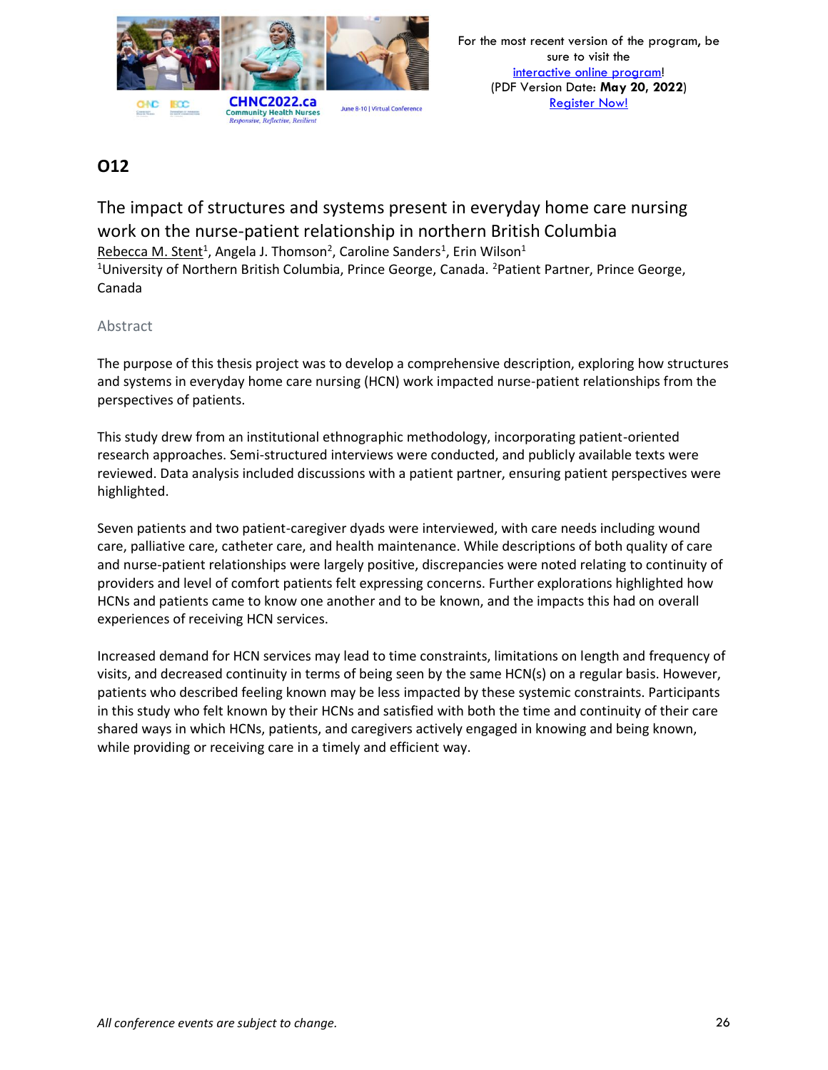## O12

### The impact of structures and systems present in everyday home care nursing work on the nurse-patient relationship in northern British Columbia

Rebecca M. Stent[1], Angela J. Thomson[2], Caroline Sanders[1], Erin Wilson[1]

[1]University of Northern British Columbia, Prince George, Canada. [2]Patient Partner, Prince George, Canada

#### Abstract

The purpose of this thesis project was to develop a comprehensive description, exploring how structures and systems in everyday home care nursing (HCN) work impacted nurse-patient relationships from the perspectives of patients.

This study drew from an institutional ethnographic methodology, incorporating patient-oriented research approaches. Semi-structured interviews were conducted, and publicly available texts were reviewed. Data analysis included discussions with a patient partner, ensuring patient perspectives were highlighted.

Seven patients and two patient-caregiver dyads were interviewed, with care needs including wound care, palliative care, catheter care, and health maintenance. While descriptions of both quality of care and nurse-patient relationships were largely positive, discrepancies were noted relating to continuity of providers and level of comfort patients felt expressing concerns. Further explorations highlighted how HCNs and patients came to know one another and to be known, and the impacts this had on overall experiences of receiving HCN services.

Increased demand for HCN services may lead to time constraints, limitations on length and frequency of visits, and decreased continuity in terms of being seen by the same HCN(s) on a regular basis. However, patients who described feeling known may be less impacted by these systemic constraints. Participants in this study who felt known by their HCNs and satisfied with both the time and continuity of their care shared ways in which HCNs, patients, and caregivers actively engaged in knowing and being known, while providing or receiving care in a timely and efficient way.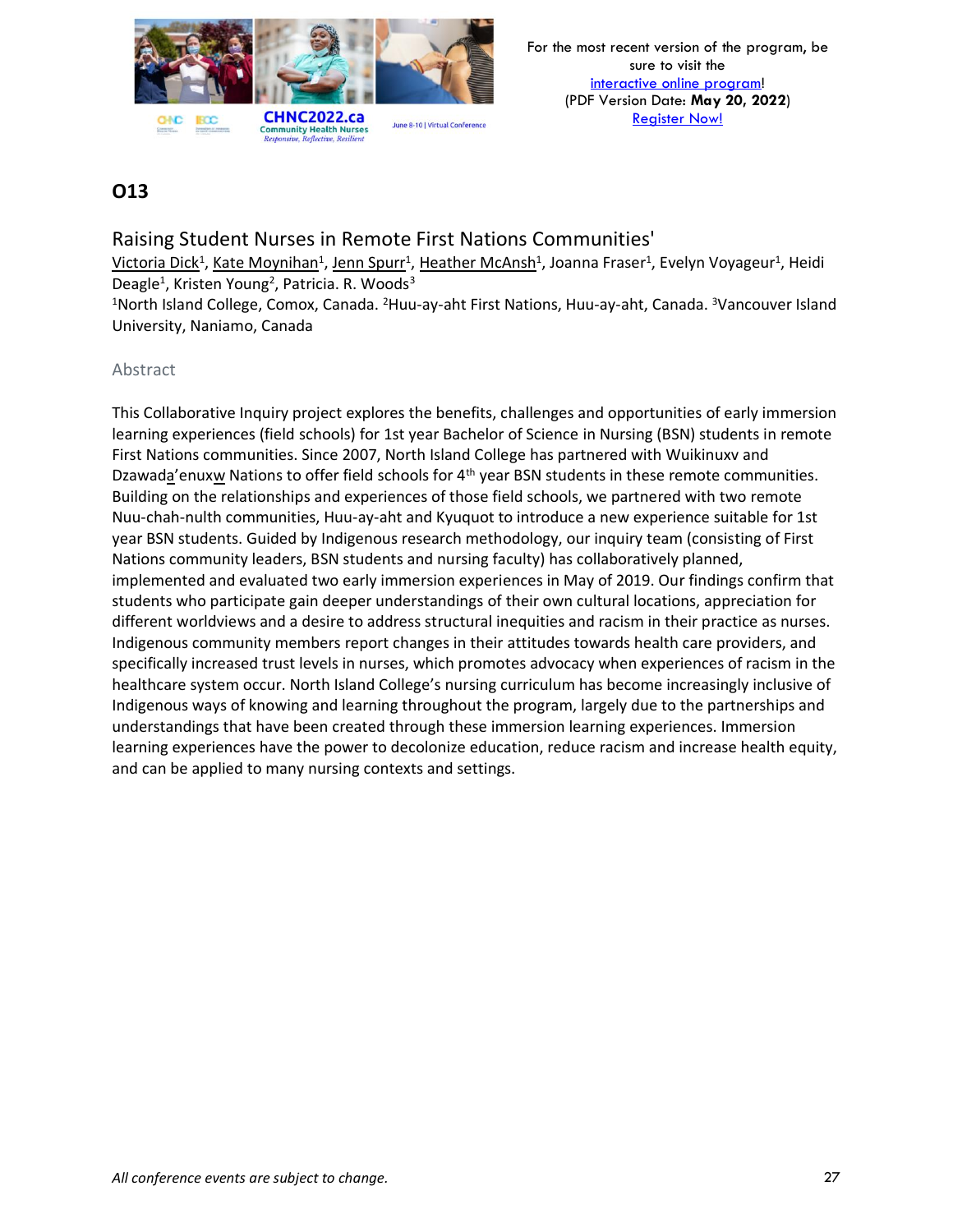## O13

### Raising Student Nurses in Remote First Nations Communities'

Victoria Dick[1], Kate Moynihan[1], Jenn Spurr[1], Heather McAnsh[1], Joanna Fraser[1], Evelyn Voyageur[1], Heidi Deagle[1], Kristen Young[2], Patricia. R. Woods[3]

[1]North Island College, Comox, Canada. [2]Huu-ay-aht First Nations, Huu-ay-aht, Canada. [3]Vancouver Island University, Naniamo, Canada

#### Abstract

This Collaborative Inquiry project explores the benefits, challenges and opportunities of early immersion learning experiences (field schools) for 1st year Bachelor of Science in Nursing (BSN) students in remote First Nations communities. Since 2007, North Island College has partnered with Wuikinuxv and Dzawada'enuxw Nations to offer field schools for 4th year BSN students in these remote communities. Building on the relationships and experiences of those field schools, we partnered with two remote Nuu-chah-nulth communities, Huu-ay-aht and Kyuquot to introduce a new experience suitable for 1st year BSN students. Guided by Indigenous research methodology, our inquiry team (consisting of First Nations community leaders, BSN students and nursing faculty) has collaboratively planned, implemented and evaluated two early immersion experiences in May of 2019. Our findings confirm that students who participate gain deeper understandings of their own cultural locations, appreciation for different worldviews and a desire to address structural inequities and racism in their practice as nurses. Indigenous community members report changes in their attitudes towards health care providers, and specifically increased trust levels in nurses, which promotes advocacy when experiences of racism in the healthcare system occur. North Island College's nursing curriculum has become increasingly inclusive of Indigenous ways of knowing and learning throughout the program, largely due to the partnerships and understandings that have been created through these immersion learning experiences. Immersion learning experiences have the power to decolonize education, reduce racism and increase health equity, and can be applied to many nursing contexts and settings.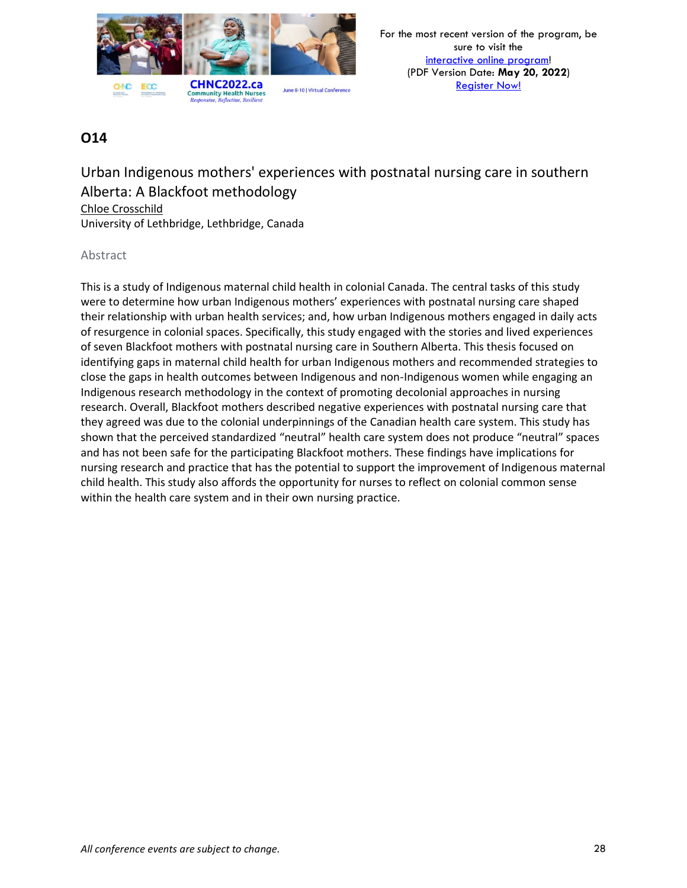## O14

### Urban Indigenous mothers' experiences with postnatal nursing care in southern Alberta: A Blackfoot methodology

Chloe Crosschild
University of Lethbridge, Lethbridge, Canada

#### Abstract

This is a study of Indigenous maternal child health in colonial Canada. The central tasks of this study were to determine how urban Indigenous mothers' experiences with postnatal nursing care shaped their relationship with urban health services; and, how urban Indigenous mothers engaged in daily acts of resurgence in colonial spaces. Specifically, this study engaged with the stories and lived experiences of seven Blackfoot mothers with postnatal nursing care in Southern Alberta. This thesis focused on identifying gaps in maternal child health for urban Indigenous mothers and recommended strategies to close the gaps in health outcomes between Indigenous and non-Indigenous women while engaging an Indigenous research methodology in the context of promoting decolonial approaches in nursing research. Overall, Blackfoot mothers described negative experiences with postnatal nursing care that they agreed was due to the colonial underpinnings of the Canadian health care system. This study has shown that the perceived standardized "neutral" health care system does not produce "neutral" spaces and has not been safe for the participating Blackfoot mothers. These findings have implications for nursing research and practice that has the potential to support the improvement of Indigenous maternal child health. This study also affords the opportunity for nurses to reflect on colonial common sense within the health care system and in their own nursing practice.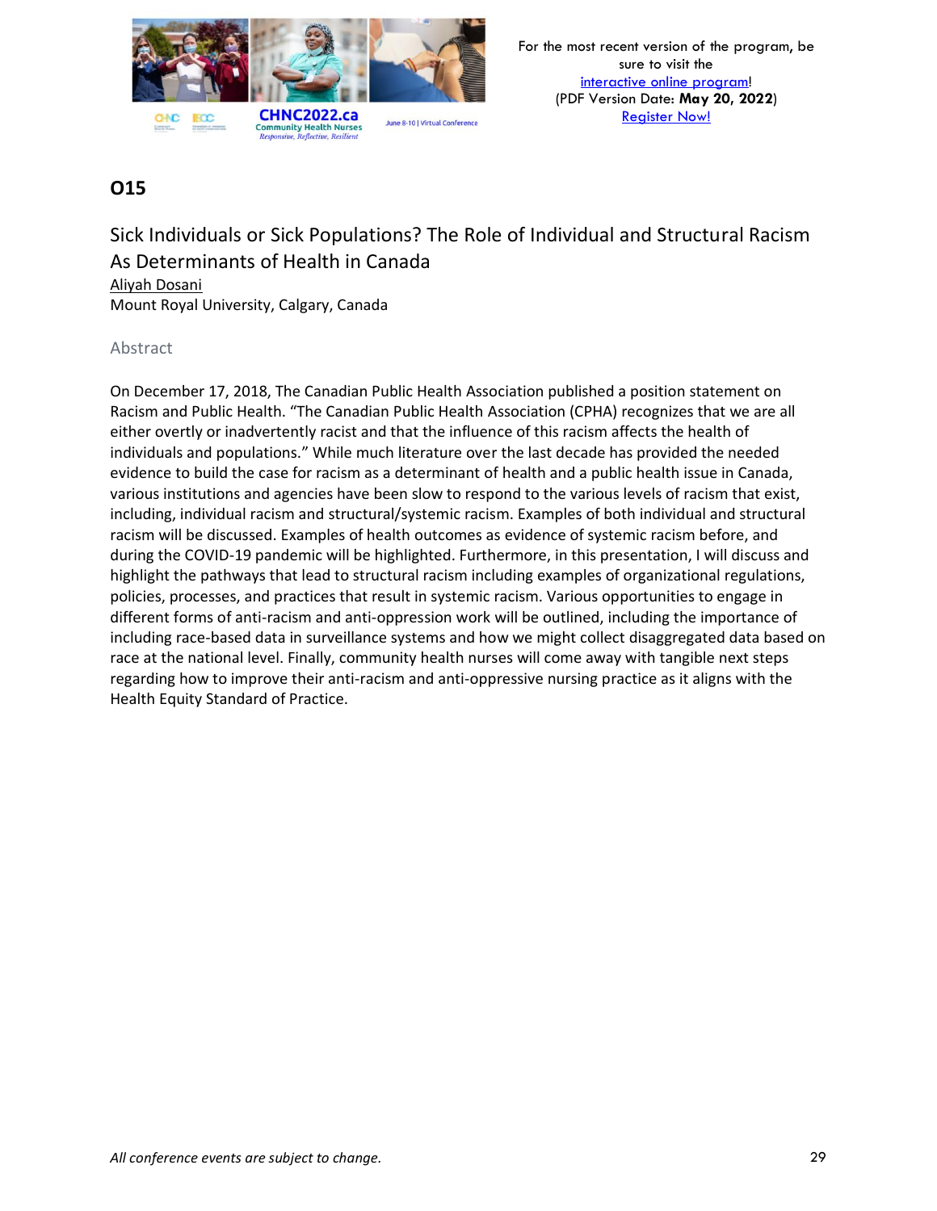## O15

### Sick Individuals or Sick Populations? The Role of Individual and Structural Racism As Determinants of Health in Canada

Aliyah Dosani

Mount Royal University, Calgary, Canada

#### Abstract

On December 17, 2018, The Canadian Public Health Association published a position statement on Racism and Public Health. "The Canadian Public Health Association (CPHA) recognizes that we are all either overtly or inadvertently racist and that the influence of this racism affects the health of individuals and populations." While much literature over the last decade has provided the needed evidence to build the case for racism as a determinant of health and a public health issue in Canada, various institutions and agencies have been slow to respond to the various levels of racism that exist, including, individual racism and structural/systemic racism. Examples of both individual and structural racism will be discussed. Examples of health outcomes as evidence of systemic racism before, and during the COVID-19 pandemic will be highlighted. Furthermore, in this presentation, I will discuss and highlight the pathways that lead to structural racism including examples of organizational regulations, policies, processes, and practices that result in systemic racism. Various opportunities to engage in different forms of anti-racism and anti-oppression work will be outlined, including the importance of including race-based data in surveillance systems and how we might collect disaggregated data based on race at the national level. Finally, community health nurses will come away with tangible next steps regarding how to improve their anti-racism and anti-oppressive nursing practice as it aligns with the Health Equity Standard of Practice.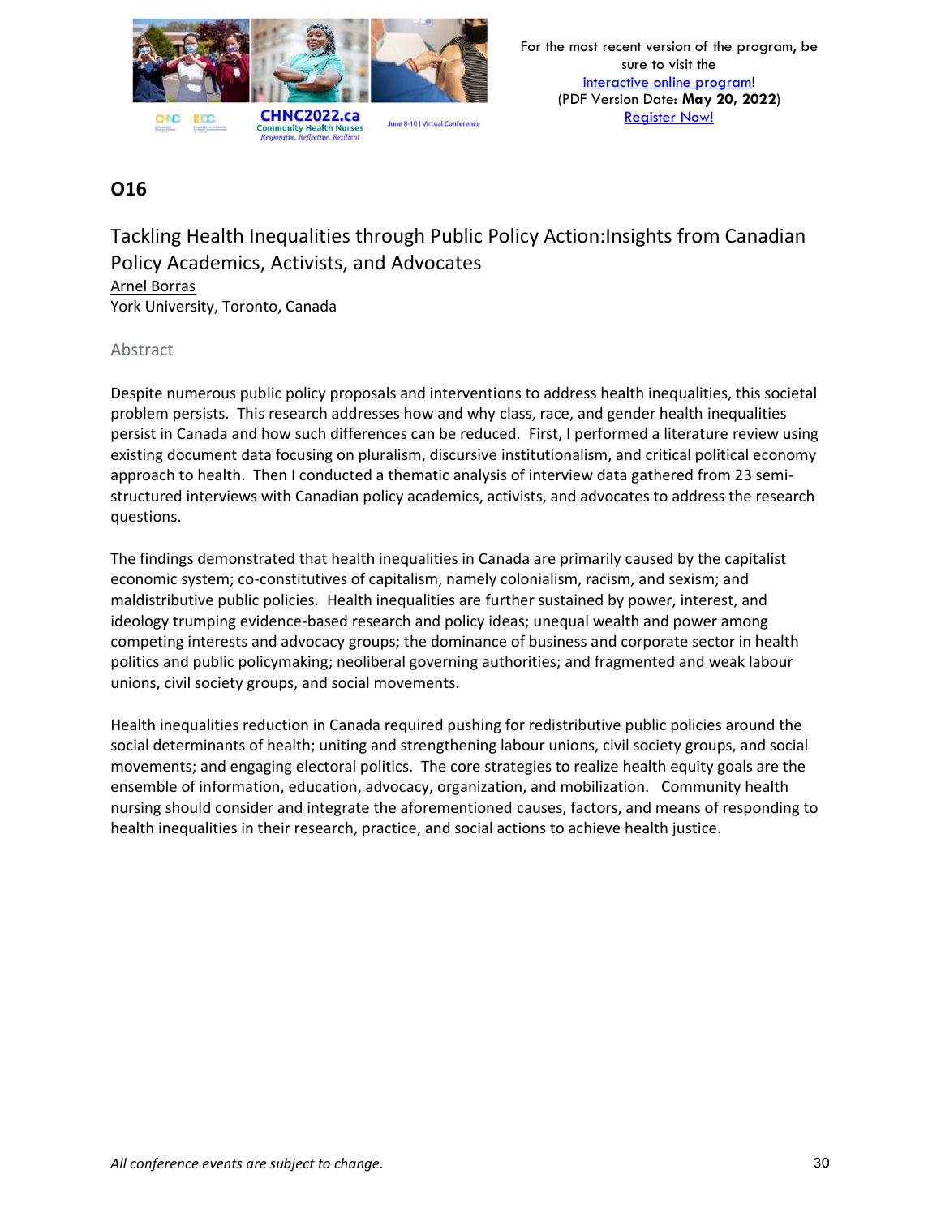## O16

### Tackling Health Inequalities through Public Policy Action:Insights from Canadian Policy Academics, Activists, and Advocates

Arnel Borras
York University, Toronto, Canada

#### Abstract

Despite numerous public policy proposals and interventions to address health inequalities, this societal problem persists. This research addresses how and why class, race, and gender health inequalities persist in Canada and how such differences can be reduced. First, I performed a literature review using existing document data focusing on pluralism, discursive institutionalism, and critical political economy approach to health. Then I conducted a thematic analysis of interview data gathered from 23 semi-structured interviews with Canadian policy academics, activists, and advocates to address the research questions.

The findings demonstrated that health inequalities in Canada are primarily caused by the capitalist economic system; co-constitutives of capitalism, namely colonialism, racism, and sexism; and maldistributive public policies. Health inequalities are further sustained by power, interest, and ideology trumping evidence-based research and policy ideas; unequal wealth and power among competing interests and advocacy groups; the dominance of business and corporate sector in health politics and public policymaking; neoliberal governing authorities; and fragmented and weak labour unions, civil society groups, and social movements.

Health inequalities reduction in Canada required pushing for redistributive public policies around the social determinants of health; uniting and strengthening labour unions, civil society groups, and social movements; and engaging electoral politics. The core strategies to realize health equity goals are the ensemble of information, education, advocacy, organization, and mobilization. Community health nursing should consider and integrate the aforementioned causes, factors, and means of responding to health inequalities in their research, practice, and social actions to achieve health justice.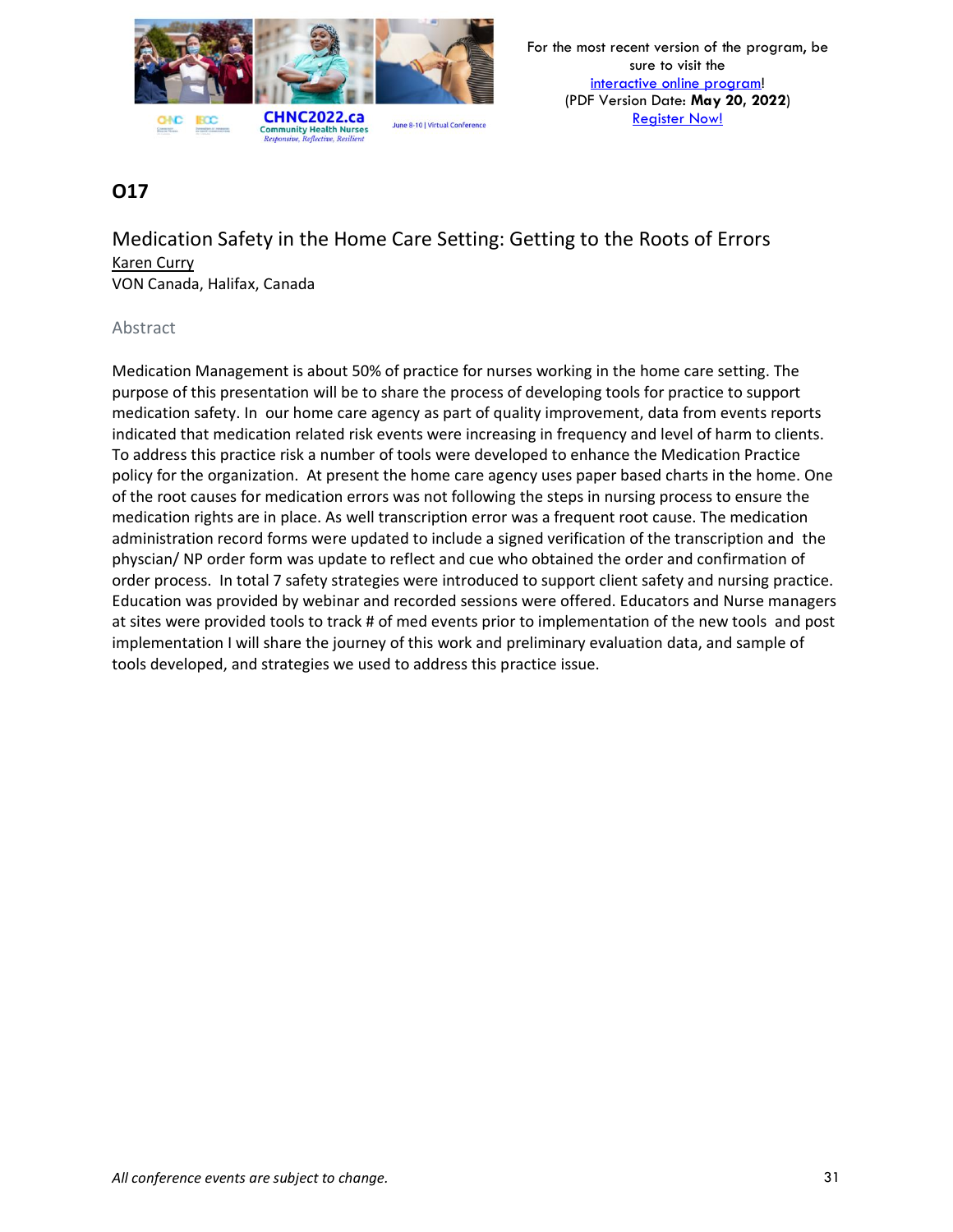## O17

### Medication Safety in the Home Care Setting: Getting to the Roots of Errors

Karen Curry

VON Canada, Halifax, Canada

#### Abstract

Medication Management is about 50% of practice for nurses working in the home care setting. The purpose of this presentation will be to share the process of developing tools for practice to support medication safety. In our home care agency as part of quality improvement, data from events reports indicated that medication related risk events were increasing in frequency and level of harm to clients. To address this practice risk a number of tools were developed to enhance the Medication Practice policy for the organization. At present the home care agency uses paper based charts in the home. One of the root causes for medication errors was not following the steps in nursing process to ensure the medication rights are in place. As well transcription error was a frequent root cause. The medication administration record forms were updated to include a signed verification of the transcription and the physcian/ NP order form was update to reflect and cue who obtained the order and confirmation of order process. In total 7 safety strategies were introduced to support client safety and nursing practice. Education was provided by webinar and recorded sessions were offered. Educators and Nurse managers at sites were provided tools to track # of med events prior to implementation of the new tools and post implementation I will share the journey of this work and preliminary evaluation data, and sample of tools developed, and strategies we used to address this practice issue.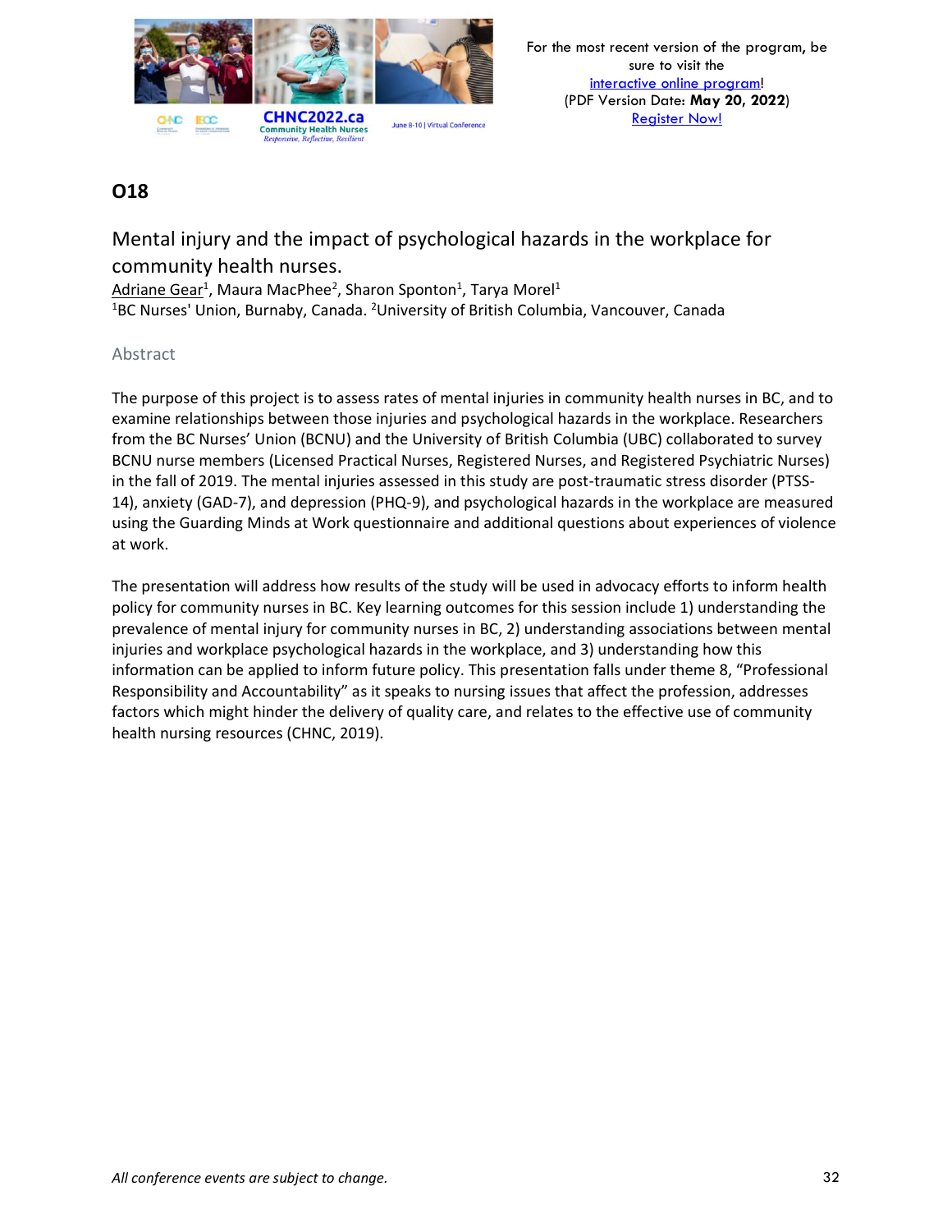## O18

### Mental injury and the impact of psychological hazards in the workplace for community health nurses.

Adriane Gear[1], Maura MacPhee[2], Sharon Sponton[1], Tarya Morel[1]
[1]BC Nurses' Union, Burnaby, Canada. [2]University of British Columbia, Vancouver, Canada

#### Abstract

The purpose of this project is to assess rates of mental injuries in community health nurses in BC, and to examine relationships between those injuries and psychological hazards in the workplace. Researchers from the BC Nurses' Union (BCNU) and the University of British Columbia (UBC) collaborated to survey BCNU nurse members (Licensed Practical Nurses, Registered Nurses, and Registered Psychiatric Nurses) in the fall of 2019. The mental injuries assessed in this study are post-traumatic stress disorder (PTSS-14), anxiety (GAD-7), and depression (PHQ-9), and psychological hazards in the workplace are measured using the Guarding Minds at Work questionnaire and additional questions about experiences of violence at work.

The presentation will address how results of the study will be used in advocacy efforts to inform health policy for community nurses in BC. Key learning outcomes for this session include 1) understanding the prevalence of mental injury for community nurses in BC, 2) understanding associations between mental injuries and workplace psychological hazards in the workplace, and 3) understanding how this information can be applied to inform future policy. This presentation falls under theme 8, "Professional Responsibility and Accountability" as it speaks to nursing issues that affect the profession, addresses factors which might hinder the delivery of quality care, and relates to the effective use of community health nursing resources (CHNC, 2019).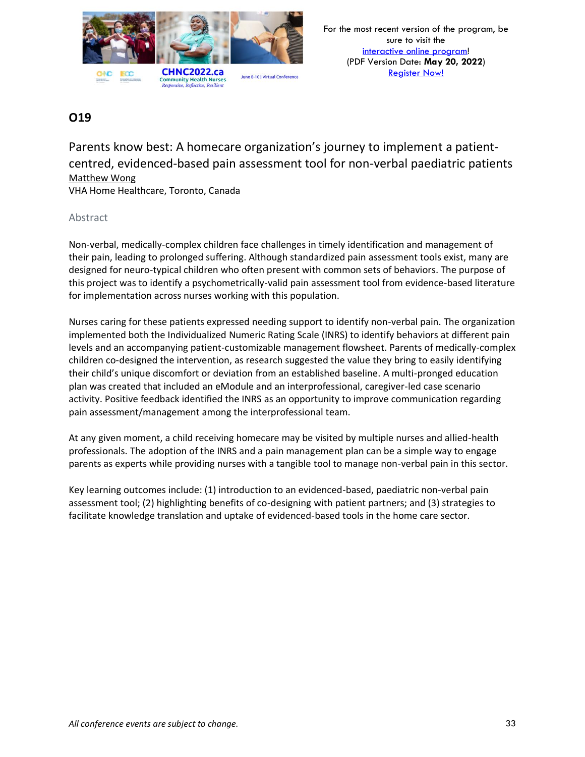## O19

# Parents know best: A homecare organization's journey to implement a patient-centred, evidenced-based pain assessment tool for non-verbal paediatric patients

Matthew Wong
VHA Home Healthcare, Toronto, Canada

### Abstract

Non-verbal, medically-complex children face challenges in timely identification and management of their pain, leading to prolonged suffering. Although standardized pain assessment tools exist, many are designed for neuro-typical children who often present with common sets of behaviors. The purpose of this project was to identify a psychometrically-valid pain assessment tool from evidence-based literature for implementation across nurses working with this population.

Nurses caring for these patients expressed needing support to identify non-verbal pain. The organization implemented both the Individualized Numeric Rating Scale (INRS) to identify behaviors at different pain levels and an accompanying patient-customizable management flowsheet. Parents of medically-complex children co-designed the intervention, as research suggested the value they bring to easily identifying their child's unique discomfort or deviation from an established baseline. A multi-pronged education plan was created that included an eModule and an interprofessional, caregiver-led case scenario activity. Positive feedback identified the INRS as an opportunity to improve communication regarding pain assessment/management among the interprofessional team.

At any given moment, a child receiving homecare may be visited by multiple nurses and allied-health professionals. The adoption of the INRS and a pain management plan can be a simple way to engage parents as experts while providing nurses with a tangible tool to manage non-verbal pain in this sector.

Key learning outcomes include: (1) introduction to an evidenced-based, paediatric non-verbal pain assessment tool; (2) highlighting benefits of co-designing with patient partners; and (3) strategies to facilitate knowledge translation and uptake of evidenced-based tools in the home care sector.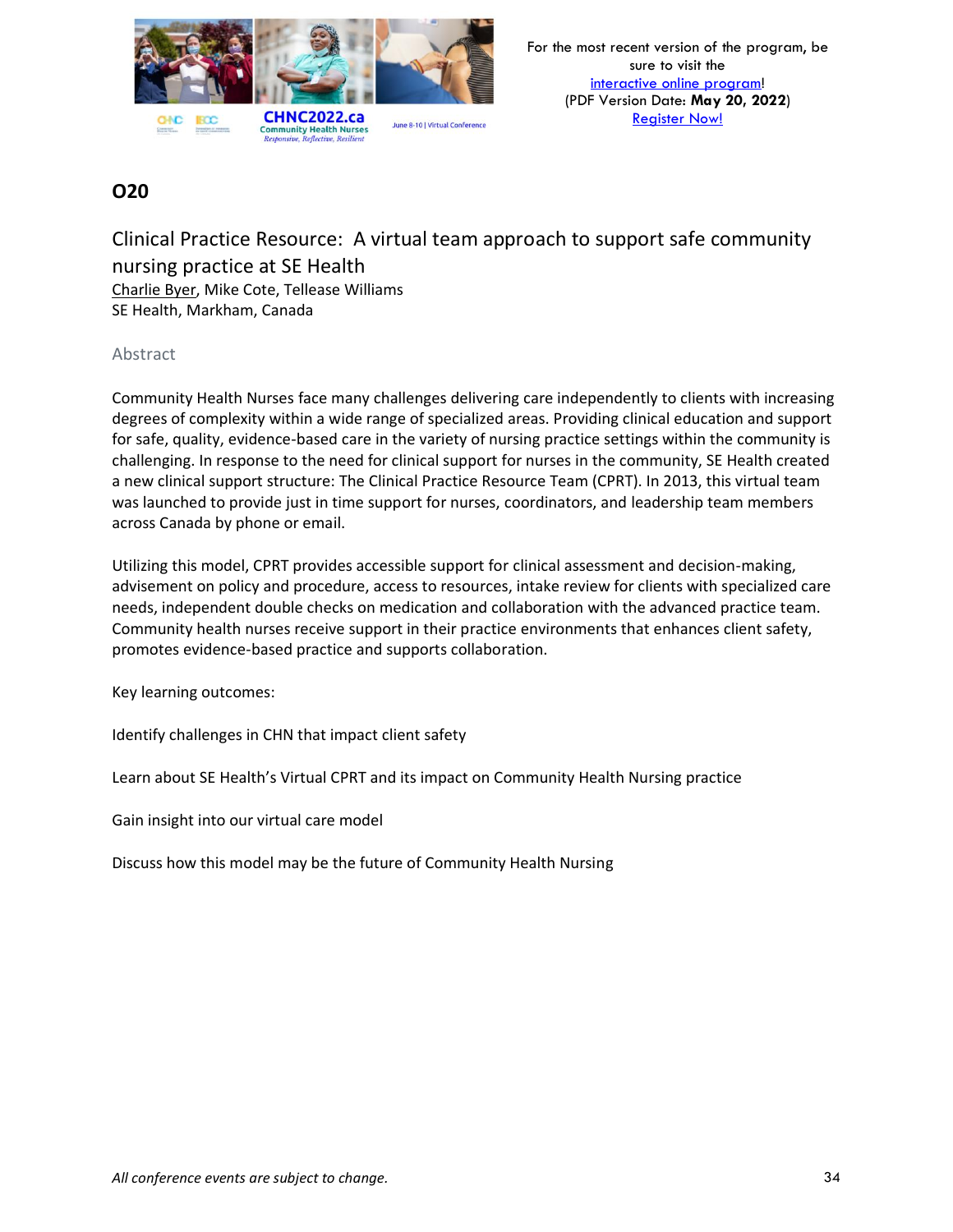## O20

### Clinical Practice Resource: A virtual team approach to support safe community nursing practice at SE Health

Charlie Byer, Mike Cote, Tellease Williams

SE Health, Markham, Canada

#### Abstract

Community Health Nurses face many challenges delivering care independently to clients with increasing degrees of complexity within a wide range of specialized areas. Providing clinical education and support for safe, quality, evidence-based care in the variety of nursing practice settings within the community is challenging. In response to the need for clinical support for nurses in the community, SE Health created a new clinical support structure: The Clinical Practice Resource Team (CPRT). In 2013, this virtual team was launched to provide just in time support for nurses, coordinators, and leadership team members across Canada by phone or email.

Utilizing this model, CPRT provides accessible support for clinical assessment and decision-making, advisement on policy and procedure, access to resources, intake review for clients with specialized care needs, independent double checks on medication and collaboration with the advanced practice team. Community health nurses receive support in their practice environments that enhances client safety, promotes evidence-based practice and supports collaboration.

Key learning outcomes:

Identify challenges in CHN that impact client safety

Learn about SE Health's Virtual CPRT and its impact on Community Health Nursing practice

Gain insight into our virtual care model

Discuss how this model may be the future of Community Health Nursing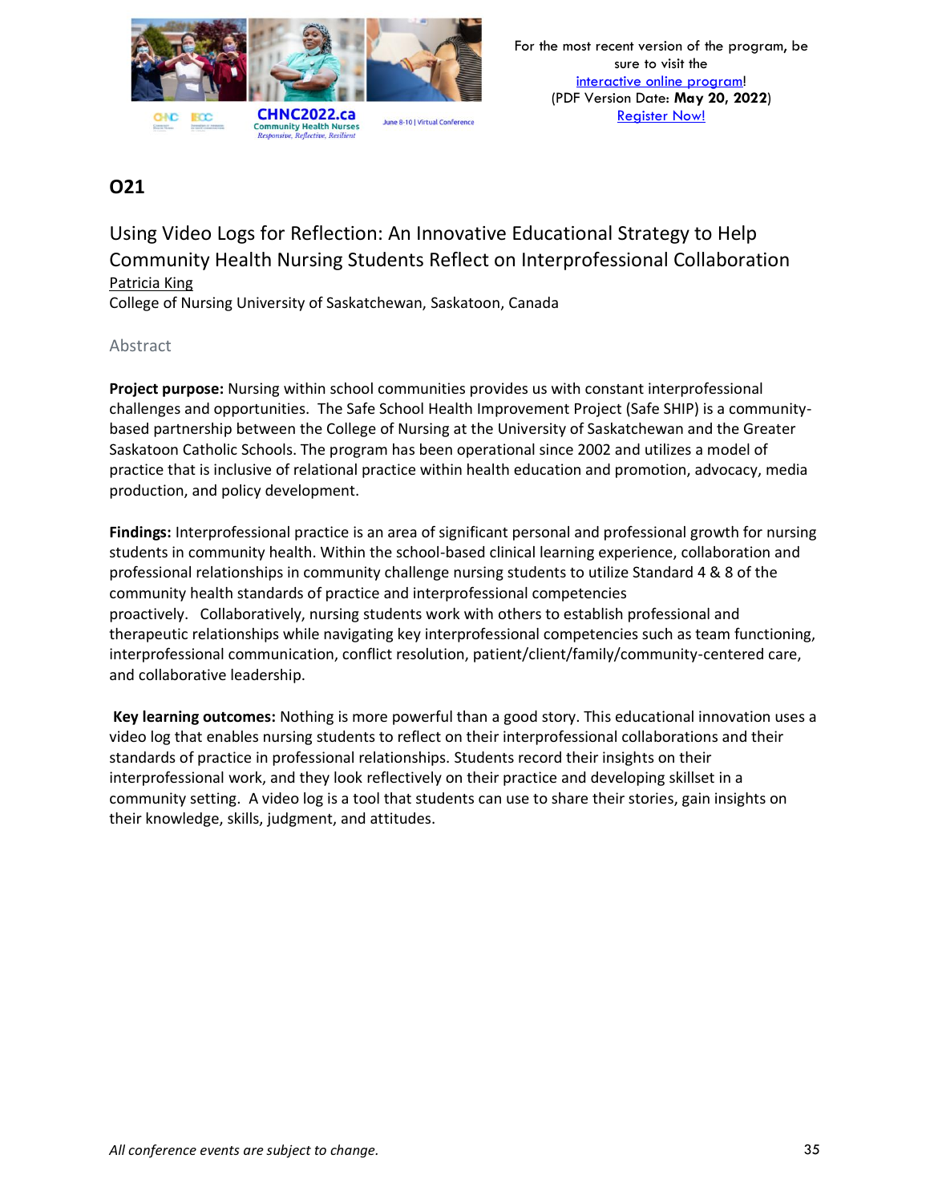## O21

### Using Video Logs for Reflection: An Innovative Educational Strategy to Help Community Health Nursing Students Reflect on Interprofessional Collaboration

Patricia King
College of Nursing University of Saskatchewan, Saskatoon, Canada

### Abstract

**Project purpose:** Nursing within school communities provides us with constant interprofessional challenges and opportunities. The Safe School Health Improvement Project (Safe SHIP) is a community-based partnership between the College of Nursing at the University of Saskatchewan and the Greater Saskatoon Catholic Schools. The program has been operational since 2002 and utilizes a model of practice that is inclusive of relational practice within health education and promotion, advocacy, media production, and policy development.

**Findings:** Interprofessional practice is an area of significant personal and professional growth for nursing students in community health. Within the school-based clinical learning experience, collaboration and professional relationships in community challenge nursing students to utilize Standard 4 & 8 of the community health standards of practice and interprofessional competencies proactively. Collaboratively, nursing students work with others to establish professional and therapeutic relationships while navigating key interprofessional competencies such as team functioning, interprofessional communication, conflict resolution, patient/client/family/community-centered care, and collaborative leadership.

**Key learning outcomes:** Nothing is more powerful than a good story. This educational innovation uses a video log that enables nursing students to reflect on their interprofessional collaborations and their standards of practice in professional relationships. Students record their insights on their interprofessional work, and they look reflectively on their practice and developing skillset in a community setting. A video log is a tool that students can use to share their stories, gain insights on their knowledge, skills, judgment, and attitudes.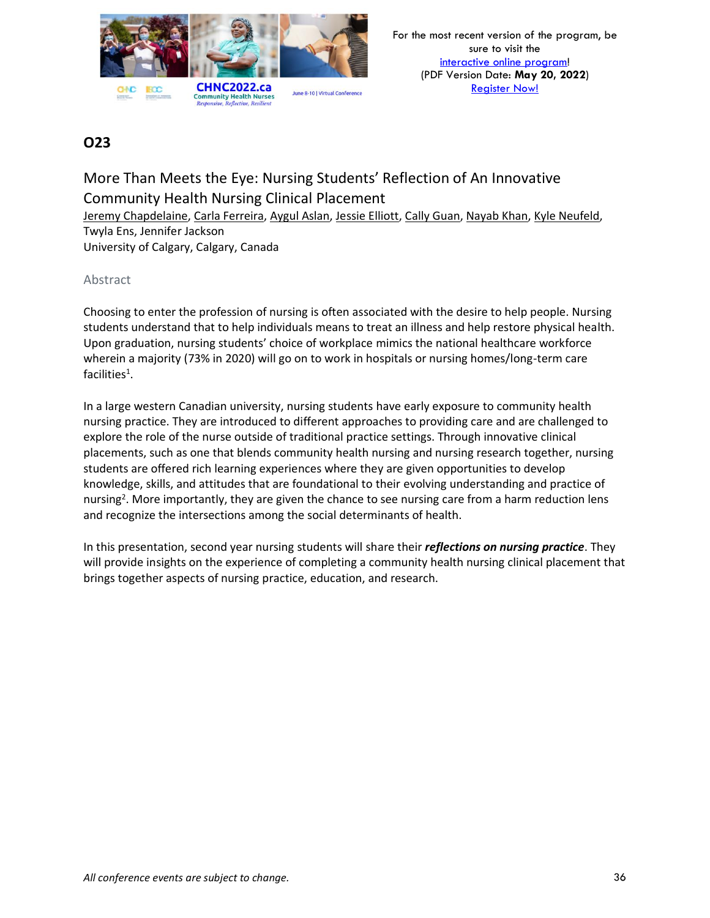## O23

### More Than Meets the Eye: Nursing Students' Reflection of An Innovative Community Health Nursing Clinical Placement

Jeremy Chapdelaine, Carla Ferreira, Aygul Aslan, Jessie Elliott, Cally Guan, Nayab Khan, Kyle Neufeld, Twyla Ens, Jennifer Jackson
University of Calgary, Calgary, Canada

#### Abstract

Choosing to enter the profession of nursing is often associated with the desire to help people. Nursing students understand that to help individuals means to treat an illness and help restore physical health. Upon graduation, nursing students' choice of workplace mimics the national healthcare workforce wherein a majority (73% in 2020) will go on to work in hospitals or nursing homes/long-term care facilities[1].

In a large western Canadian university, nursing students have early exposure to community health nursing practice. They are introduced to different approaches to providing care and are challenged to explore the role of the nurse outside of traditional practice settings. Through innovative clinical placements, such as one that blends community health nursing and nursing research together, nursing students are offered rich learning experiences where they are given opportunities to develop knowledge, skills, and attitudes that are foundational to their evolving understanding and practice of nursing[2]. More importantly, they are given the chance to see nursing care from a harm reduction lens and recognize the intersections among the social determinants of health.

In this presentation, second year nursing students will share their ***reflections on nursing practice***. They will provide insights on the experience of completing a community health nursing clinical placement that brings together aspects of nursing practice, education, and research.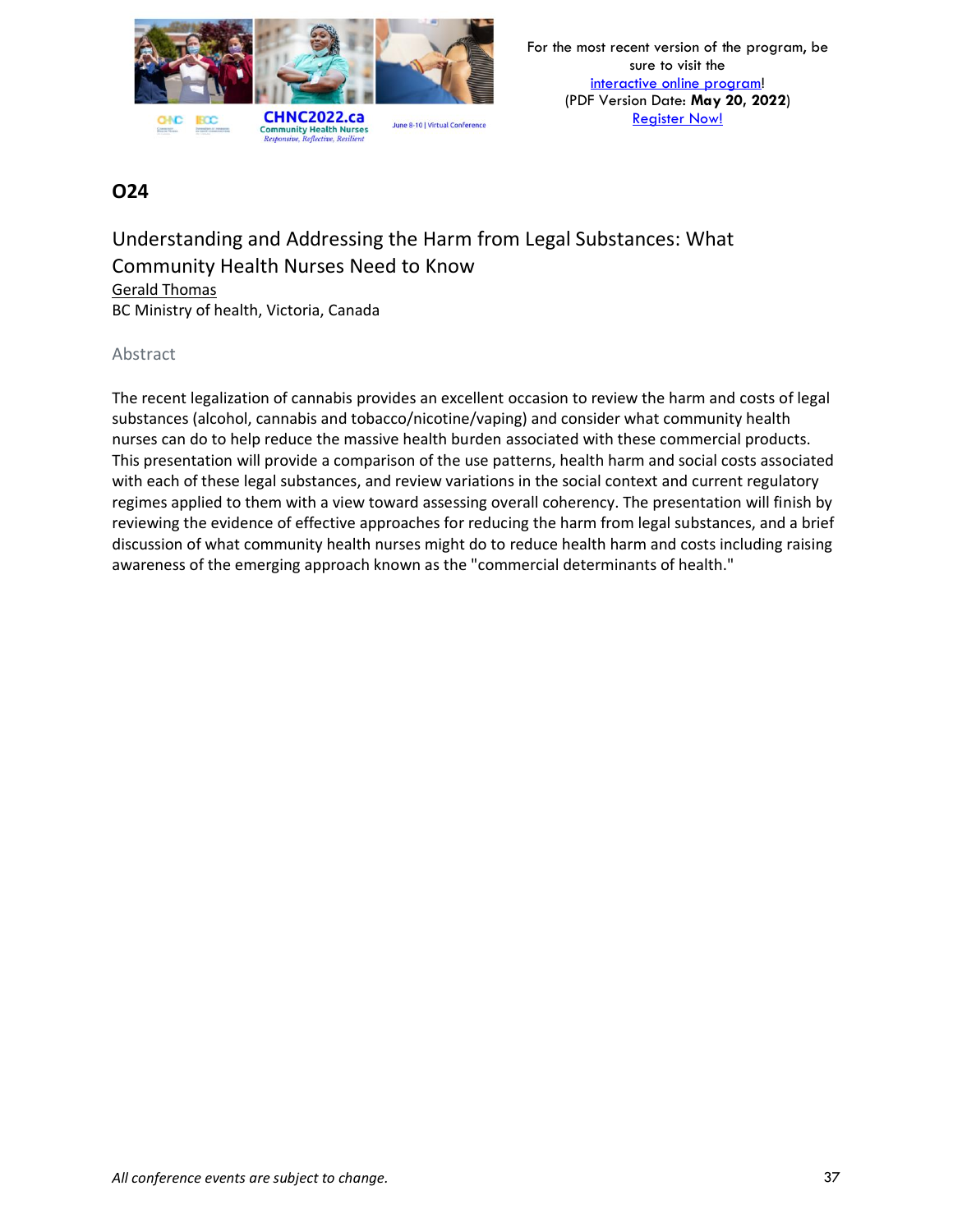## O24

### Understanding and Addressing the Harm from Legal Substances: What Community Health Nurses Need to Know

Gerald Thomas
BC Ministry of health, Victoria, Canada

#### Abstract

The recent legalization of cannabis provides an excellent occasion to review the harm and costs of legal substances (alcohol, cannabis and tobacco/nicotine/vaping) and consider what community health nurses can do to help reduce the massive health burden associated with these commercial products. This presentation will provide a comparison of the use patterns, health harm and social costs associated with each of these legal substances, and review variations in the social context and current regulatory regimes applied to them with a view toward assessing overall coherency. The presentation will finish by reviewing the evidence of effective approaches for reducing the harm from legal substances, and a brief discussion of what community health nurses might do to reduce health harm and costs including raising awareness of the emerging approach known as the "commercial determinants of health."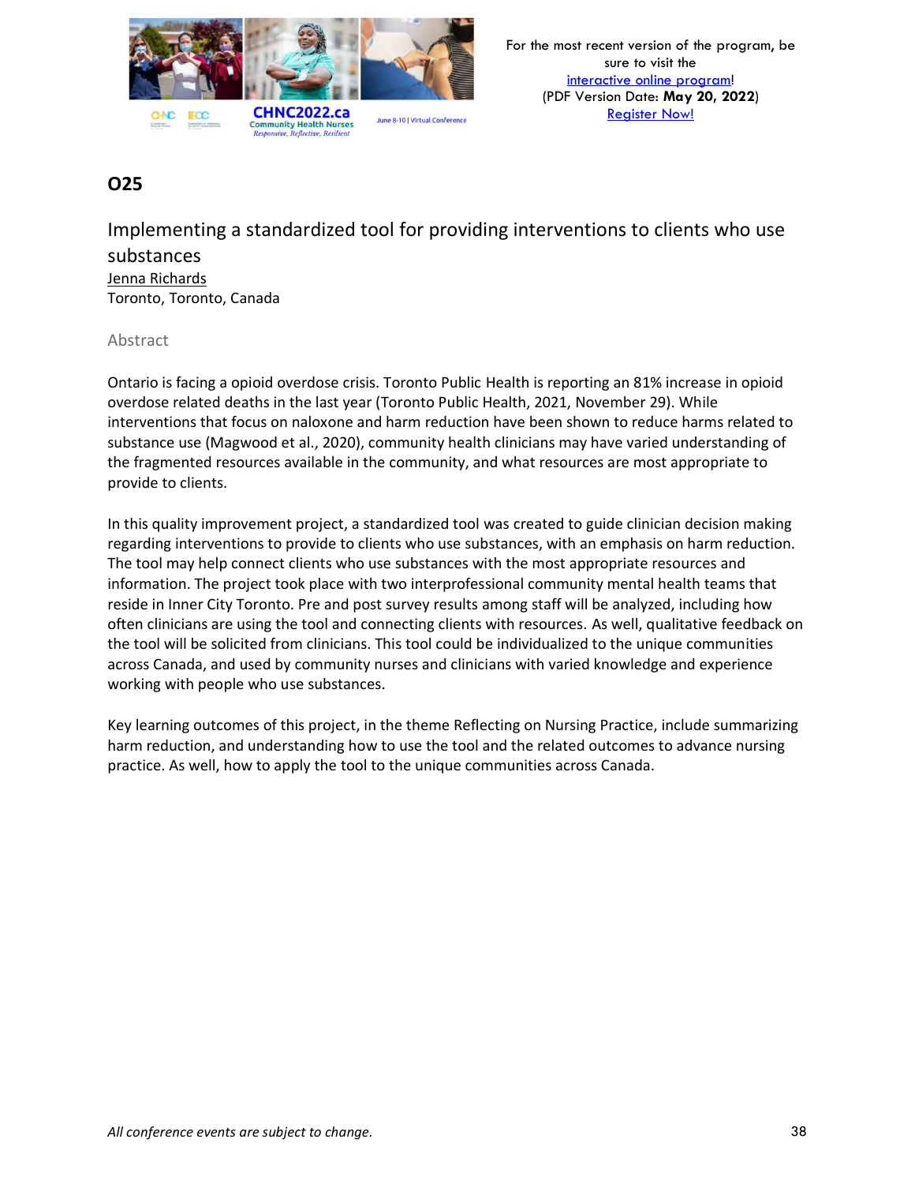## O25

### Implementing a standardized tool for providing interventions to clients who use substances

Jenna Richards
Toronto, Toronto, Canada

#### Abstract

Ontario is facing a opioid overdose crisis. Toronto Public Health is reporting an 81% increase in opioid overdose related deaths in the last year (Toronto Public Health, 2021, November 29). While interventions that focus on naloxone and harm reduction have been shown to reduce harms related to substance use (Magwood et al., 2020), community health clinicians may have varied understanding of the fragmented resources available in the community, and what resources are most appropriate to provide to clients.

In this quality improvement project, a standardized tool was created to guide clinician decision making regarding interventions to provide to clients who use substances, with an emphasis on harm reduction. The tool may help connect clients who use substances with the most appropriate resources and information. The project took place with two interprofessional community mental health teams that reside in Inner City Toronto. Pre and post survey results among staff will be analyzed, including how often clinicians are using the tool and connecting clients with resources. As well, qualitative feedback on the tool will be solicited from clinicians. This tool could be individualized to the unique communities across Canada, and used by community nurses and clinicians with varied knowledge and experience working with people who use substances.

Key learning outcomes of this project, in the theme Reflecting on Nursing Practice, include summarizing harm reduction, and understanding how to use the tool and the related outcomes to advance nursing practice. As well, how to apply the tool to the unique communities across Canada.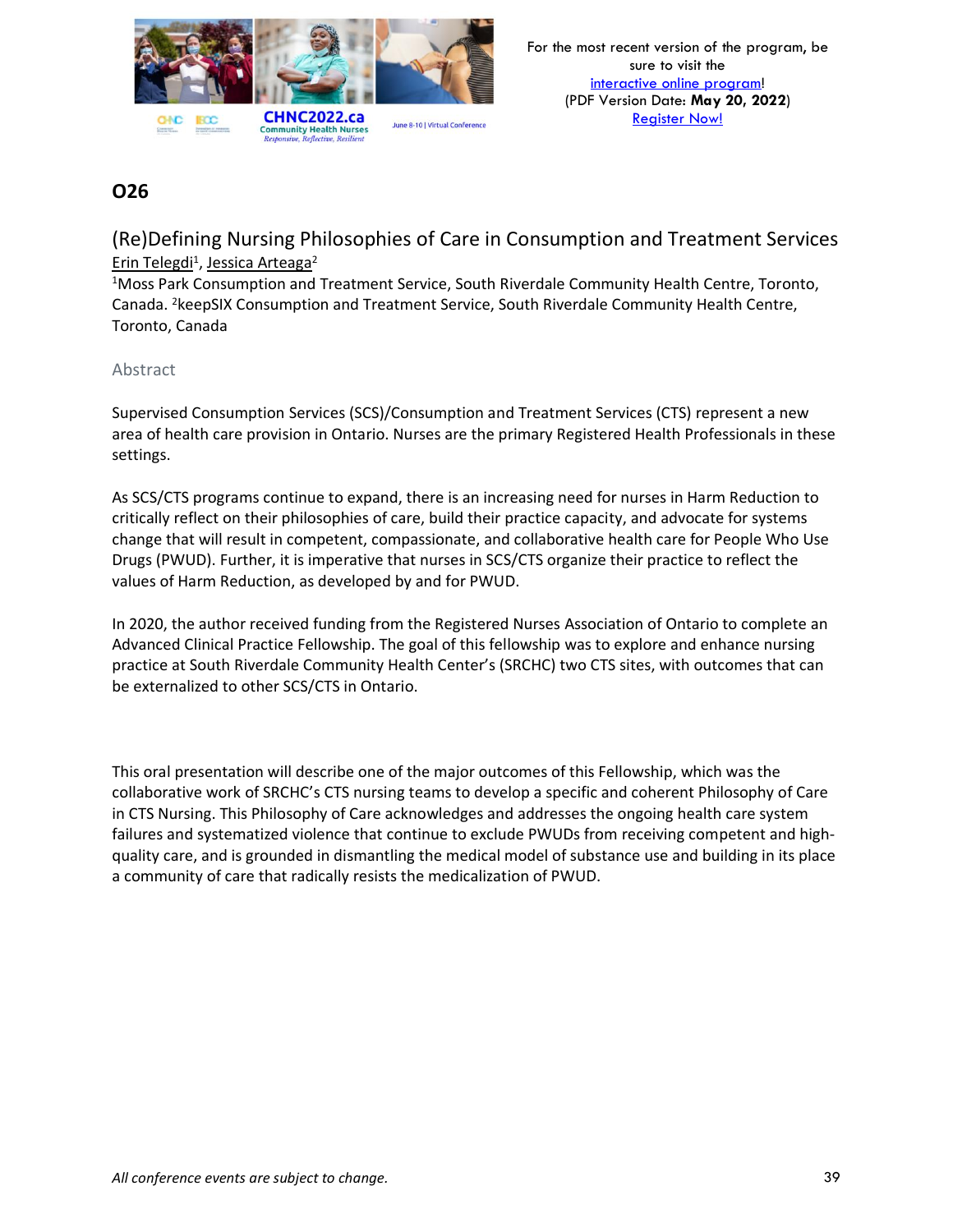## O26

### (Re)Defining Nursing Philosophies of Care in Consumption and Treatment Services

Erin Telegdi[1], Jessica Arteaga[2]

[1]Moss Park Consumption and Treatment Service, South Riverdale Community Health Centre, Toronto, Canada. [2]keepSIX Consumption and Treatment Service, South Riverdale Community Health Centre, Toronto, Canada

#### Abstract

Supervised Consumption Services (SCS)/Consumption and Treatment Services (CTS) represent a new area of health care provision in Ontario. Nurses are the primary Registered Health Professionals in these settings.

As SCS/CTS programs continue to expand, there is an increasing need for nurses in Harm Reduction to critically reflect on their philosophies of care, build their practice capacity, and advocate for systems change that will result in competent, compassionate, and collaborative health care for People Who Use Drugs (PWUD). Further, it is imperative that nurses in SCS/CTS organize their practice to reflect the values of Harm Reduction, as developed by and for PWUD.

In 2020, the author received funding from the Registered Nurses Association of Ontario to complete an Advanced Clinical Practice Fellowship. The goal of this fellowship was to explore and enhance nursing practice at South Riverdale Community Health Center's (SRCHC) two CTS sites, with outcomes that can be externalized to other SCS/CTS in Ontario.

This oral presentation will describe one of the major outcomes of this Fellowship, which was the collaborative work of SRCHC's CTS nursing teams to develop a specific and coherent Philosophy of Care in CTS Nursing. This Philosophy of Care acknowledges and addresses the ongoing health care system failures and systematized violence that continue to exclude PWUDs from receiving competent and high-quality care, and is grounded in dismantling the medical model of substance use and building in its place a community of care that radically resists the medicalization of PWUD.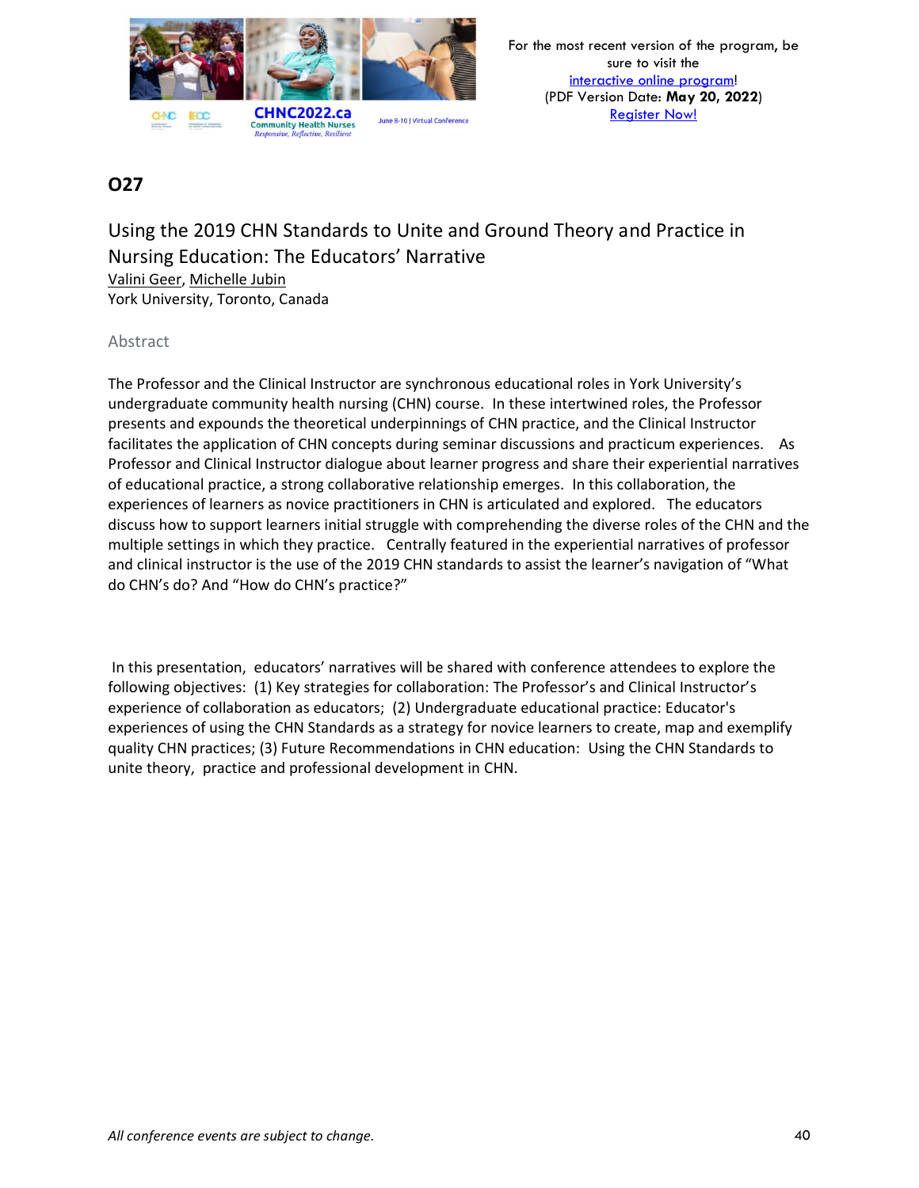## O27

### Using the 2019 CHN Standards to Unite and Ground Theory and Practice in Nursing Education: The Educators' Narrative

Valini Geer, Michelle Jubin
York University, Toronto, Canada

#### Abstract

The Professor and the Clinical Instructor are synchronous educational roles in York University's undergraduate community health nursing (CHN) course. In these intertwined roles, the Professor presents and expounds the theoretical underpinnings of CHN practice, and the Clinical Instructor facilitates the application of CHN concepts during seminar discussions and practicum experiences. As Professor and Clinical Instructor dialogue about learner progress and share their experiential narratives of educational practice, a strong collaborative relationship emerges. In this collaboration, the experiences of learners as novice practitioners in CHN is articulated and explored. The educators discuss how to support learners initial struggle with comprehending the diverse roles of the CHN and the multiple settings in which they practice. Centrally featured in the experiential narratives of professor and clinical instructor is the use of the 2019 CHN standards to assist the learner's navigation of "What do CHN's do? And "How do CHN's practice?"

In this presentation, educators' narratives will be shared with conference attendees to explore the following objectives: (1) Key strategies for collaboration: The Professor's and Clinical Instructor's experience of collaboration as educators; (2) Undergraduate educational practice: Educator's experiences of using the CHN Standards as a strategy for novice learners to create, map and exemplify quality CHN practices; (3) Future Recommendations in CHN education: Using the CHN Standards to unite theory, practice and professional development in CHN.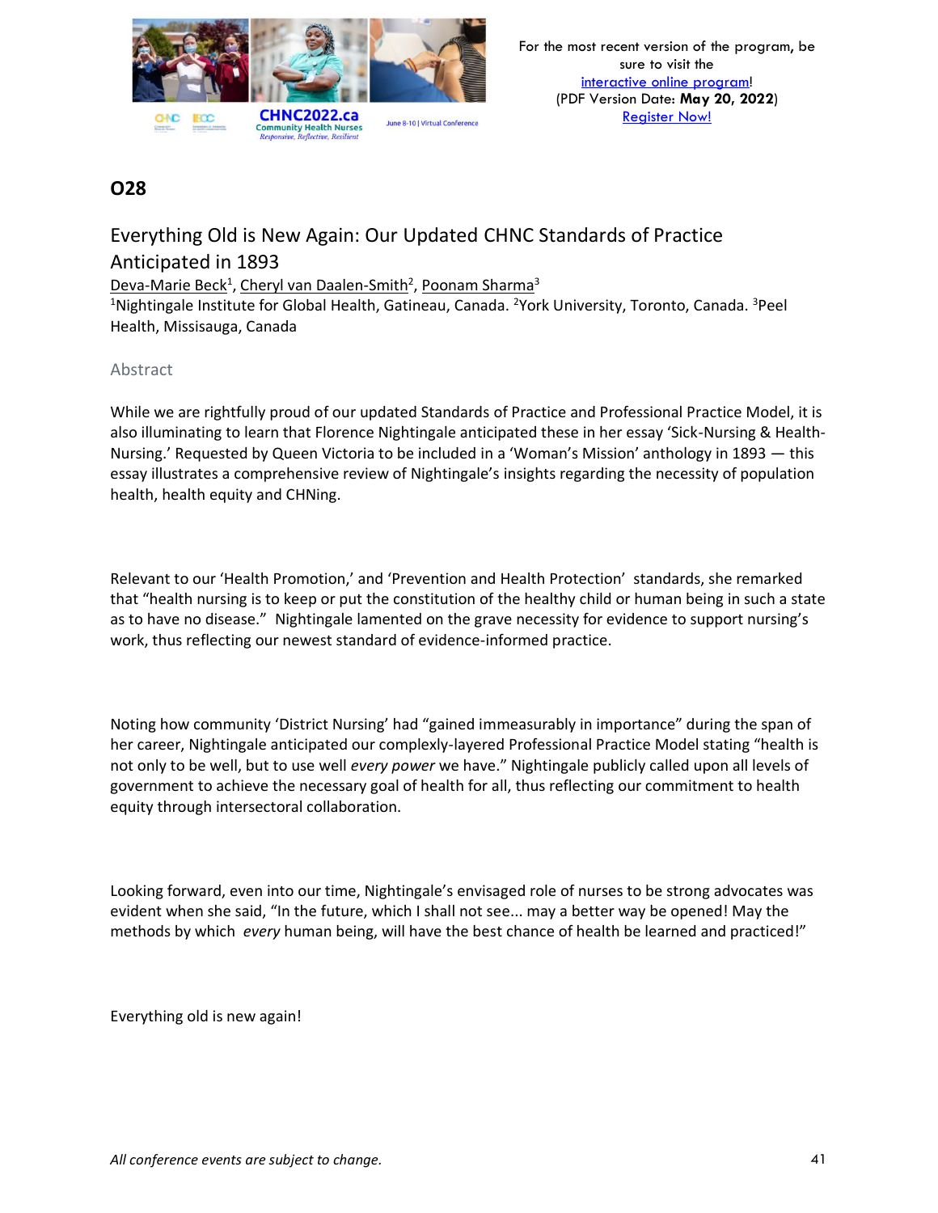## O28

### Everything Old is New Again: Our Updated CHNC Standards of Practice Anticipated in 1893

Deva-Marie Beck[1], Cheryl van Daalen-Smith[2], Poonam Sharma[3]

[1]Nightingale Institute for Global Health, Gatineau, Canada. [2]York University, Toronto, Canada. [3]Peel Health, Missisauga, Canada

#### Abstract

While we are rightfully proud of our updated Standards of Practice and Professional Practice Model, it is also illuminating to learn that Florence Nightingale anticipated these in her essay 'Sick-Nursing & Health-Nursing.' Requested by Queen Victoria to be included in a 'Woman's Mission' anthology in 1893 — this essay illustrates a comprehensive review of Nightingale's insights regarding the necessity of population health, health equity and CHNing.

Relevant to our 'Health Promotion,' and 'Prevention and Health Protection' standards, she remarked that "health nursing is to keep or put the constitution of the healthy child or human being in such a state as to have no disease." Nightingale lamented on the grave necessity for evidence to support nursing's work, thus reflecting our newest standard of evidence-informed practice.

Noting how community 'District Nursing' had "gained immeasurably in importance" during the span of her career, Nightingale anticipated our complexly-layered Professional Practice Model stating "health is not only to be well, but to use well *every power* we have." Nightingale publicly called upon all levels of government to achieve the necessary goal of health for all, thus reflecting our commitment to health equity through intersectoral collaboration.

Looking forward, even into our time, Nightingale's envisaged role of nurses to be strong advocates was evident when she said, "In the future, which I shall not see... may a better way be opened! May the methods by which *every* human being, will have the best chance of health be learned and practiced!"

Everything old is new again!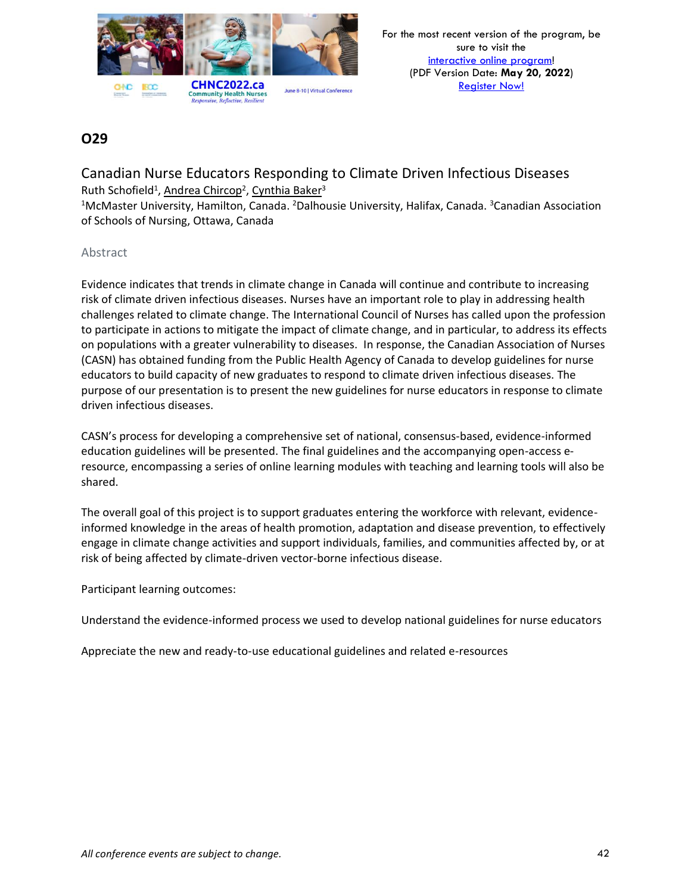## O29

### Canadian Nurse Educators Responding to Climate Driven Infectious Diseases

Ruth Schofield[1], Andrea Chircop[2], Cynthia Baker[3]

[1]McMaster University, Hamilton, Canada. [2]Dalhousie University, Halifax, Canada. [3]Canadian Association of Schools of Nursing, Ottawa, Canada

#### Abstract

Evidence indicates that trends in climate change in Canada will continue and contribute to increasing risk of climate driven infectious diseases. Nurses have an important role to play in addressing health challenges related to climate change. The International Council of Nurses has called upon the profession to participate in actions to mitigate the impact of climate change, and in particular, to address its effects on populations with a greater vulnerability to diseases. In response, the Canadian Association of Nurses (CASN) has obtained funding from the Public Health Agency of Canada to develop guidelines for nurse educators to build capacity of new graduates to respond to climate driven infectious diseases. The purpose of our presentation is to present the new guidelines for nurse educators in response to climate driven infectious diseases.

CASN's process for developing a comprehensive set of national, consensus-based, evidence-informed education guidelines will be presented. The final guidelines and the accompanying open-access e-resource, encompassing a series of online learning modules with teaching and learning tools will also be shared.

The overall goal of this project is to support graduates entering the workforce with relevant, evidence-informed knowledge in the areas of health promotion, adaptation and disease prevention, to effectively engage in climate change activities and support individuals, families, and communities affected by, or at risk of being affected by climate-driven vector-borne infectious disease.

Participant learning outcomes:

Understand the evidence-informed process we used to develop national guidelines for nurse educators

Appreciate the new and ready-to-use educational guidelines and related e-resources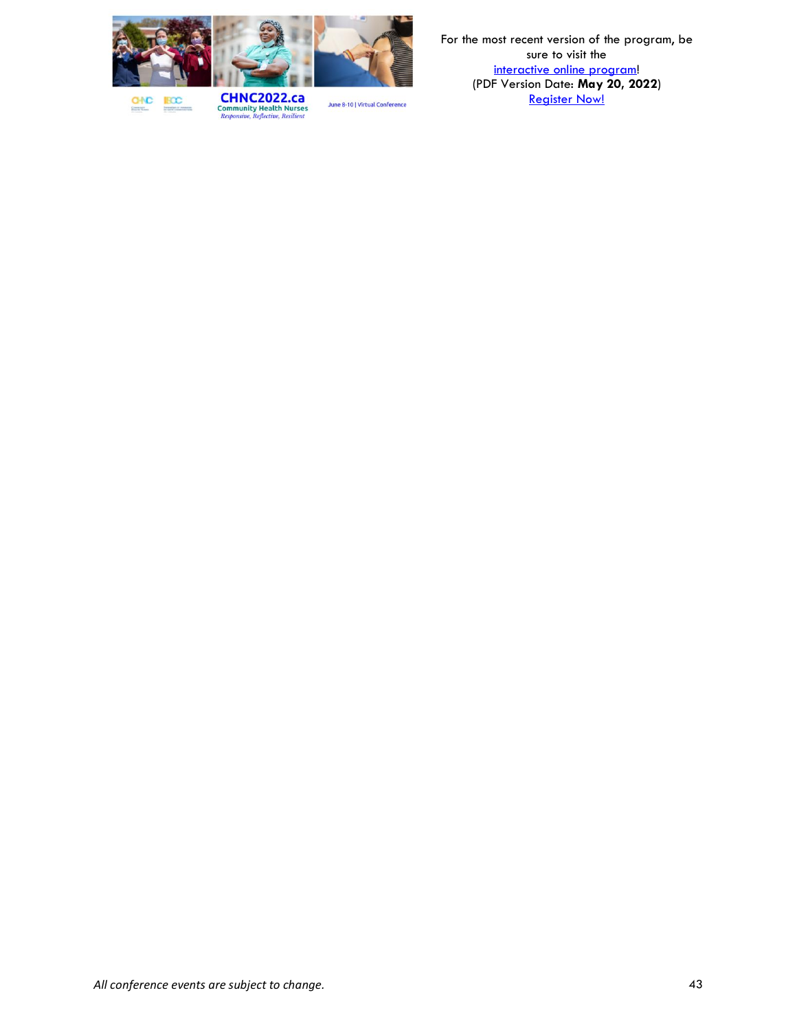For the most recent version of the program, be sure to visit the interactive online program!
(PDF Version Date: **May 20, 2022**)
Register Now!

*All conference events are subject to change.*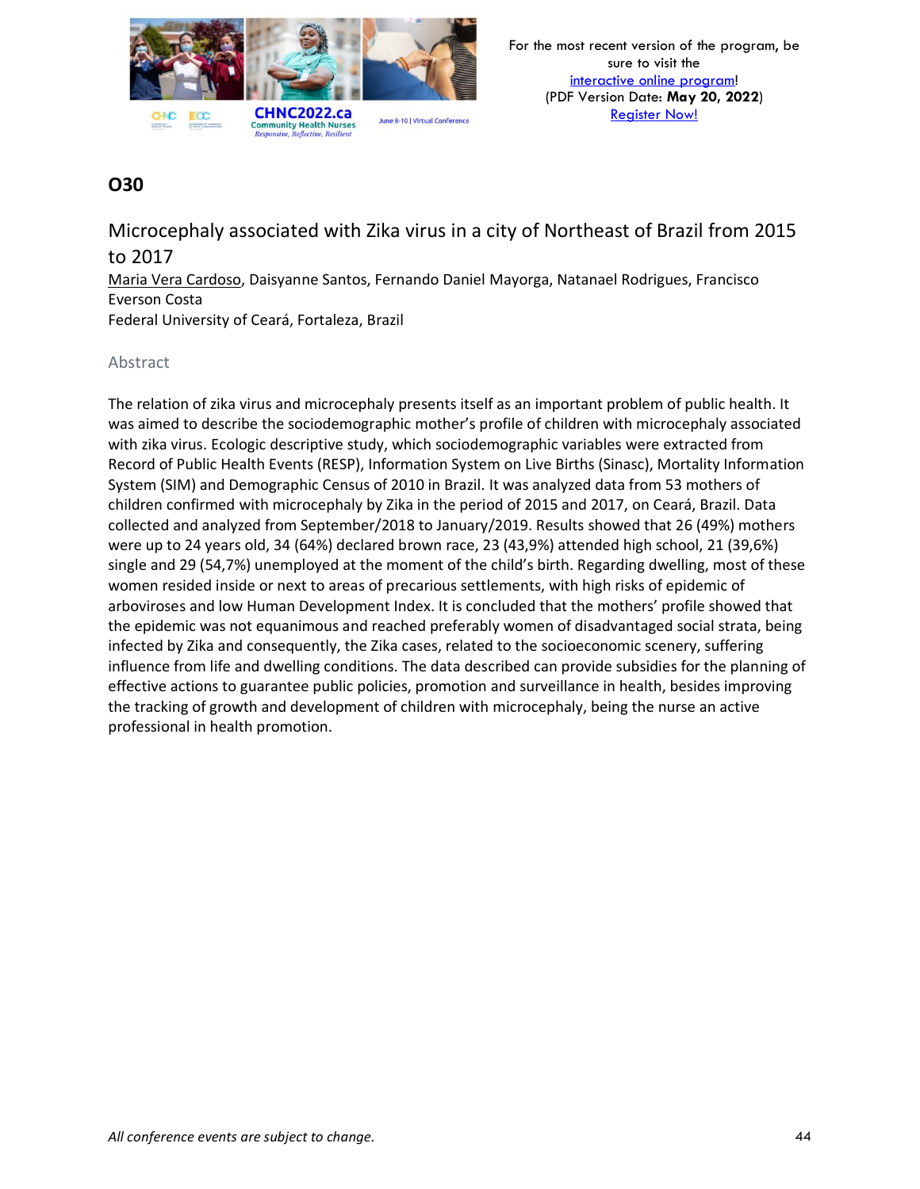## O30

### Microcephaly associated with Zika virus in a city of Northeast of Brazil from 2015 to 2017

Maria Vera Cardoso, Daisyanne Santos, Fernando Daniel Mayorga, Natanael Rodrigues, Francisco Everson Costa

Federal University of Ceará, Fortaleza, Brazil

#### Abstract

The relation of zika virus and microcephaly presents itself as an important problem of public health. It was aimed to describe the sociodemographic mother's profile of children with microcephaly associated with zika virus. Ecologic descriptive study, which sociodemographic variables were extracted from Record of Public Health Events (RESP), Information System on Live Births (Sinasc), Mortality Information System (SIM) and Demographic Census of 2010 in Brazil. It was analyzed data from 53 mothers of children confirmed with microcephaly by Zika in the period of 2015 and 2017, on Ceará, Brazil. Data collected and analyzed from September/2018 to January/2019. Results showed that 26 (49%) mothers were up to 24 years old, 34 (64%) declared brown race, 23 (43,9%) attended high school, 21 (39,6%) single and 29 (54,7%) unemployed at the moment of the child's birth. Regarding dwelling, most of these women resided inside or next to areas of precarious settlements, with high risks of epidemic of arboviroses and low Human Development Index. It is concluded that the mothers' profile showed that the epidemic was not equanimous and reached preferably women of disadvantaged social strata, being infected by Zika and consequently, the Zika cases, related to the socioeconomic scenery, suffering influence from life and dwelling conditions. The data described can provide subsidies for the planning of effective actions to guarantee public policies, promotion and surveillance in health, besides improving the tracking of growth and development of children with microcephaly, being the nurse an active professional in health promotion.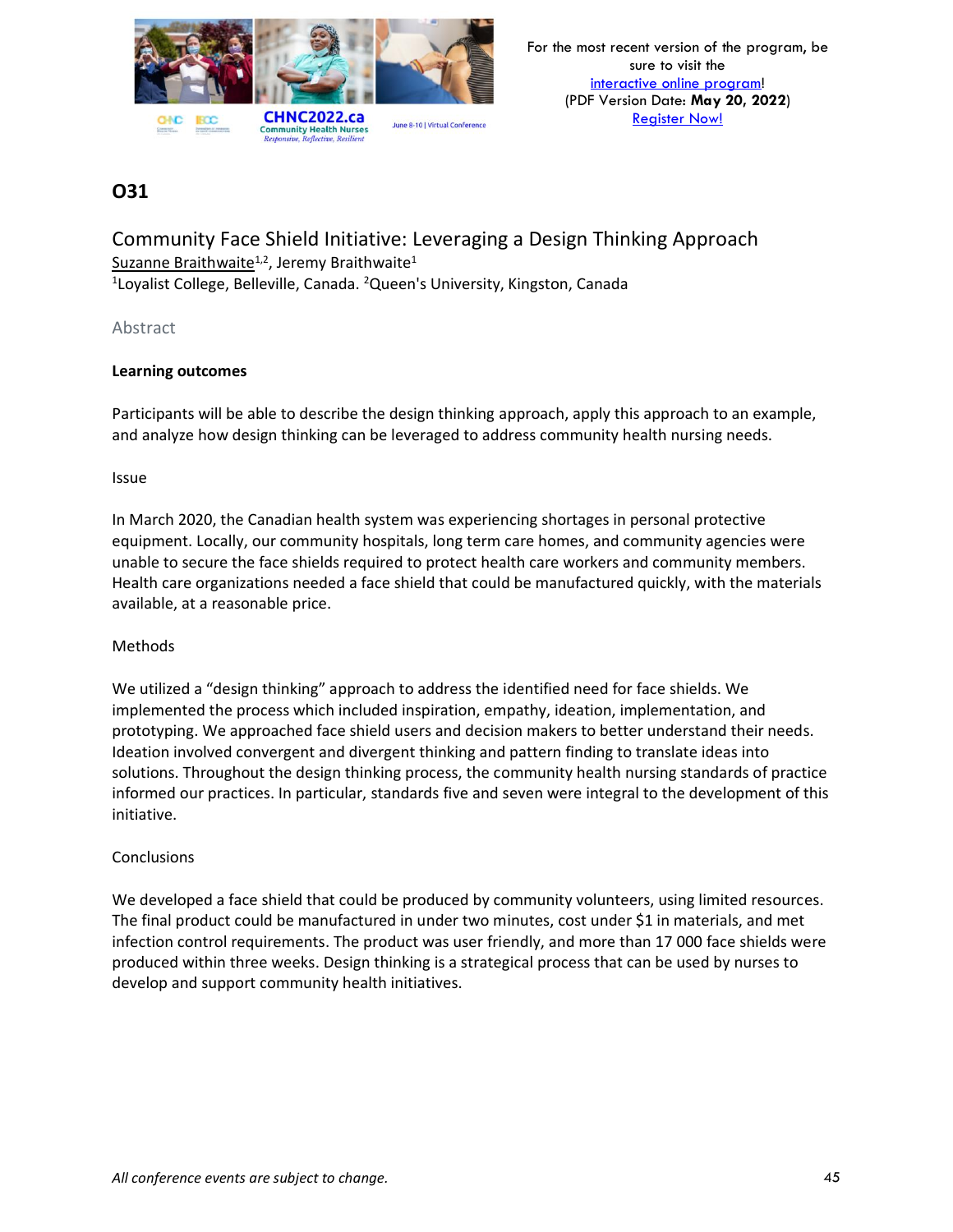## O31

### Community Face Shield Initiative: Leveraging a Design Thinking Approach

Suzanne Braithwaite[1,2], Jeremy Braithwaite[1]

[1]Loyalist College, Belleville, Canada. [2]Queen's University, Kingston, Canada

Abstract

**Learning outcomes**

Participants will be able to describe the design thinking approach, apply this approach to an example, and analyze how design thinking can be leveraged to address community health nursing needs.

Issue

In March 2020, the Canadian health system was experiencing shortages in personal protective equipment. Locally, our community hospitals, long term care homes, and community agencies were unable to secure the face shields required to protect health care workers and community members. Health care organizations needed a face shield that could be manufactured quickly, with the materials available, at a reasonable price.

Methods

We utilized a "design thinking" approach to address the identified need for face shields. We implemented the process which included inspiration, empathy, ideation, implementation, and prototyping. We approached face shield users and decision makers to better understand their needs. Ideation involved convergent and divergent thinking and pattern finding to translate ideas into solutions. Throughout the design thinking process, the community health nursing standards of practice informed our practices. In particular, standards five and seven were integral to the development of this initiative.

Conclusions

We developed a face shield that could be produced by community volunteers, using limited resources. The final product could be manufactured in under two minutes, cost under $1 in materials, and met infection control requirements. The product was user friendly, and more than 17 000 face shields were produced within three weeks. Design thinking is a strategical process that can be used by nurses to develop and support community health initiatives.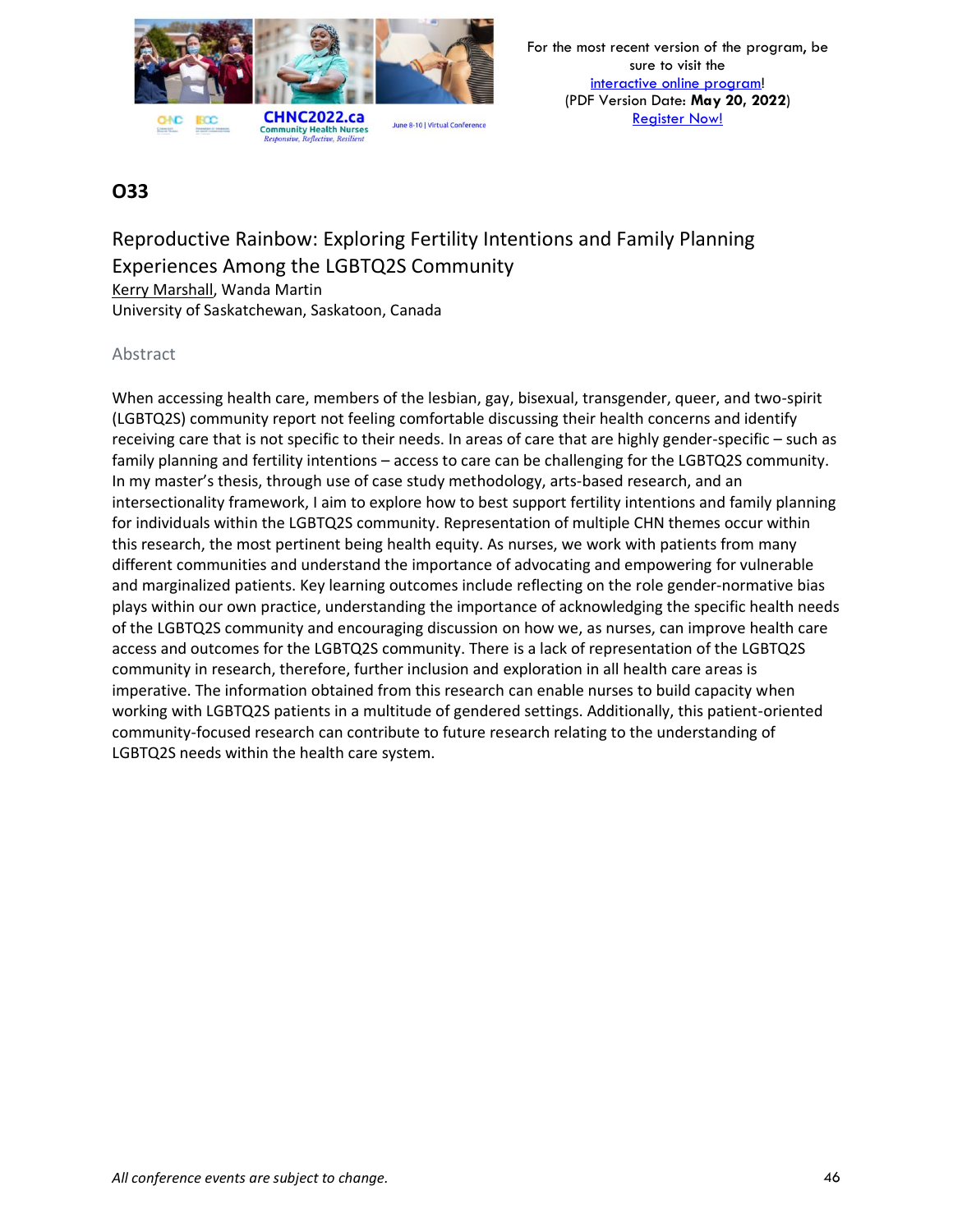## O33

### Reproductive Rainbow: Exploring Fertility Intentions and Family Planning Experiences Among the LGBTQ2S Community

Kerry Marshall, Wanda Martin
University of Saskatchewan, Saskatoon, Canada

#### Abstract

When accessing health care, members of the lesbian, gay, bisexual, transgender, queer, and two-spirit (LGBTQ2S) community report not feeling comfortable discussing their health concerns and identify receiving care that is not specific to their needs. In areas of care that are highly gender-specific – such as family planning and fertility intentions – access to care can be challenging for the LGBTQ2S community. In my master's thesis, through use of case study methodology, arts-based research, and an intersectionality framework, I aim to explore how to best support fertility intentions and family planning for individuals within the LGBTQ2S community. Representation of multiple CHN themes occur within this research, the most pertinent being health equity. As nurses, we work with patients from many different communities and understand the importance of advocating and empowering for vulnerable and marginalized patients. Key learning outcomes include reflecting on the role gender-normative bias plays within our own practice, understanding the importance of acknowledging the specific health needs of the LGBTQ2S community and encouraging discussion on how we, as nurses, can improve health care access and outcomes for the LGBTQ2S community. There is a lack of representation of the LGBTQ2S community in research, therefore, further inclusion and exploration in all health care areas is imperative. The information obtained from this research can enable nurses to build capacity when working with LGBTQ2S patients in a multitude of gendered settings. Additionally, this patient-oriented community-focused research can contribute to future research relating to the understanding of LGBTQ2S needs within the health care system.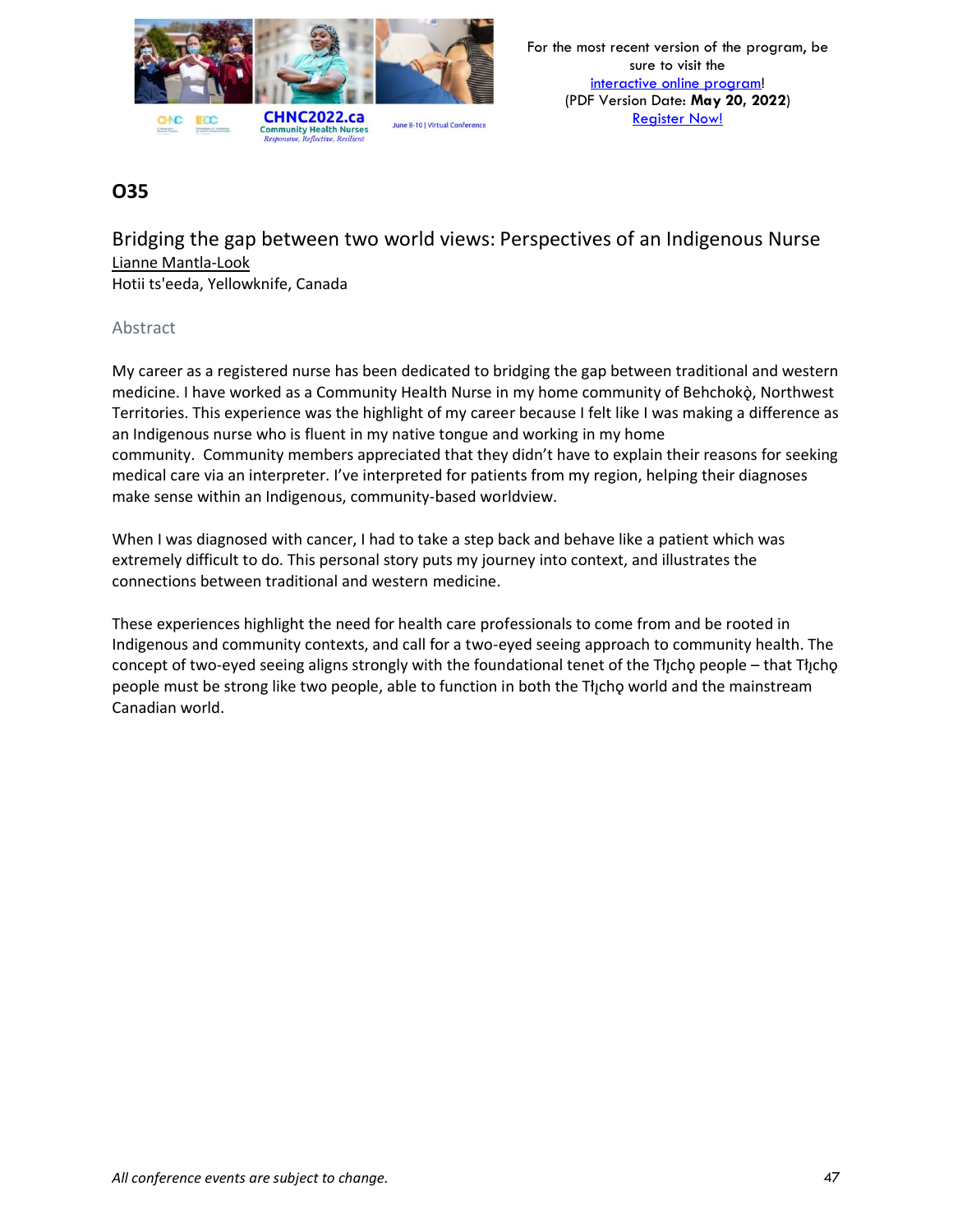## O35

### Bridging the gap between two world views: Perspectives of an Indigenous Nurse

Lianne Mantla-Look

Hotii ts'eeda, Yellowknife, Canada

#### Abstract

My career as a registered nurse has been dedicated to bridging the gap between traditional and western medicine. I have worked as a Community Health Nurse in my home community of Behchokǫ̀, Northwest Territories. This experience was the highlight of my career because I felt like I was making a difference as an Indigenous nurse who is fluent in my native tongue and working in my home community. Community members appreciated that they didn't have to explain their reasons for seeking medical care via an interpreter. I've interpreted for patients from my region, helping their diagnoses make sense within an Indigenous, community-based worldview.

When I was diagnosed with cancer, I had to take a step back and behave like a patient which was extremely difficult to do. This personal story puts my journey into context, and illustrates the connections between traditional and western medicine.

These experiences highlight the need for health care professionals to come from and be rooted in Indigenous and community contexts, and call for a two-eyed seeing approach to community health. The concept of two-eyed seeing aligns strongly with the foundational tenet of the Tłı̨chǫ people – that Tłı̨chǫ people must be strong like two people, able to function in both the Tłı̨chǫ world and the mainstream Canadian world.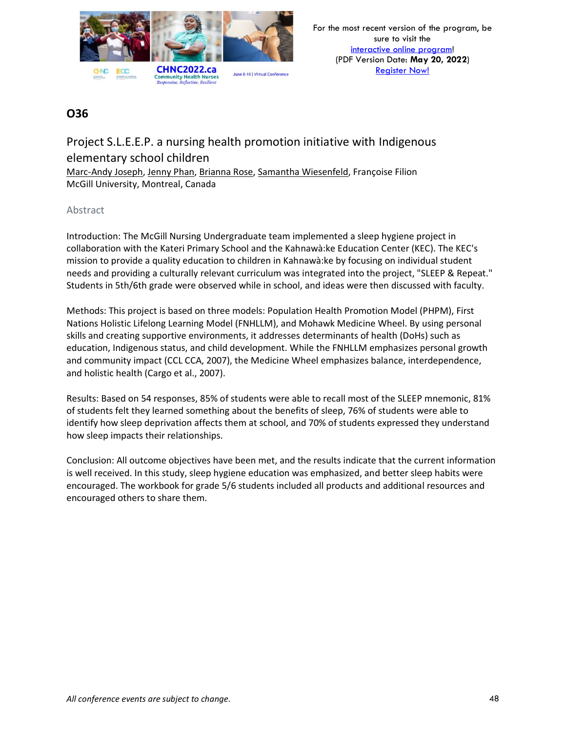## O36

### Project S.L.E.E.P. a nursing health promotion initiative with Indigenous elementary school children

Marc-Andy Joseph, Jenny Phan, Brianna Rose, Samantha Wiesenfeld, Françoise Filion
McGill University, Montreal, Canada

#### Abstract

Introduction: The McGill Nursing Undergraduate team implemented a sleep hygiene project in collaboration with the Kateri Primary School and the Kahnawà:ke Education Center (KEC). The KEC's mission to provide a quality education to children in Kahnawà:ke by focusing on individual student needs and providing a culturally relevant curriculum was integrated into the project, "SLEEP & Repeat." Students in 5th/6th grade were observed while in school, and ideas were then discussed with faculty.

Methods: This project is based on three models: Population Health Promotion Model (PHPM), First Nations Holistic Lifelong Learning Model (FNHLLM), and Mohawk Medicine Wheel. By using personal skills and creating supportive environments, it addresses determinants of health (DoHs) such as education, Indigenous status, and child development. While the FNHLLM emphasizes personal growth and community impact (CCL CCA, 2007), the Medicine Wheel emphasizes balance, interdependence, and holistic health (Cargo et al., 2007).

Results: Based on 54 responses, 85% of students were able to recall most of the SLEEP mnemonic, 81% of students felt they learned something about the benefits of sleep, 76% of students were able to identify how sleep deprivation affects them at school, and 70% of students expressed they understand how sleep impacts their relationships.

Conclusion: All outcome objectives have been met, and the results indicate that the current information is well received. In this study, sleep hygiene education was emphasized, and better sleep habits were encouraged. The workbook for grade 5/6 students included all products and additional resources and encouraged others to share them.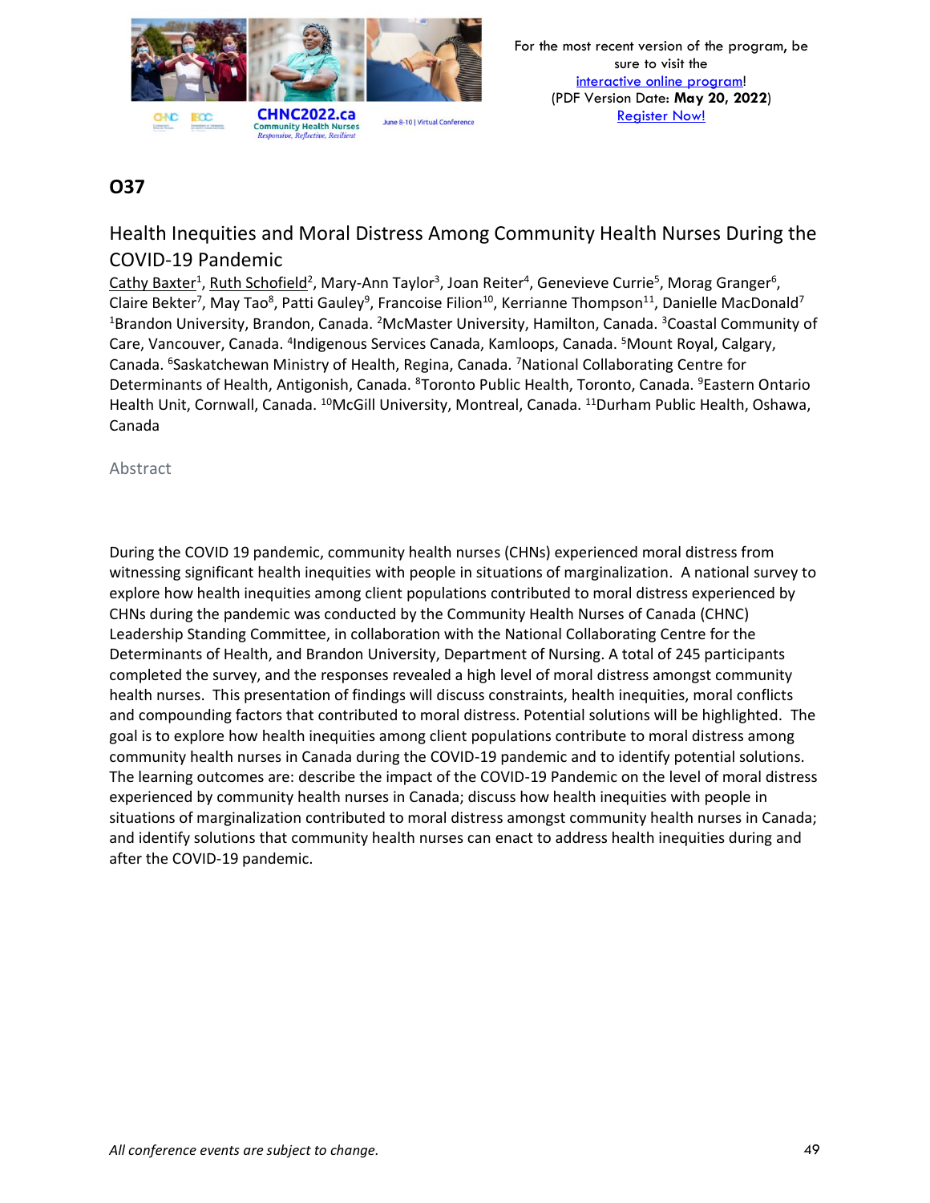For the most recent version of the program, be sure to visit the [interactive online program]! (PDF Version Date: **May 20, 2022**) [Register Now!]

## O37

### Health Inequities and Moral Distress Among Community Health Nurses During the COVID-19 Pandemic

Cathy Baxter[1], Ruth Schofield[2], Mary-Ann Taylor[3], Joan Reiter[4], Genevieve Currie[5], Morag Granger[6], Claire Bekter[7], May Tao[8], Patti Gauley[9], Francoise Filion[10], Kerrianne Thompson[11], Danielle MacDonald[7]

[1]Brandon University, Brandon, Canada. [2]McMaster University, Hamilton, Canada. [3]Coastal Community of Care, Vancouver, Canada. [4]Indigenous Services Canada, Kamloops, Canada. [5]Mount Royal, Calgary, Canada. [6]Saskatchewan Ministry of Health, Regina, Canada. [7]National Collaborating Centre for Determinants of Health, Antigonish, Canada. [8]Toronto Public Health, Toronto, Canada. [9]Eastern Ontario Health Unit, Cornwall, Canada. [10]McGill University, Montreal, Canada. [11]Durham Public Health, Oshawa, Canada

Abstract

During the COVID 19 pandemic, community health nurses (CHNs) experienced moral distress from witnessing significant health inequities with people in situations of marginalization. A national survey to explore how health inequities among client populations contributed to moral distress experienced by CHNs during the pandemic was conducted by the Community Health Nurses of Canada (CHNC) Leadership Standing Committee, in collaboration with the National Collaborating Centre for the Determinants of Health, and Brandon University, Department of Nursing. A total of 245 participants completed the survey, and the responses revealed a high level of moral distress amongst community health nurses. This presentation of findings will discuss constraints, health inequities, moral conflicts and compounding factors that contributed to moral distress. Potential solutions will be highlighted. The goal is to explore how health inequities among client populations contribute to moral distress among community health nurses in Canada during the COVID-19 pandemic and to identify potential solutions. The learning outcomes are: describe the impact of the COVID-19 Pandemic on the level of moral distress experienced by community health nurses in Canada; discuss how health inequities with people in situations of marginalization contributed to moral distress amongst community health nurses in Canada; and identify solutions that community health nurses can enact to address health inequities during and after the COVID-19 pandemic.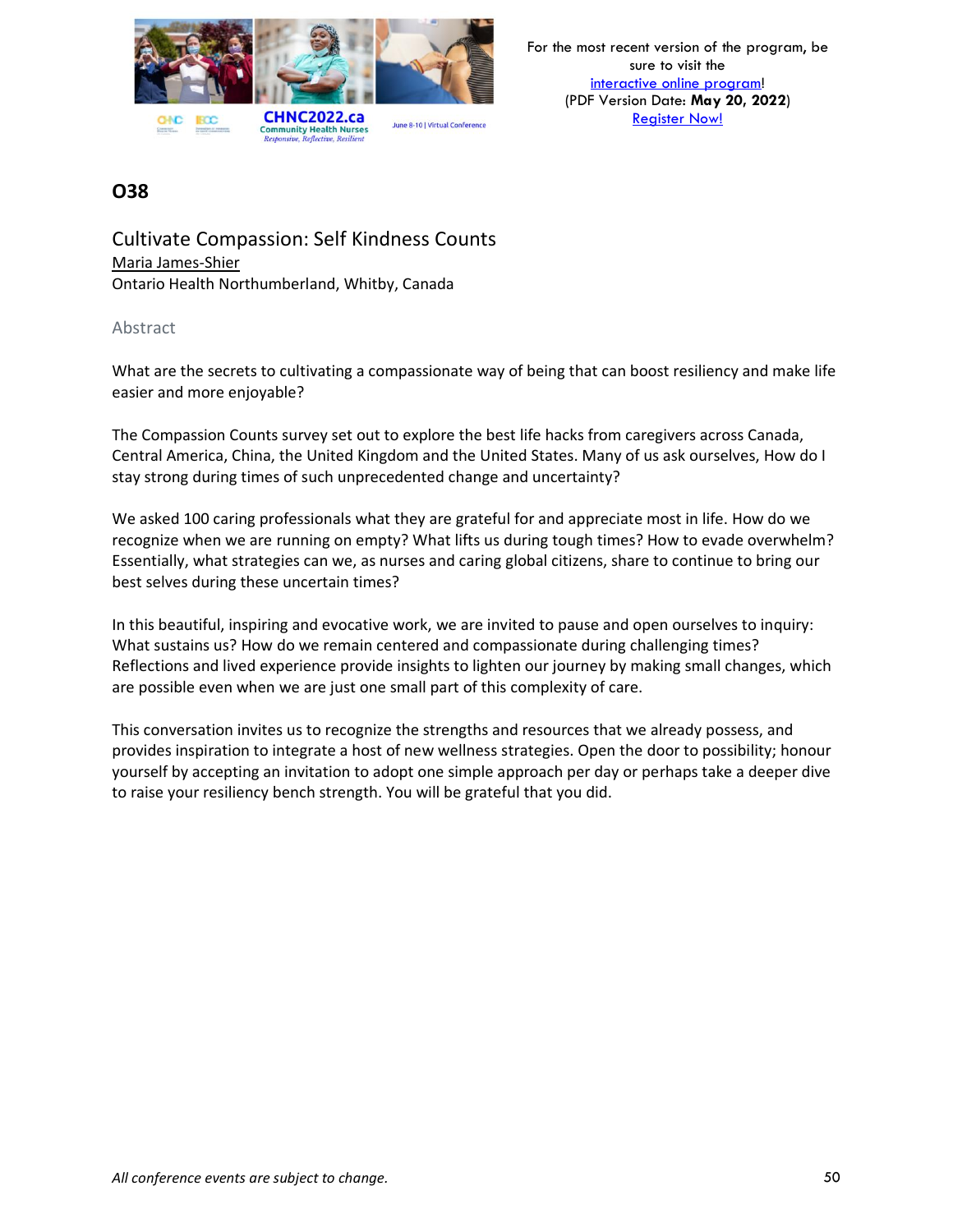## O38

### Cultivate Compassion: Self Kindness Counts

Maria James-Shier

Ontario Health Northumberland, Whitby, Canada

#### Abstract

What are the secrets to cultivating a compassionate way of being that can boost resiliency and make life easier and more enjoyable?

The Compassion Counts survey set out to explore the best life hacks from caregivers across Canada, Central America, China, the United Kingdom and the United States. Many of us ask ourselves, How do I stay strong during times of such unprecedented change and uncertainty?

We asked 100 caring professionals what they are grateful for and appreciate most in life. How do we recognize when we are running on empty? What lifts us during tough times? How to evade overwhelm? Essentially, what strategies can we, as nurses and caring global citizens, share to continue to bring our best selves during these uncertain times?

In this beautiful, inspiring and evocative work, we are invited to pause and open ourselves to inquiry: What sustains us? How do we remain centered and compassionate during challenging times? Reflections and lived experience provide insights to lighten our journey by making small changes, which are possible even when we are just one small part of this complexity of care.

This conversation invites us to recognize the strengths and resources that we already possess, and provides inspiration to integrate a host of new wellness strategies. Open the door to possibility; honour yourself by accepting an invitation to adopt one simple approach per day or perhaps take a deeper dive to raise your resiliency bench strength. You will be grateful that you did.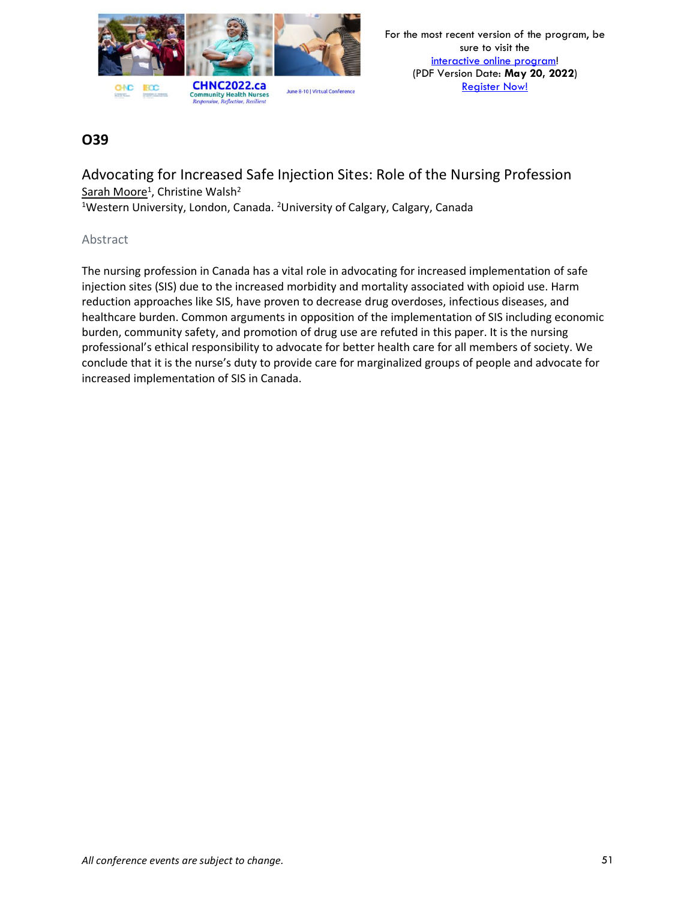## O39

### Advocating for Increased Safe Injection Sites: Role of the Nursing Profession

Sarah Moore[1], Christine Walsh[2]

[1]Western University, London, Canada. [2]University of Calgary, Calgary, Canada

#### Abstract

The nursing profession in Canada has a vital role in advocating for increased implementation of safe injection sites (SIS) due to the increased morbidity and mortality associated with opioid use. Harm reduction approaches like SIS, have proven to decrease drug overdoses, infectious diseases, and healthcare burden. Common arguments in opposition of the implementation of SIS including economic burden, community safety, and promotion of drug use are refuted in this paper. It is the nursing professional's ethical responsibility to advocate for better health care for all members of society. We conclude that it is the nurse's duty to provide care for marginalized groups of people and advocate for increased implementation of SIS in Canada.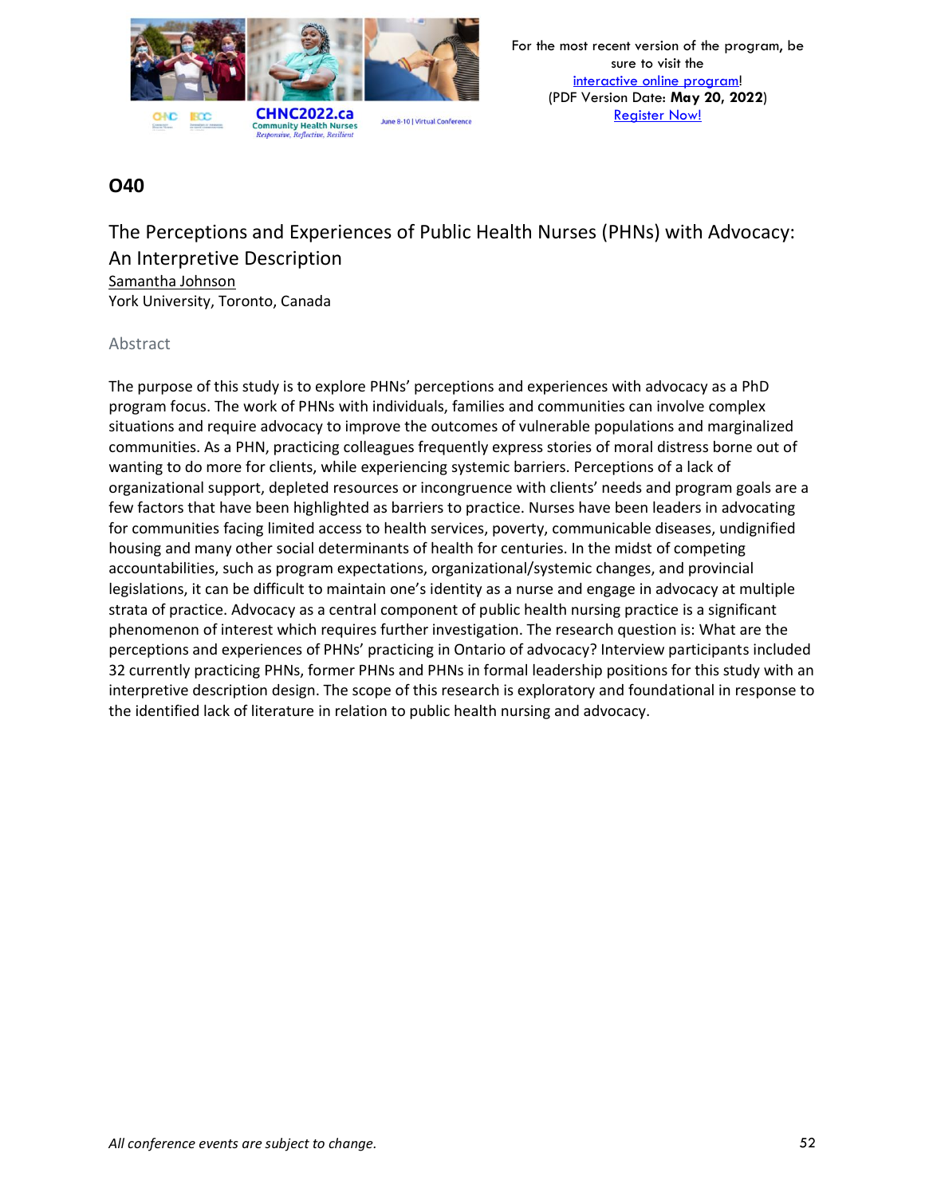## O40

### The Perceptions and Experiences of Public Health Nurses (PHNs) with Advocacy: An Interpretive Description

Samantha Johnson
York University, Toronto, Canada

#### Abstract

The purpose of this study is to explore PHNs' perceptions and experiences with advocacy as a PhD program focus. The work of PHNs with individuals, families and communities can involve complex situations and require advocacy to improve the outcomes of vulnerable populations and marginalized communities. As a PHN, practicing colleagues frequently express stories of moral distress borne out of wanting to do more for clients, while experiencing systemic barriers. Perceptions of a lack of organizational support, depleted resources or incongruence with clients' needs and program goals are a few factors that have been highlighted as barriers to practice. Nurses have been leaders in advocating for communities facing limited access to health services, poverty, communicable diseases, undignified housing and many other social determinants of health for centuries. In the midst of competing accountabilities, such as program expectations, organizational/systemic changes, and provincial legislations, it can be difficult to maintain one's identity as a nurse and engage in advocacy at multiple strata of practice. Advocacy as a central component of public health nursing practice is a significant phenomenon of interest which requires further investigation. The research question is: What are the perceptions and experiences of PHNs' practicing in Ontario of advocacy? Interview participants included 32 currently practicing PHNs, former PHNs and PHNs in formal leadership positions for this study with an interpretive description design. The scope of this research is exploratory and foundational in response to the identified lack of literature in relation to public health nursing and advocacy.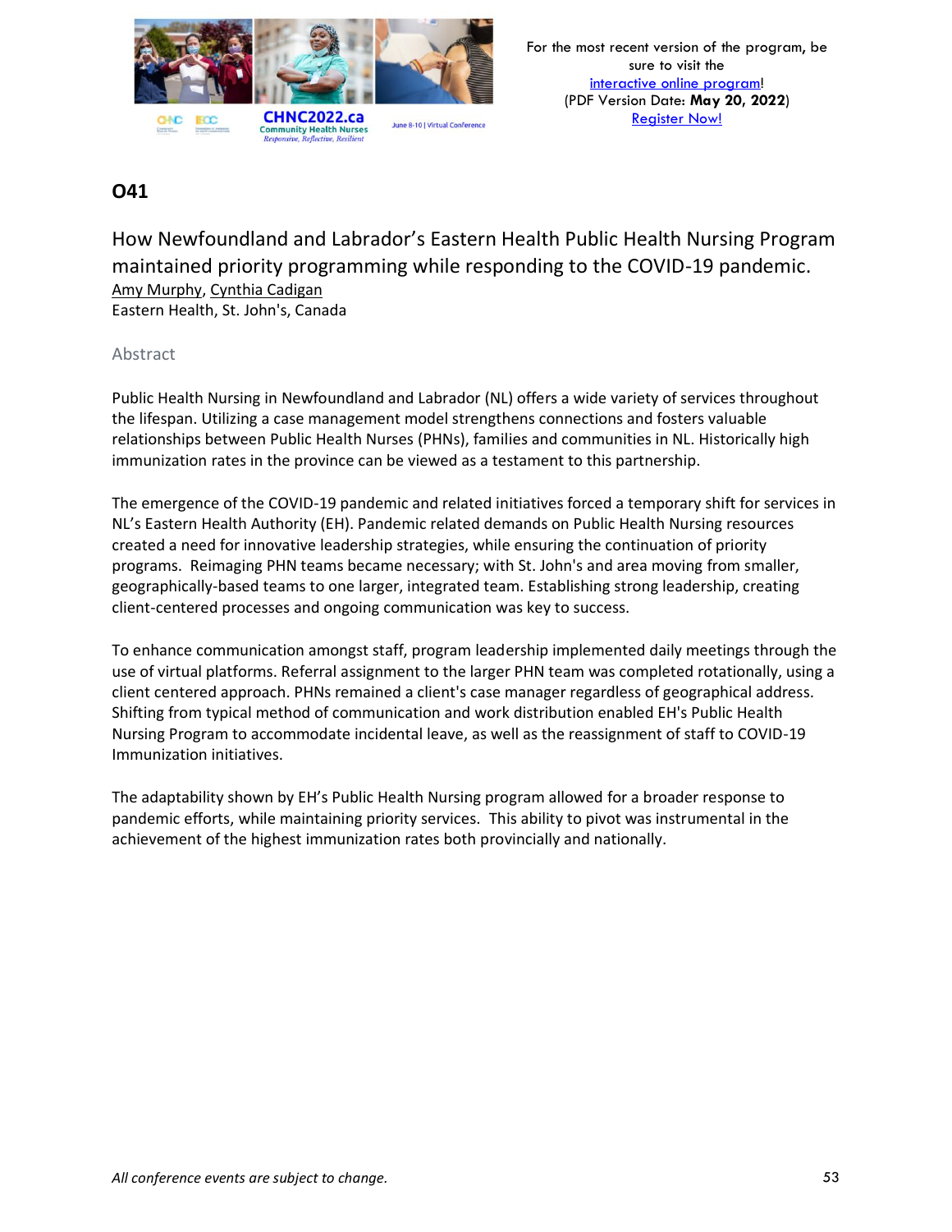## O41

# How Newfoundland and Labrador's Eastern Health Public Health Nursing Program maintained priority programming while responding to the COVID-19 pandemic.

Amy Murphy, Cynthia Cadigan

Eastern Health, St. John's, Canada

### Abstract

Public Health Nursing in Newfoundland and Labrador (NL) offers a wide variety of services throughout the lifespan. Utilizing a case management model strengthens connections and fosters valuable relationships between Public Health Nurses (PHNs), families and communities in NL. Historically high immunization rates in the province can be viewed as a testament to this partnership.

The emergence of the COVID-19 pandemic and related initiatives forced a temporary shift for services in NL's Eastern Health Authority (EH). Pandemic related demands on Public Health Nursing resources created a need for innovative leadership strategies, while ensuring the continuation of priority programs. Reimaging PHN teams became necessary; with St. John's and area moving from smaller, geographically-based teams to one larger, integrated team. Establishing strong leadership, creating client-centered processes and ongoing communication was key to success.

To enhance communication amongst staff, program leadership implemented daily meetings through the use of virtual platforms. Referral assignment to the larger PHN team was completed rotationally, using a client centered approach. PHNs remained a client's case manager regardless of geographical address. Shifting from typical method of communication and work distribution enabled EH's Public Health Nursing Program to accommodate incidental leave, as well as the reassignment of staff to COVID-19 Immunization initiatives.

The adaptability shown by EH's Public Health Nursing program allowed for a broader response to pandemic efforts, while maintaining priority services. This ability to pivot was instrumental in the achievement of the highest immunization rates both provincially and nationally.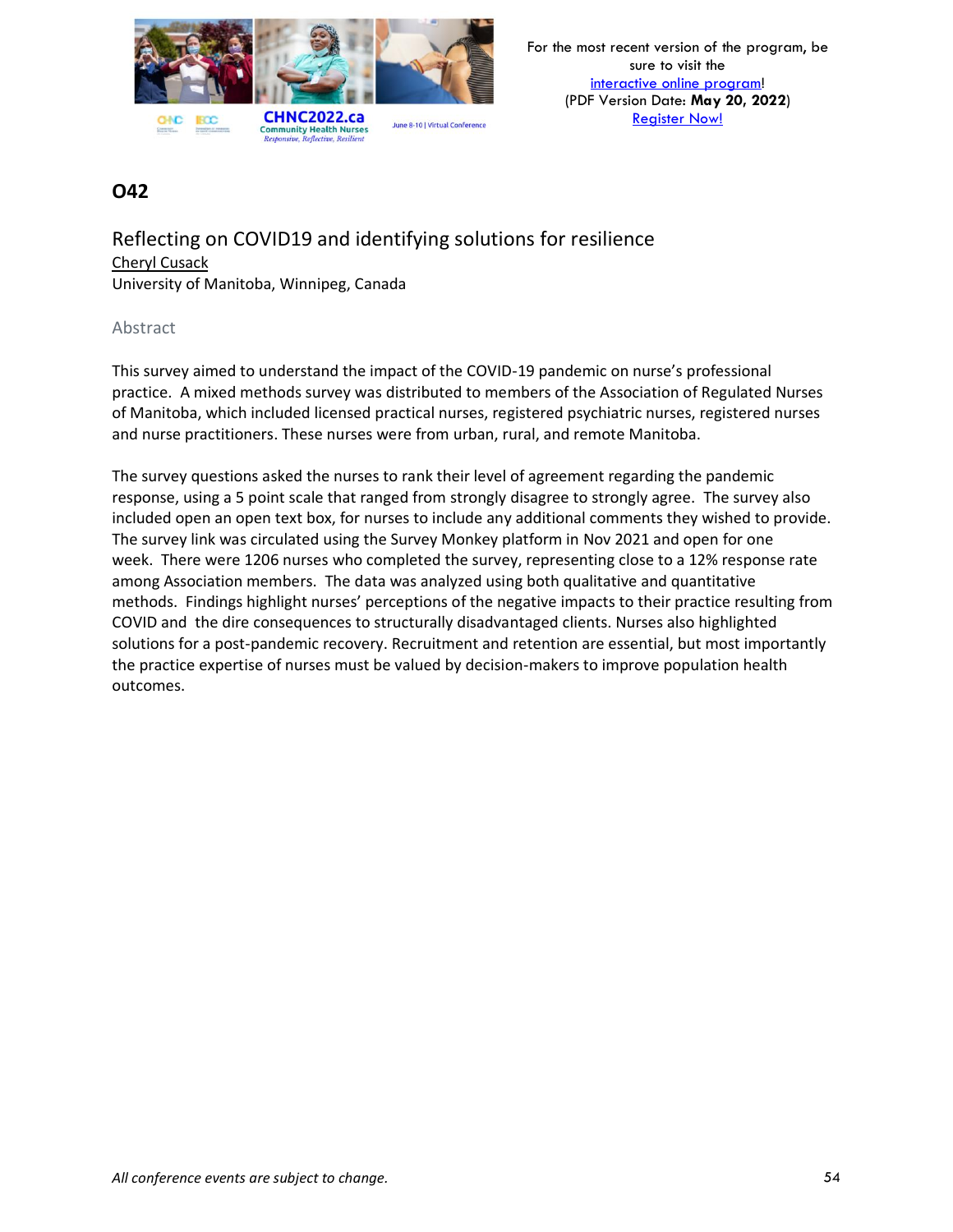## O42

### Reflecting on COVID19 and identifying solutions for resilience

Cheryl Cusack
University of Manitoba, Winnipeg, Canada

#### Abstract

This survey aimed to understand the impact of the COVID-19 pandemic on nurse's professional practice. A mixed methods survey was distributed to members of the Association of Regulated Nurses of Manitoba, which included licensed practical nurses, registered psychiatric nurses, registered nurses and nurse practitioners. These nurses were from urban, rural, and remote Manitoba.

The survey questions asked the nurses to rank their level of agreement regarding the pandemic response, using a 5 point scale that ranged from strongly disagree to strongly agree. The survey also included open an open text box, for nurses to include any additional comments they wished to provide. The survey link was circulated using the Survey Monkey platform in Nov 2021 and open for one week. There were 1206 nurses who completed the survey, representing close to a 12% response rate among Association members. The data was analyzed using both qualitative and quantitative methods. Findings highlight nurses' perceptions of the negative impacts to their practice resulting from COVID and the dire consequences to structurally disadvantaged clients. Nurses also highlighted solutions for a post-pandemic recovery. Recruitment and retention are essential, but most importantly the practice expertise of nurses must be valued by decision-makers to improve population health outcomes.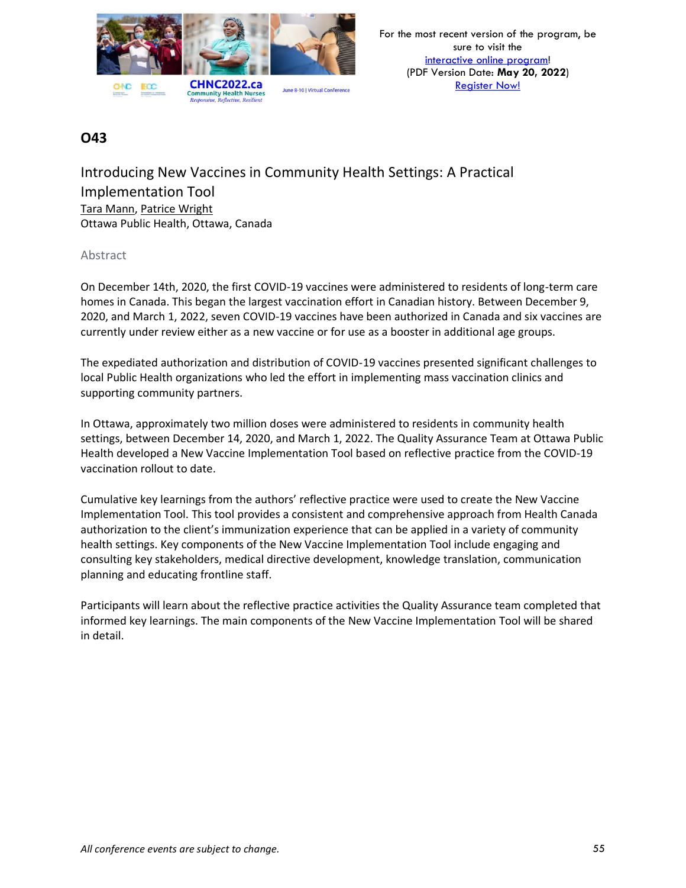## O43

### Introducing New Vaccines in Community Health Settings: A Practical Implementation Tool

Tara Mann, Patrice Wright
Ottawa Public Health, Ottawa, Canada

#### Abstract

On December 14th, 2020, the first COVID-19 vaccines were administered to residents of long-term care homes in Canada. This began the largest vaccination effort in Canadian history. Between December 9, 2020, and March 1, 2022, seven COVID-19 vaccines have been authorized in Canada and six vaccines are currently under review either as a new vaccine or for use as a booster in additional age groups.

The expedited authorization and distribution of COVID-19 vaccines presented significant challenges to local Public Health organizations who led the effort in implementing mass vaccination clinics and supporting community partners.

In Ottawa, approximately two million doses were administered to residents in community health settings, between December 14, 2020, and March 1, 2022. The Quality Assurance Team at Ottawa Public Health developed a New Vaccine Implementation Tool based on reflective practice from the COVID-19 vaccination rollout to date.

Cumulative key learnings from the authors' reflective practice were used to create the New Vaccine Implementation Tool. This tool provides a consistent and comprehensive approach from Health Canada authorization to the client's immunization experience that can be applied in a variety of community health settings. Key components of the New Vaccine Implementation Tool include engaging and consulting key stakeholders, medical directive development, knowledge translation, communication planning and educating frontline staff.

Participants will learn about the reflective practice activities the Quality Assurance team completed that informed key learnings. The main components of the New Vaccine Implementation Tool will be shared in detail.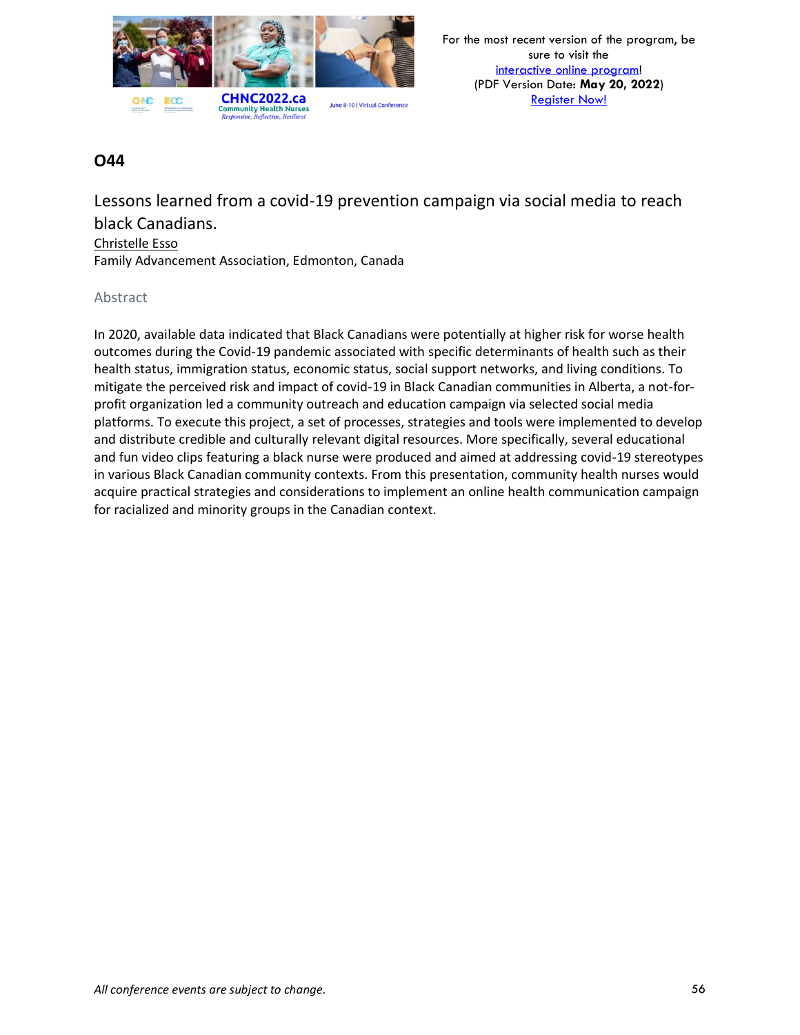## O44

### Lessons learned from a covid-19 prevention campaign via social media to reach black Canadians.

Christelle Esso
Family Advancement Association, Edmonton, Canada

#### Abstract

In 2020, available data indicated that Black Canadians were potentially at higher risk for worse health outcomes during the Covid-19 pandemic associated with specific determinants of health such as their health status, immigration status, economic status, social support networks, and living conditions. To mitigate the perceived risk and impact of covid-19 in Black Canadian communities in Alberta, a not-for-profit organization led a community outreach and education campaign via selected social media platforms. To execute this project, a set of processes, strategies and tools were implemented to develop and distribute credible and culturally relevant digital resources. More specifically, several educational and fun video clips featuring a black nurse were produced and aimed at addressing covid-19 stereotypes in various Black Canadian community contexts. From this presentation, community health nurses would acquire practical strategies and considerations to implement an online health communication campaign for racialized and minority groups in the Canadian context.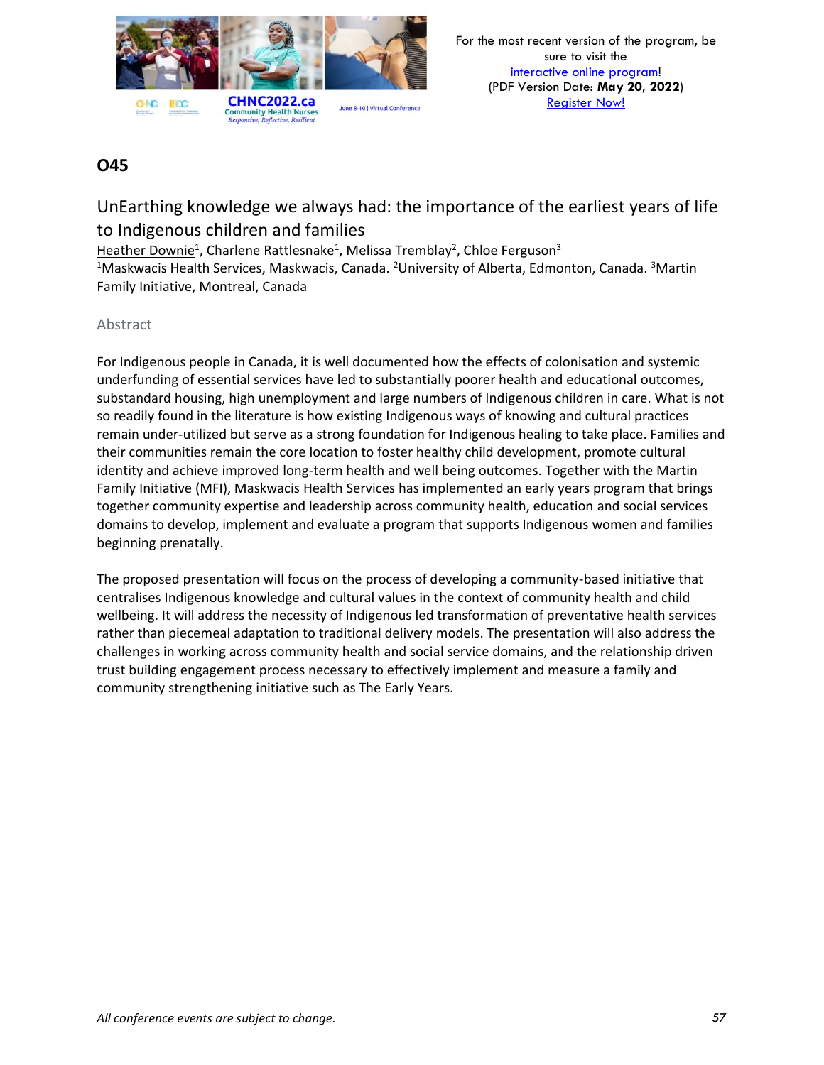## O45

### UnEarthing knowledge we always had: the importance of the earliest years of life to Indigenous children and families

Heather Downie[1], Charlene Rattlesnake[1], Melissa Tremblay[2], Chloe Ferguson[3]

[1]Maskwacis Health Services, Maskwacis, Canada. [2]University of Alberta, Edmonton, Canada. [3]Martin Family Initiative, Montreal, Canada

#### Abstract

For Indigenous people in Canada, it is well documented how the effects of colonisation and systemic underfunding of essential services have led to substantially poorer health and educational outcomes, substandard housing, high unemployment and large numbers of Indigenous children in care. What is not so readily found in the literature is how existing Indigenous ways of knowing and cultural practices remain under-utilized but serve as a strong foundation for Indigenous healing to take place. Families and their communities remain the core location to foster healthy child development, promote cultural identity and achieve improved long-term health and well being outcomes. Together with the Martin Family Initiative (MFI), Maskwacis Health Services has implemented an early years program that brings together community expertise and leadership across community health, education and social services domains to develop, implement and evaluate a program that supports Indigenous women and families beginning prenatally.

The proposed presentation will focus on the process of developing a community-based initiative that centralises Indigenous knowledge and cultural values in the context of community health and child wellbeing. It will address the necessity of Indigenous led transformation of preventative health services rather than piecemeal adaptation to traditional delivery models. The presentation will also address the challenges in working across community health and social service domains, and the relationship driven trust building engagement process necessary to effectively implement and measure a family and community strengthening initiative such as The Early Years.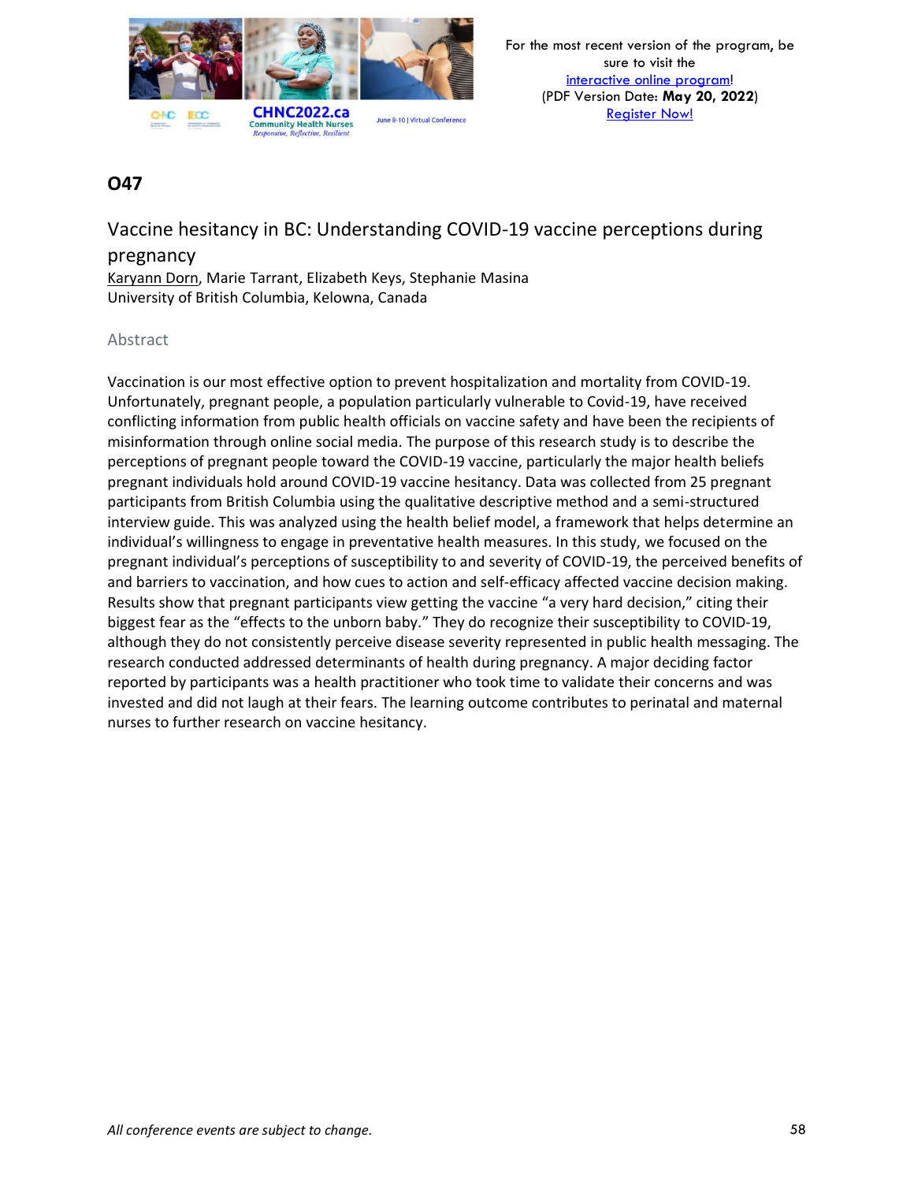## O47

### Vaccine hesitancy in BC: Understanding COVID-19 vaccine perceptions during pregnancy

Karyann Dorn, Marie Tarrant, Elizabeth Keys, Stephanie Masina
University of British Columbia, Kelowna, Canada

#### Abstract

Vaccination is our most effective option to prevent hospitalization and mortality from COVID-19. Unfortunately, pregnant people, a population particularly vulnerable to Covid-19, have received conflicting information from public health officials on vaccine safety and have been the recipients of misinformation through online social media. The purpose of this research study is to describe the perceptions of pregnant people toward the COVID-19 vaccine, particularly the major health beliefs pregnant individuals hold around COVID-19 vaccine hesitancy. Data was collected from 25 pregnant participants from British Columbia using the qualitative descriptive method and a semi-structured interview guide. This was analyzed using the health belief model, a framework that helps determine an individual's willingness to engage in preventative health measures. In this study, we focused on the pregnant individual's perceptions of susceptibility to and severity of COVID-19, the perceived benefits of and barriers to vaccination, and how cues to action and self-efficacy affected vaccine decision making. Results show that pregnant participants view getting the vaccine "a very hard decision," citing their biggest fear as the "effects to the unborn baby." They do recognize their susceptibility to COVID-19, although they do not consistently perceive disease severity represented in public health messaging. The research conducted addressed determinants of health during pregnancy. A major deciding factor reported by participants was a health practitioner who took time to validate their concerns and was invested and did not laugh at their fears. The learning outcome contributes to perinatal and maternal nurses to further research on vaccine hesitancy.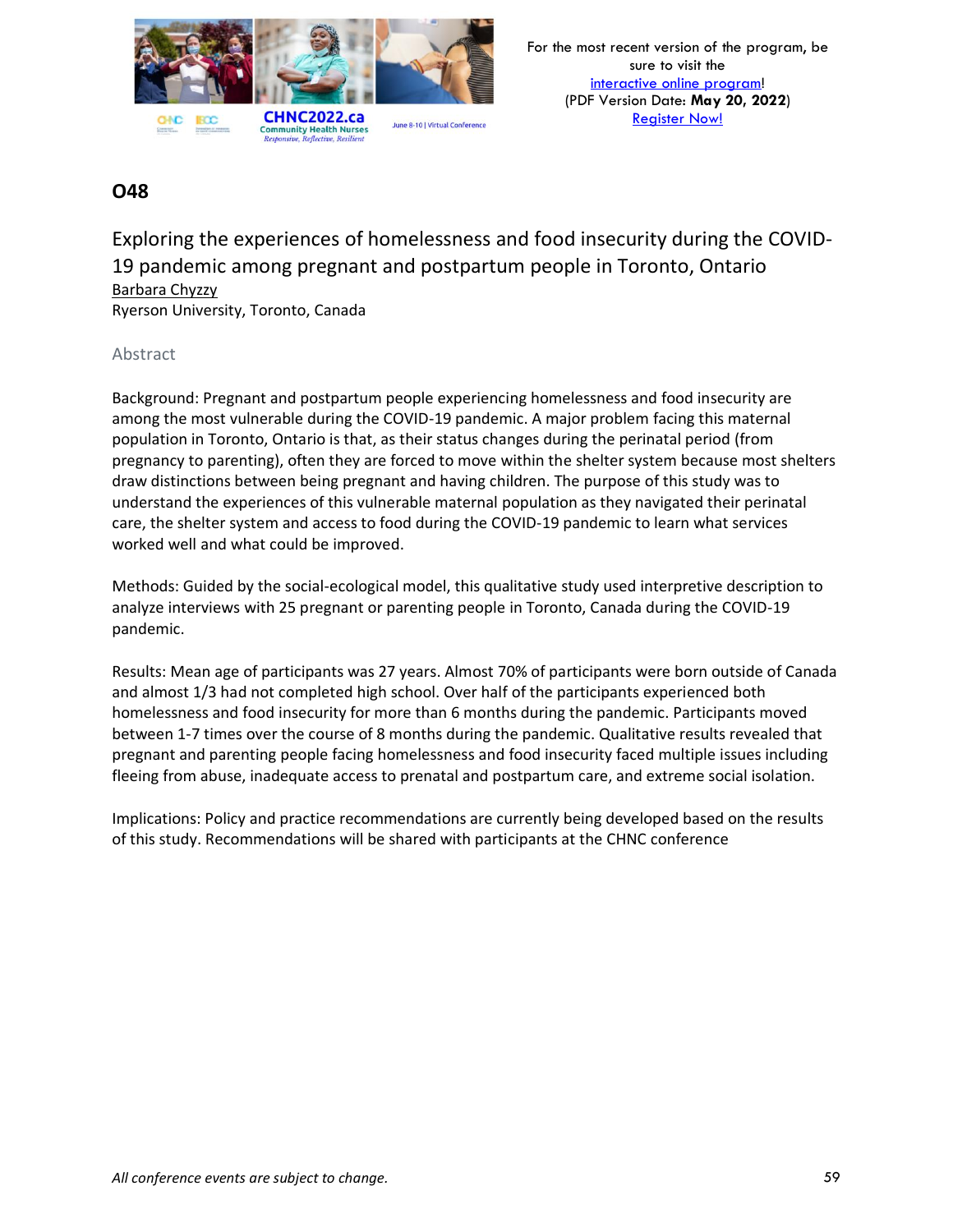## O48

### Exploring the experiences of homelessness and food insecurity during the COVID-19 pandemic among pregnant and postpartum people in Toronto, Ontario

Barbara Chyzzy
Ryerson University, Toronto, Canada

#### Abstract

Background: Pregnant and postpartum people experiencing homelessness and food insecurity are among the most vulnerable during the COVID-19 pandemic. A major problem facing this maternal population in Toronto, Ontario is that, as their status changes during the perinatal period (from pregnancy to parenting), often they are forced to move within the shelter system because most shelters draw distinctions between being pregnant and having children. The purpose of this study was to understand the experiences of this vulnerable maternal population as they navigated their perinatal care, the shelter system and access to food during the COVID-19 pandemic to learn what services worked well and what could be improved.

Methods: Guided by the social-ecological model, this qualitative study used interpretive description to analyze interviews with 25 pregnant or parenting people in Toronto, Canada during the COVID-19 pandemic.

Results: Mean age of participants was 27 years. Almost 70% of participants were born outside of Canada and almost 1/3 had not completed high school. Over half of the participants experienced both homelessness and food insecurity for more than 6 months during the pandemic. Participants moved between 1-7 times over the course of 8 months during the pandemic. Qualitative results revealed that pregnant and parenting people facing homelessness and food insecurity faced multiple issues including fleeing from abuse, inadequate access to prenatal and postpartum care, and extreme social isolation.

Implications: Policy and practice recommendations are currently being developed based on the results of this study. Recommendations will be shared with participants at the CHNC conference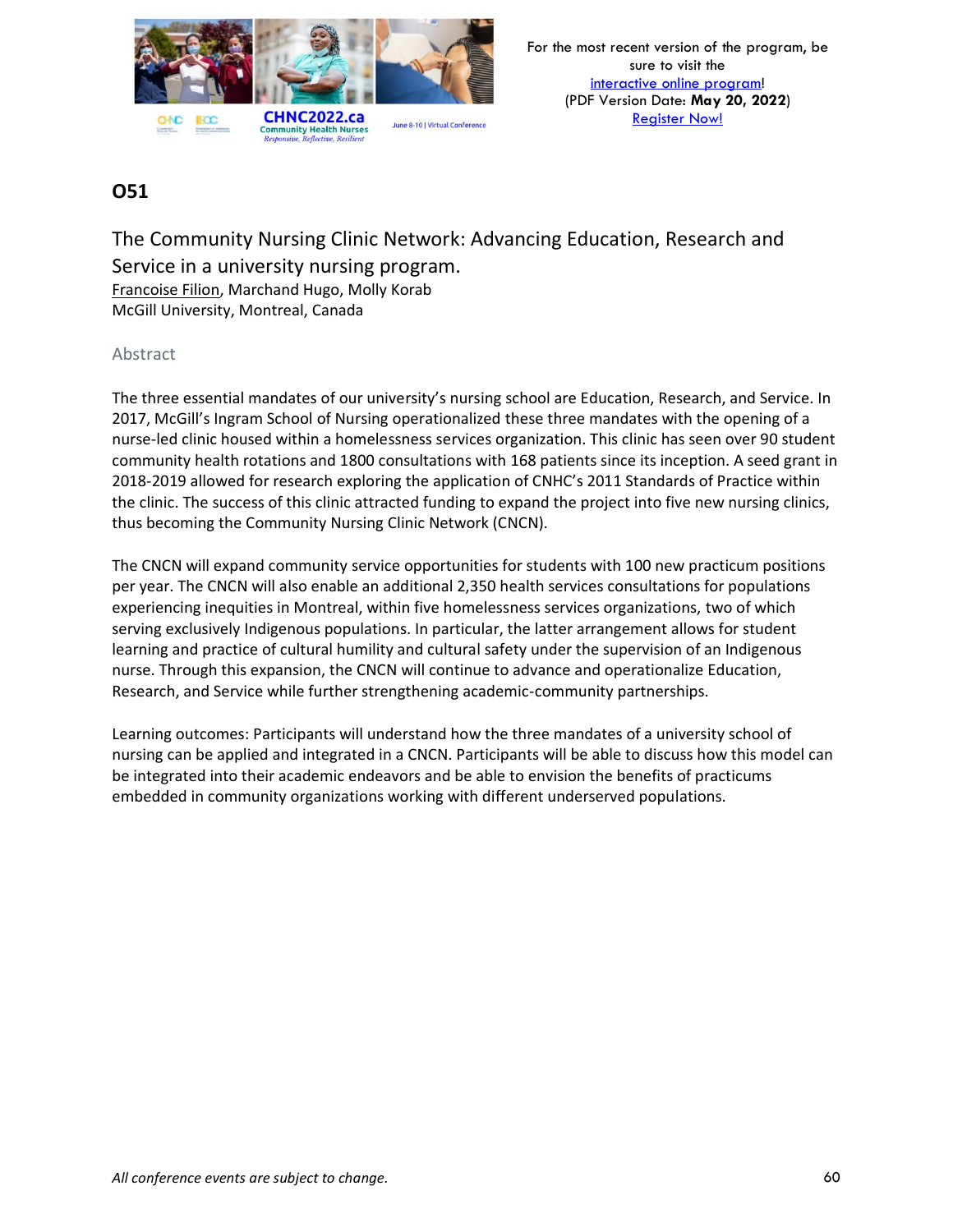## O51

### The Community Nursing Clinic Network: Advancing Education, Research and Service in a university nursing program.

Francoise Filion, Marchand Hugo, Molly Korab
McGill University, Montreal, Canada

#### Abstract

The three essential mandates of our university's nursing school are Education, Research, and Service. In 2017, McGill's Ingram School of Nursing operationalized these three mandates with the opening of a nurse-led clinic housed within a homelessness services organization. This clinic has seen over 90 student community health rotations and 1800 consultations with 168 patients since its inception. A seed grant in 2018-2019 allowed for research exploring the application of CNHC's 2011 Standards of Practice within the clinic. The success of this clinic attracted funding to expand the project into five new nursing clinics, thus becoming the Community Nursing Clinic Network (CNCN).

The CNCN will expand community service opportunities for students with 100 new practicum positions per year. The CNCN will also enable an additional 2,350 health services consultations for populations experiencing inequities in Montreal, within five homelessness services organizations, two of which serving exclusively Indigenous populations. In particular, the latter arrangement allows for student learning and practice of cultural humility and cultural safety under the supervision of an Indigenous nurse. Through this expansion, the CNCN will continue to advance and operationalize Education, Research, and Service while further strengthening academic-community partnerships.

Learning outcomes: Participants will understand how the three mandates of a university school of nursing can be applied and integrated in a CNCN. Participants will be able to discuss how this model can be integrated into their academic endeavors and be able to envision the benefits of practicums embedded in community organizations working with different underserved populations.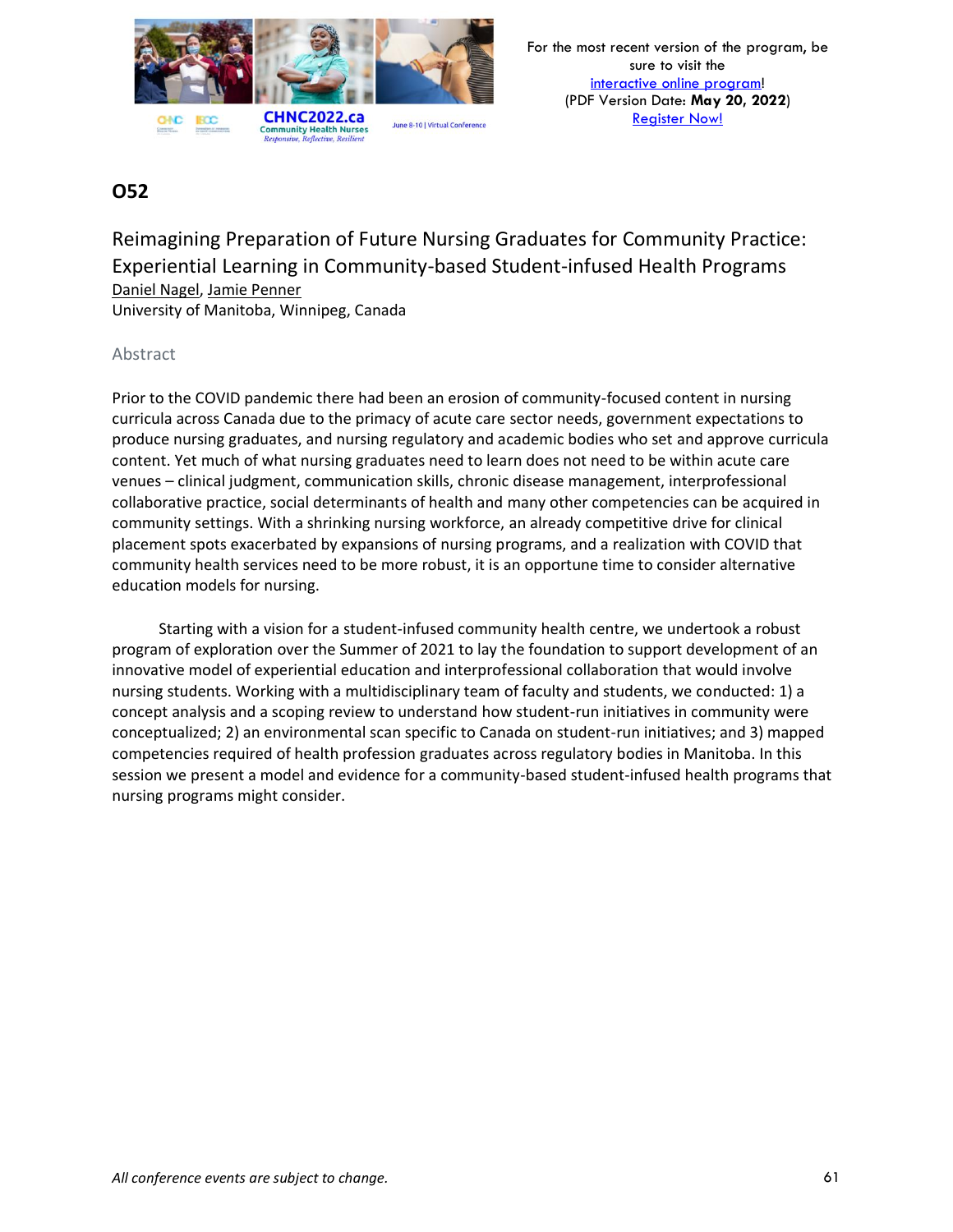## O52

### Reimagining Preparation of Future Nursing Graduates for Community Practice: Experiential Learning in Community-based Student-infused Health Programs

Daniel Nagel, Jamie Penner
University of Manitoba, Winnipeg, Canada

#### Abstract

Prior to the COVID pandemic there had been an erosion of community-focused content in nursing curricula across Canada due to the primacy of acute care sector needs, government expectations to produce nursing graduates, and nursing regulatory and academic bodies who set and approve curricula content. Yet much of what nursing graduates need to learn does not need to be within acute care venues – clinical judgment, communication skills, chronic disease management, interprofessional collaborative practice, social determinants of health and many other competencies can be acquired in community settings. With a shrinking nursing workforce, an already competitive drive for clinical placement spots exacerbated by expansions of nursing programs, and a realization with COVID that community health services need to be more robust, it is an opportune time to consider alternative education models for nursing.

Starting with a vision for a student-infused community health centre, we undertook a robust program of exploration over the Summer of 2021 to lay the foundation to support development of an innovative model of experiential education and interprofessional collaboration that would involve nursing students. Working with a multidisciplinary team of faculty and students, we conducted: 1) a concept analysis and a scoping review to understand how student-run initiatives in community were conceptualized; 2) an environmental scan specific to Canada on student-run initiatives; and 3) mapped competencies required of health profession graduates across regulatory bodies in Manitoba. In this session we present a model and evidence for a community-based student-infused health programs that nursing programs might consider.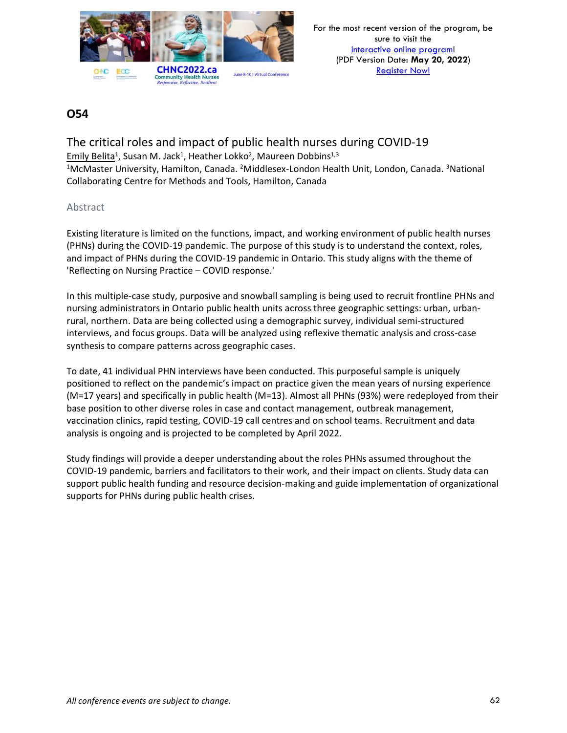## O54

### The critical roles and impact of public health nurses during COVID-19

Emily Belita[1], Susan M. Jack[1], Heather Lokko[2], Maureen Dobbins[1,3]

[1]McMaster University, Hamilton, Canada. [2]Middlesex-London Health Unit, London, Canada. [3]National Collaborating Centre for Methods and Tools, Hamilton, Canada

#### Abstract

Existing literature is limited on the functions, impact, and working environment of public health nurses (PHNs) during the COVID-19 pandemic. The purpose of this study is to understand the context, roles, and impact of PHNs during the COVID-19 pandemic in Ontario. This study aligns with the theme of 'Reflecting on Nursing Practice – COVID response.'

In this multiple-case study, purposive and snowball sampling is being used to recruit frontline PHNs and nursing administrators in Ontario public health units across three geographic settings: urban, urban-rural, northern. Data are being collected using a demographic survey, individual semi-structured interviews, and focus groups. Data will be analyzed using reflexive thematic analysis and cross-case synthesis to compare patterns across geographic cases.

To date, 41 individual PHN interviews have been conducted. This purposeful sample is uniquely positioned to reflect on the pandemic's impact on practice given the mean years of nursing experience (M=17 years) and specifically in public health (M=13). Almost all PHNs (93%) were redeployed from their base position to other diverse roles in case and contact management, outbreak management, vaccination clinics, rapid testing, COVID-19 call centres and on school teams. Recruitment and data analysis is ongoing and is projected to be completed by April 2022.

Study findings will provide a deeper understanding about the roles PHNs assumed throughout the COVID-19 pandemic, barriers and facilitators to their work, and their impact on clients. Study data can support public health funding and resource decision-making and guide implementation of organizational supports for PHNs during public health crises.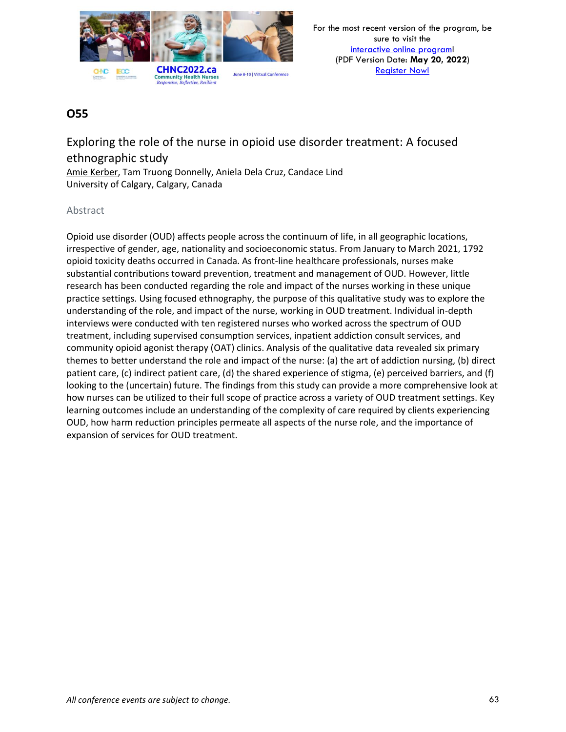## O55

### Exploring the role of the nurse in opioid use disorder treatment: A focused ethnographic study

Amie Kerber, Tam Truong Donnelly, Aniela Dela Cruz, Candace Lind
University of Calgary, Calgary, Canada

#### Abstract

Opioid use disorder (OUD) affects people across the continuum of life, in all geographic locations, irrespective of gender, age, nationality and socioeconomic status. From January to March 2021, 1792 opioid toxicity deaths occurred in Canada. As front-line healthcare professionals, nurses make substantial contributions toward prevention, treatment and management of OUD. However, little research has been conducted regarding the role and impact of the nurses working in these unique practice settings. Using focused ethnography, the purpose of this qualitative study was to explore the understanding of the role, and impact of the nurse, working in OUD treatment. Individual in-depth interviews were conducted with ten registered nurses who worked across the spectrum of OUD treatment, including supervised consumption services, inpatient addiction consult services, and community opioid agonist therapy (OAT) clinics. Analysis of the qualitative data revealed six primary themes to better understand the role and impact of the nurse: (a) the art of addiction nursing, (b) direct patient care, (c) indirect patient care, (d) the shared experience of stigma, (e) perceived barriers, and (f) looking to the (uncertain) future. The findings from this study can provide a more comprehensive look at how nurses can be utilized to their full scope of practice across a variety of OUD treatment settings. Key learning outcomes include an understanding of the complexity of care required by clients experiencing OUD, how harm reduction principles permeate all aspects of the nurse role, and the importance of expansion of services for OUD treatment.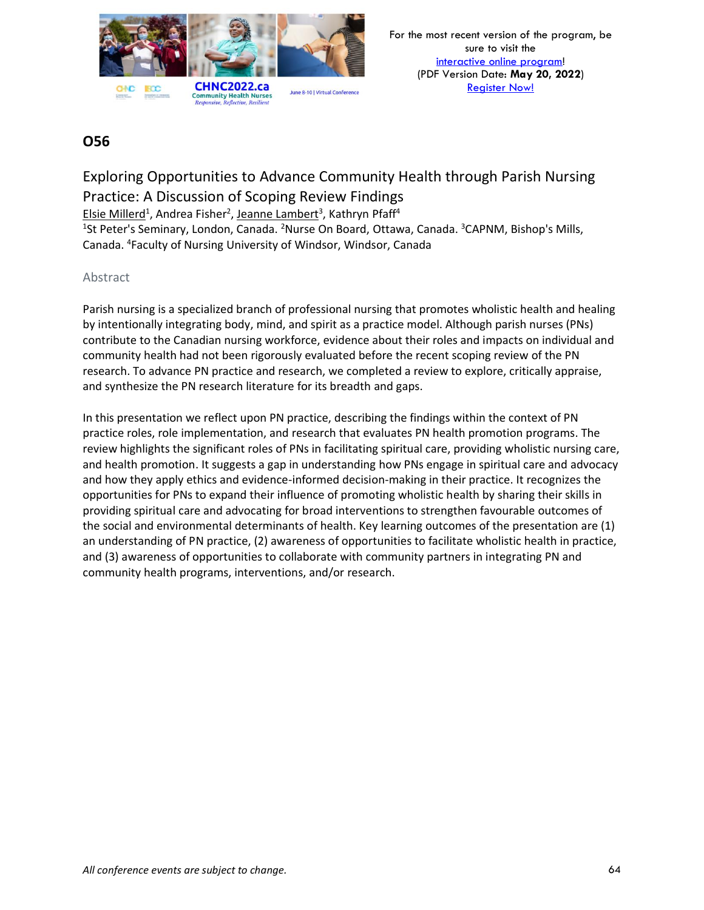## O56

### Exploring Opportunities to Advance Community Health through Parish Nursing Practice: A Discussion of Scoping Review Findings

Elsie Millerd[1], Andrea Fisher[2], Jeanne Lambert[3], Kathryn Pfaff[4]

[1]St Peter's Seminary, London, Canada. [2]Nurse On Board, Ottawa, Canada. [3]CAPNM, Bishop's Mills, Canada. [4]Faculty of Nursing University of Windsor, Windsor, Canada

#### Abstract

Parish nursing is a specialized branch of professional nursing that promotes wholistic health and healing by intentionally integrating body, mind, and spirit as a practice model. Although parish nurses (PNs) contribute to the Canadian nursing workforce, evidence about their roles and impacts on individual and community health had not been rigorously evaluated before the recent scoping review of the PN research. To advance PN practice and research, we completed a review to explore, critically appraise, and synthesize the PN research literature for its breadth and gaps.

In this presentation we reflect upon PN practice, describing the findings within the context of PN practice roles, role implementation, and research that evaluates PN health promotion programs. The review highlights the significant roles of PNs in facilitating spiritual care, providing wholistic nursing care, and health promotion. It suggests a gap in understanding how PNs engage in spiritual care and advocacy and how they apply ethics and evidence-informed decision-making in their practice. It recognizes the opportunities for PNs to expand their influence of promoting wholistic health by sharing their skills in providing spiritual care and advocating for broad interventions to strengthen favourable outcomes of the social and environmental determinants of health. Key learning outcomes of the presentation are (1) an understanding of PN practice, (2) awareness of opportunities to facilitate wholistic health in practice, and (3) awareness of opportunities to collaborate with community partners in integrating PN and community health programs, interventions, and/or research.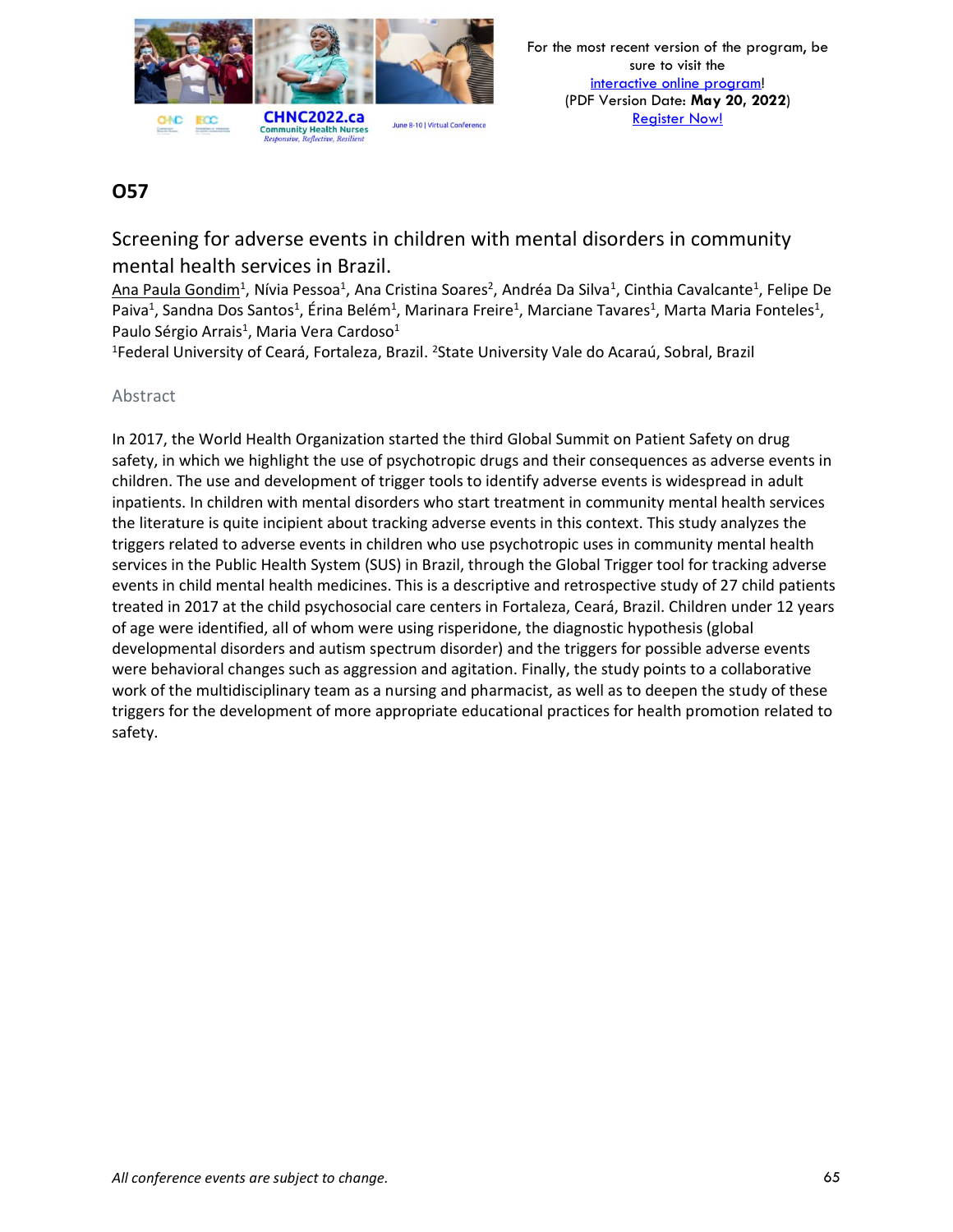## O57

### Screening for adverse events in children with mental disorders in community mental health services in Brazil.

Ana Paula Gondim[1], Nívia Pessoa[1], Ana Cristina Soares[2], Andréa Da Silva[1], Cinthia Cavalcante[1], Felipe De Paiva[1], Sandna Dos Santos[1], Érina Belém[1], Marinara Freire[1], Marciane Tavares[1], Marta Maria Fonteles[1], Paulo Sérgio Arrais[1], Maria Vera Cardoso[1]

[1]Federal University of Ceará, Fortaleza, Brazil. [2]State University Vale do Acaraú, Sobral, Brazil

#### Abstract

In 2017, the World Health Organization started the third Global Summit on Patient Safety on drug safety, in which we highlight the use of psychotropic drugs and their consequences as adverse events in children. The use and development of trigger tools to identify adverse events is widespread in adult inpatients. In children with mental disorders who start treatment in community mental health services the literature is quite incipient about tracking adverse events in this context. This study analyzes the triggers related to adverse events in children who use psychotropic uses in community mental health services in the Public Health System (SUS) in Brazil, through the Global Trigger tool for tracking adverse events in child mental health medicines. This is a descriptive and retrospective study of 27 child patients treated in 2017 at the child psychosocial care centers in Fortaleza, Ceará, Brazil. Children under 12 years of age were identified, all of whom were using risperidone, the diagnostic hypothesis (global developmental disorders and autism spectrum disorder) and the triggers for possible adverse events were behavioral changes such as aggression and agitation. Finally, the study points to a collaborative work of the multidisciplinary team as a nursing and pharmacist, as well as to deepen the study of these triggers for the development of more appropriate educational practices for health promotion related to safety.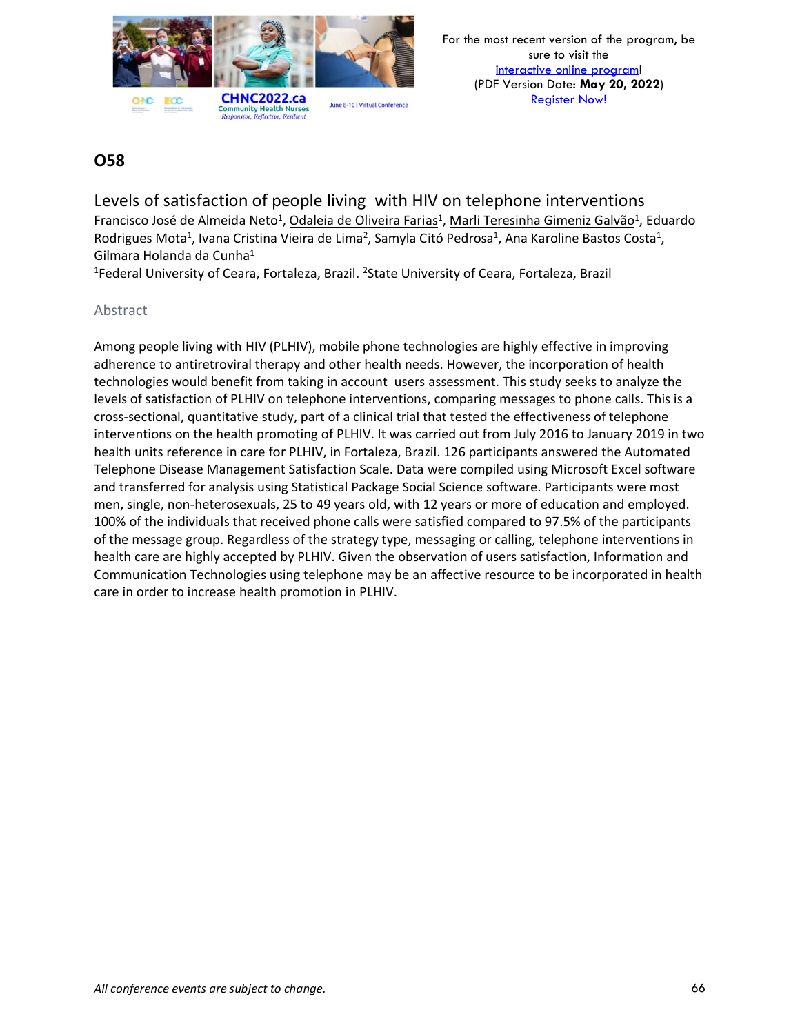## O58

### Levels of satisfaction of people living with HIV on telephone interventions

Francisco José de Almeida Neto[1], Odaleia de Oliveira Farias[1], Marli Teresinha Gimeniz Galvão[1], Eduardo Rodrigues Mota[1], Ivana Cristina Vieira de Lima[2], Samyla Citó Pedrosa[1], Ana Karoline Bastos Costa[1], Gilmara Holanda da Cunha[1]

[1]Federal University of Ceara, Fortaleza, Brazil. [2]State University of Ceara, Fortaleza, Brazil

#### Abstract

Among people living with HIV (PLHIV), mobile phone technologies are highly effective in improving adherence to antiretroviral therapy and other health needs. However, the incorporation of health technologies would benefit from taking in account users assessment. This study seeks to analyze the levels of satisfaction of PLHIV on telephone interventions, comparing messages to phone calls. This is a cross-sectional, quantitative study, part of a clinical trial that tested the effectiveness of telephone interventions on the health promoting of PLHIV. It was carried out from July 2016 to January 2019 in two health units reference in care for PLHIV, in Fortaleza, Brazil. 126 participants answered the Automated Telephone Disease Management Satisfaction Scale. Data were compiled using Microsoft Excel software and transferred for analysis using Statistical Package Social Science software. Participants were most men, single, non-heterosexuals, 25 to 49 years old, with 12 years or more of education and employed. 100% of the individuals that received phone calls were satisfied compared to 97.5% of the participants of the message group. Regardless of the strategy type, messaging or calling, telephone interventions in health care are highly accepted by PLHIV. Given the observation of users satisfaction, Information and Communication Technologies using telephone may be an affective resource to be incorporated in health care in order to increase health promotion in PLHIV.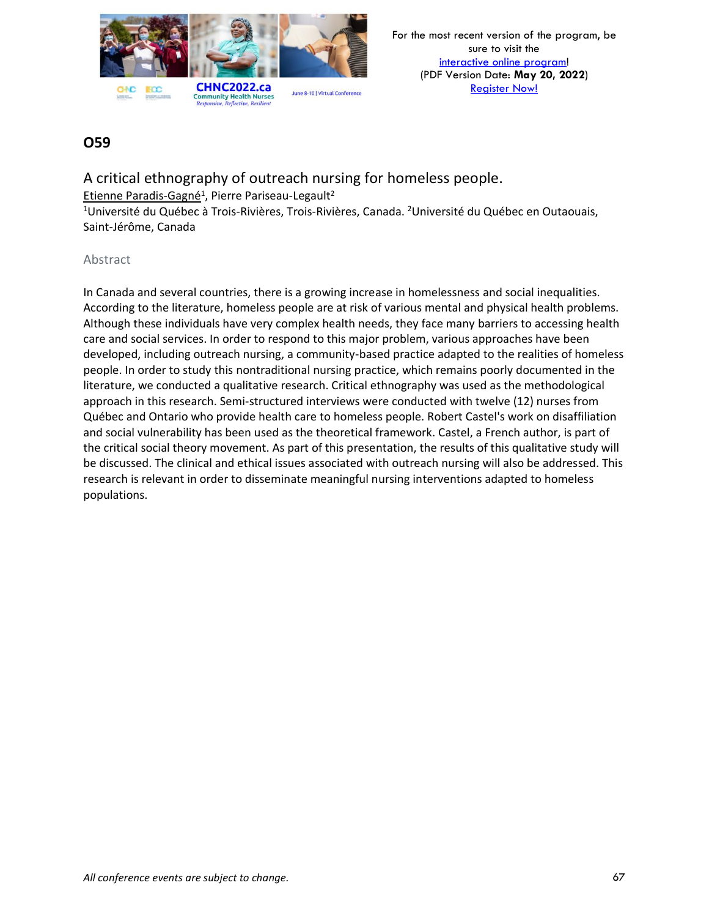## O59

### A critical ethnography of outreach nursing for homeless people.

Etienne Paradis-Gagné[1], Pierre Pariseau-Legault[2]

[1]Université du Québec à Trois-Rivières, Trois-Rivières, Canada. [2]Université du Québec en Outaouais, Saint-Jérôme, Canada

#### Abstract

In Canada and several countries, there is a growing increase in homelessness and social inequalities. According to the literature, homeless people are at risk of various mental and physical health problems. Although these individuals have very complex health needs, they face many barriers to accessing health care and social services. In order to respond to this major problem, various approaches have been developed, including outreach nursing, a community-based practice adapted to the realities of homeless people. In order to study this nontraditional nursing practice, which remains poorly documented in the literature, we conducted a qualitative research. Critical ethnography was used as the methodological approach in this research. Semi-structured interviews were conducted with twelve (12) nurses from Québec and Ontario who provide health care to homeless people. Robert Castel's work on disaffiliation and social vulnerability has been used as the theoretical framework. Castel, a French author, is part of the critical social theory movement. As part of this presentation, the results of this qualitative study will be discussed. The clinical and ethical issues associated with outreach nursing will also be addressed. This research is relevant in order to disseminate meaningful nursing interventions adapted to homeless populations.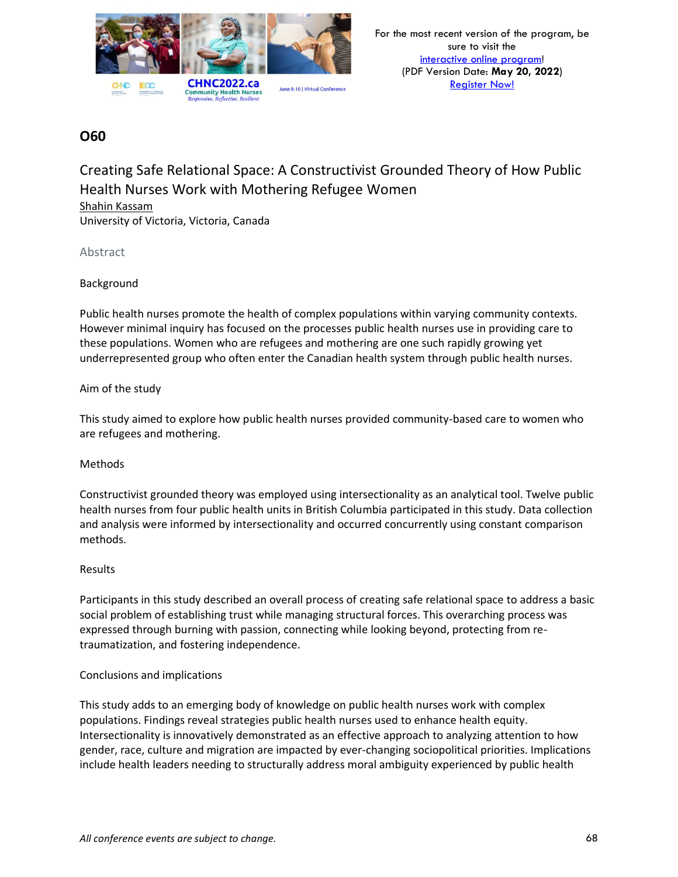# O60

## Creating Safe Relational Space: A Constructivist Grounded Theory of How Public Health Nurses Work with Mothering Refugee Women

Shahin Kassam
University of Victoria, Victoria, Canada

### Abstract

Background

Public health nurses promote the health of complex populations within varying community contexts. However minimal inquiry has focused on the processes public health nurses use in providing care to these populations. Women who are refugees and mothering are one such rapidly growing yet underrepresented group who often enter the Canadian health system through public health nurses.

Aim of the study

This study aimed to explore how public health nurses provided community-based care to women who are refugees and mothering.

Methods

Constructivist grounded theory was employed using intersectionality as an analytical tool. Twelve public health nurses from four public health units in British Columbia participated in this study. Data collection and analysis were informed by intersectionality and occurred concurrently using constant comparison methods.

Results

Participants in this study described an overall process of creating safe relational space to address a basic social problem of establishing trust while managing structural forces. This overarching process was expressed through burning with passion, connecting while looking beyond, protecting from re-traumatization, and fostering independence.

Conclusions and implications

This study adds to an emerging body of knowledge on public health nurses work with complex populations. Findings reveal strategies public health nurses used to enhance health equity. Intersectionality is innovatively demonstrated as an effective approach to analyzing attention to how gender, race, culture and migration are impacted by ever-changing sociopolitical priorities. Implications include health leaders needing to structurally address moral ambiguity experienced by public health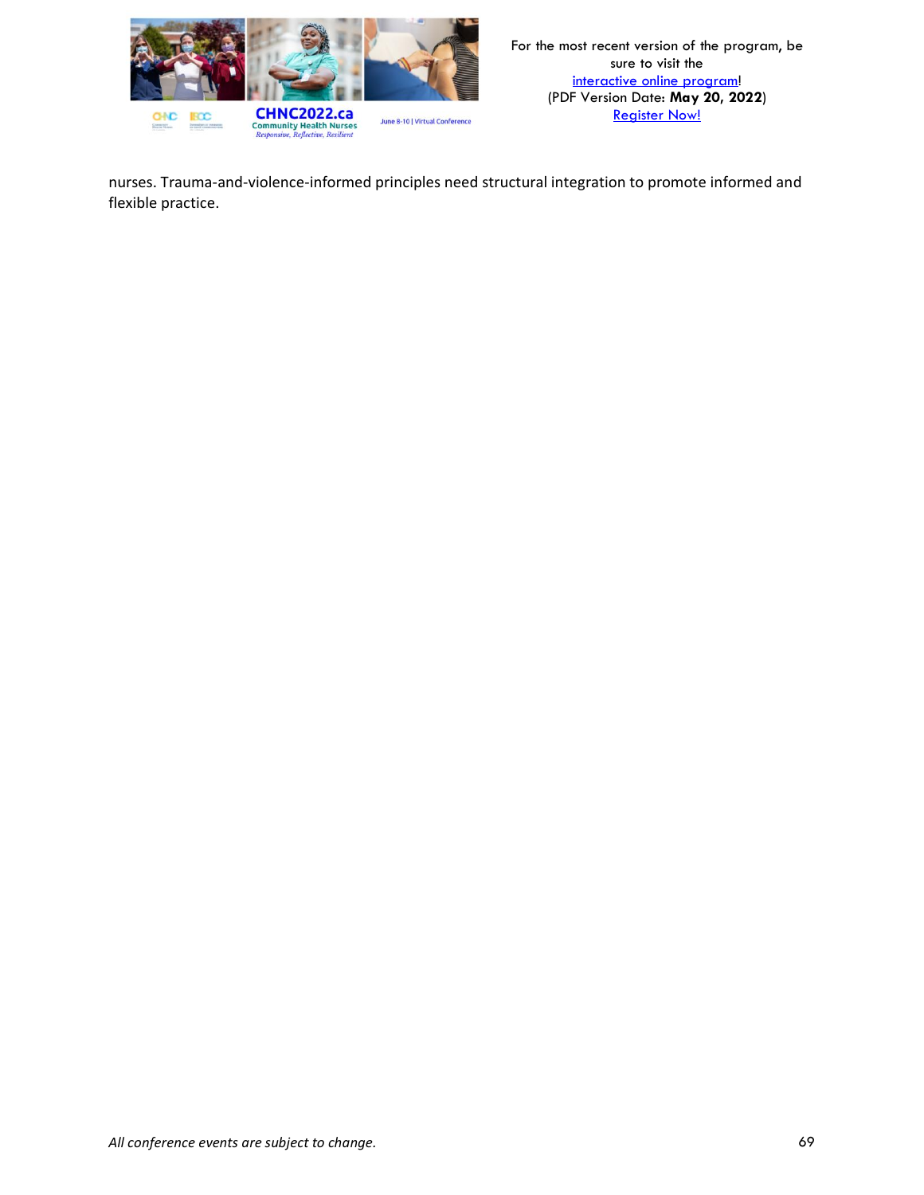nurses. Trauma-and-violence-informed principles need structural integration to promote informed and flexible practice.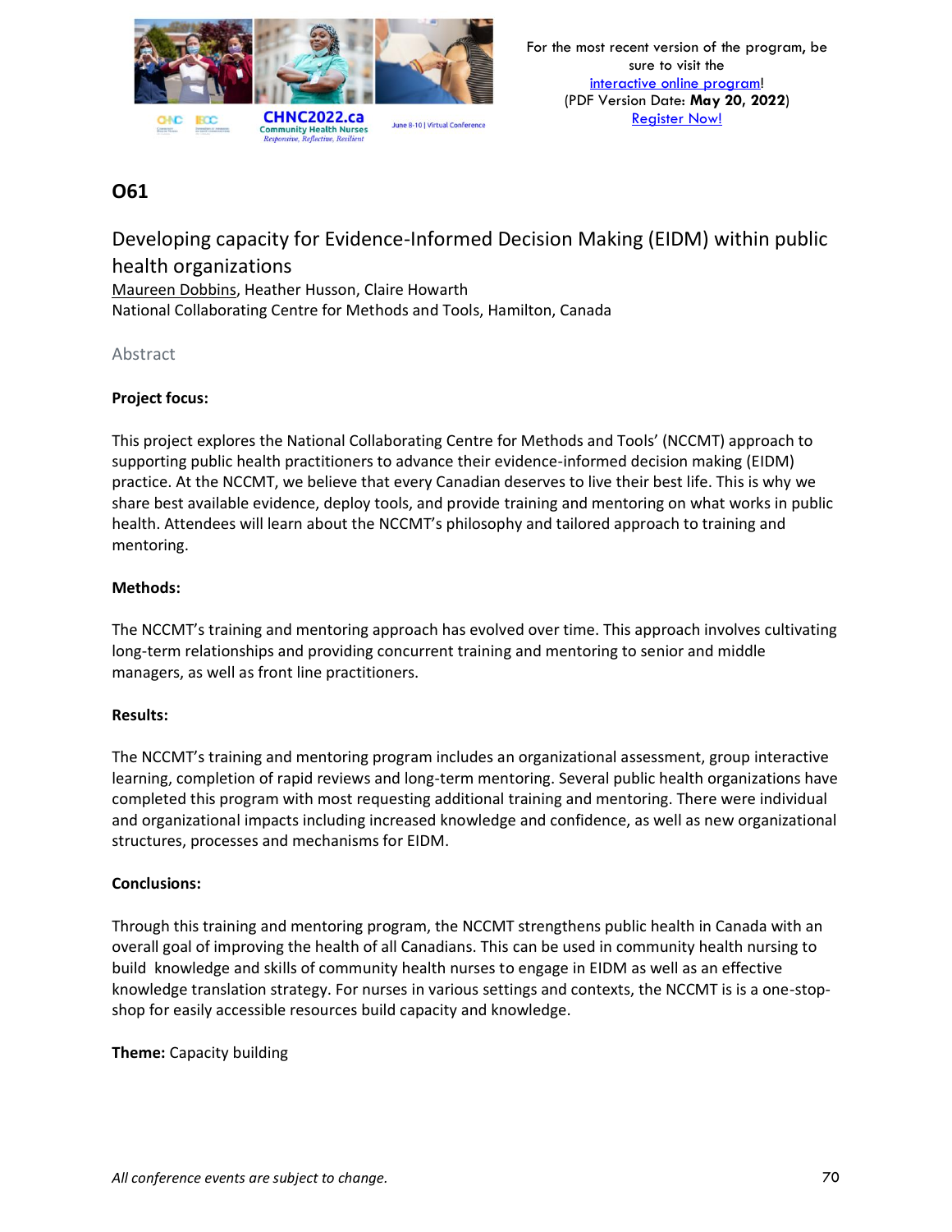## O61

### Developing capacity for Evidence-Informed Decision Making (EIDM) within public health organizations

Maureen Dobbins, Heather Husson, Claire Howarth
National Collaborating Centre for Methods and Tools, Hamilton, Canada

Abstract

**Project focus:**

This project explores the National Collaborating Centre for Methods and Tools' (NCCMT) approach to supporting public health practitioners to advance their evidence-informed decision making (EIDM) practice. At the NCCMT, we believe that every Canadian deserves to live their best life. This is why we share best available evidence, deploy tools, and provide training and mentoring on what works in public health. Attendees will learn about the NCCMT's philosophy and tailored approach to training and mentoring.

**Methods:**

The NCCMT's training and mentoring approach has evolved over time. This approach involves cultivating long-term relationships and providing concurrent training and mentoring to senior and middle managers, as well as front line practitioners.

**Results:**

The NCCMT's training and mentoring program includes an organizational assessment, group interactive learning, completion of rapid reviews and long-term mentoring. Several public health organizations have completed this program with most requesting additional training and mentoring. There were individual and organizational impacts including increased knowledge and confidence, as well as new organizational structures, processes and mechanisms for EIDM.

**Conclusions:**

Through this training and mentoring program, the NCCMT strengthens public health in Canada with an overall goal of improving the health of all Canadians. This can be used in community health nursing to build knowledge and skills of community health nurses to engage in EIDM as well as an effective knowledge translation strategy. For nurses in various settings and contexts, the NCCMT is is a one-stop-shop for easily accessible resources build capacity and knowledge.

**Theme:** Capacity building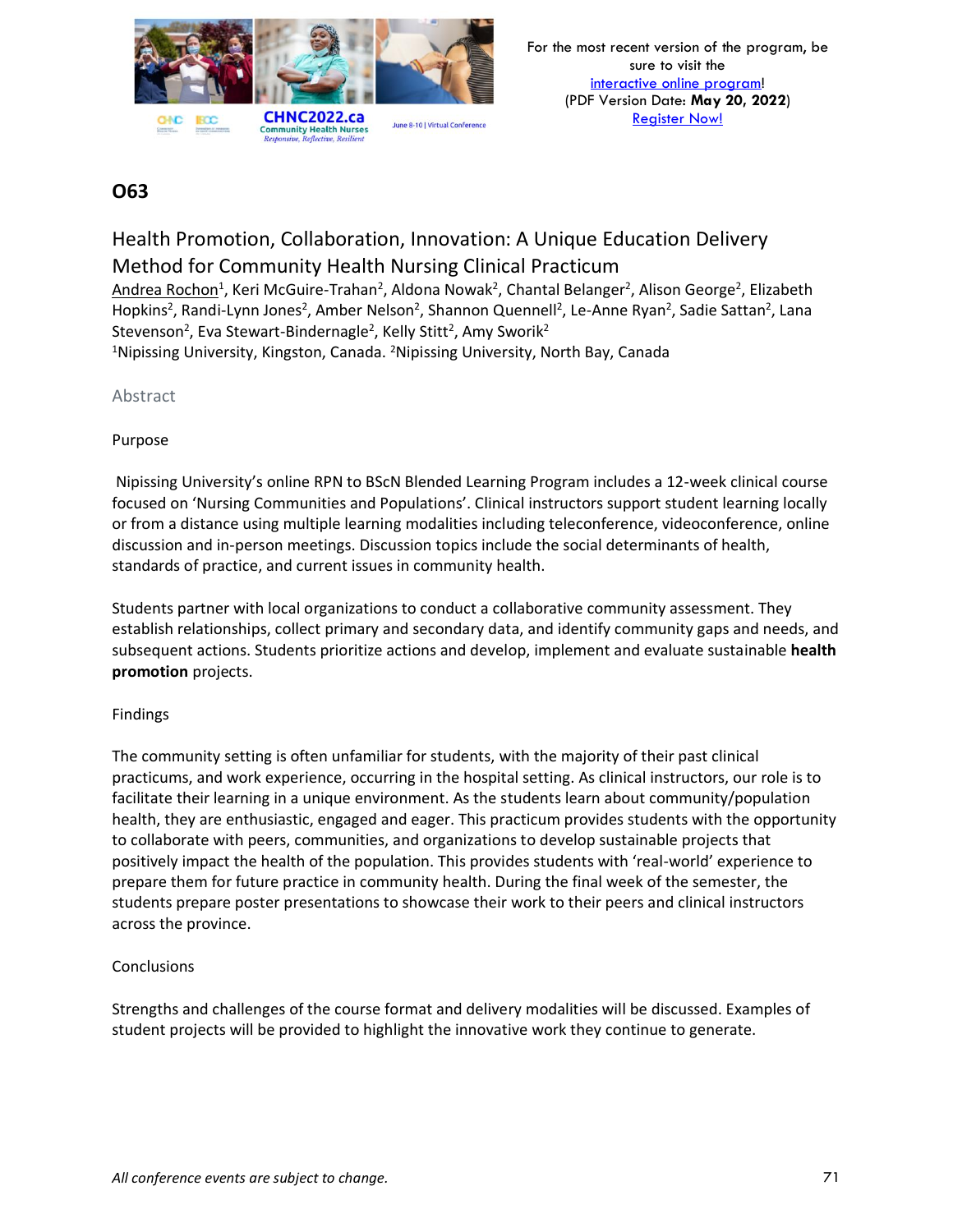## O63

### Health Promotion, Collaboration, Innovation: A Unique Education Delivery Method for Community Health Nursing Clinical Practicum

Andrea Rochon[1], Keri McGuire-Trahan[2], Aldona Nowak[2], Chantal Belanger[2], Alison George[2], Elizabeth Hopkins[2], Randi-Lynn Jones[2], Amber Nelson[2], Shannon Quennell[2], Le-Anne Ryan[2], Sadie Sattan[2], Lana Stevenson[2], Eva Stewart-Bindernagle[2], Kelly Stitt[2], Amy Sworik[2]

[1]Nipissing University, Kingston, Canada. [2]Nipissing University, North Bay, Canada

#### Abstract

Purpose

Nipissing University's online RPN to BScN Blended Learning Program includes a 12-week clinical course focused on 'Nursing Communities and Populations'. Clinical instructors support student learning locally or from a distance using multiple learning modalities including teleconference, videoconference, online discussion and in-person meetings. Discussion topics include the social determinants of health, standards of practice, and current issues in community health.

Students partner with local organizations to conduct a collaborative community assessment. They establish relationships, collect primary and secondary data, and identify community gaps and needs, and subsequent actions. Students prioritize actions and develop, implement and evaluate sustainable **health promotion** projects.

Findings

The community setting is often unfamiliar for students, with the majority of their past clinical practicums, and work experience, occurring in the hospital setting. As clinical instructors, our role is to facilitate their learning in a unique environment. As the students learn about community/population health, they are enthusiastic, engaged and eager. This practicum provides students with the opportunity to collaborate with peers, communities, and organizations to develop sustainable projects that positively impact the health of the population. This provides students with 'real-world' experience to prepare them for future practice in community health. During the final week of the semester, the students prepare poster presentations to showcase their work to their peers and clinical instructors across the province.

Conclusions

Strengths and challenges of the course format and delivery modalities will be discussed. Examples of student projects will be provided to highlight the innovative work they continue to generate.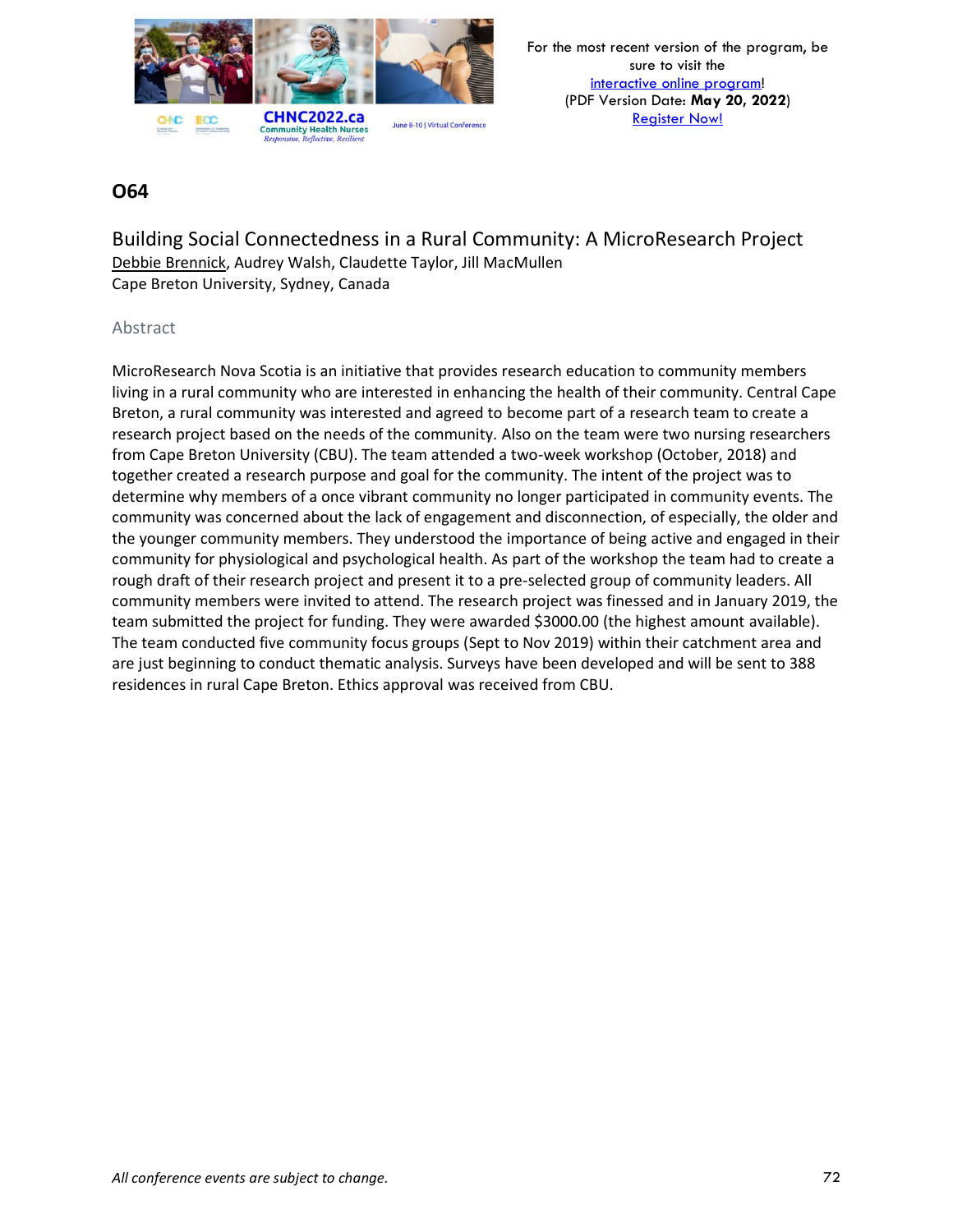## O64

### Building Social Connectedness in a Rural Community: A MicroResearch Project

Debbie Brennick, Audrey Walsh, Claudette Taylor, Jill MacMullen
Cape Breton University, Sydney, Canada

#### Abstract

MicroResearch Nova Scotia is an initiative that provides research education to community members living in a rural community who are interested in enhancing the health of their community. Central Cape Breton, a rural community was interested and agreed to become part of a research team to create a research project based on the needs of the community. Also on the team were two nursing researchers from Cape Breton University (CBU). The team attended a two-week workshop (October, 2018) and together created a research purpose and goal for the community. The intent of the project was to determine why members of a once vibrant community no longer participated in community events. The community was concerned about the lack of engagement and disconnection, of especially, the older and the younger community members. They understood the importance of being active and engaged in their community for physiological and psychological health. As part of the workshop the team had to create a rough draft of their research project and present it to a pre-selected group of community leaders. All community members were invited to attend. The research project was finessed and in January 2019, the team submitted the project for funding. They were awarded $3000.00 (the highest amount available). The team conducted five community focus groups (Sept to Nov 2019) within their catchment area and are just beginning to conduct thematic analysis. Surveys have been developed and will be sent to 388 residences in rural Cape Breton. Ethics approval was received from CBU.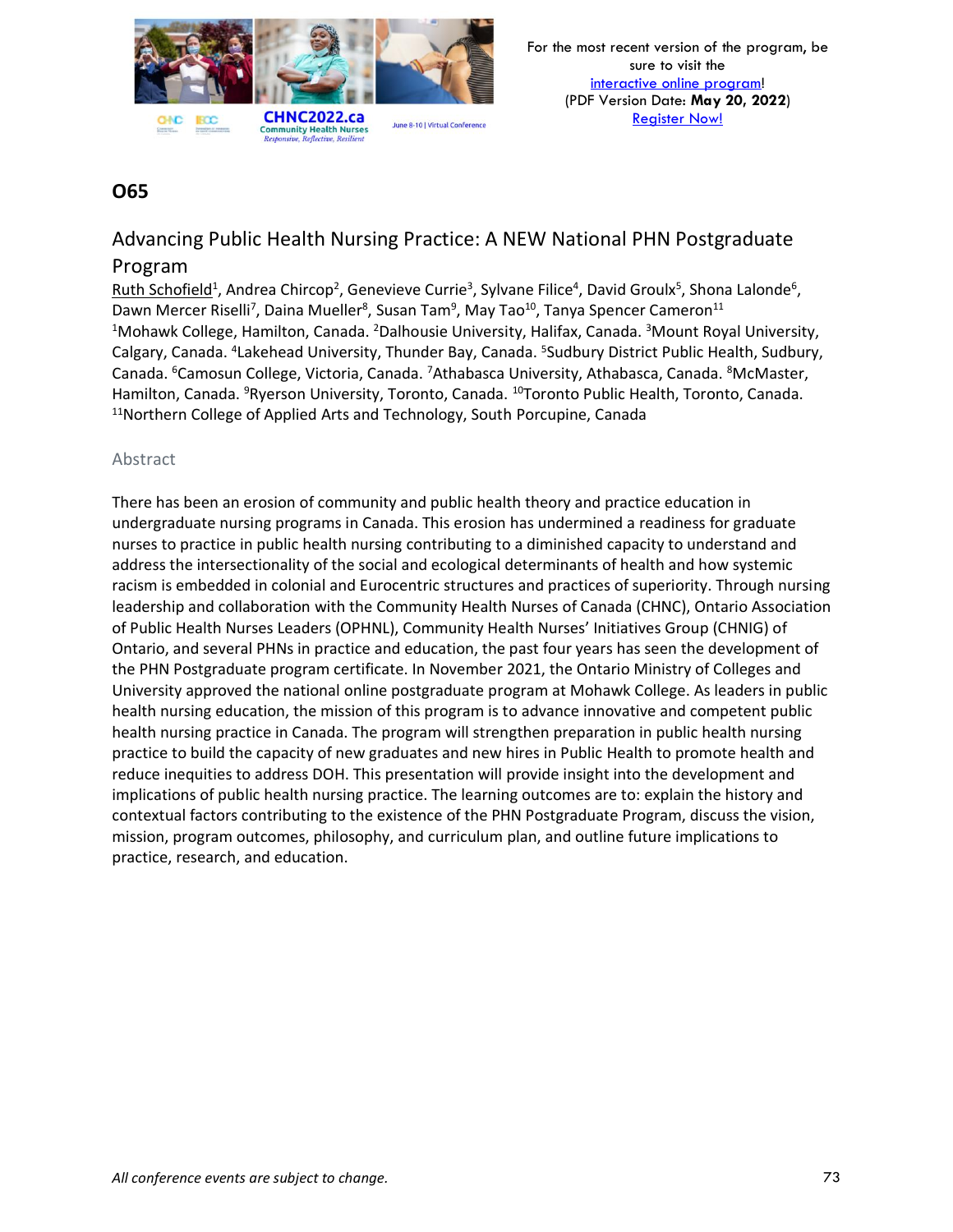## O65

### Advancing Public Health Nursing Practice: A NEW National PHN Postgraduate Program

Ruth Schofield[1], Andrea Chircop[2], Genevieve Currie[3], Sylvane Filice[4], David Groulx[5], Shona Lalonde[6], Dawn Mercer Riselli[7], Daina Mueller[8], Susan Tam[9], May Tao[10], Tanya Spencer Cameron[11]

[1]Mohawk College, Hamilton, Canada. [2]Dalhousie University, Halifax, Canada. [3]Mount Royal University, Calgary, Canada. [4]Lakehead University, Thunder Bay, Canada. [5]Sudbury District Public Health, Sudbury, Canada. [6]Camosun College, Victoria, Canada. [7]Athabasca University, Athabasca, Canada. [8]McMaster, Hamilton, Canada. [9]Ryerson University, Toronto, Canada. [10]Toronto Public Health, Toronto, Canada. [11]Northern College of Applied Arts and Technology, South Porcupine, Canada

#### Abstract

There has been an erosion of community and public health theory and practice education in undergraduate nursing programs in Canada. This erosion has undermined a readiness for graduate nurses to practice in public health nursing contributing to a diminished capacity to understand and address the intersectionality of the social and ecological determinants of health and how systemic racism is embedded in colonial and Eurocentric structures and practices of superiority. Through nursing leadership and collaboration with the Community Health Nurses of Canada (CHNC), Ontario Association of Public Health Nurses Leaders (OPHNL), Community Health Nurses' Initiatives Group (CHNIG) of Ontario, and several PHNs in practice and education, the past four years has seen the development of the PHN Postgraduate program certificate. In November 2021, the Ontario Ministry of Colleges and University approved the national online postgraduate program at Mohawk College. As leaders in public health nursing education, the mission of this program is to advance innovative and competent public health nursing practice in Canada. The program will strengthen preparation in public health nursing practice to build the capacity of new graduates and new hires in Public Health to promote health and reduce inequities to address DOH. This presentation will provide insight into the development and implications of public health nursing practice. The learning outcomes are to: explain the history and contextual factors contributing to the existence of the PHN Postgraduate Program, discuss the vision, mission, program outcomes, philosophy, and curriculum plan, and outline future implications to practice, research, and education.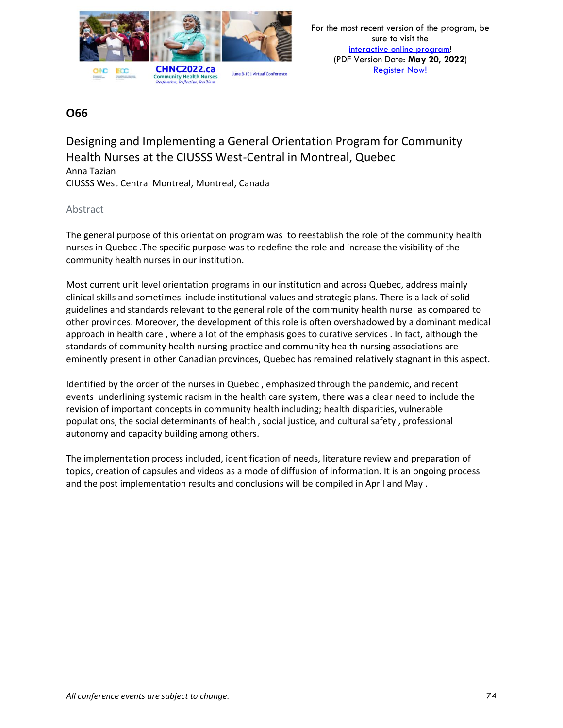## O66

### Designing and Implementing a General Orientation Program for Community Health Nurses at the CIUSSS West-Central in Montreal, Quebec

Anna Tazian
CIUSSS West Central Montreal, Montreal, Canada

#### Abstract

The general purpose of this orientation program was to reestablish the role of the community health nurses in Quebec .The specific purpose was to redefine the role and increase the visibility of the community health nurses in our institution.

Most current unit level orientation programs in our institution and across Quebec, address mainly clinical skills and sometimes include institutional values and strategic plans. There is a lack of solid guidelines and standards relevant to the general role of the community health nurse as compared to other provinces. Moreover, the development of this role is often overshadowed by a dominant medical approach in health care , where a lot of the emphasis goes to curative services . In fact, although the standards of community health nursing practice and community health nursing associations are eminently present in other Canadian provinces, Quebec has remained relatively stagnant in this aspect.

Identified by the order of the nurses in Quebec , emphasized through the pandemic, and recent events underlining systemic racism in the health care system, there was a clear need to include the revision of important concepts in community health including; health disparities, vulnerable populations, the social determinants of health , social justice, and cultural safety , professional autonomy and capacity building among others.

The implementation process included, identification of needs, literature review and preparation of topics, creation of capsules and videos as a mode of diffusion of information. It is an ongoing process and the post implementation results and conclusions will be compiled in April and May .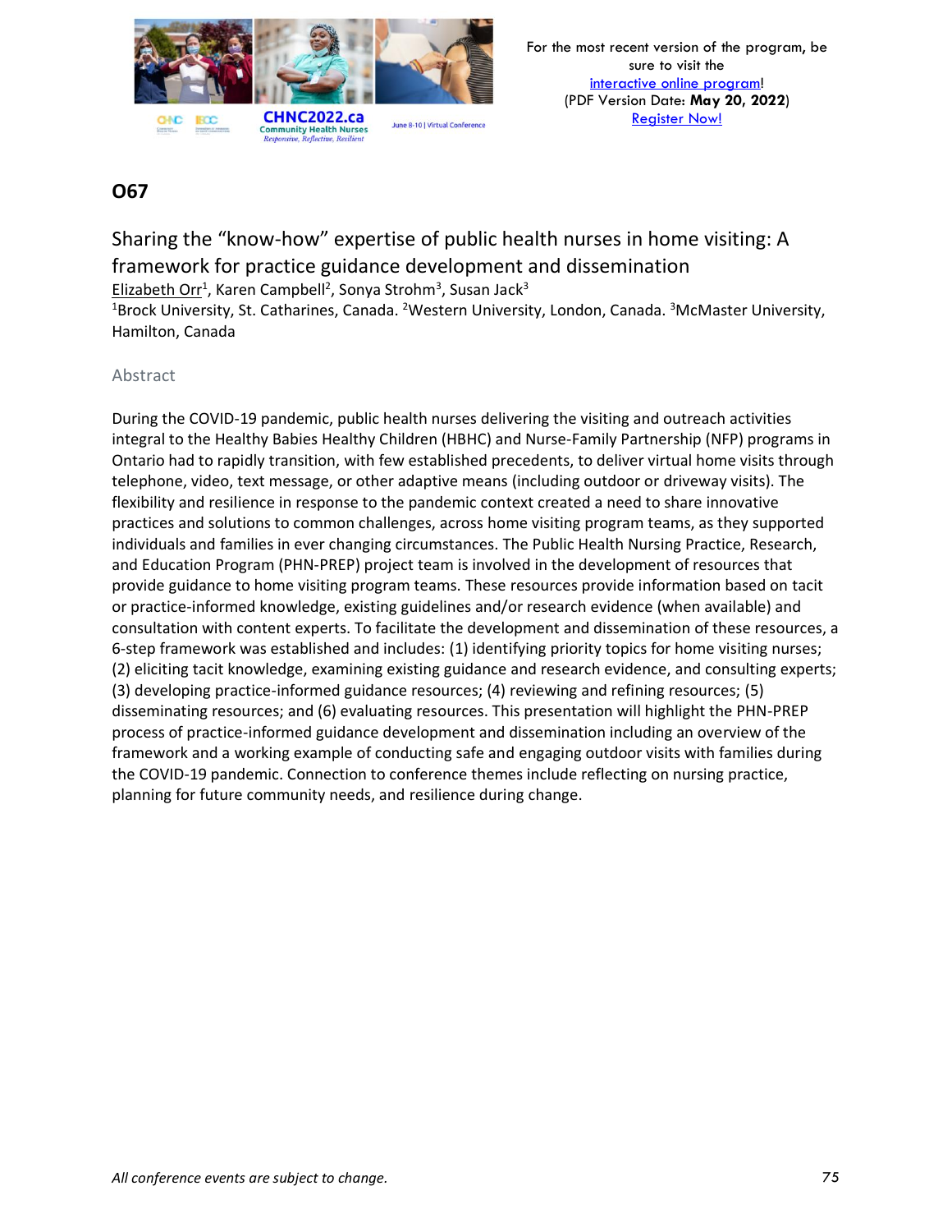## O67

# Sharing the "know-how" expertise of public health nurses in home visiting: A framework for practice guidance development and dissemination

Elizabeth Orr[1], Karen Campbell[2], Sonya Strohm[3], Susan Jack[3]

[1]Brock University, St. Catharines, Canada. [2]Western University, London, Canada. [3]McMaster University, Hamilton, Canada

### Abstract

During the COVID-19 pandemic, public health nurses delivering the visiting and outreach activities integral to the Healthy Babies Healthy Children (HBHC) and Nurse-Family Partnership (NFP) programs in Ontario had to rapidly transition, with few established precedents, to deliver virtual home visits through telephone, video, text message, or other adaptive means (including outdoor or driveway visits). The flexibility and resilience in response to the pandemic context created a need to share innovative practices and solutions to common challenges, across home visiting program teams, as they supported individuals and families in ever changing circumstances. The Public Health Nursing Practice, Research, and Education Program (PHN-PREP) project team is involved in the development of resources that provide guidance to home visiting program teams. These resources provide information based on tacit or practice-informed knowledge, existing guidelines and/or research evidence (when available) and consultation with content experts. To facilitate the development and dissemination of these resources, a 6-step framework was established and includes: (1) identifying priority topics for home visiting nurses; (2) eliciting tacit knowledge, examining existing guidance and research evidence, and consulting experts; (3) developing practice-informed guidance resources; (4) reviewing and refining resources; (5) disseminating resources; and (6) evaluating resources. This presentation will highlight the PHN-PREP process of practice-informed guidance development and dissemination including an overview of the framework and a working example of conducting safe and engaging outdoor visits with families during the COVID-19 pandemic. Connection to conference themes include reflecting on nursing practice, planning for future community needs, and resilience during change.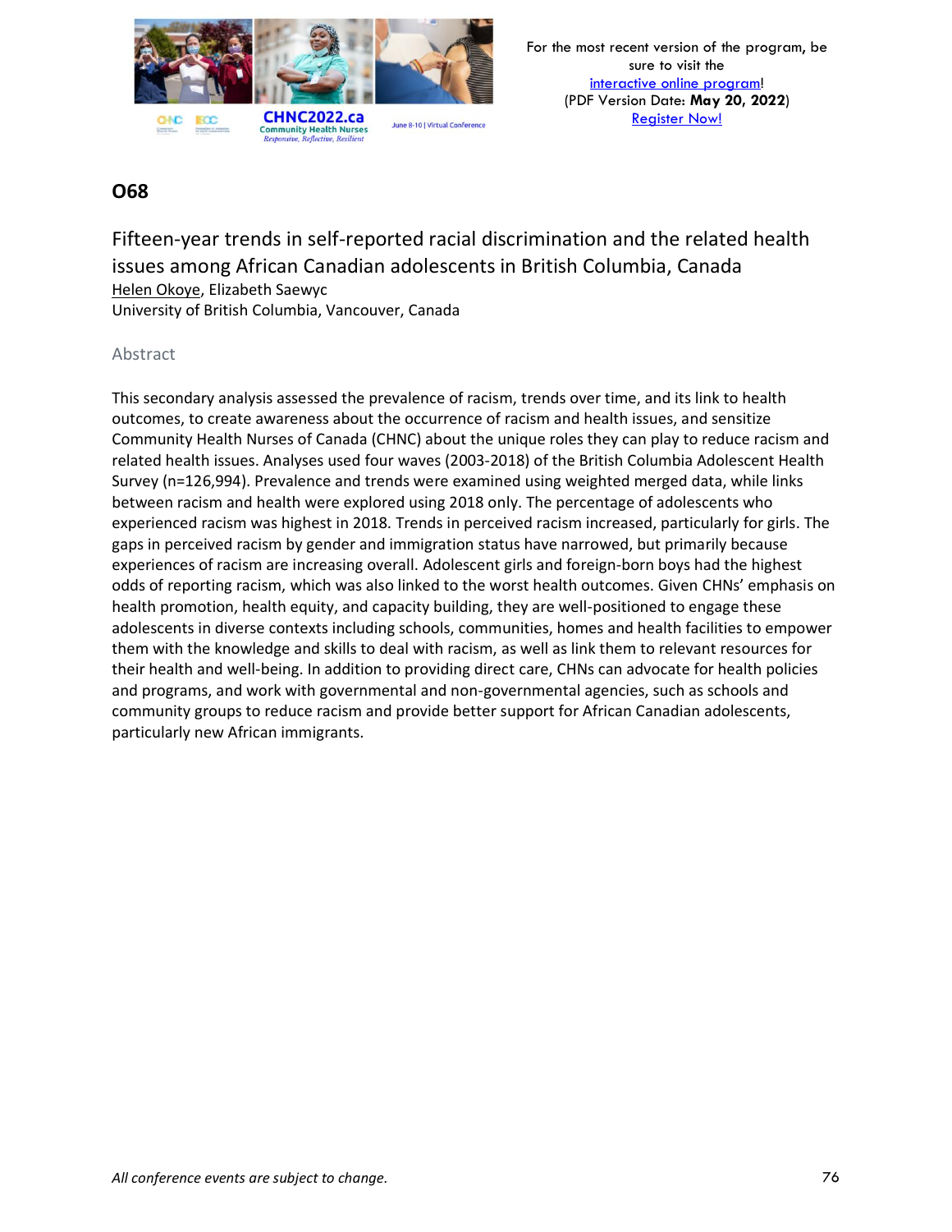## O68

### Fifteen-year trends in self-reported racial discrimination and the related health issues among African Canadian adolescents in British Columbia, Canada

Helen Okoye, Elizabeth Saewyc
University of British Columbia, Vancouver, Canada

#### Abstract

This secondary analysis assessed the prevalence of racism, trends over time, and its link to health outcomes, to create awareness about the occurrence of racism and health issues, and sensitize Community Health Nurses of Canada (CHNC) about the unique roles they can play to reduce racism and related health issues. Analyses used four waves (2003-2018) of the British Columbia Adolescent Health Survey (n=126,994). Prevalence and trends were examined using weighted merged data, while links between racism and health were explored using 2018 only. The percentage of adolescents who experienced racism was highest in 2018. Trends in perceived racism increased, particularly for girls. The gaps in perceived racism by gender and immigration status have narrowed, but primarily because experiences of racism are increasing overall. Adolescent girls and foreign-born boys had the highest odds of reporting racism, which was also linked to the worst health outcomes. Given CHNs' emphasis on health promotion, health equity, and capacity building, they are well-positioned to engage these adolescents in diverse contexts including schools, communities, homes and health facilities to empower them with the knowledge and skills to deal with racism, as well as link them to relevant resources for their health and well-being. In addition to providing direct care, CHNs can advocate for health policies and programs, and work with governmental and non-governmental agencies, such as schools and community groups to reduce racism and provide better support for African Canadian adolescents, particularly new African immigrants.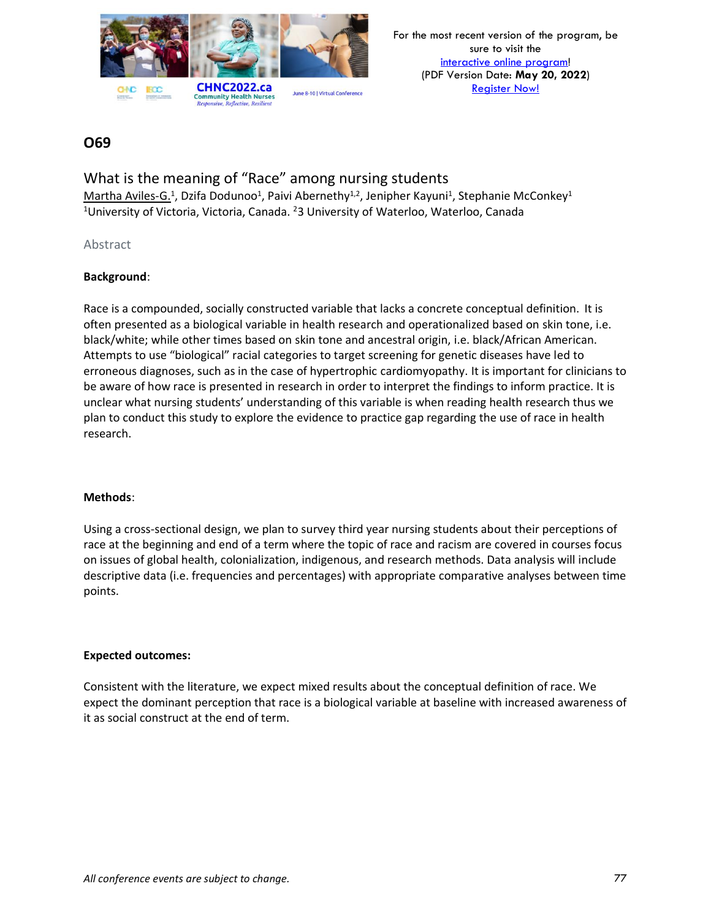## O69

### What is the meaning of "Race" among nursing students

Martha Aviles-G.[1], Dzifa Dodunoo[1], Paivi Abernethy[1,2], Jenipher Kayuni[1], Stephanie McConkey[1]
[1]University of Victoria, Victoria, Canada. [2]3 University of Waterloo, Waterloo, Canada

Abstract

**Background**:

Race is a compounded, socially constructed variable that lacks a concrete conceptual definition. It is often presented as a biological variable in health research and operationalized based on skin tone, i.e. black/white; while other times based on skin tone and ancestral origin, i.e. black/African American. Attempts to use "biological" racial categories to target screening for genetic diseases have led to erroneous diagnoses, such as in the case of hypertrophic cardiomyopathy. It is important for clinicians to be aware of how race is presented in research in order to interpret the findings to inform practice. It is unclear what nursing students' understanding of this variable is when reading health research thus we plan to conduct this study to explore the evidence to practice gap regarding the use of race in health research.

**Methods**:

Using a cross-sectional design, we plan to survey third year nursing students about their perceptions of race at the beginning and end of a term where the topic of race and racism are covered in courses focus on issues of global health, colonialization, indigenous, and research methods. Data analysis will include descriptive data (i.e. frequencies and percentages) with appropriate comparative analyses between time points.

**Expected outcomes:**

Consistent with the literature, we expect mixed results about the conceptual definition of race. We expect the dominant perception that race is a biological variable at baseline with increased awareness of it as social construct at the end of term.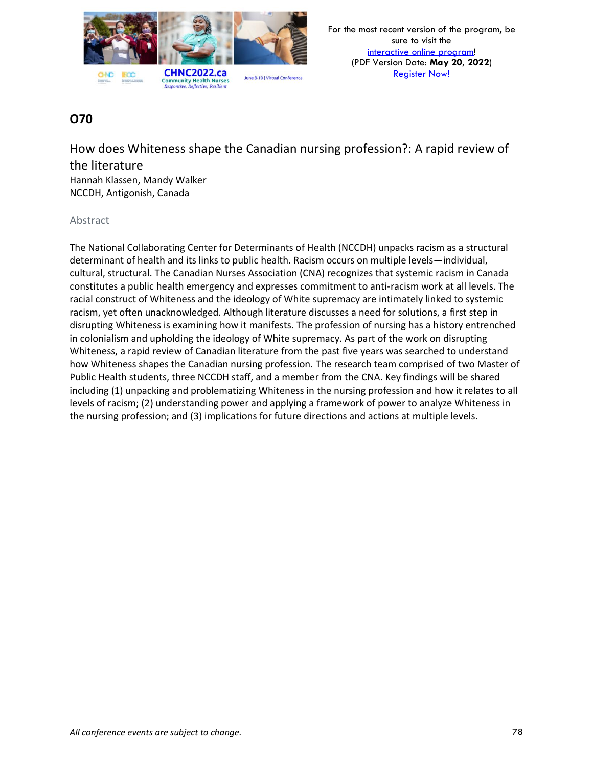## O70

### How does Whiteness shape the Canadian nursing profession?: A rapid review of the literature

Hannah Klassen, Mandy Walker
NCCDH, Antigonish, Canada

Abstract

The National Collaborating Center for Determinants of Health (NCCDH) unpacks racism as a structural determinant of health and its links to public health. Racism occurs on multiple levels—individual, cultural, structural. The Canadian Nurses Association (CNA) recognizes that systemic racism in Canada constitutes a public health emergency and expresses commitment to anti-racism work at all levels. The racial construct of Whiteness and the ideology of White supremacy are intimately linked to systemic racism, yet often unacknowledged. Although literature discusses a need for solutions, a first step in disrupting Whiteness is examining how it manifests. The profession of nursing has a history entrenched in colonialism and upholding the ideology of White supremacy. As part of the work on disrupting Whiteness, a rapid review of Canadian literature from the past five years was searched to understand how Whiteness shapes the Canadian nursing profession. The research team comprised of two Master of Public Health students, three NCCDH staff, and a member from the CNA. Key findings will be shared including (1) unpacking and problematizing Whiteness in the nursing profession and how it relates to all levels of racism; (2) understanding power and applying a framework of power to analyze Whiteness in the nursing profession; and (3) implications for future directions and actions at multiple levels.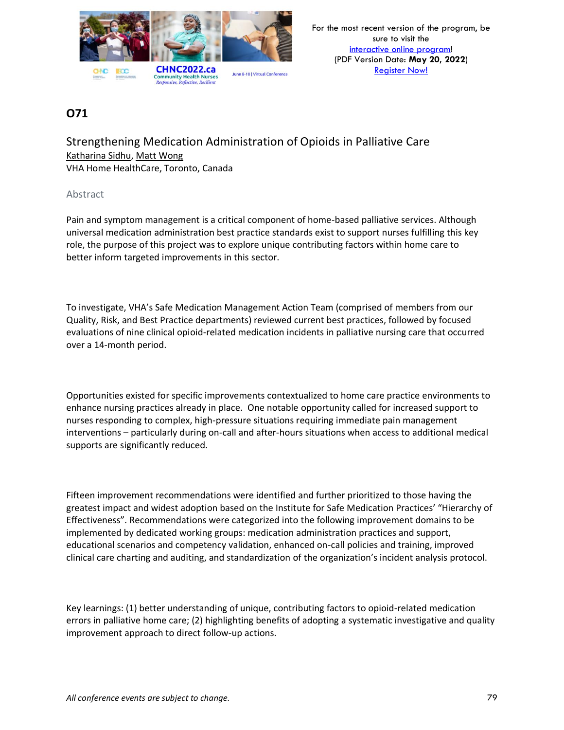## O71

### Strengthening Medication Administration of Opioids in Palliative Care

Katharina Sidhu, Matt Wong
VHA Home HealthCare, Toronto, Canada

#### Abstract

Pain and symptom management is a critical component of home-based palliative services. Although universal medication administration best practice standards exist to support nurses fulfilling this key role, the purpose of this project was to explore unique contributing factors within home care to better inform targeted improvements in this sector.

To investigate, VHA's Safe Medication Management Action Team (comprised of members from our Quality, Risk, and Best Practice departments) reviewed current best practices, followed by focused evaluations of nine clinical opioid-related medication incidents in palliative nursing care that occurred over a 14-month period.

Opportunities existed for specific improvements contextualized to home care practice environments to enhance nursing practices already in place. One notable opportunity called for increased support to nurses responding to complex, high-pressure situations requiring immediate pain management interventions – particularly during on-call and after-hours situations when access to additional medical supports are significantly reduced.

Fifteen improvement recommendations were identified and further prioritized to those having the greatest impact and widest adoption based on the Institute for Safe Medication Practices' "Hierarchy of Effectiveness". Recommendations were categorized into the following improvement domains to be implemented by dedicated working groups: medication administration practices and support, educational scenarios and competency validation, enhanced on-call policies and training, improved clinical care charting and auditing, and standardization of the organization's incident analysis protocol.

Key learnings: (1) better understanding of unique, contributing factors to opioid-related medication errors in palliative home care; (2) highlighting benefits of adopting a systematic investigative and quality improvement approach to direct follow-up actions.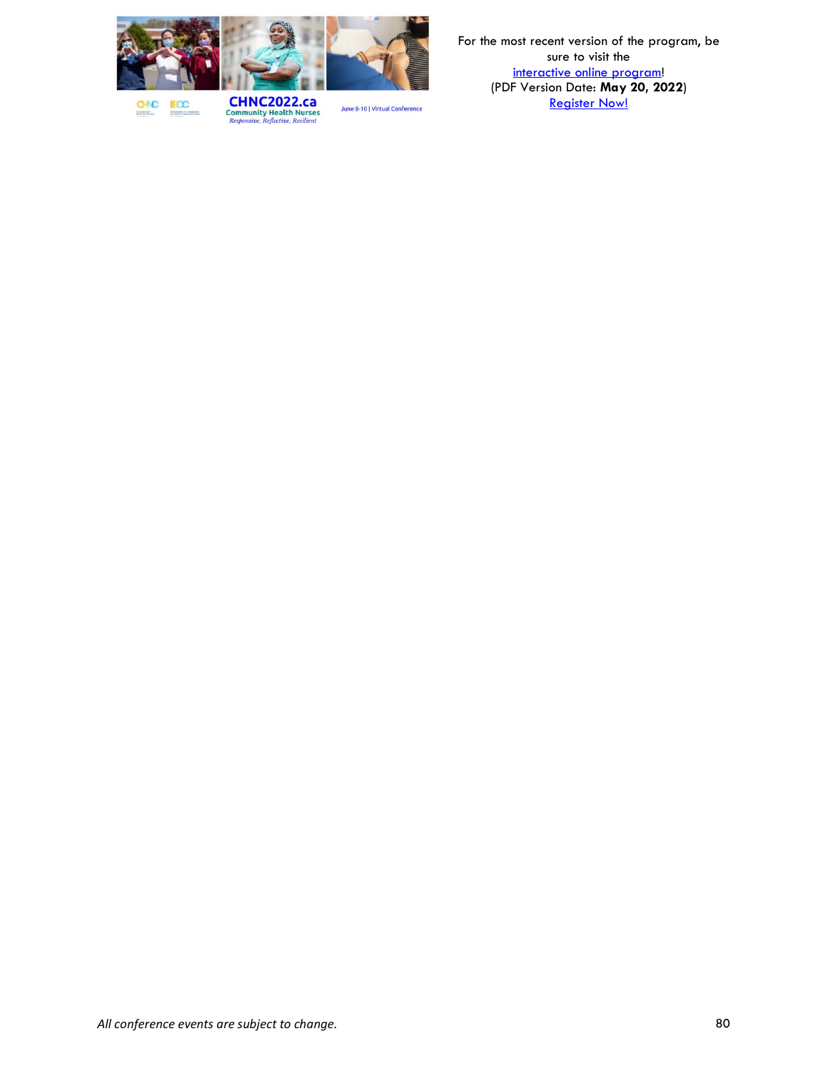For the most recent version of the program, be sure to visit the [interactive online program]!
(PDF Version Date: **May 20, 2022**)
[Register Now!]

*All conference events are subject to change.*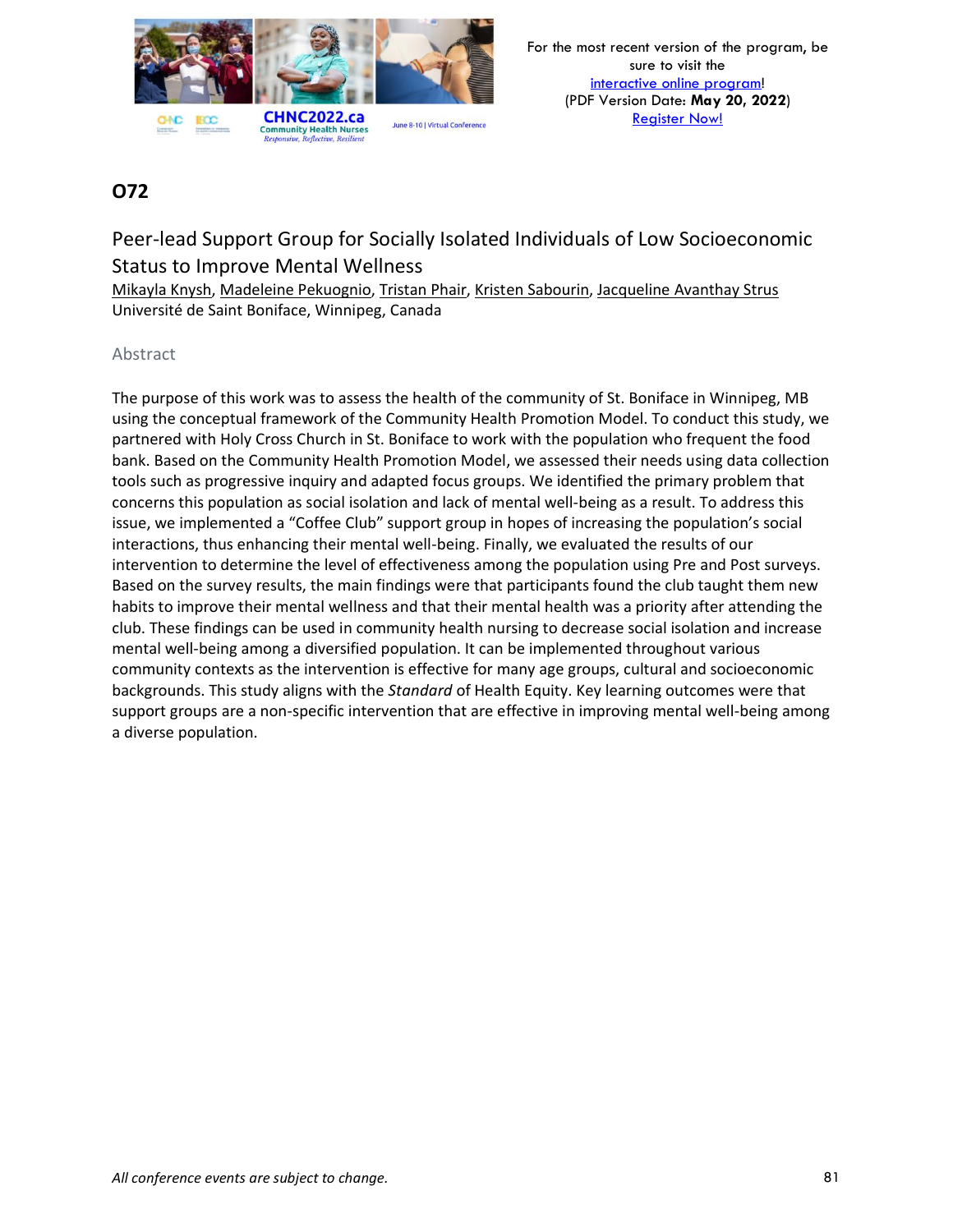## O72

### Peer-lead Support Group for Socially Isolated Individuals of Low Socioeconomic Status to Improve Mental Wellness

Mikayla Knysh, Madeleine Pekuognio, Tristan Phair, Kristen Sabourin, Jacqueline Avanthay Strus
Université de Saint Boniface, Winnipeg, Canada

#### Abstract

The purpose of this work was to assess the health of the community of St. Boniface in Winnipeg, MB using the conceptual framework of the Community Health Promotion Model. To conduct this study, we partnered with Holy Cross Church in St. Boniface to work with the population who frequent the food bank. Based on the Community Health Promotion Model, we assessed their needs using data collection tools such as progressive inquiry and adapted focus groups. We identified the primary problem that concerns this population as social isolation and lack of mental well-being as a result. To address this issue, we implemented a "Coffee Club" support group in hopes of increasing the population's social interactions, thus enhancing their mental well-being. Finally, we evaluated the results of our intervention to determine the level of effectiveness among the population using Pre and Post surveys. Based on the survey results, the main findings were that participants found the club taught them new habits to improve their mental wellness and that their mental health was a priority after attending the club. These findings can be used in community health nursing to decrease social isolation and increase mental well-being among a diversified population. It can be implemented throughout various community contexts as the intervention is effective for many age groups, cultural and socioeconomic backgrounds. This study aligns with the *Standard* of Health Equity. Key learning outcomes were that support groups are a non-specific intervention that are effective in improving mental well-being among a diverse population.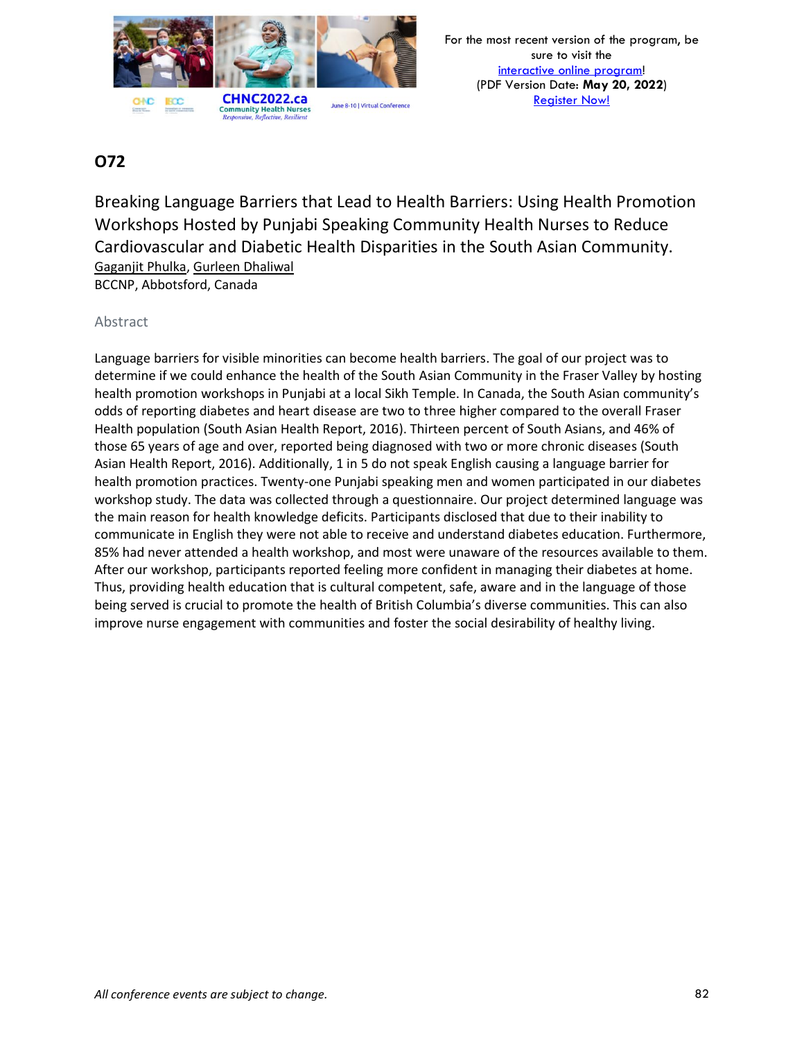## O72

### Breaking Language Barriers that Lead to Health Barriers: Using Health Promotion Workshops Hosted by Punjabi Speaking Community Health Nurses to Reduce Cardiovascular and Diabetic Health Disparities in the South Asian Community.

Gaganjit Phulka, Gurleen Dhaliwal
BCCNP, Abbotsford, Canada

#### Abstract

Language barriers for visible minorities can become health barriers. The goal of our project was to determine if we could enhance the health of the South Asian Community in the Fraser Valley by hosting health promotion workshops in Punjabi at a local Sikh Temple. In Canada, the South Asian community's odds of reporting diabetes and heart disease are two to three higher compared to the overall Fraser Health population (South Asian Health Report, 2016). Thirteen percent of South Asians, and 46% of those 65 years of age and over, reported being diagnosed with two or more chronic diseases (South Asian Health Report, 2016). Additionally, 1 in 5 do not speak English causing a language barrier for health promotion practices. Twenty-one Punjabi speaking men and women participated in our diabetes workshop study. The data was collected through a questionnaire. Our project determined language was the main reason for health knowledge deficits. Participants disclosed that due to their inability to communicate in English they were not able to receive and understand diabetes education. Furthermore, 85% had never attended a health workshop, and most were unaware of the resources available to them. After our workshop, participants reported feeling more confident in managing their diabetes at home. Thus, providing health education that is cultural competent, safe, aware and in the language of those being served is crucial to promote the health of British Columbia's diverse communities. This can also improve nurse engagement with communities and foster the social desirability of healthy living.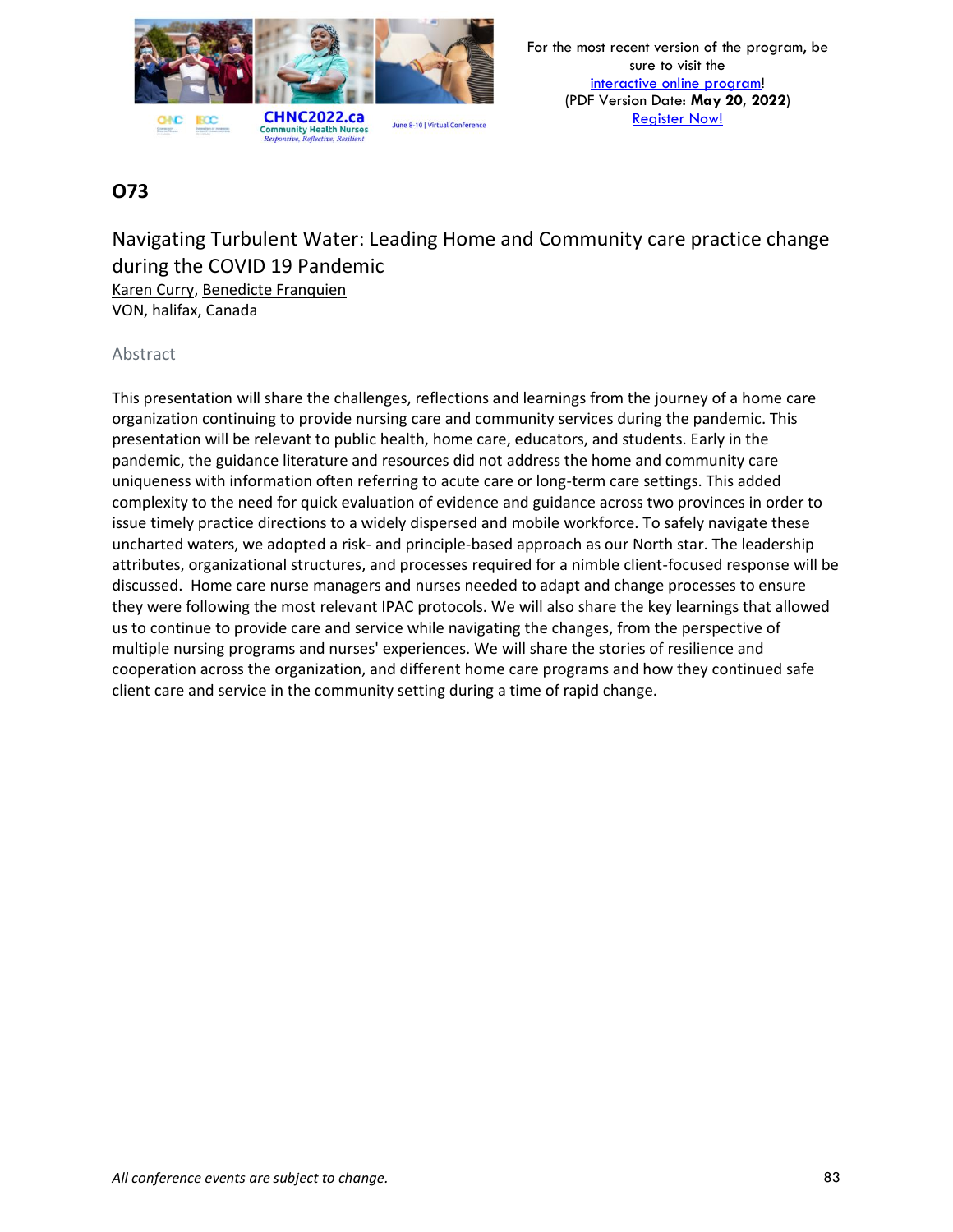## O73

### Navigating Turbulent Water: Leading Home and Community care practice change during the COVID 19 Pandemic

Karen Curry, Benedicte Franquien
VON, halifax, Canada

Abstract

This presentation will share the challenges, reflections and learnings from the journey of a home care organization continuing to provide nursing care and community services during the pandemic. This presentation will be relevant to public health, home care, educators, and students. Early in the pandemic, the guidance literature and resources did not address the home and community care uniqueness with information often referring to acute care or long-term care settings. This added complexity to the need for quick evaluation of evidence and guidance across two provinces in order to issue timely practice directions to a widely dispersed and mobile workforce. To safely navigate these uncharted waters, we adopted a risk- and principle-based approach as our North star. The leadership attributes, organizational structures, and processes required for a nimble client-focused response will be discussed. Home care nurse managers and nurses needed to adapt and change processes to ensure they were following the most relevant IPAC protocols. We will also share the key learnings that allowed us to continue to provide care and service while navigating the changes, from the perspective of multiple nursing programs and nurses' experiences. We will share the stories of resilience and cooperation across the organization, and different home care programs and how they continued safe client care and service in the community setting during a time of rapid change.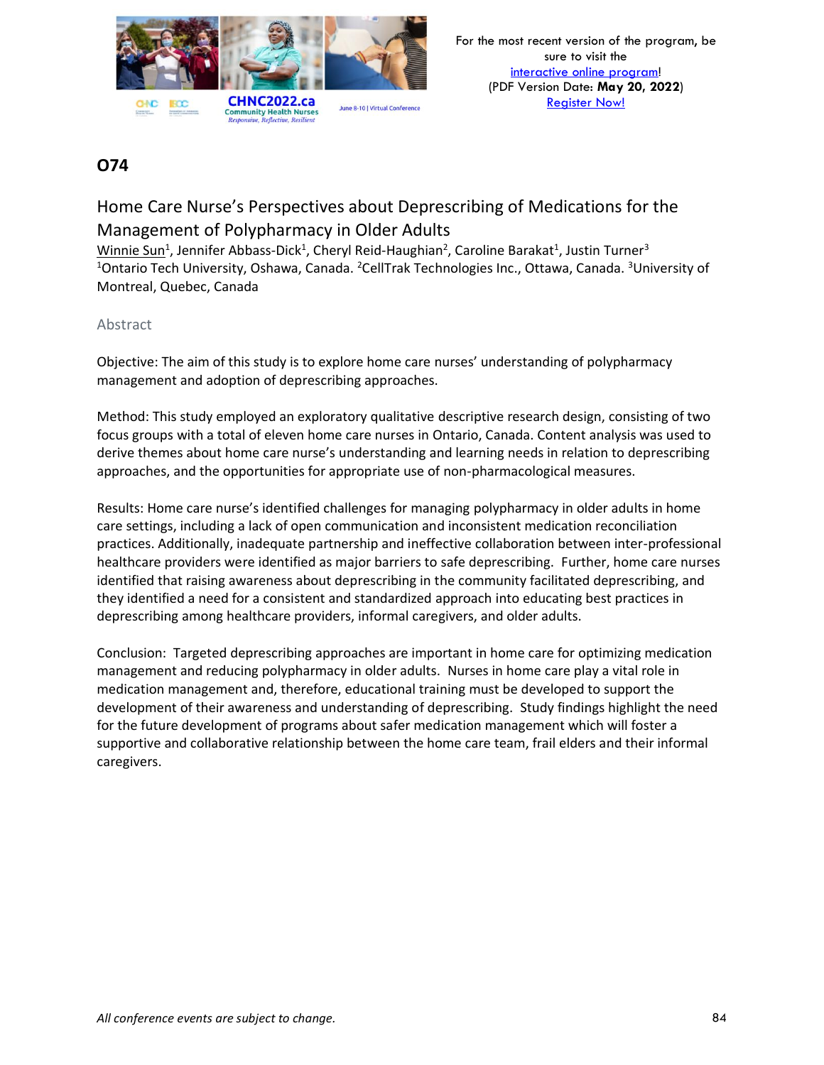## O74

### Home Care Nurse's Perspectives about Deprescribing of Medications for the Management of Polypharmacy in Older Adults

Winnie Sun[1], Jennifer Abbass-Dick[1], Cheryl Reid-Haughian[2], Caroline Barakat[1], Justin Turner[3]
[1]Ontario Tech University, Oshawa, Canada. [2]CellTrak Technologies Inc., Ottawa, Canada. [3]University of Montreal, Quebec, Canada

#### Abstract

Objective: The aim of this study is to explore home care nurses' understanding of polypharmacy management and adoption of deprescribing approaches.

Method: This study employed an exploratory qualitative descriptive research design, consisting of two focus groups with a total of eleven home care nurses in Ontario, Canada. Content analysis was used to derive themes about home care nurse's understanding and learning needs in relation to deprescribing approaches, and the opportunities for appropriate use of non-pharmacological measures.

Results: Home care nurse's identified challenges for managing polypharmacy in older adults in home care settings, including a lack of open communication and inconsistent medication reconciliation practices. Additionally, inadequate partnership and ineffective collaboration between inter-professional healthcare providers were identified as major barriers to safe deprescribing. Further, home care nurses identified that raising awareness about deprescribing in the community facilitated deprescribing, and they identified a need for a consistent and standardized approach into educating best practices in deprescribing among healthcare providers, informal caregivers, and older adults.

Conclusion: Targeted deprescribing approaches are important in home care for optimizing medication management and reducing polypharmacy in older adults. Nurses in home care play a vital role in medication management and, therefore, educational training must be developed to support the development of their awareness and understanding of deprescribing. Study findings highlight the need for the future development of programs about safer medication management which will foster a supportive and collaborative relationship between the home care team, frail elders and their informal caregivers.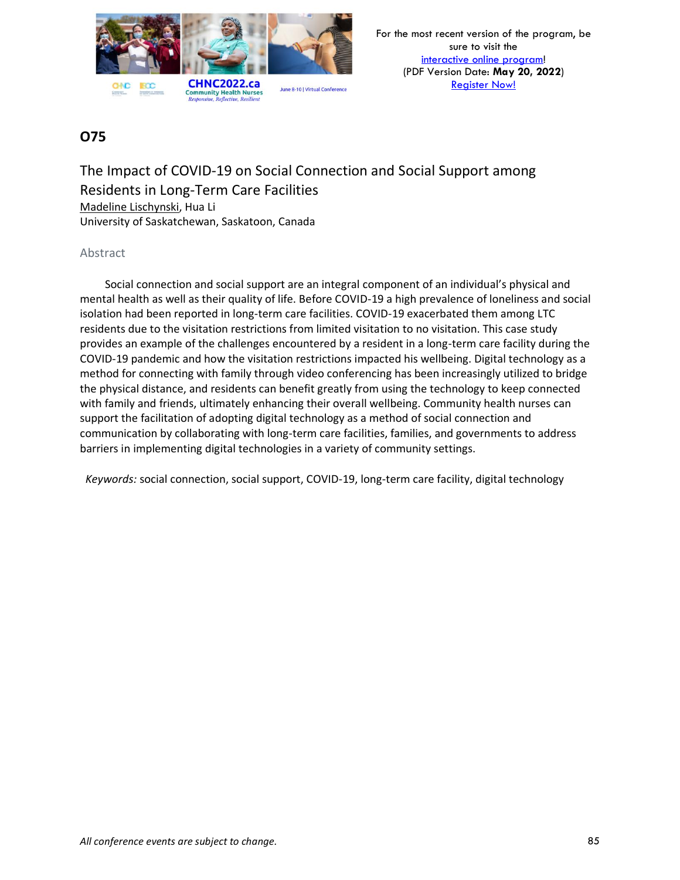## O75

### The Impact of COVID-19 on Social Connection and Social Support among Residents in Long-Term Care Facilities

Madeline Lischynski, Hua Li

University of Saskatchewan, Saskatoon, Canada

#### Abstract

Social connection and social support are an integral component of an individual's physical and mental health as well as their quality of life. Before COVID-19 a high prevalence of loneliness and social isolation had been reported in long-term care facilities. COVID-19 exacerbated them among LTC residents due to the visitation restrictions from limited visitation to no visitation. This case study provides an example of the challenges encountered by a resident in a long-term care facility during the COVID-19 pandemic and how the visitation restrictions impacted his wellbeing. Digital technology as a method for connecting with family through video conferencing has been increasingly utilized to bridge the physical distance, and residents can benefit greatly from using the technology to keep connected with family and friends, ultimately enhancing their overall wellbeing. Community health nurses can support the facilitation of adopting digital technology as a method of social connection and communication by collaborating with long-term care facilities, families, and governments to address barriers in implementing digital technologies in a variety of community settings.

*Keywords:* social connection, social support, COVID-19, long-term care facility, digital technology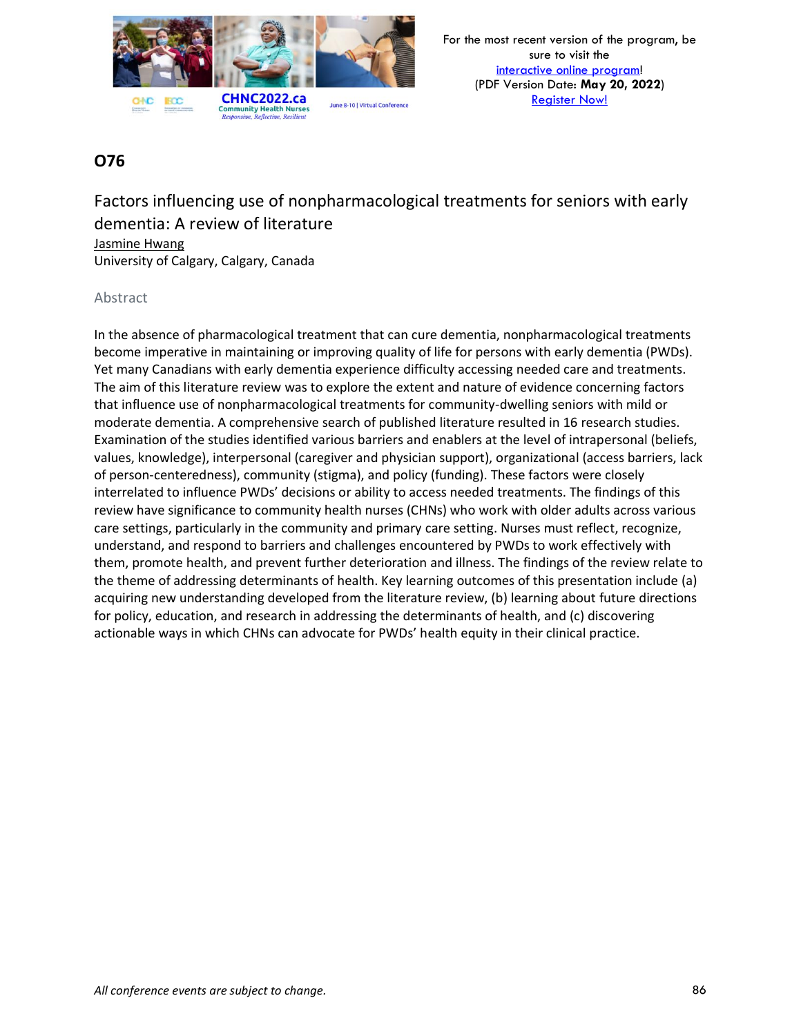## O76

### Factors influencing use of nonpharmacological treatments for seniors with early dementia: A review of literature

Jasmine Hwang
University of Calgary, Calgary, Canada

#### Abstract

In the absence of pharmacological treatment that can cure dementia, nonpharmacological treatments become imperative in maintaining or improving quality of life for persons with early dementia (PWDs). Yet many Canadians with early dementia experience difficulty accessing needed care and treatments. The aim of this literature review was to explore the extent and nature of evidence concerning factors that influence use of nonpharmacological treatments for community-dwelling seniors with mild or moderate dementia. A comprehensive search of published literature resulted in 16 research studies. Examination of the studies identified various barriers and enablers at the level of intrapersonal (beliefs, values, knowledge), interpersonal (caregiver and physician support), organizational (access barriers, lack of person-centeredness), community (stigma), and policy (funding). These factors were closely interrelated to influence PWDs' decisions or ability to access needed treatments. The findings of this review have significance to community health nurses (CHNs) who work with older adults across various care settings, particularly in the community and primary care setting. Nurses must reflect, recognize, understand, and respond to barriers and challenges encountered by PWDs to work effectively with them, promote health, and prevent further deterioration and illness. The findings of the review relate to the theme of addressing determinants of health. Key learning outcomes of this presentation include (a) acquiring new understanding developed from the literature review, (b) learning about future directions for policy, education, and research in addressing the determinants of health, and (c) discovering actionable ways in which CHNs can advocate for PWDs' health equity in their clinical practice.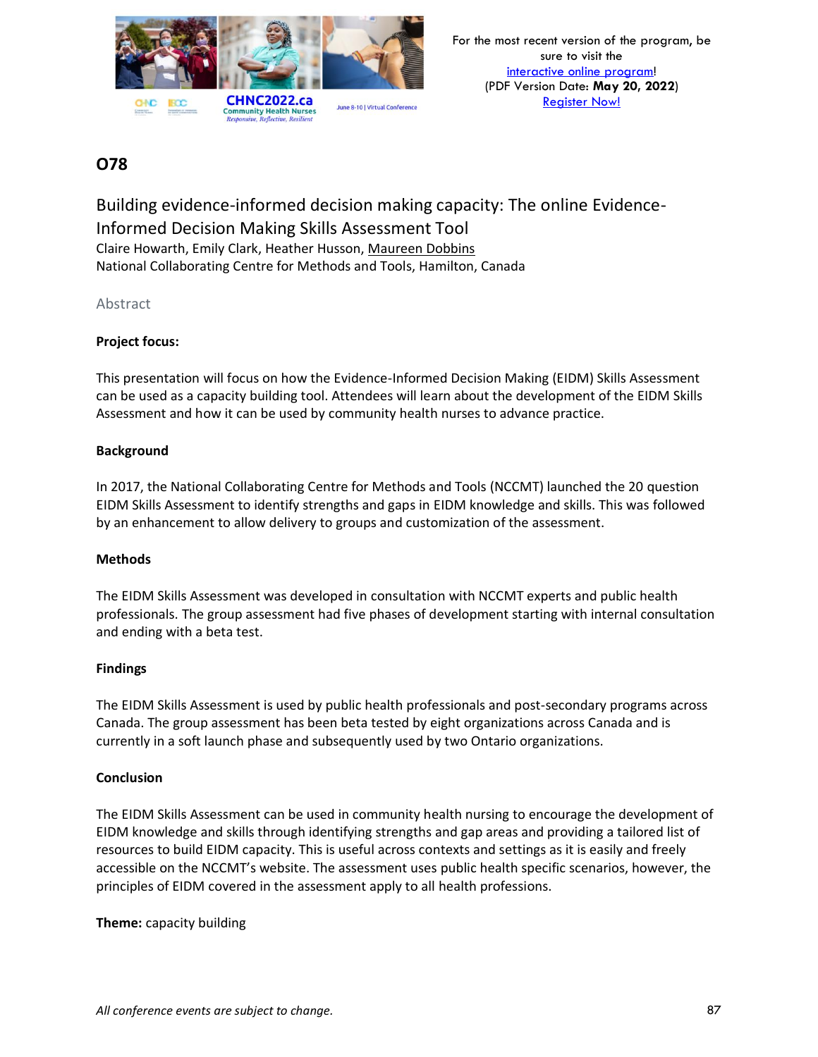## O78

### Building evidence-informed decision making capacity: The online Evidence-Informed Decision Making Skills Assessment Tool

Claire Howarth, Emily Clark, Heather Husson, Maureen Dobbins
National Collaborating Centre for Methods and Tools, Hamilton, Canada

Abstract

**Project focus:**

This presentation will focus on how the Evidence-Informed Decision Making (EIDM) Skills Assessment can be used as a capacity building tool. Attendees will learn about the development of the EIDM Skills Assessment and how it can be used by community health nurses to advance practice.

**Background**

In 2017, the National Collaborating Centre for Methods and Tools (NCCMT) launched the 20 question EIDM Skills Assessment to identify strengths and gaps in EIDM knowledge and skills. This was followed by an enhancement to allow delivery to groups and customization of the assessment.

**Methods**

The EIDM Skills Assessment was developed in consultation with NCCMT experts and public health professionals. The group assessment had five phases of development starting with internal consultation and ending with a beta test.

**Findings**

The EIDM Skills Assessment is used by public health professionals and post-secondary programs across Canada. The group assessment has been beta tested by eight organizations across Canada and is currently in a soft launch phase and subsequently used by two Ontario organizations.

**Conclusion**

The EIDM Skills Assessment can be used in community health nursing to encourage the development of EIDM knowledge and skills through identifying strengths and gap areas and providing a tailored list of resources to build EIDM capacity. This is useful across contexts and settings as it is easily and freely accessible on the NCCMT's website. The assessment uses public health specific scenarios, however, the principles of EIDM covered in the assessment apply to all health professions.

**Theme:** capacity building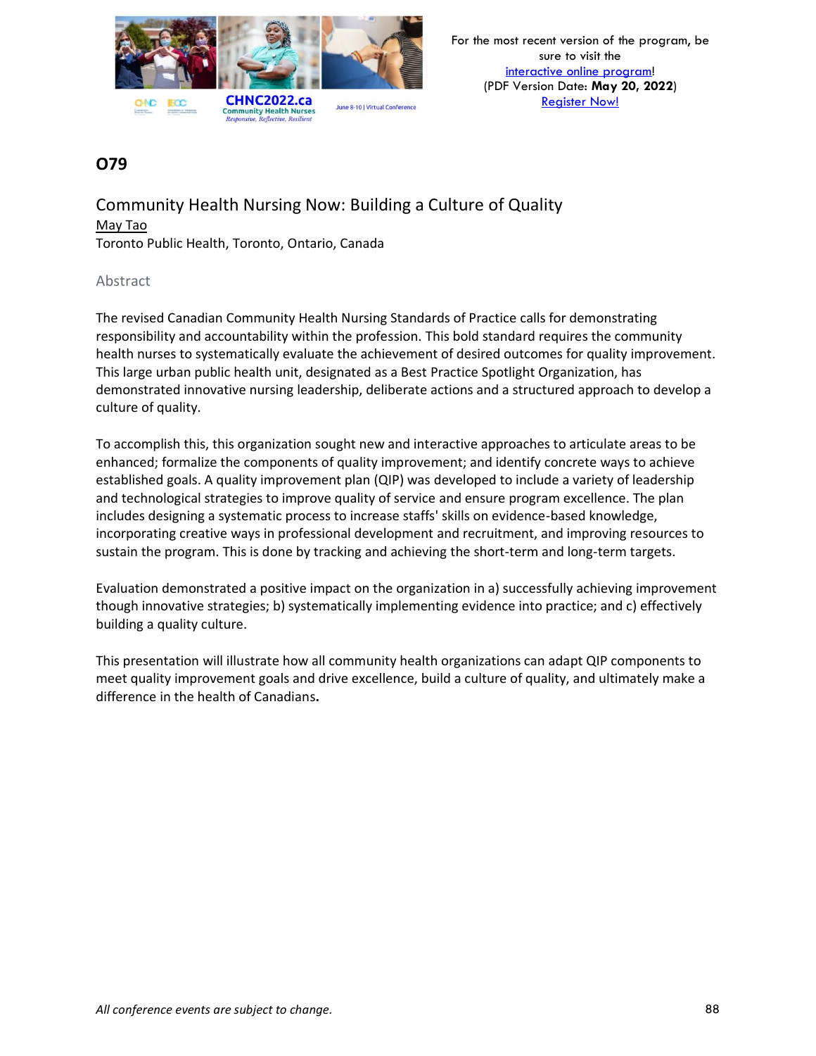## O79

### Community Health Nursing Now: Building a Culture of Quality

May Tao
Toronto Public Health, Toronto, Ontario, Canada

#### Abstract

The revised Canadian Community Health Nursing Standards of Practice calls for demonstrating responsibility and accountability within the profession. This bold standard requires the community health nurses to systematically evaluate the achievement of desired outcomes for quality improvement. This large urban public health unit, designated as a Best Practice Spotlight Organization, has demonstrated innovative nursing leadership, deliberate actions and a structured approach to develop a culture of quality.

To accomplish this, this organization sought new and interactive approaches to articulate areas to be enhanced; formalize the components of quality improvement; and identify concrete ways to achieve established goals. A quality improvement plan (QIP) was developed to include a variety of leadership and technological strategies to improve quality of service and ensure program excellence. The plan includes designing a systematic process to increase staffs' skills on evidence-based knowledge, incorporating creative ways in professional development and recruitment, and improving resources to sustain the program. This is done by tracking and achieving the short-term and long-term targets.

Evaluation demonstrated a positive impact on the organization in a) successfully achieving improvement though innovative strategies; b) systematically implementing evidence into practice; and c) effectively building a quality culture.

This presentation will illustrate how all community health organizations can adapt QIP components to meet quality improvement goals and drive excellence, build a culture of quality, and ultimately make a difference in the health of Canadians.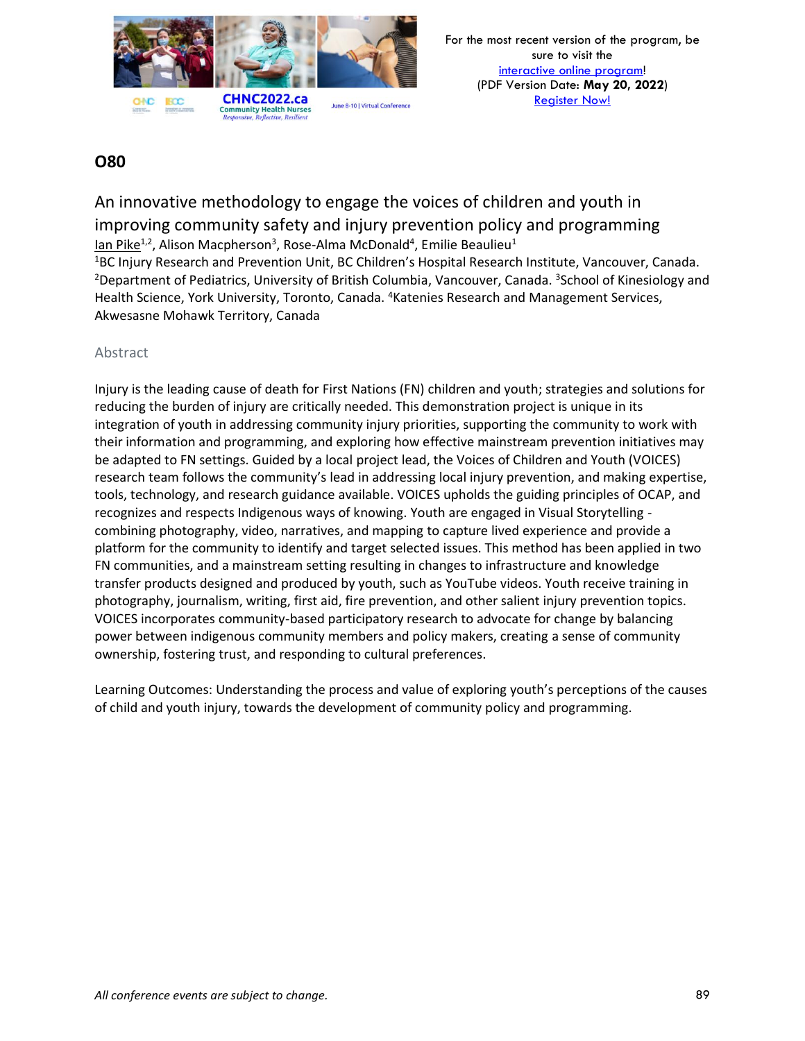## O80

### An innovative methodology to engage the voices of children and youth in improving community safety and injury prevention policy and programming

Ian Pike[1,2], Alison Macpherson[3], Rose-Alma McDonald[4], Emilie Beaulieu[1]

[1]BC Injury Research and Prevention Unit, BC Children's Hospital Research Institute, Vancouver, Canada. [2]Department of Pediatrics, University of British Columbia, Vancouver, Canada. [3]School of Kinesiology and Health Science, York University, Toronto, Canada. [4]Katenies Research and Management Services, Akwesasne Mohawk Territory, Canada

#### Abstract

Injury is the leading cause of death for First Nations (FN) children and youth; strategies and solutions for reducing the burden of injury are critically needed. This demonstration project is unique in its integration of youth in addressing community injury priorities, supporting the community to work with their information and programming, and exploring how effective mainstream prevention initiatives may be adapted to FN settings. Guided by a local project lead, the Voices of Children and Youth (VOICES) research team follows the community's lead in addressing local injury prevention, and making expertise, tools, technology, and research guidance available. VOICES upholds the guiding principles of OCAP, and recognizes and respects Indigenous ways of knowing. Youth are engaged in Visual Storytelling - combining photography, video, narratives, and mapping to capture lived experience and provide a platform for the community to identify and target selected issues. This method has been applied in two FN communities, and a mainstream setting resulting in changes to infrastructure and knowledge transfer products designed and produced by youth, such as YouTube videos. Youth receive training in photography, journalism, writing, first aid, fire prevention, and other salient injury prevention topics. VOICES incorporates community-based participatory research to advocate for change by balancing power between indigenous community members and policy makers, creating a sense of community ownership, fostering trust, and responding to cultural preferences.

Learning Outcomes: Understanding the process and value of exploring youth's perceptions of the causes of child and youth injury, towards the development of community policy and programming.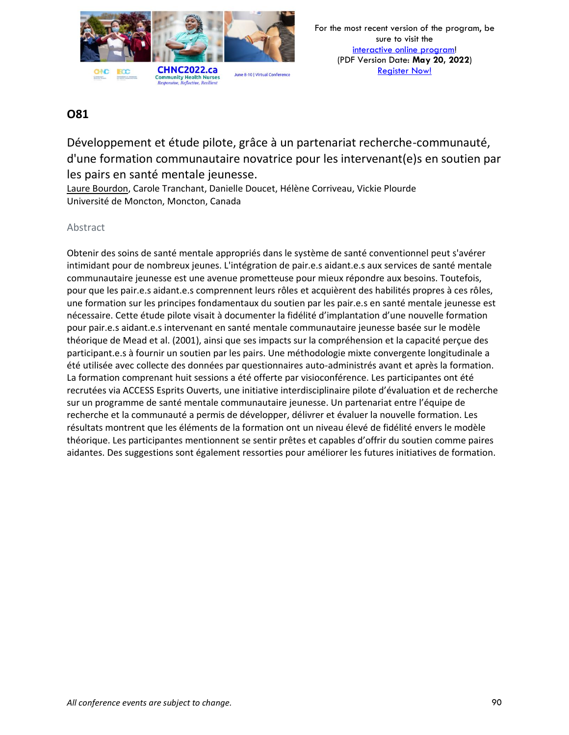## O81

### Développement et étude pilote, grâce à un partenariat recherche-communauté, d'une formation communautaire novatrice pour les intervenant(e)s en soutien par les pairs en santé mentale jeunesse.

Laure Bourdon, Carole Tranchant, Danielle Doucet, Hélène Corriveau, Vickie Plourde
Université de Moncton, Moncton, Canada

#### Abstract

Obtenir des soins de santé mentale appropriés dans le système de santé conventionnel peut s'avérer intimidant pour de nombreux jeunes. L'intégration de pair.e.s aidant.e.s aux services de santé mentale communautaire jeunesse est une avenue prometteuse pour mieux répondre aux besoins. Toutefois, pour que les pair.e.s aidant.e.s comprennent leurs rôles et acquièrent des habilités propres à ces rôles, une formation sur les principes fondamentaux du soutien par les pair.e.s en santé mentale jeunesse est nécessaire. Cette étude pilote visait à documenter la fidélité d'implantation d'une nouvelle formation pour pair.e.s aidant.e.s intervenant en santé mentale communautaire jeunesse basée sur le modèle théorique de Mead et al. (2001), ainsi que ses impacts sur la compréhension et la capacité perçue des participant.e.s à fournir un soutien par les pairs. Une méthodologie mixte convergente longitudinale a été utilisée avec collecte des données par questionnaires auto-administrés avant et après la formation. La formation comprenant huit sessions a été offerte par visioconférence. Les participantes ont été recrutées via ACCESS Esprits Ouverts, une initiative interdisciplinaire pilote d'évaluation et de recherche sur un programme de santé mentale communautaire jeunesse. Un partenariat entre l'équipe de recherche et la communauté a permis de développer, délivrer et évaluer la nouvelle formation. Les résultats montrent que les éléments de la formation ont un niveau élevé de fidélité envers le modèle théorique. Les participantes mentionnent se sentir prêtes et capables d'offrir du soutien comme paires aidantes. Des suggestions sont également ressorties pour améliorer les futures initiatives de formation.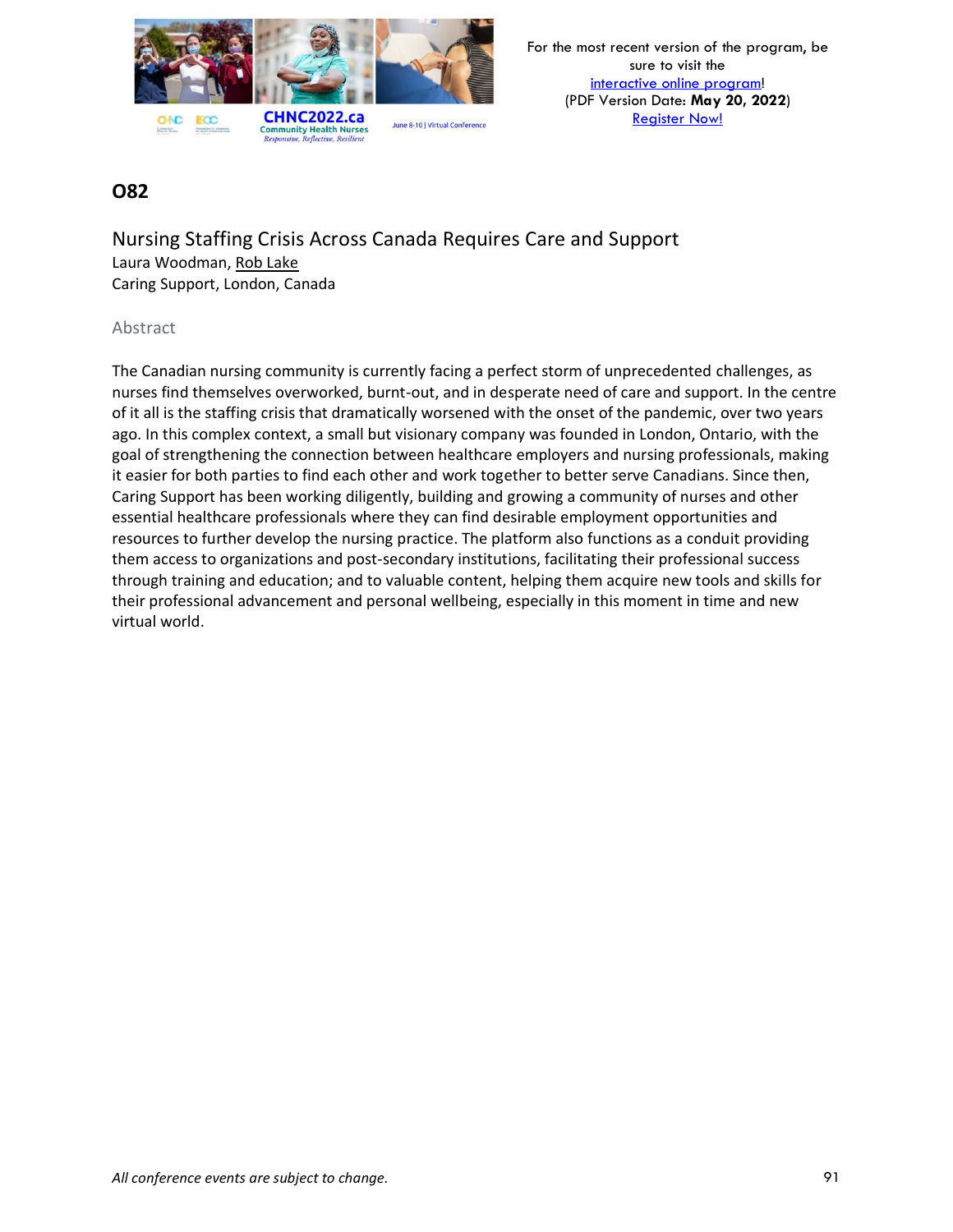## O82

### Nursing Staffing Crisis Across Canada Requires Care and Support

Laura Woodman, Rob Lake
Caring Support, London, Canada

#### Abstract

The Canadian nursing community is currently facing a perfect storm of unprecedented challenges, as nurses find themselves overworked, burnt-out, and in desperate need of care and support. In the centre of it all is the staffing crisis that dramatically worsened with the onset of the pandemic, over two years ago. In this complex context, a small but visionary company was founded in London, Ontario, with the goal of strengthening the connection between healthcare employers and nursing professionals, making it easier for both parties to find each other and work together to better serve Canadians. Since then, Caring Support has been working diligently, building and growing a community of nurses and other essential healthcare professionals where they can find desirable employment opportunities and resources to further develop the nursing practice. The platform also functions as a conduit providing them access to organizations and post-secondary institutions, facilitating their professional success through training and education; and to valuable content, helping them acquire new tools and skills for their professional advancement and personal wellbeing, especially in this moment in time and new virtual world.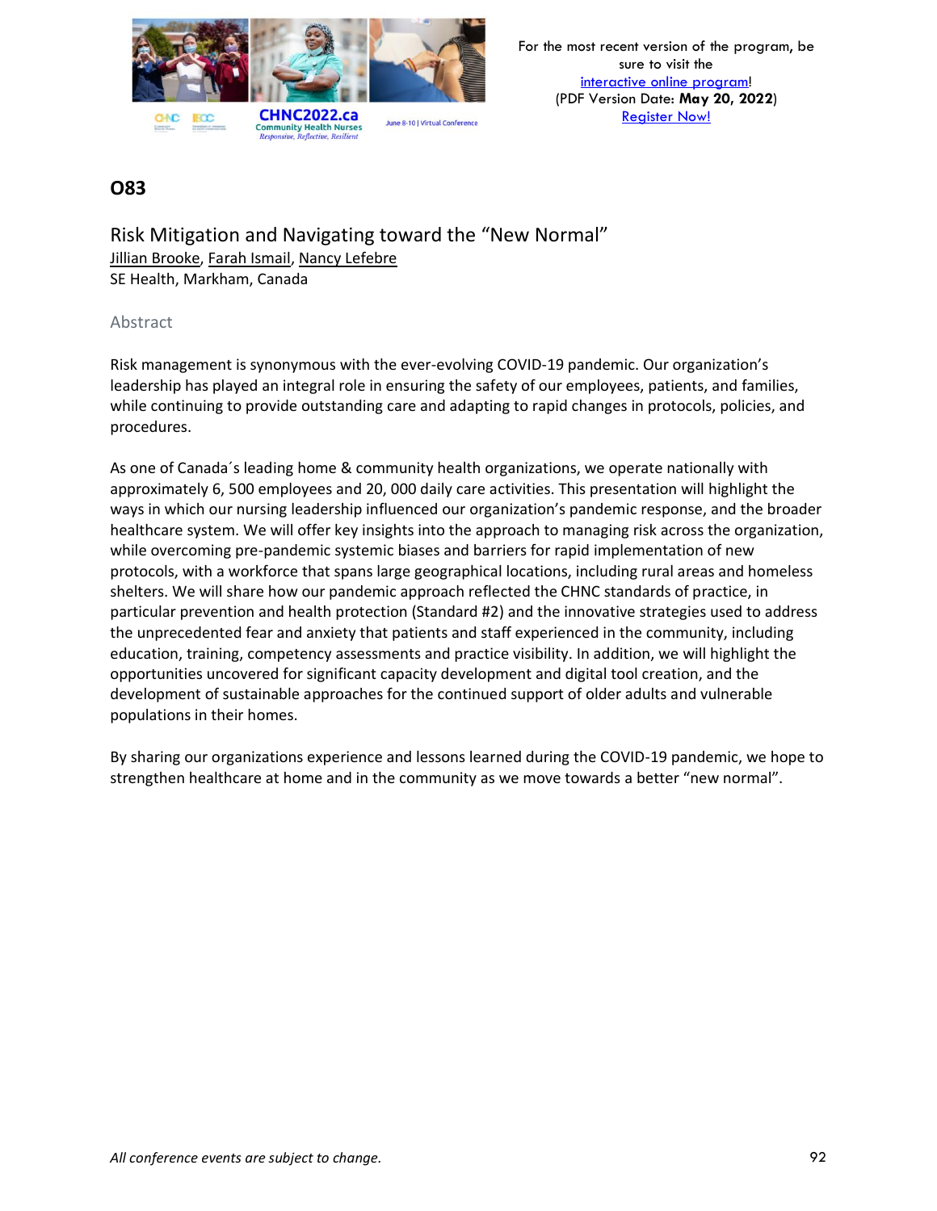## O83

### Risk Mitigation and Navigating toward the "New Normal"

Jillian Brooke, Farah Ismail, Nancy Lefebre
SE Health, Markham, Canada

#### Abstract

Risk management is synonymous with the ever-evolving COVID-19 pandemic. Our organization's leadership has played an integral role in ensuring the safety of our employees, patients, and families, while continuing to provide outstanding care and adapting to rapid changes in protocols, policies, and procedures.

As one of Canada´s leading home & community health organizations, we operate nationally with approximately 6, 500 employees and 20, 000 daily care activities. This presentation will highlight the ways in which our nursing leadership influenced our organization's pandemic response, and the broader healthcare system. We will offer key insights into the approach to managing risk across the organization, while overcoming pre-pandemic systemic biases and barriers for rapid implementation of new protocols, with a workforce that spans large geographical locations, including rural areas and homeless shelters. We will share how our pandemic approach reflected the CHNC standards of practice, in particular prevention and health protection (Standard #2) and the innovative strategies used to address the unprecedented fear and anxiety that patients and staff experienced in the community, including education, training, competency assessments and practice visibility. In addition, we will highlight the opportunities uncovered for significant capacity development and digital tool creation, and the development of sustainable approaches for the continued support of older adults and vulnerable populations in their homes.

By sharing our organizations experience and lessons learned during the COVID-19 pandemic, we hope to strengthen healthcare at home and in the community as we move towards a better "new normal".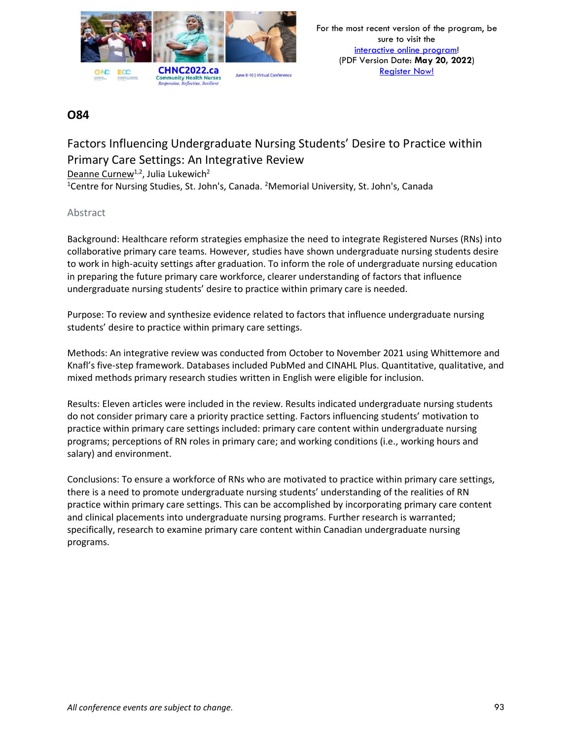## O84

# Factors Influencing Undergraduate Nursing Students' Desire to Practice within Primary Care Settings: An Integrative Review

Deanne Curnew[1,2], Julia Lukewich[2]

[1]Centre for Nursing Studies, St. John's, Canada. [2]Memorial University, St. John's, Canada

### Abstract

Background: Healthcare reform strategies emphasize the need to integrate Registered Nurses (RNs) into collaborative primary care teams. However, studies have shown undergraduate nursing students desire to work in high-acuity settings after graduation. To inform the role of undergraduate nursing education in preparing the future primary care workforce, clearer understanding of factors that influence undergraduate nursing students' desire to practice within primary care is needed.

Purpose: To review and synthesize evidence related to factors that influence undergraduate nursing students' desire to practice within primary care settings.

Methods: An integrative review was conducted from October to November 2021 using Whittemore and Knafl's five-step framework. Databases included PubMed and CINAHL Plus. Quantitative, qualitative, and mixed methods primary research studies written in English were eligible for inclusion.

Results: Eleven articles were included in the review. Results indicated undergraduate nursing students do not consider primary care a priority practice setting. Factors influencing students' motivation to practice within primary care settings included: primary care content within undergraduate nursing programs; perceptions of RN roles in primary care; and working conditions (i.e., working hours and salary) and environment.

Conclusions: To ensure a workforce of RNs who are motivated to practice within primary care settings, there is a need to promote undergraduate nursing students' understanding of the realities of RN practice within primary care settings. This can be accomplished by incorporating primary care content and clinical placements into undergraduate nursing programs. Further research is warranted; specifically, research to examine primary care content within Canadian undergraduate nursing programs.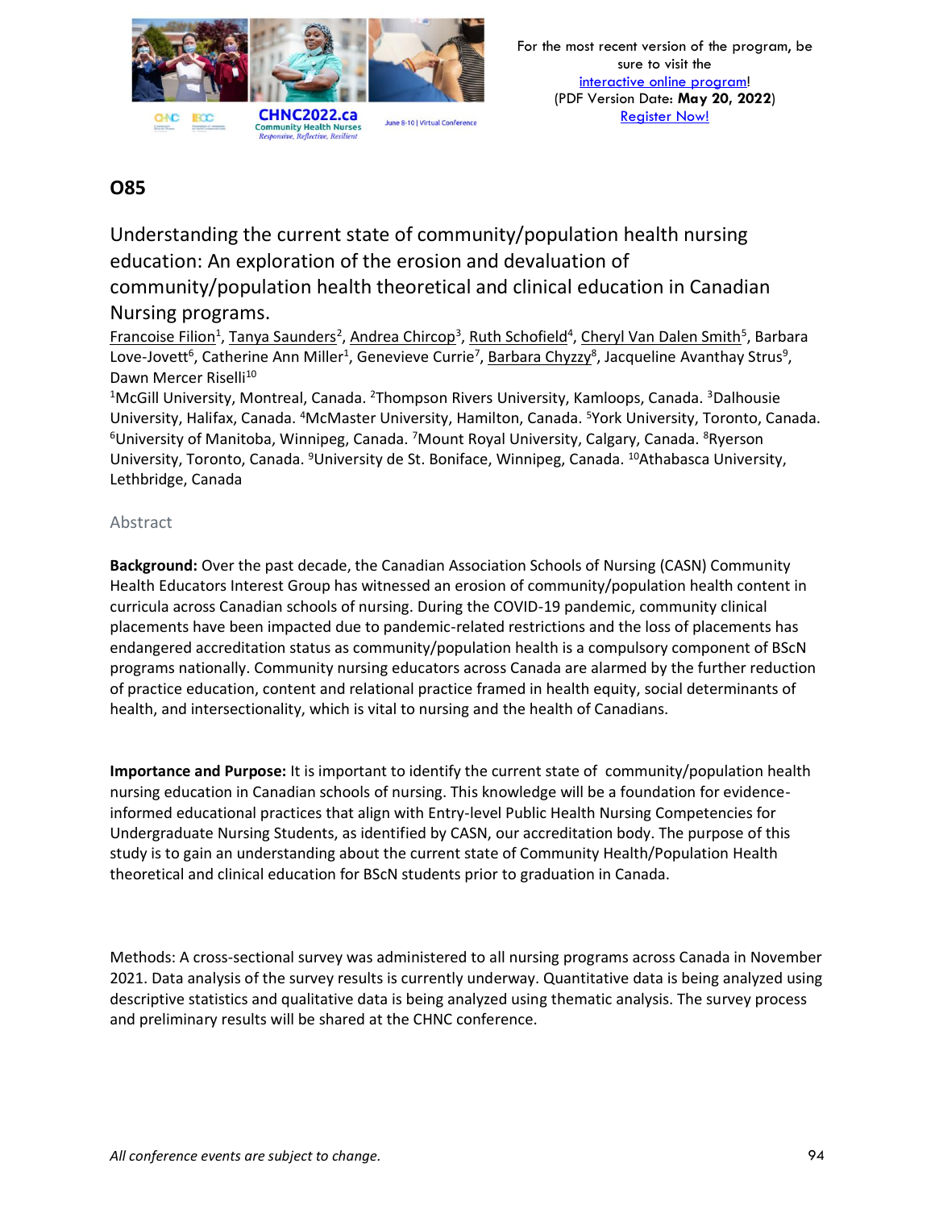## O85

### Understanding the current state of community/population health nursing education: An exploration of the erosion and devaluation of community/population health theoretical and clinical education in Canadian Nursing programs.

Francoise Filion[1], Tanya Saunders[2], Andrea Chircop[3], Ruth Schofield[4], Cheryl Van Dalen Smith[5], Barbara Love-Jovett[6], Catherine Ann Miller[1], Genevieve Currie[7], Barbara Chyzzy[8], Jacqueline Avanthay Strus[9], Dawn Mercer Riselli[10]

[1]McGill University, Montreal, Canada. [2]Thompson Rivers University, Kamloops, Canada. [3]Dalhousie University, Halifax, Canada. [4]McMaster University, Hamilton, Canada. [5]York University, Toronto, Canada. [6]University of Manitoba, Winnipeg, Canada. [7]Mount Royal University, Calgary, Canada. [8]Ryerson University, Toronto, Canada. [9]University de St. Boniface, Winnipeg, Canada. [10]Athabasca University, Lethbridge, Canada

#### Abstract

**Background:** Over the past decade, the Canadian Association Schools of Nursing (CASN) Community Health Educators Interest Group has witnessed an erosion of community/population health content in curricula across Canadian schools of nursing. During the COVID-19 pandemic, community clinical placements have been impacted due to pandemic-related restrictions and the loss of placements has endangered accreditation status as community/population health is a compulsory component of BScN programs nationally. Community nursing educators across Canada are alarmed by the further reduction of practice education, content and relational practice framed in health equity, social determinants of health, and intersectionality, which is vital to nursing and the health of Canadians.

**Importance and Purpose:** It is important to identify the current state of community/population health nursing education in Canadian schools of nursing. This knowledge will be a foundation for evidence-informed educational practices that align with Entry-level Public Health Nursing Competencies for Undergraduate Nursing Students, as identified by CASN, our accreditation body. The purpose of this study is to gain an understanding about the current state of Community Health/Population Health theoretical and clinical education for BScN students prior to graduation in Canada.

Methods: A cross-sectional survey was administered to all nursing programs across Canada in November 2021. Data analysis of the survey results is currently underway. Quantitative data is being analyzed using descriptive statistics and qualitative data is being analyzed using thematic analysis. The survey process and preliminary results will be shared at the CHNC conference.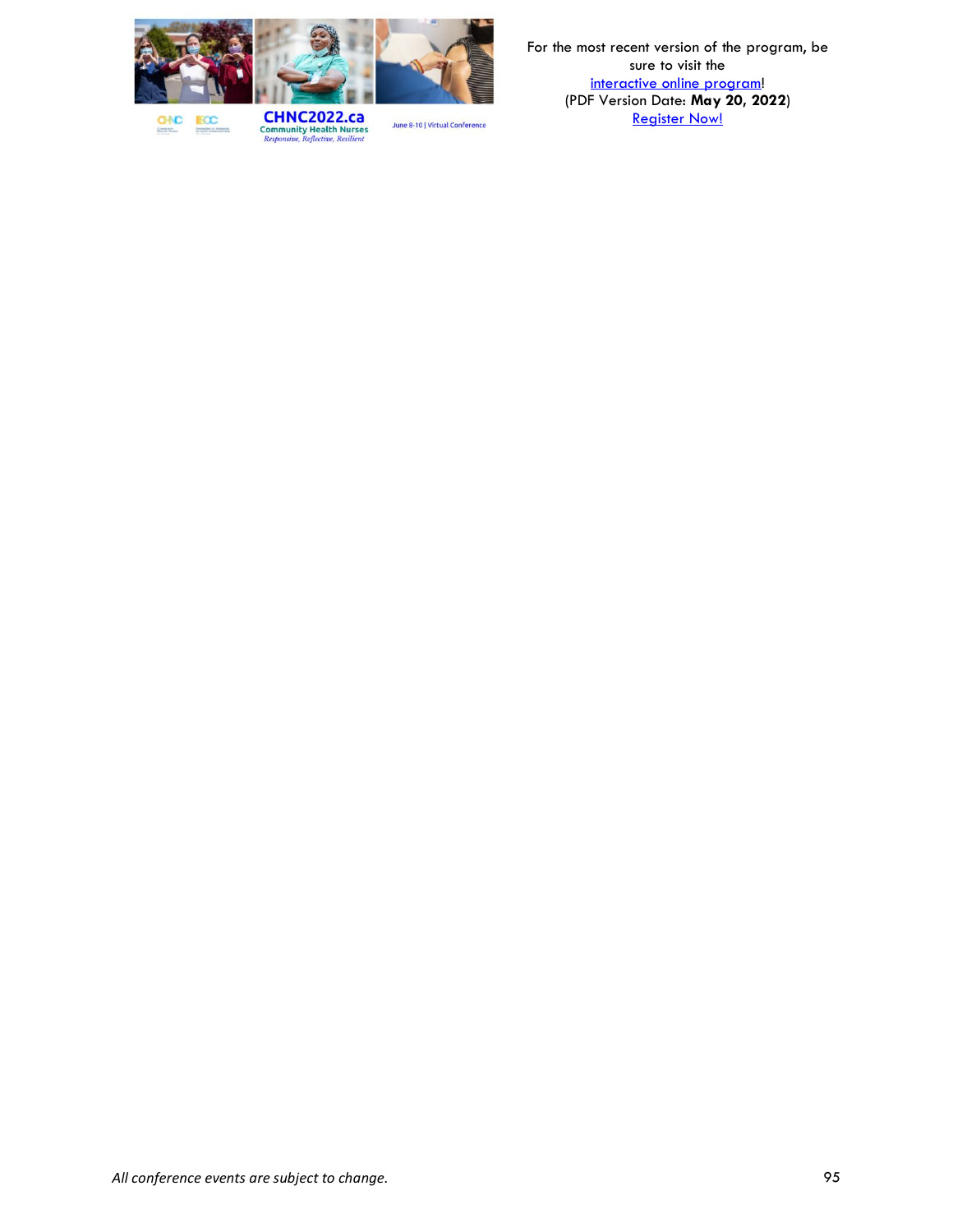For the most recent version of the program, be sure to visit the interactive online program!
(PDF Version Date: **May 20, 2022**)
Register Now!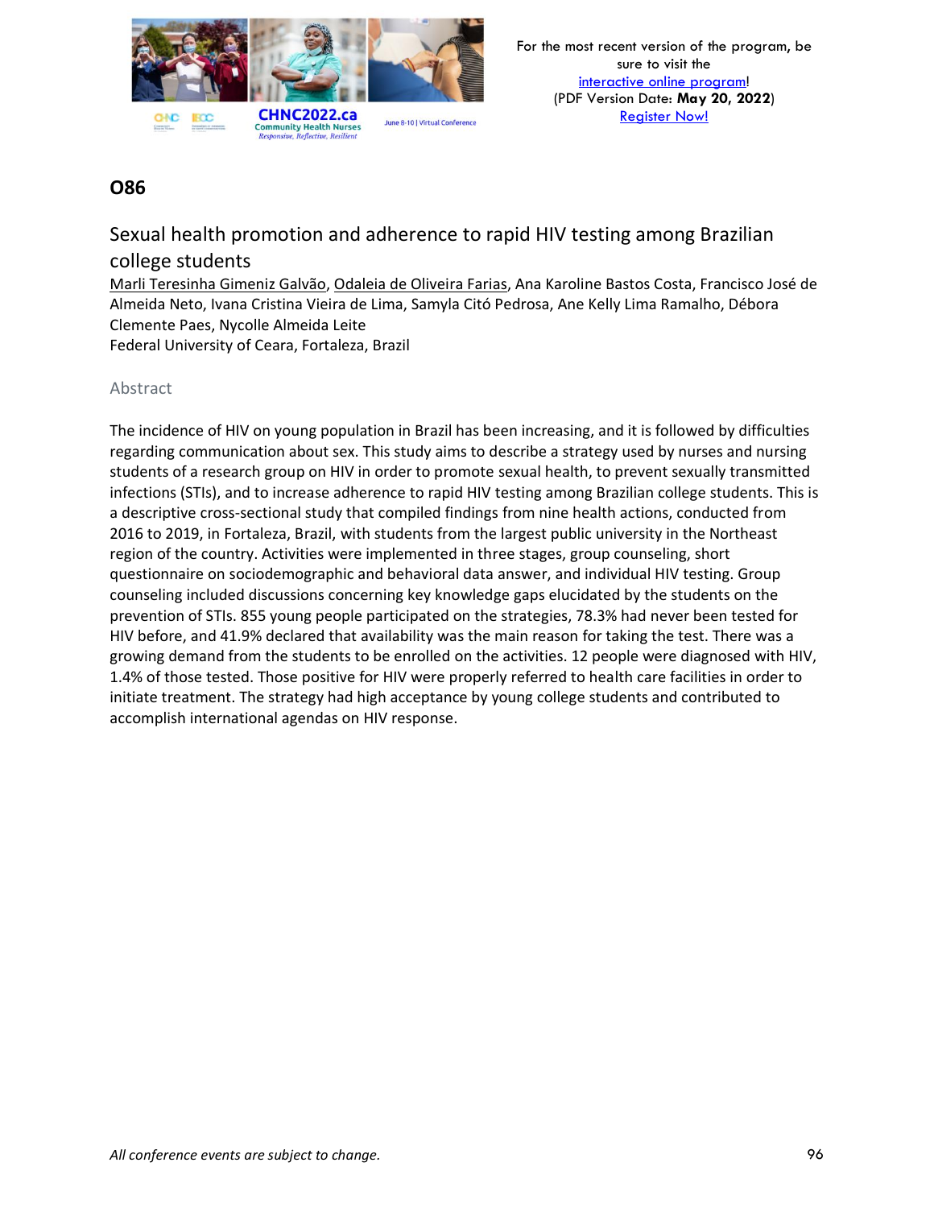## O86

### Sexual health promotion and adherence to rapid HIV testing among Brazilian college students

Marli Teresinha Gimeniz Galvão, Odaleia de Oliveira Farias, Ana Karoline Bastos Costa, Francisco José de Almeida Neto, Ivana Cristina Vieira de Lima, Samyla Citó Pedrosa, Ane Kelly Lima Ramalho, Débora Clemente Paes, Nycolle Almeida Leite

Federal University of Ceara, Fortaleza, Brazil

#### Abstract

The incidence of HIV on young population in Brazil has been increasing, and it is followed by difficulties regarding communication about sex. This study aims to describe a strategy used by nurses and nursing students of a research group on HIV in order to promote sexual health, to prevent sexually transmitted infections (STIs), and to increase adherence to rapid HIV testing among Brazilian college students. This is a descriptive cross-sectional study that compiled findings from nine health actions, conducted from 2016 to 2019, in Fortaleza, Brazil, with students from the largest public university in the Northeast region of the country. Activities were implemented in three stages, group counseling, short questionnaire on sociodemographic and behavioral data answer, and individual HIV testing. Group counseling included discussions concerning key knowledge gaps elucidated by the students on the prevention of STIs. 855 young people participated on the strategies, 78.3% had never been tested for HIV before, and 41.9% declared that availability was the main reason for taking the test. There was a growing demand from the students to be enrolled on the activities. 12 people were diagnosed with HIV, 1.4% of those tested. Those positive for HIV were properly referred to health care facilities in order to initiate treatment. The strategy had high acceptance by young college students and contributed to accomplish international agendas on HIV response.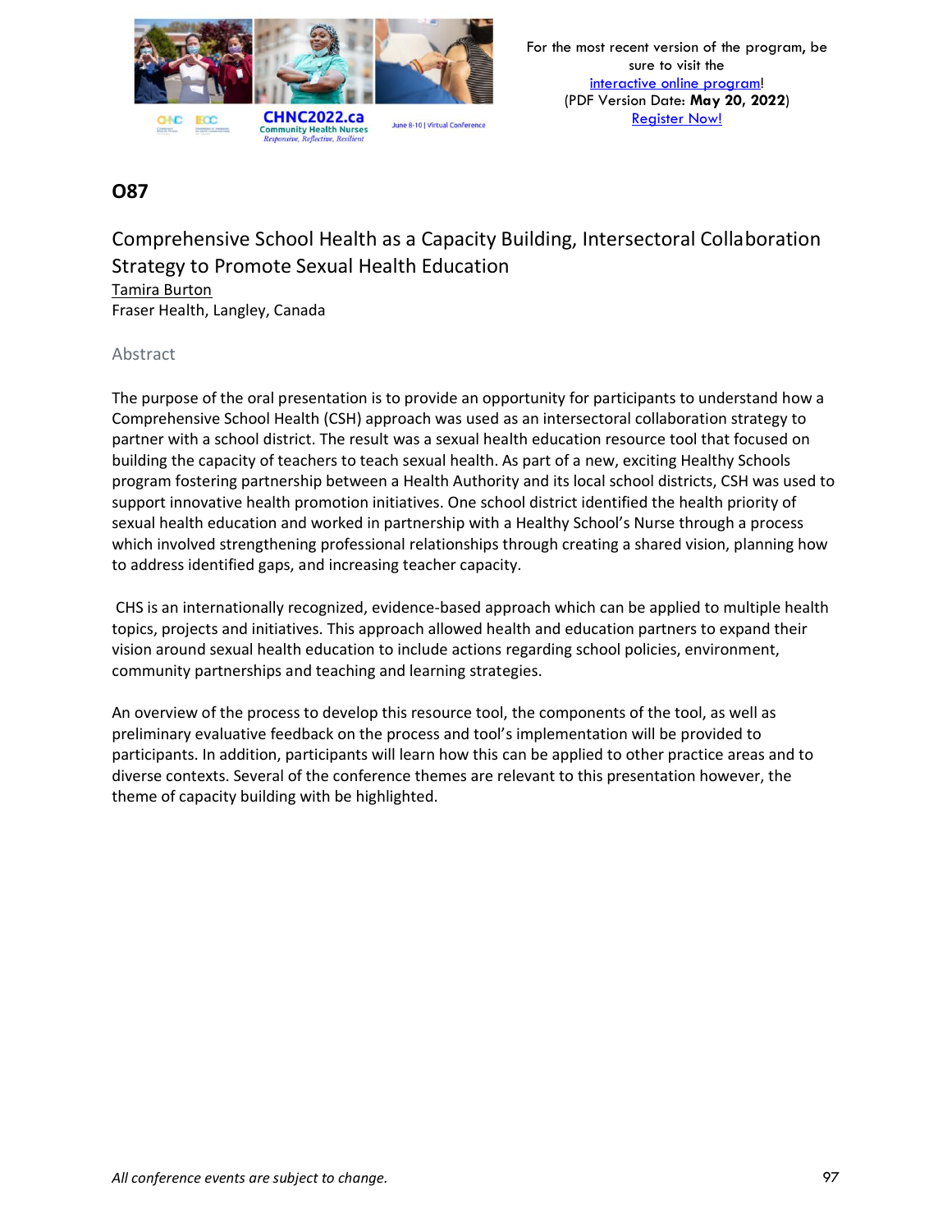## O87

### Comprehensive School Health as a Capacity Building, Intersectoral Collaboration Strategy to Promote Sexual Health Education

Tamira Burton
Fraser Health, Langley, Canada

#### Abstract

The purpose of the oral presentation is to provide an opportunity for participants to understand how a Comprehensive School Health (CSH) approach was used as an intersectoral collaboration strategy to partner with a school district. The result was a sexual health education resource tool that focused on building the capacity of teachers to teach sexual health. As part of a new, exciting Healthy Schools program fostering partnership between a Health Authority and its local school districts, CSH was used to support innovative health promotion initiatives. One school district identified the health priority of sexual health education and worked in partnership with a Healthy School's Nurse through a process which involved strengthening professional relationships through creating a shared vision, planning how to address identified gaps, and increasing teacher capacity.

CHS is an internationally recognized, evidence-based approach which can be applied to multiple health topics, projects and initiatives. This approach allowed health and education partners to expand their vision around sexual health education to include actions regarding school policies, environment, community partnerships and teaching and learning strategies.

An overview of the process to develop this resource tool, the components of the tool, as well as preliminary evaluative feedback on the process and tool's implementation will be provided to participants. In addition, participants will learn how this can be applied to other practice areas and to diverse contexts. Several of the conference themes are relevant to this presentation however, the theme of capacity building with be highlighted.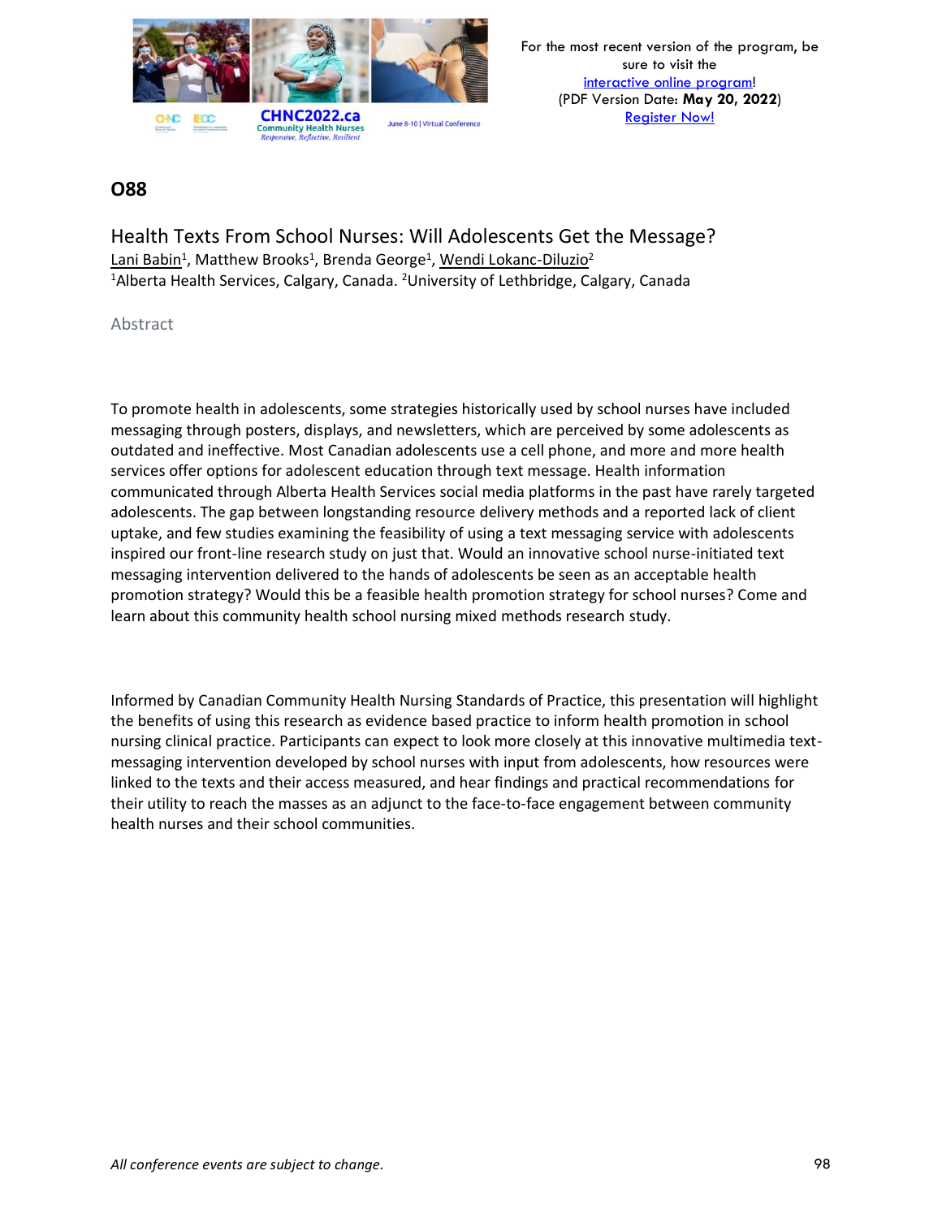## O88

### Health Texts From School Nurses: Will Adolescents Get the Message?

Lani Babin[1], Matthew Brooks[1], Brenda George[1], Wendi Lokanc-Diluzio[2]

[1]Alberta Health Services, Calgary, Canada. [2]University of Lethbridge, Calgary, Canada

Abstract

To promote health in adolescents, some strategies historically used by school nurses have included messaging through posters, displays, and newsletters, which are perceived by some adolescents as outdated and ineffective. Most Canadian adolescents use a cell phone, and more and more health services offer options for adolescent education through text message. Health information communicated through Alberta Health Services social media platforms in the past have rarely targeted adolescents. The gap between longstanding resource delivery methods and a reported lack of client uptake, and few studies examining the feasibility of using a text messaging service with adolescents inspired our front-line research study on just that. Would an innovative school nurse-initiated text messaging intervention delivered to the hands of adolescents be seen as an acceptable health promotion strategy? Would this be a feasible health promotion strategy for school nurses? Come and learn about this community health school nursing mixed methods research study.

Informed by Canadian Community Health Nursing Standards of Practice, this presentation will highlight the benefits of using this research as evidence based practice to inform health promotion in school nursing clinical practice. Participants can expect to look more closely at this innovative multimedia text-messaging intervention developed by school nurses with input from adolescents, how resources were linked to the texts and their access measured, and hear findings and practical recommendations for their utility to reach the masses as an adjunct to the face-to-face engagement between community health nurses and their school communities.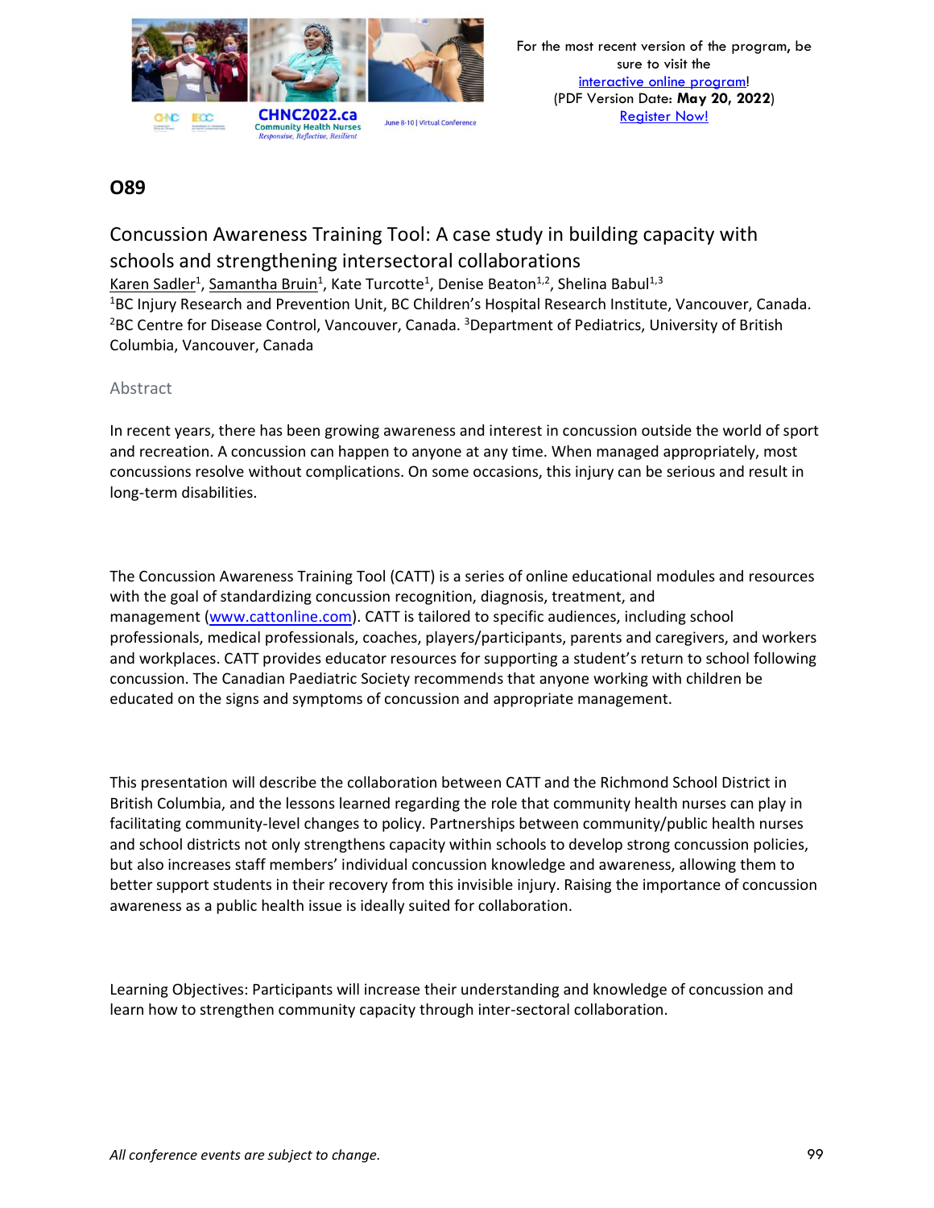## O89

### Concussion Awareness Training Tool: A case study in building capacity with schools and strengthening intersectoral collaborations

Karen Sadler[1], Samantha Bruin[1], Kate Turcotte[1], Denise Beaton[1,2], Shelina Babul[1,3]

[1]BC Injury Research and Prevention Unit, BC Children's Hospital Research Institute, Vancouver, Canada. [2]BC Centre for Disease Control, Vancouver, Canada. [3]Department of Pediatrics, University of British Columbia, Vancouver, Canada

#### Abstract

In recent years, there has been growing awareness and interest in concussion outside the world of sport and recreation. A concussion can happen to anyone at any time. When managed appropriately, most concussions resolve without complications. On some occasions, this injury can be serious and result in long-term disabilities.

The Concussion Awareness Training Tool (CATT) is a series of online educational modules and resources with the goal of standardizing concussion recognition, diagnosis, treatment, and management (www.cattonline.com). CATT is tailored to specific audiences, including school professionals, medical professionals, coaches, players/participants, parents and caregivers, and workers and workplaces. CATT provides educator resources for supporting a student's return to school following concussion. The Canadian Paediatric Society recommends that anyone working with children be educated on the signs and symptoms of concussion and appropriate management.

This presentation will describe the collaboration between CATT and the Richmond School District in British Columbia, and the lessons learned regarding the role that community health nurses can play in facilitating community-level changes to policy. Partnerships between community/public health nurses and school districts not only strengthens capacity within schools to develop strong concussion policies, but also increases staff members' individual concussion knowledge and awareness, allowing them to better support students in their recovery from this invisible injury. Raising the importance of concussion awareness as a public health issue is ideally suited for collaboration.

Learning Objectives: Participants will increase their understanding and knowledge of concussion and learn how to strengthen community capacity through inter-sectoral collaboration.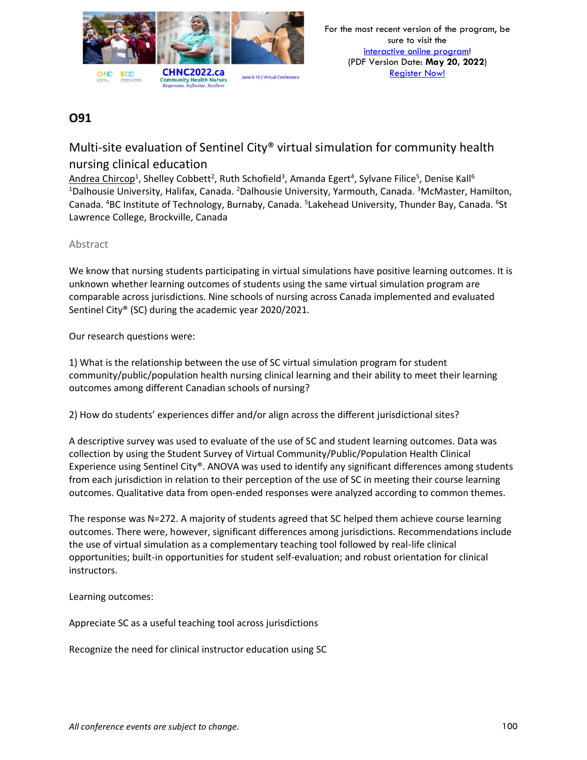## O91

### Multi-site evaluation of Sentinel City® virtual simulation for community health nursing clinical education

Andrea Chircop[1], Shelley Cobbett[2], Ruth Schofield[3], Amanda Egert[4], Sylvane Filice[5], Denise Kall[6]
[1]Dalhousie University, Halifax, Canada. [2]Dalhousie University, Yarmouth, Canada. [3]McMaster, Hamilton, Canada. [4]BC Institute of Technology, Burnaby, Canada. [5]Lakehead University, Thunder Bay, Canada. [6]St Lawrence College, Brockville, Canada

#### Abstract

We know that nursing students participating in virtual simulations have positive learning outcomes. It is unknown whether learning outcomes of students using the same virtual simulation program are comparable across jurisdictions. Nine schools of nursing across Canada implemented and evaluated Sentinel City® (SC) during the academic year 2020/2021.

Our research questions were:

1) What is the relationship between the use of SC virtual simulation program for student community/public/population health nursing clinical learning and their ability to meet their learning outcomes among different Canadian schools of nursing?

2) How do students' experiences differ and/or align across the different jurisdictional sites?

A descriptive survey was used to evaluate of the use of SC and student learning outcomes. Data was collection by using the Student Survey of Virtual Community/Public/Population Health Clinical Experience using Sentinel City®. ANOVA was used to identify any significant differences among students from each jurisdiction in relation to their perception of the use of SC in meeting their course learning outcomes. Qualitative data from open-ended responses were analyzed according to common themes.

The response was N=272. A majority of students agreed that SC helped them achieve course learning outcomes. There were, however, significant differences among jurisdictions. Recommendations include the use of virtual simulation as a complementary teaching tool followed by real-life clinical opportunities; built-in opportunities for student self-evaluation; and robust orientation for clinical instructors.

Learning outcomes:

Appreciate SC as a useful teaching tool across jurisdictions

Recognize the need for clinical instructor education using SC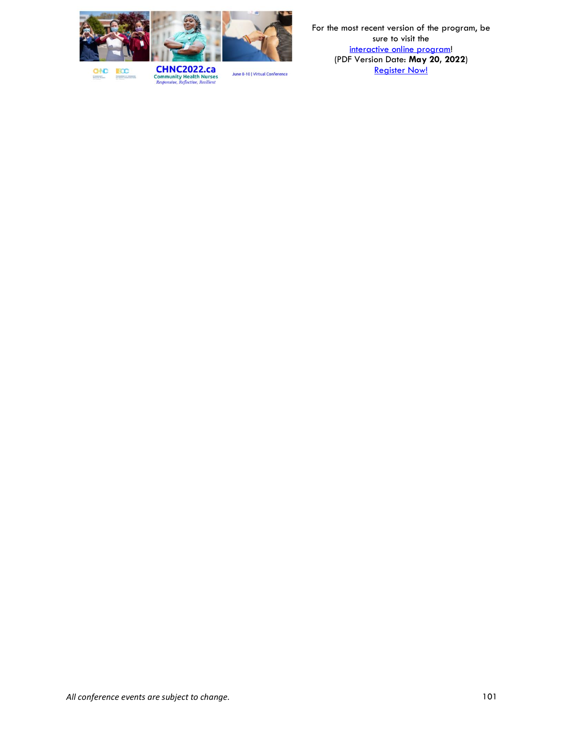For the most recent version of the program, be sure to visit the [interactive online program](interactive online program)!
(PDF Version Date: **May 20, 2022**)
[Register Now!](Register Now!)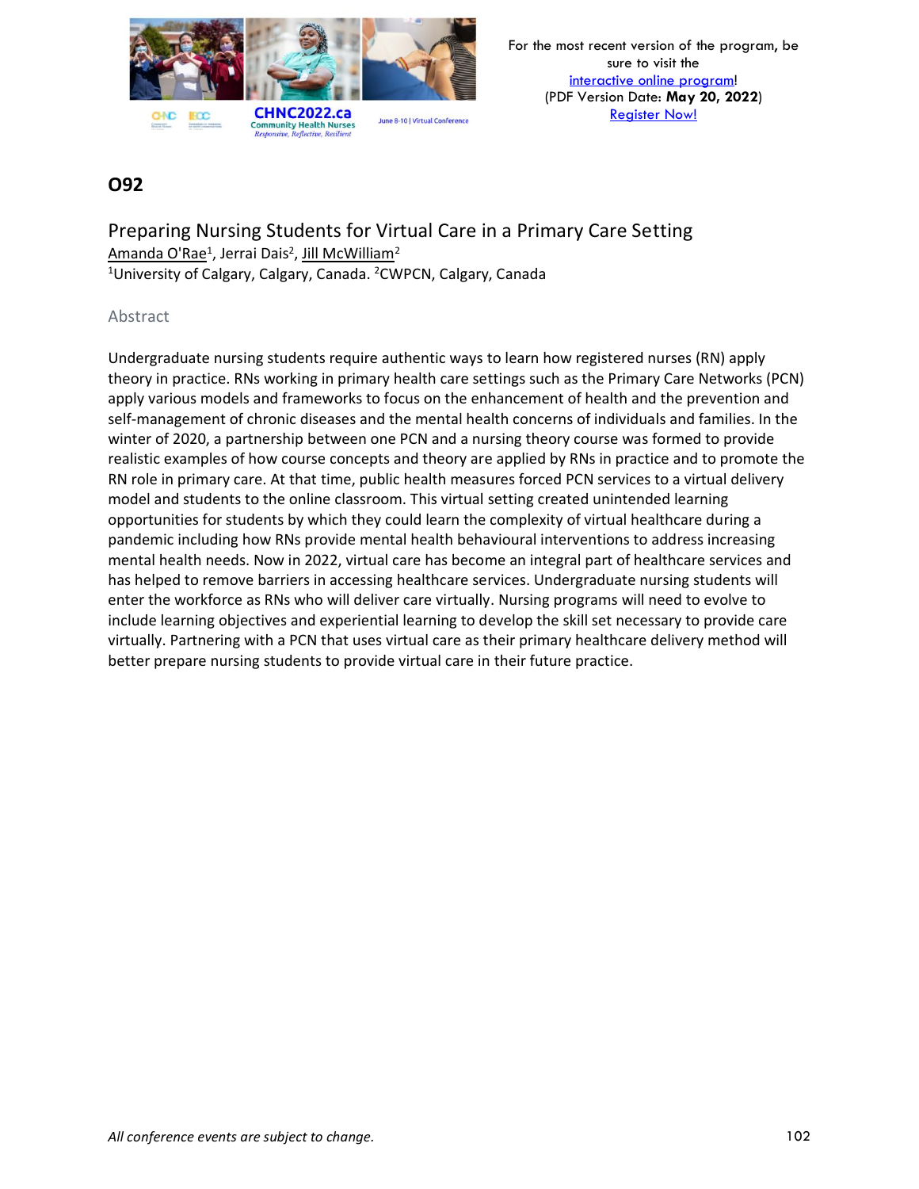## O92

### Preparing Nursing Students for Virtual Care in a Primary Care Setting

Amanda O'Rae[1], Jerrai Dais[2], Jill McWilliam[2]

[1]University of Calgary, Calgary, Canada. [2]CWPCN, Calgary, Canada

#### Abstract

Undergraduate nursing students require authentic ways to learn how registered nurses (RN) apply theory in practice. RNs working in primary health care settings such as the Primary Care Networks (PCN) apply various models and frameworks to focus on the enhancement of health and the prevention and self-management of chronic diseases and the mental health concerns of individuals and families. In the winter of 2020, a partnership between one PCN and a nursing theory course was formed to provide realistic examples of how course concepts and theory are applied by RNs in practice and to promote the RN role in primary care. At that time, public health measures forced PCN services to a virtual delivery model and students to the online classroom. This virtual setting created unintended learning opportunities for students by which they could learn the complexity of virtual healthcare during a pandemic including how RNs provide mental health behavioural interventions to address increasing mental health needs. Now in 2022, virtual care has become an integral part of healthcare services and has helped to remove barriers in accessing healthcare services. Undergraduate nursing students will enter the workforce as RNs who will deliver care virtually. Nursing programs will need to evolve to include learning objectives and experiential learning to develop the skill set necessary to provide care virtually. Partnering with a PCN that uses virtual care as their primary healthcare delivery method will better prepare nursing students to provide virtual care in their future practice.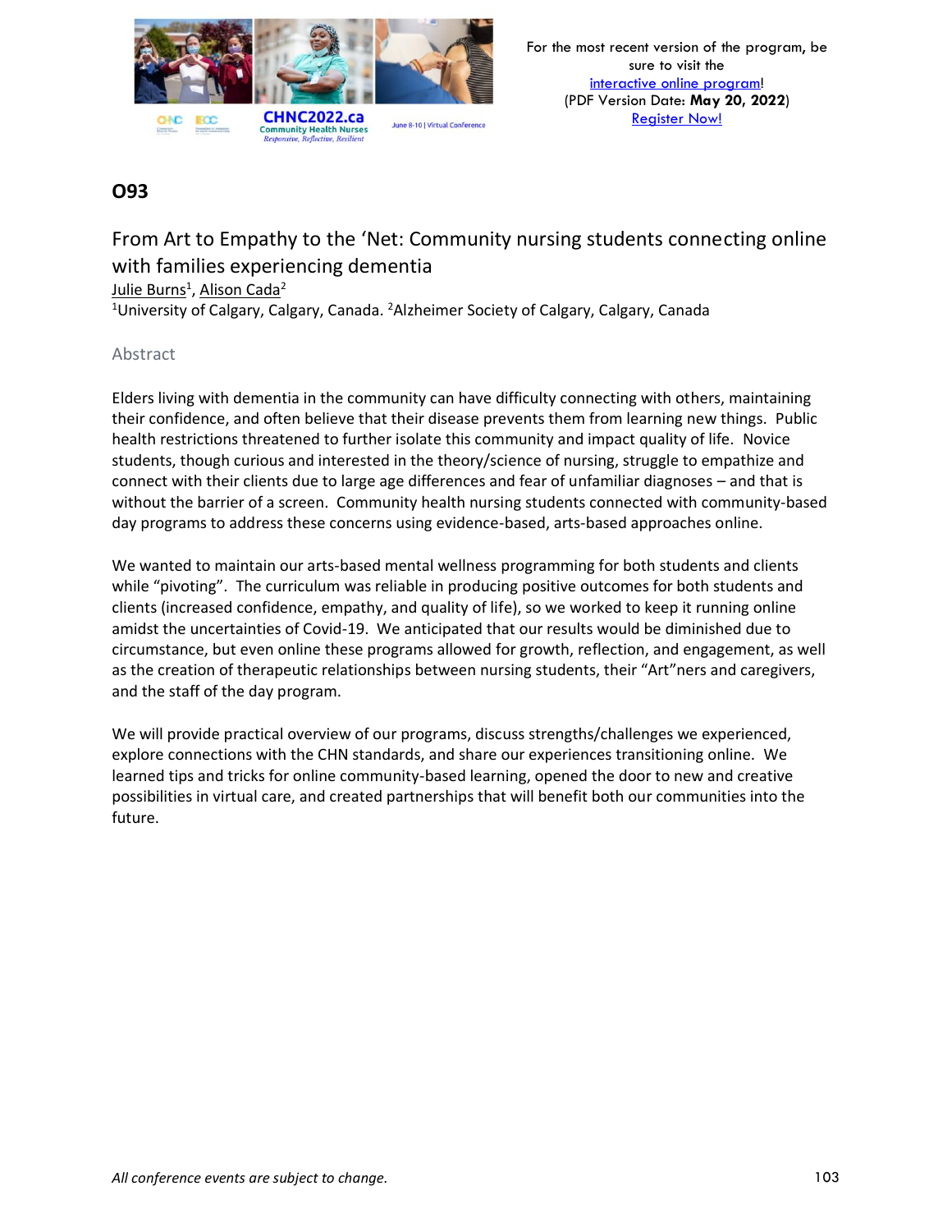## O93

### From Art to Empathy to the 'Net: Community nursing students connecting online with families experiencing dementia

Julie Burns[1], Alison Cada[2]

[1]University of Calgary, Calgary, Canada. [2]Alzheimer Society of Calgary, Calgary, Canada

#### Abstract

Elders living with dementia in the community can have difficulty connecting with others, maintaining their confidence, and often believe that their disease prevents them from learning new things. Public health restrictions threatened to further isolate this community and impact quality of life. Novice students, though curious and interested in the theory/science of nursing, struggle to empathize and connect with their clients due to large age differences and fear of unfamiliar diagnoses – and that is without the barrier of a screen. Community health nursing students connected with community-based day programs to address these concerns using evidence-based, arts-based approaches online.

We wanted to maintain our arts-based mental wellness programming for both students and clients while "pivoting". The curriculum was reliable in producing positive outcomes for both students and clients (increased confidence, empathy, and quality of life), so we worked to keep it running online amidst the uncertainties of Covid-19. We anticipated that our results would be diminished due to circumstance, but even online these programs allowed for growth, reflection, and engagement, as well as the creation of therapeutic relationships between nursing students, their "Art"ners and caregivers, and the staff of the day program.

We will provide practical overview of our programs, discuss strengths/challenges we experienced, explore connections with the CHN standards, and share our experiences transitioning online. We learned tips and tricks for online community-based learning, opened the door to new and creative possibilities in virtual care, and created partnerships that will benefit both our communities into the future.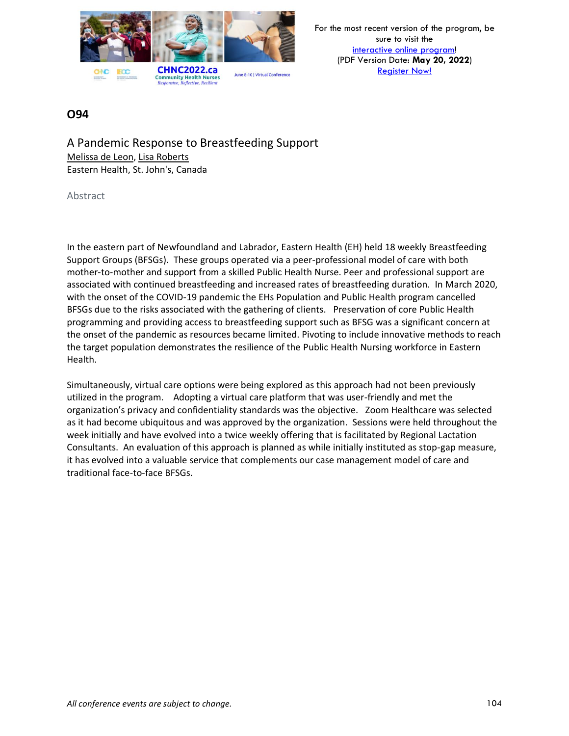## O94

### A Pandemic Response to Breastfeeding Support

Melissa de Leon, Lisa Roberts
Eastern Health, St. John's, Canada

Abstract

In the eastern part of Newfoundland and Labrador, Eastern Health (EH) held 18 weekly Breastfeeding Support Groups (BFSGs). These groups operated via a peer-professional model of care with both mother-to-mother and support from a skilled Public Health Nurse. Peer and professional support are associated with continued breastfeeding and increased rates of breastfeeding duration. In March 2020, with the onset of the COVID-19 pandemic the EHs Population and Public Health program cancelled BFSGs due to the risks associated with the gathering of clients. Preservation of core Public Health programming and providing access to breastfeeding support such as BFSG was a significant concern at the onset of the pandemic as resources became limited. Pivoting to include innovative methods to reach the target population demonstrates the resilience of the Public Health Nursing workforce in Eastern Health.

Simultaneously, virtual care options were being explored as this approach had not been previously utilized in the program. Adopting a virtual care platform that was user-friendly and met the organization's privacy and confidentiality standards was the objective. Zoom Healthcare was selected as it had become ubiquitous and was approved by the organization. Sessions were held throughout the week initially and have evolved into a twice weekly offering that is facilitated by Regional Lactation Consultants. An evaluation of this approach is planned as while initially instituted as stop-gap measure, it has evolved into a valuable service that complements our case management model of care and traditional face-to-face BFSGs.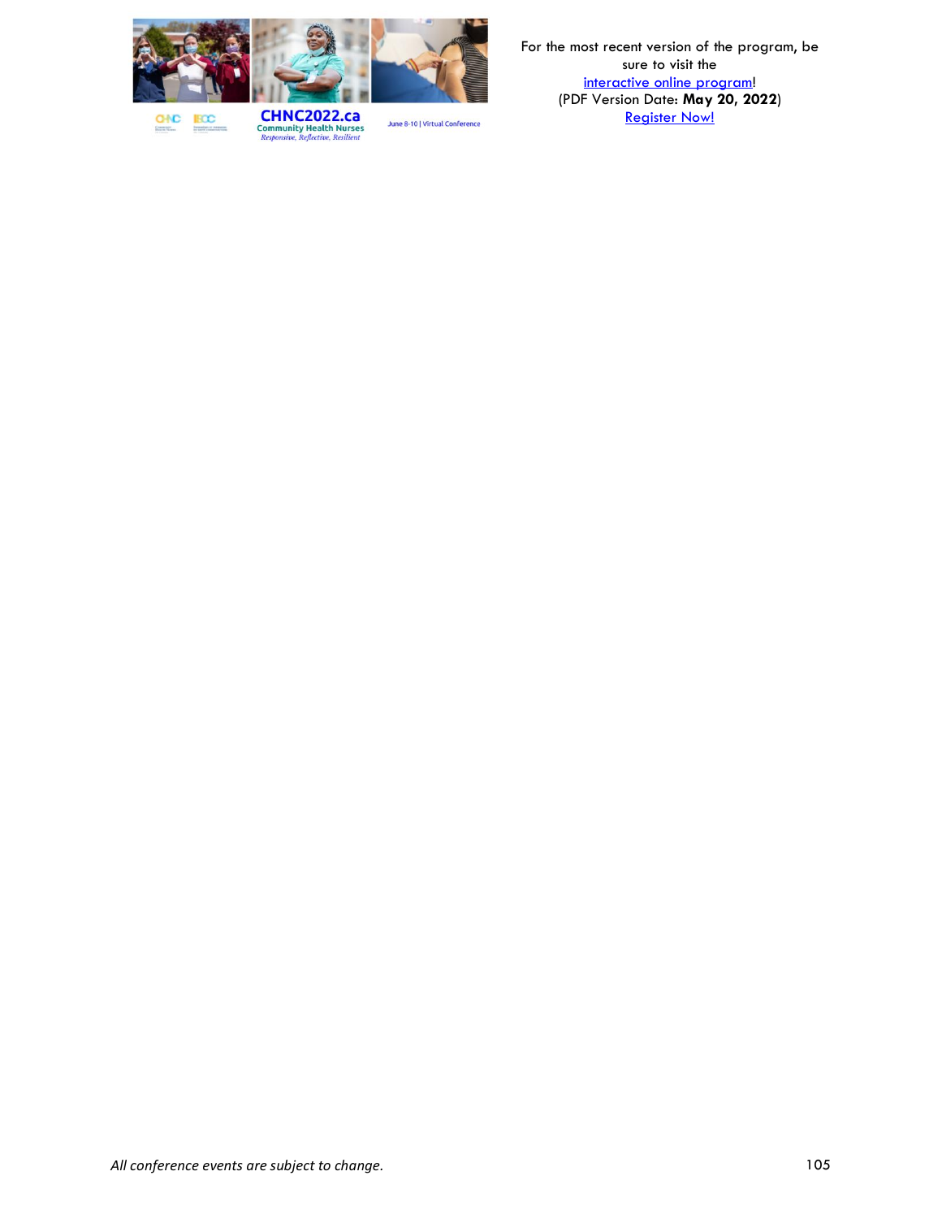For the most recent version of the program, be sure to visit the [interactive online program](interactive online program)!
(PDF Version Date: **May 20, 2022**)
[Register Now!](Register Now!)

*All conference events are subject to change.*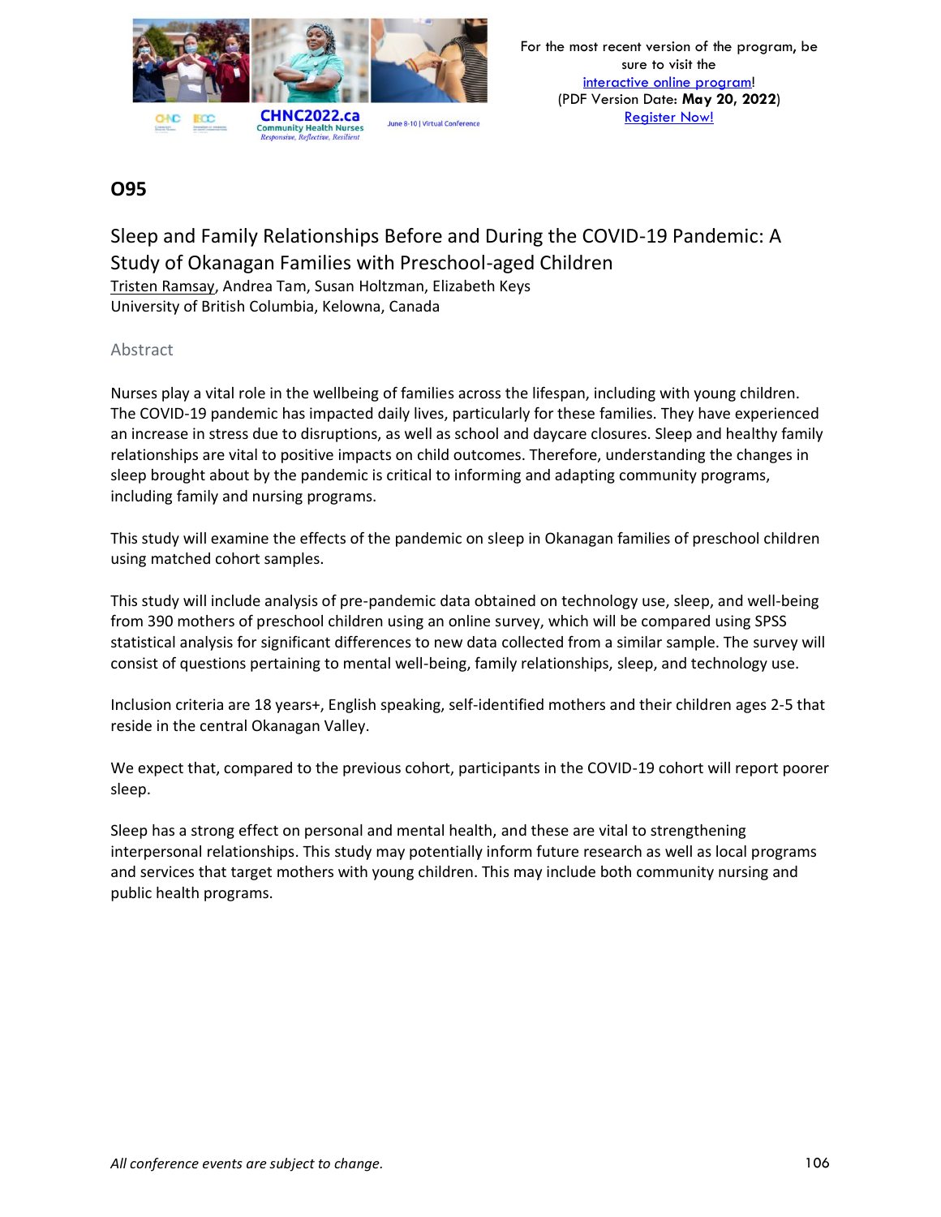## O95

### Sleep and Family Relationships Before and During the COVID-19 Pandemic: A Study of Okanagan Families with Preschool-aged Children

Tristen Ramsay, Andrea Tam, Susan Holtzman, Elizabeth Keys
University of British Columbia, Kelowna, Canada

#### Abstract

Nurses play a vital role in the wellbeing of families across the lifespan, including with young children. The COVID-19 pandemic has impacted daily lives, particularly for these families. They have experienced an increase in stress due to disruptions, as well as school and daycare closures. Sleep and healthy family relationships are vital to positive impacts on child outcomes. Therefore, understanding the changes in sleep brought about by the pandemic is critical to informing and adapting community programs, including family and nursing programs.

This study will examine the effects of the pandemic on sleep in Okanagan families of preschool children using matched cohort samples.

This study will include analysis of pre-pandemic data obtained on technology use, sleep, and well-being from 390 mothers of preschool children using an online survey, which will be compared using SPSS statistical analysis for significant differences to new data collected from a similar sample. The survey will consist of questions pertaining to mental well-being, family relationships, sleep, and technology use.

Inclusion criteria are 18 years+, English speaking, self-identified mothers and their children ages 2-5 that reside in the central Okanagan Valley.

We expect that, compared to the previous cohort, participants in the COVID-19 cohort will report poorer sleep.

Sleep has a strong effect on personal and mental health, and these are vital to strengthening interpersonal relationships. This study may potentially inform future research as well as local programs and services that target mothers with young children. This may include both community nursing and public health programs.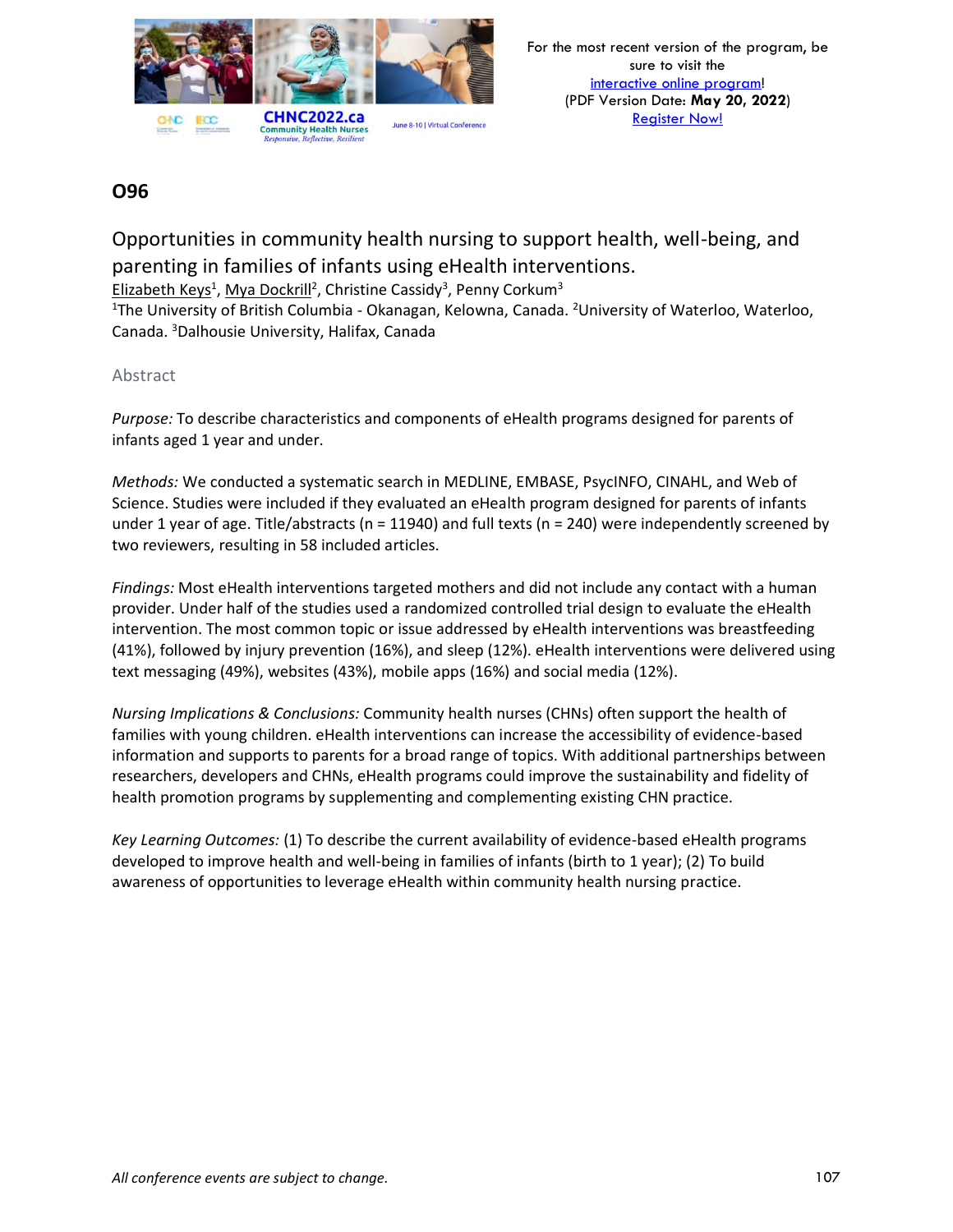## O96

# Opportunities in community health nursing to support health, well-being, and parenting in families of infants using eHealth interventions.

Elizabeth Keys[1], Mya Dockrill[2], Christine Cassidy[3], Penny Corkum[3]

[1]The University of British Columbia - Okanagan, Kelowna, Canada. [2]University of Waterloo, Waterloo, Canada. [3]Dalhousie University, Halifax, Canada

### Abstract

*Purpose:* To describe characteristics and components of eHealth programs designed for parents of infants aged 1 year and under.

*Methods:* We conducted a systematic search in MEDLINE, EMBASE, PsycINFO, CINAHL, and Web of Science. Studies were included if they evaluated an eHealth program designed for parents of infants under 1 year of age. Title/abstracts (n = 11940) and full texts (n = 240) were independently screened by two reviewers, resulting in 58 included articles.

*Findings:* Most eHealth interventions targeted mothers and did not include any contact with a human provider. Under half of the studies used a randomized controlled trial design to evaluate the eHealth intervention. The most common topic or issue addressed by eHealth interventions was breastfeeding (41%), followed by injury prevention (16%), and sleep (12%). eHealth interventions were delivered using text messaging (49%), websites (43%), mobile apps (16%) and social media (12%).

*Nursing Implications & Conclusions:* Community health nurses (CHNs) often support the health of families with young children. eHealth interventions can increase the accessibility of evidence-based information and supports to parents for a broad range of topics. With additional partnerships between researchers, developers and CHNs, eHealth programs could improve the sustainability and fidelity of health promotion programs by supplementing and complementing existing CHN practice.

*Key Learning Outcomes:* (1) To describe the current availability of evidence-based eHealth programs developed to improve health and well-being in families of infants (birth to 1 year); (2) To build awareness of opportunities to leverage eHealth within community health nursing practice.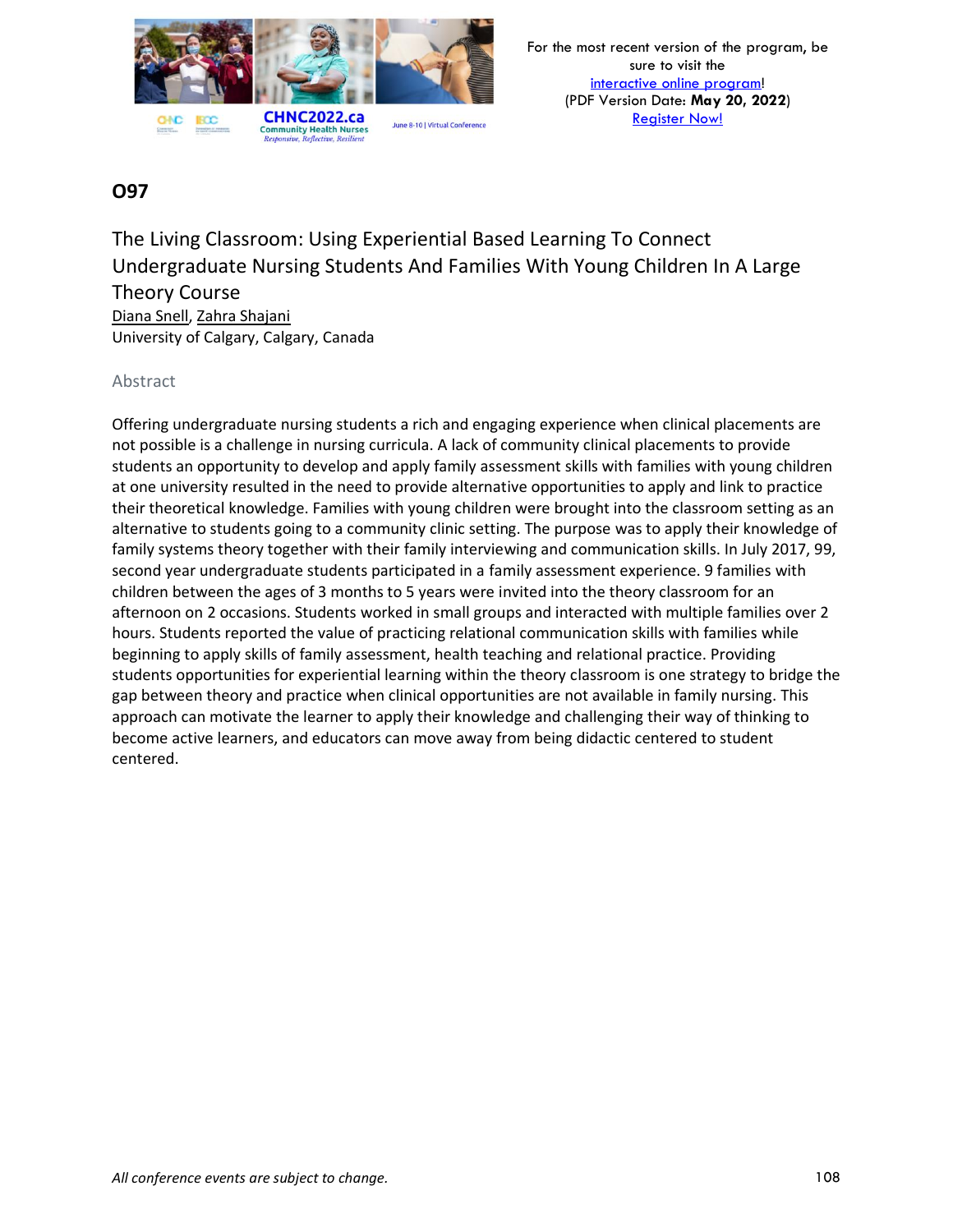## O97

# The Living Classroom: Using Experiential Based Learning To Connect Undergraduate Nursing Students And Families With Young Children In A Large Theory Course

Diana Snell, Zahra Shajani

University of Calgary, Calgary, Canada

### Abstract

Offering undergraduate nursing students a rich and engaging experience when clinical placements are not possible is a challenge in nursing curricula. A lack of community clinical placements to provide students an opportunity to develop and apply family assessment skills with families with young children at one university resulted in the need to provide alternative opportunities to apply and link to practice their theoretical knowledge. Families with young children were brought into the classroom setting as an alternative to students going to a community clinic setting. The purpose was to apply their knowledge of family systems theory together with their family interviewing and communication skills. In July 2017, 99, second year undergraduate students participated in a family assessment experience. 9 families with children between the ages of 3 months to 5 years were invited into the theory classroom for an afternoon on 2 occasions. Students worked in small groups and interacted with multiple families over 2 hours. Students reported the value of practicing relational communication skills with families while beginning to apply skills of family assessment, health teaching and relational practice. Providing students opportunities for experiential learning within the theory classroom is one strategy to bridge the gap between theory and practice when clinical opportunities are not available in family nursing. This approach can motivate the learner to apply their knowledge and challenging their way of thinking to become active learners, and educators can move away from being didactic centered to student centered.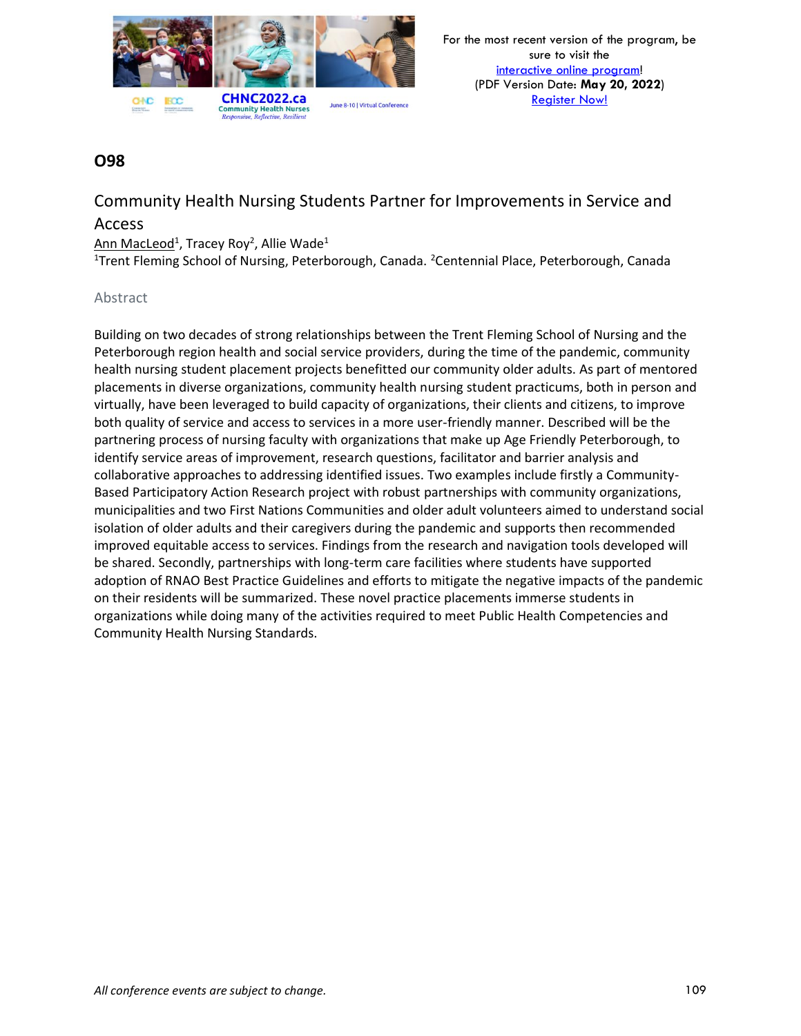## O98

### Community Health Nursing Students Partner for Improvements in Service and Access

Ann MacLeod[1], Tracey Roy[2], Allie Wade[1]

[1]Trent Fleming School of Nursing, Peterborough, Canada. [2]Centennial Place, Peterborough, Canada

#### Abstract

Building on two decades of strong relationships between the Trent Fleming School of Nursing and the Peterborough region health and social service providers, during the time of the pandemic, community health nursing student placement projects benefitted our community older adults. As part of mentored placements in diverse organizations, community health nursing student practicums, both in person and virtually, have been leveraged to build capacity of organizations, their clients and citizens, to improve both quality of service and access to services in a more user-friendly manner. Described will be the partnering process of nursing faculty with organizations that make up Age Friendly Peterborough, to identify service areas of improvement, research questions, facilitator and barrier analysis and collaborative approaches to addressing identified issues. Two examples include firstly a Community-Based Participatory Action Research project with robust partnerships with community organizations, municipalities and two First Nations Communities and older adult volunteers aimed to understand social isolation of older adults and their caregivers during the pandemic and supports then recommended improved equitable access to services. Findings from the research and navigation tools developed will be shared. Secondly, partnerships with long-term care facilities where students have supported adoption of RNAO Best Practice Guidelines and efforts to mitigate the negative impacts of the pandemic on their residents will be summarized. These novel practice placements immerse students in organizations while doing many of the activities required to meet Public Health Competencies and Community Health Nursing Standards.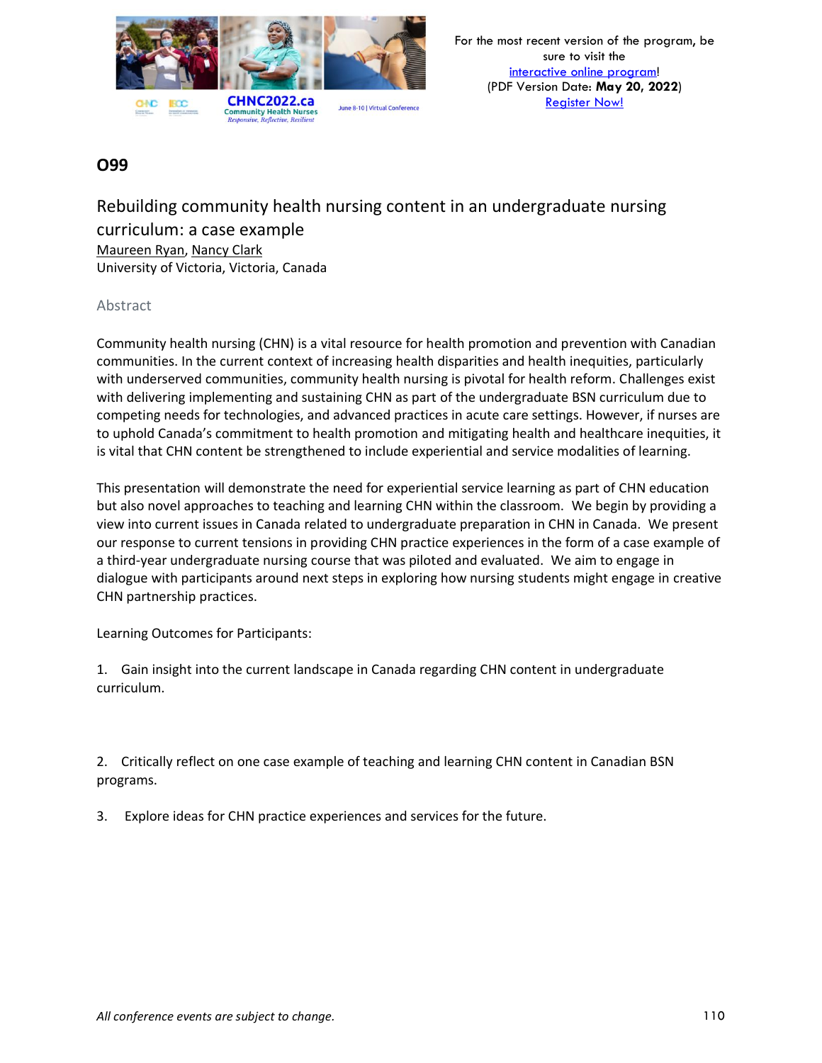## O99

### Rebuilding community health nursing content in an undergraduate nursing curriculum: a case example

Maureen Ryan, Nancy Clark
University of Victoria, Victoria, Canada

#### Abstract

Community health nursing (CHN) is a vital resource for health promotion and prevention with Canadian communities. In the current context of increasing health disparities and health inequities, particularly with underserved communities, community health nursing is pivotal for health reform. Challenges exist with delivering implementing and sustaining CHN as part of the undergraduate BSN curriculum due to competing needs for technologies, and advanced practices in acute care settings. However, if nurses are to uphold Canada's commitment to health promotion and mitigating health and healthcare inequities, it is vital that CHN content be strengthened to include experiential and service modalities of learning.

This presentation will demonstrate the need for experiential service learning as part of CHN education but also novel approaches to teaching and learning CHN within the classroom. We begin by providing a view into current issues in Canada related to undergraduate preparation in CHN in Canada. We present our response to current tensions in providing CHN practice experiences in the form of a case example of a third-year undergraduate nursing course that was piloted and evaluated. We aim to engage in dialogue with participants around next steps in exploring how nursing students might engage in creative CHN partnership practices.

Learning Outcomes for Participants:

1. Gain insight into the current landscape in Canada regarding CHN content in undergraduate curriculum.

2. Critically reflect on one case example of teaching and learning CHN content in Canadian BSN programs.

3. Explore ideas for CHN practice experiences and services for the future.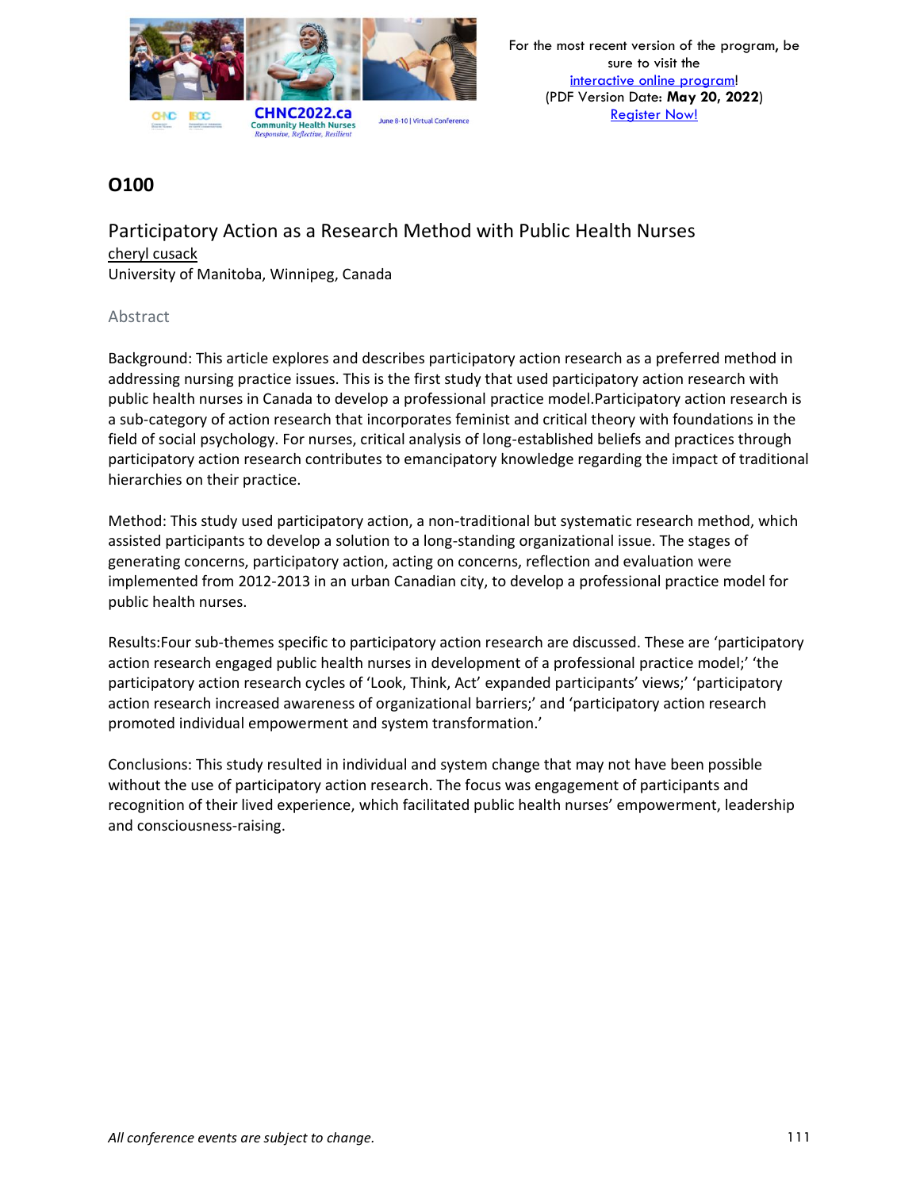## O100

### Participatory Action as a Research Method with Public Health Nurses

cheryl cusack

University of Manitoba, Winnipeg, Canada

#### Abstract

Background: This article explores and describes participatory action research as a preferred method in addressing nursing practice issues. This is the first study that used participatory action research with public health nurses in Canada to develop a professional practice model.Participatory action research is a sub-category of action research that incorporates feminist and critical theory with foundations in the field of social psychology. For nurses, critical analysis of long-established beliefs and practices through participatory action research contributes to emancipatory knowledge regarding the impact of traditional hierarchies on their practice.

Method: This study used participatory action, a non-traditional but systematic research method, which assisted participants to develop a solution to a long-standing organizational issue. The stages of generating concerns, participatory action, acting on concerns, reflection and evaluation were implemented from 2012-2013 in an urban Canadian city, to develop a professional practice model for public health nurses.

Results:Four sub-themes specific to participatory action research are discussed. These are 'participatory action research engaged public health nurses in development of a professional practice model;' 'the participatory action research cycles of 'Look, Think, Act' expanded participants' views;' 'participatory action research increased awareness of organizational barriers;' and 'participatory action research promoted individual empowerment and system transformation.'

Conclusions: This study resulted in individual and system change that may not have been possible without the use of participatory action research. The focus was engagement of participants and recognition of their lived experience, which facilitated public health nurses' empowerment, leadership and consciousness-raising.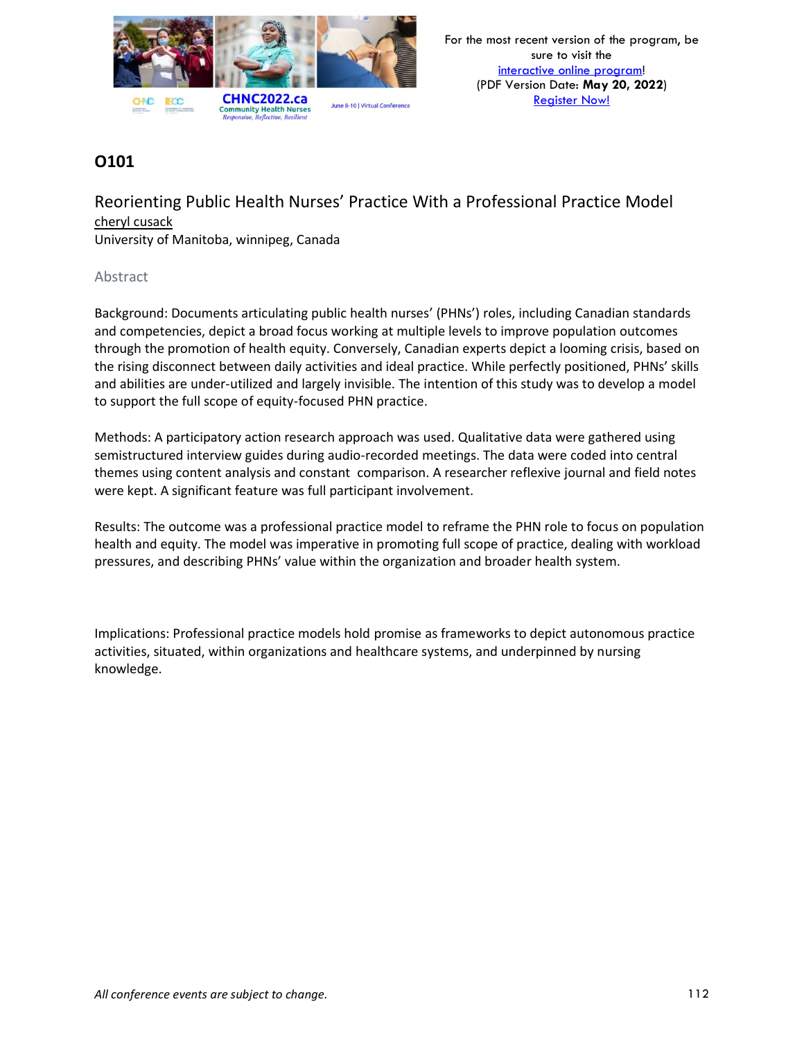## O101

### Reorienting Public Health Nurses' Practice With a Professional Practice Model

cheryl cusack

University of Manitoba, winnipeg, Canada

Abstract

Background: Documents articulating public health nurses' (PHNs') roles, including Canadian standards and competencies, depict a broad focus working at multiple levels to improve population outcomes through the promotion of health equity. Conversely, Canadian experts depict a looming crisis, based on the rising disconnect between daily activities and ideal practice. While perfectly positioned, PHNs' skills and abilities are under-utilized and largely invisible. The intention of this study was to develop a model to support the full scope of equity-focused PHN practice.

Methods: A participatory action research approach was used. Qualitative data were gathered using semistructured interview guides during audio-recorded meetings. The data were coded into central themes using content analysis and constant comparison. A researcher reflexive journal and field notes were kept. A significant feature was full participant involvement.

Results: The outcome was a professional practice model to reframe the PHN role to focus on population health and equity. The model was imperative in promoting full scope of practice, dealing with workload pressures, and describing PHNs' value within the organization and broader health system.

Implications: Professional practice models hold promise as frameworks to depict autonomous practice activities, situated, within organizations and healthcare systems, and underpinned by nursing knowledge.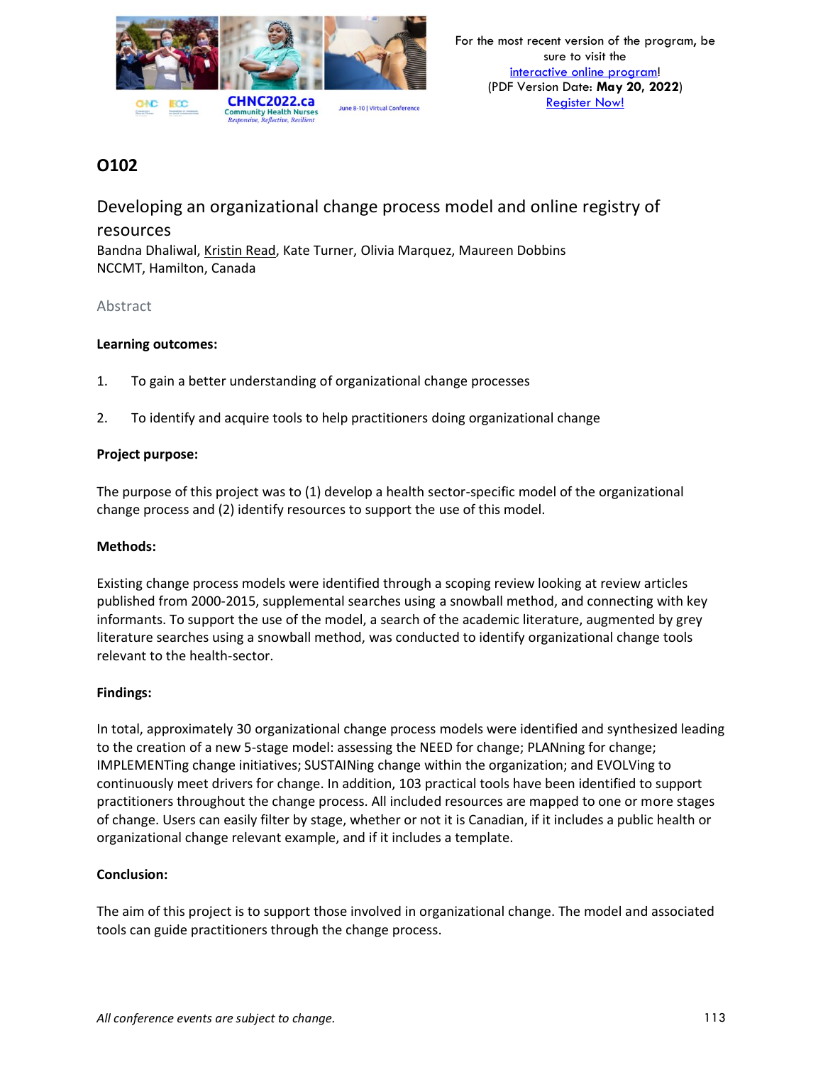## O102

### Developing an organizational change process model and online registry of resources

Bandna Dhaliwal, Kristin Read, Kate Turner, Olivia Marquez, Maureen Dobbins
NCCMT, Hamilton, Canada

#### Abstract

**Learning outcomes:**

1. To gain a better understanding of organizational change processes
2. To identify and acquire tools to help practitioners doing organizational change

**Project purpose:**

The purpose of this project was to (1) develop a health sector-specific model of the organizational change process and (2) identify resources to support the use of this model.

**Methods:**

Existing change process models were identified through a scoping review looking at review articles published from 2000-2015, supplemental searches using a snowball method, and connecting with key informants. To support the use of the model, a search of the academic literature, augmented by grey literature searches using a snowball method, was conducted to identify organizational change tools relevant to the health-sector.

**Findings:**

In total, approximately 30 organizational change process models were identified and synthesized leading to the creation of a new 5-stage model: assessing the NEED for change; PLANning for change; IMPLEMENTing change initiatives; SUSTAINing change within the organization; and EVOLVing to continuously meet drivers for change. In addition, 103 practical tools have been identified to support practitioners throughout the change process. All included resources are mapped to one or more stages of change. Users can easily filter by stage, whether or not it is Canadian, if it includes a public health or organizational change relevant example, and if it includes a template.

**Conclusion:**

The aim of this project is to support those involved in organizational change. The model and associated tools can guide practitioners through the change process.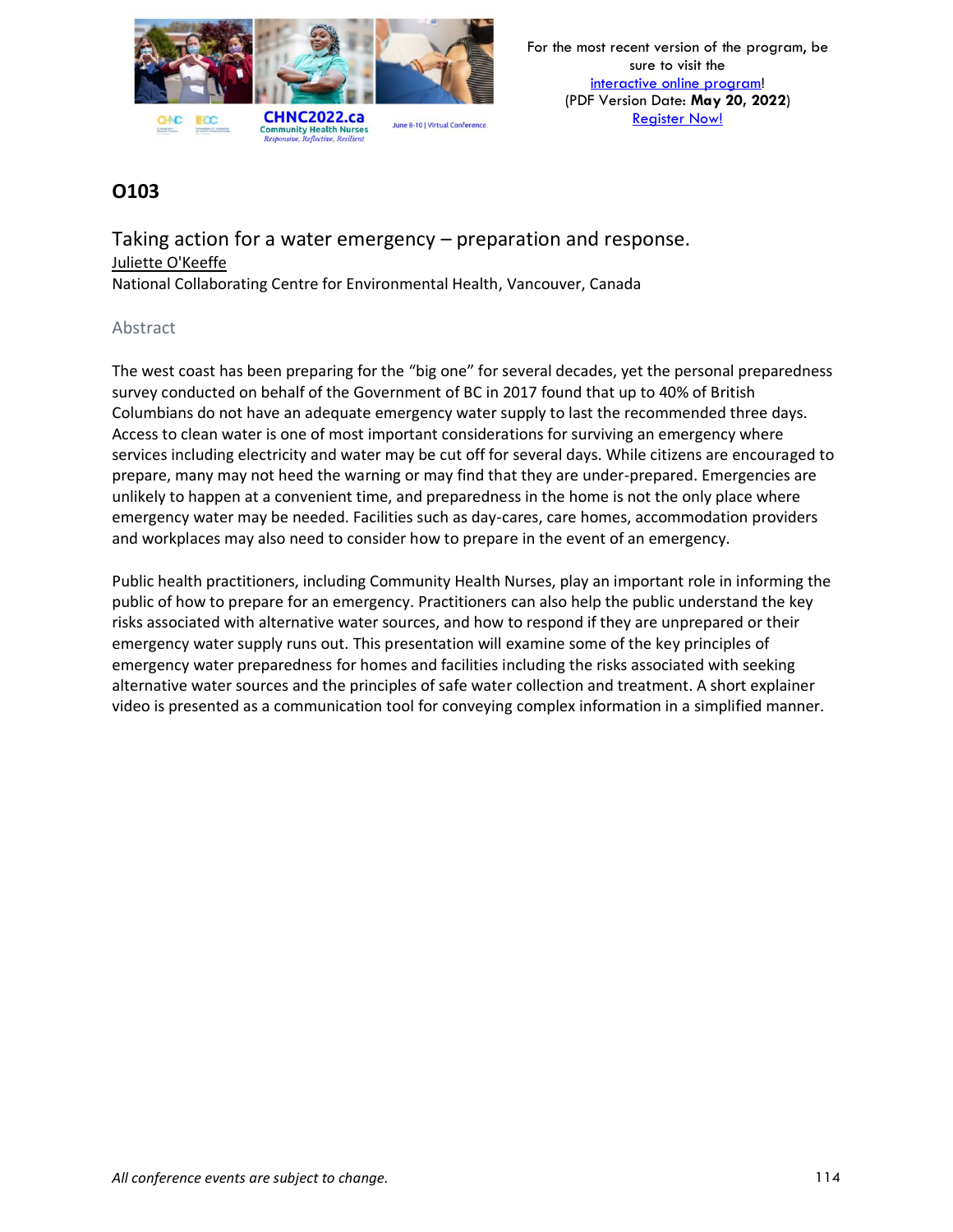## O103

### Taking action for a water emergency – preparation and response.

Juliette O'Keeffe

National Collaborating Centre for Environmental Health, Vancouver, Canada

#### Abstract

The west coast has been preparing for the "big one" for several decades, yet the personal preparedness survey conducted on behalf of the Government of BC in 2017 found that up to 40% of British Columbians do not have an adequate emergency water supply to last the recommended three days. Access to clean water is one of most important considerations for surviving an emergency where services including electricity and water may be cut off for several days. While citizens are encouraged to prepare, many may not heed the warning or may find that they are under-prepared. Emergencies are unlikely to happen at a convenient time, and preparedness in the home is not the only place where emergency water may be needed. Facilities such as day-cares, care homes, accommodation providers and workplaces may also need to consider how to prepare in the event of an emergency.

Public health practitioners, including Community Health Nurses, play an important role in informing the public of how to prepare for an emergency. Practitioners can also help the public understand the key risks associated with alternative water sources, and how to respond if they are unprepared or their emergency water supply runs out. This presentation will examine some of the key principles of emergency water preparedness for homes and facilities including the risks associated with seeking alternative water sources and the principles of safe water collection and treatment. A short explainer video is presented as a communication tool for conveying complex information in a simplified manner.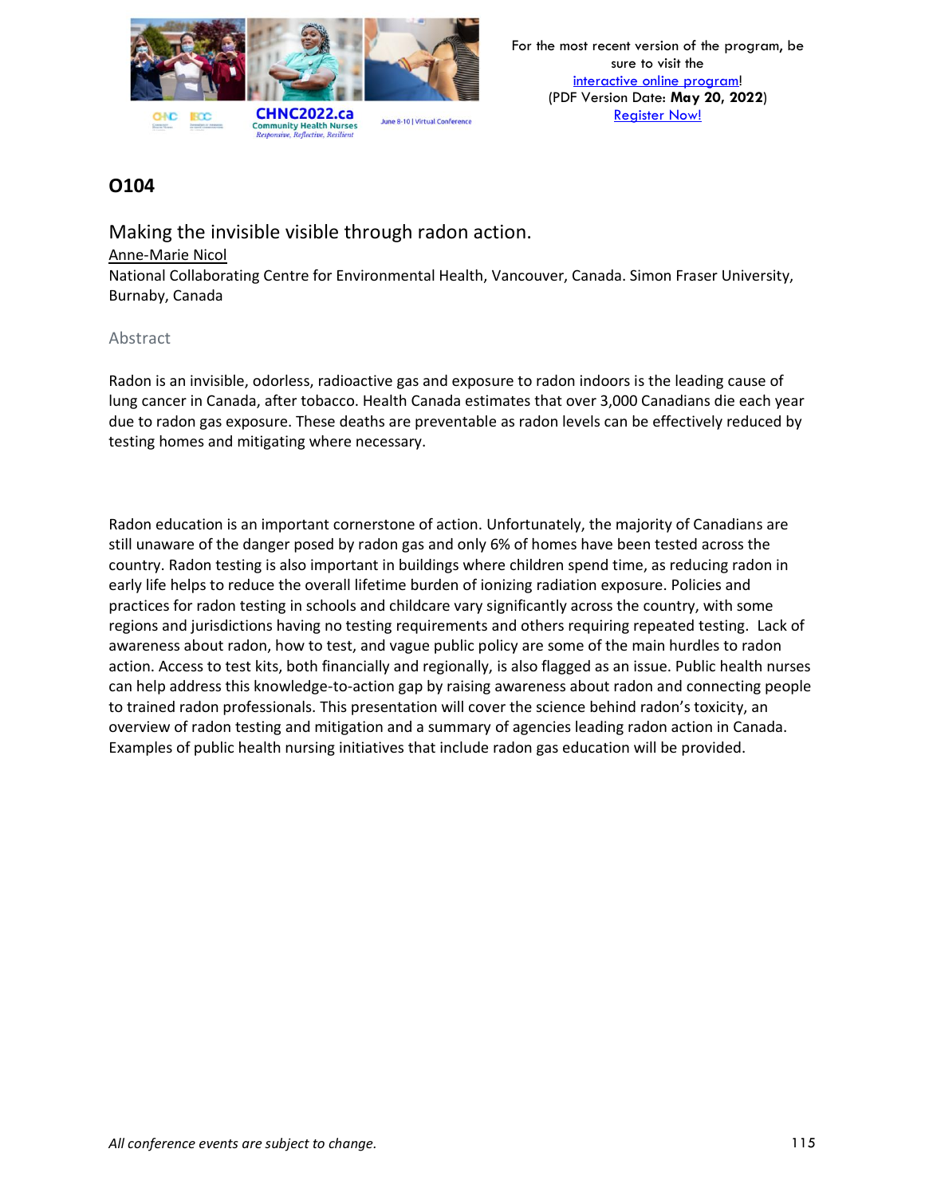## O104

### Making the invisible visible through radon action.

Anne-Marie Nicol

National Collaborating Centre for Environmental Health, Vancouver, Canada. Simon Fraser University, Burnaby, Canada

#### Abstract

Radon is an invisible, odorless, radioactive gas and exposure to radon indoors is the leading cause of lung cancer in Canada, after tobacco. Health Canada estimates that over 3,000 Canadians die each year due to radon gas exposure. These deaths are preventable as radon levels can be effectively reduced by testing homes and mitigating where necessary.

Radon education is an important cornerstone of action. Unfortunately, the majority of Canadians are still unaware of the danger posed by radon gas and only 6% of homes have been tested across the country. Radon testing is also important in buildings where children spend time, as reducing radon in early life helps to reduce the overall lifetime burden of ionizing radiation exposure. Policies and practices for radon testing in schools and childcare vary significantly across the country, with some regions and jurisdictions having no testing requirements and others requiring repeated testing. Lack of awareness about radon, how to test, and vague public policy are some of the main hurdles to radon action. Access to test kits, both financially and regionally, is also flagged as an issue. Public health nurses can help address this knowledge-to-action gap by raising awareness about radon and connecting people to trained radon professionals. This presentation will cover the science behind radon's toxicity, an overview of radon testing and mitigation and a summary of agencies leading radon action in Canada. Examples of public health nursing initiatives that include radon gas education will be provided.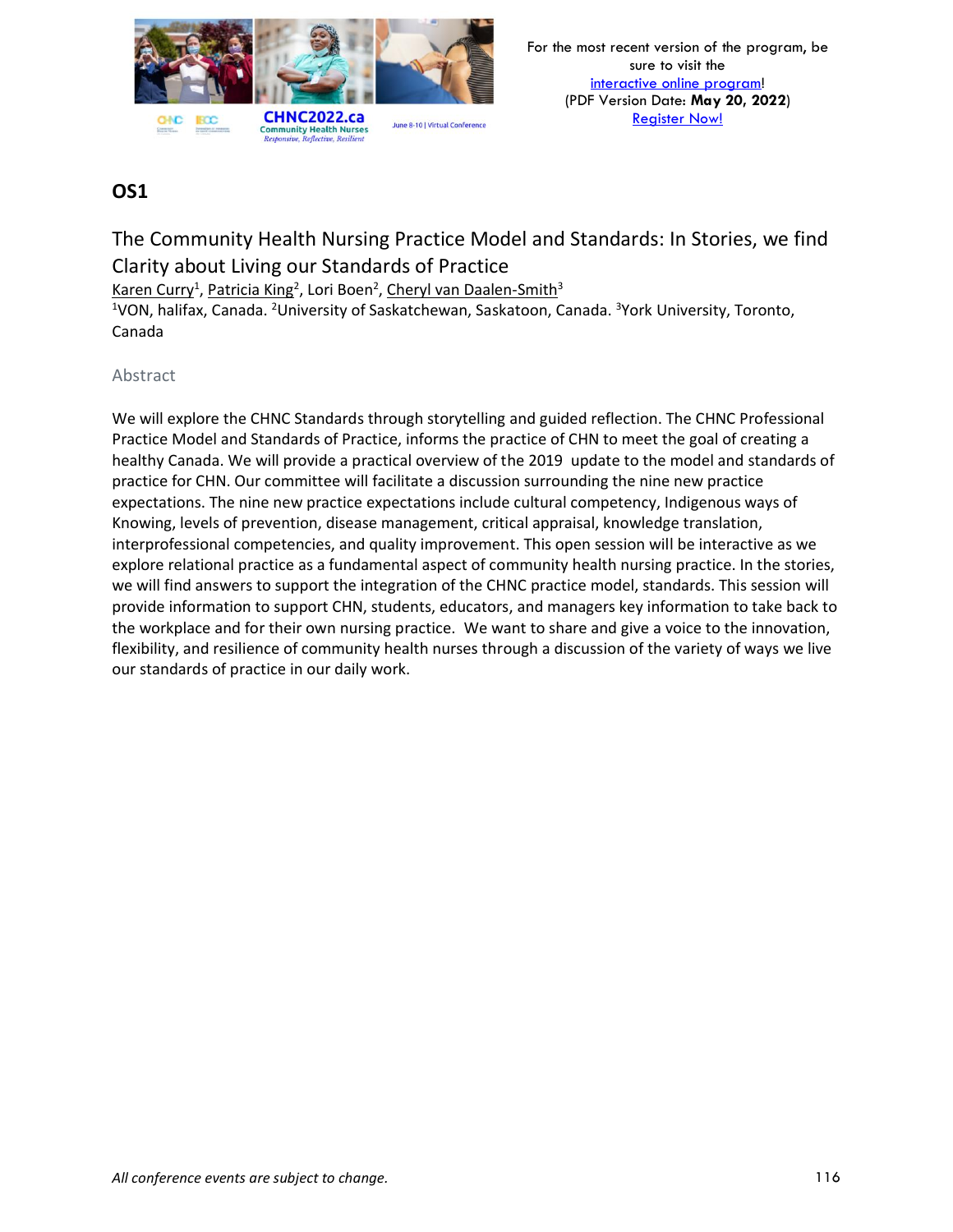## OS1

### The Community Health Nursing Practice Model and Standards: In Stories, we find Clarity about Living our Standards of Practice

Karen Curry[1], Patricia King[2], Lori Boen[2], Cheryl van Daalen-Smith[3]

[1]VON, halifax, Canada. [2]University of Saskatchewan, Saskatoon, Canada. [3]York University, Toronto, Canada

#### Abstract

We will explore the CHNC Standards through storytelling and guided reflection. The CHNC Professional Practice Model and Standards of Practice, informs the practice of CHN to meet the goal of creating a healthy Canada. We will provide a practical overview of the 2019 update to the model and standards of practice for CHN. Our committee will facilitate a discussion surrounding the nine new practice expectations. The nine new practice expectations include cultural competency, Indigenous ways of Knowing, levels of prevention, disease management, critical appraisal, knowledge translation, interprofessional competencies, and quality improvement. This open session will be interactive as we explore relational practice as a fundamental aspect of community health nursing practice. In the stories, we will find answers to support the integration of the CHNC practice model, standards. This session will provide information to support CHN, students, educators, and managers key information to take back to the workplace and for their own nursing practice. We want to share and give a voice to the innovation, flexibility, and resilience of community health nurses through a discussion of the variety of ways we live our standards of practice in our daily work.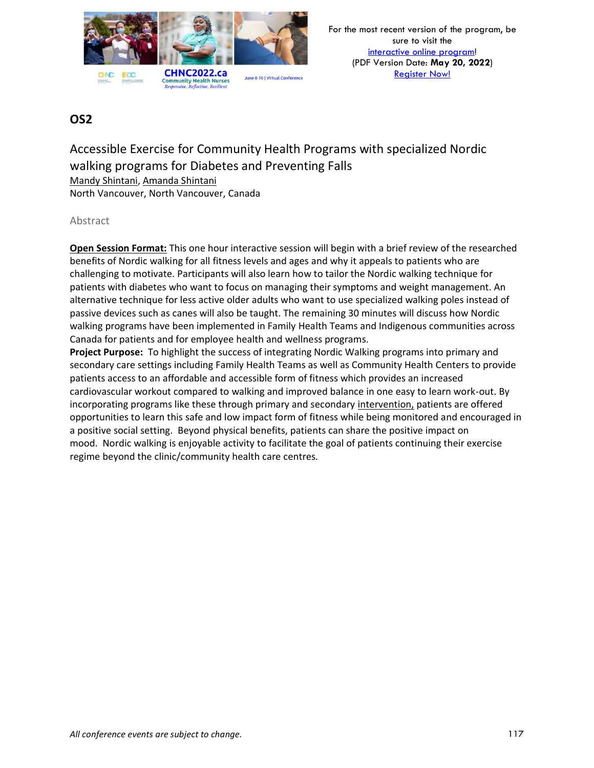## OS2

### Accessible Exercise for Community Health Programs with specialized Nordic walking programs for Diabetes and Preventing Falls

Mandy Shintani, Amanda Shintani
North Vancouver, North Vancouver, Canada

#### Abstract

**Open Session Format:** This one hour interactive session will begin with a brief review of the researched benefits of Nordic walking for all fitness levels and ages and why it appeals to patients who are challenging to motivate. Participants will also learn how to tailor the Nordic walking technique for patients with diabetes who want to focus on managing their symptoms and weight management. An alternative technique for less active older adults who want to use specialized walking poles instead of passive devices such as canes will also be taught. The remaining 30 minutes will discuss how Nordic walking programs have been implemented in Family Health Teams and Indigenous communities across Canada for patients and for employee health and wellness programs.

**Project Purpose:** To highlight the success of integrating Nordic Walking programs into primary and secondary care settings including Family Health Teams as well as Community Health Centers to provide patients access to an affordable and accessible form of fitness which provides an increased cardiovascular workout compared to walking and improved balance in one easy to learn work-out. By incorporating programs like these through primary and secondary intervention, patients are offered opportunities to learn this safe and low impact form of fitness while being monitored and encouraged in a positive social setting. Beyond physical benefits, patients can share the positive impact on mood. Nordic walking is enjoyable activity to facilitate the goal of patients continuing their exercise regime beyond the clinic/community health care centres.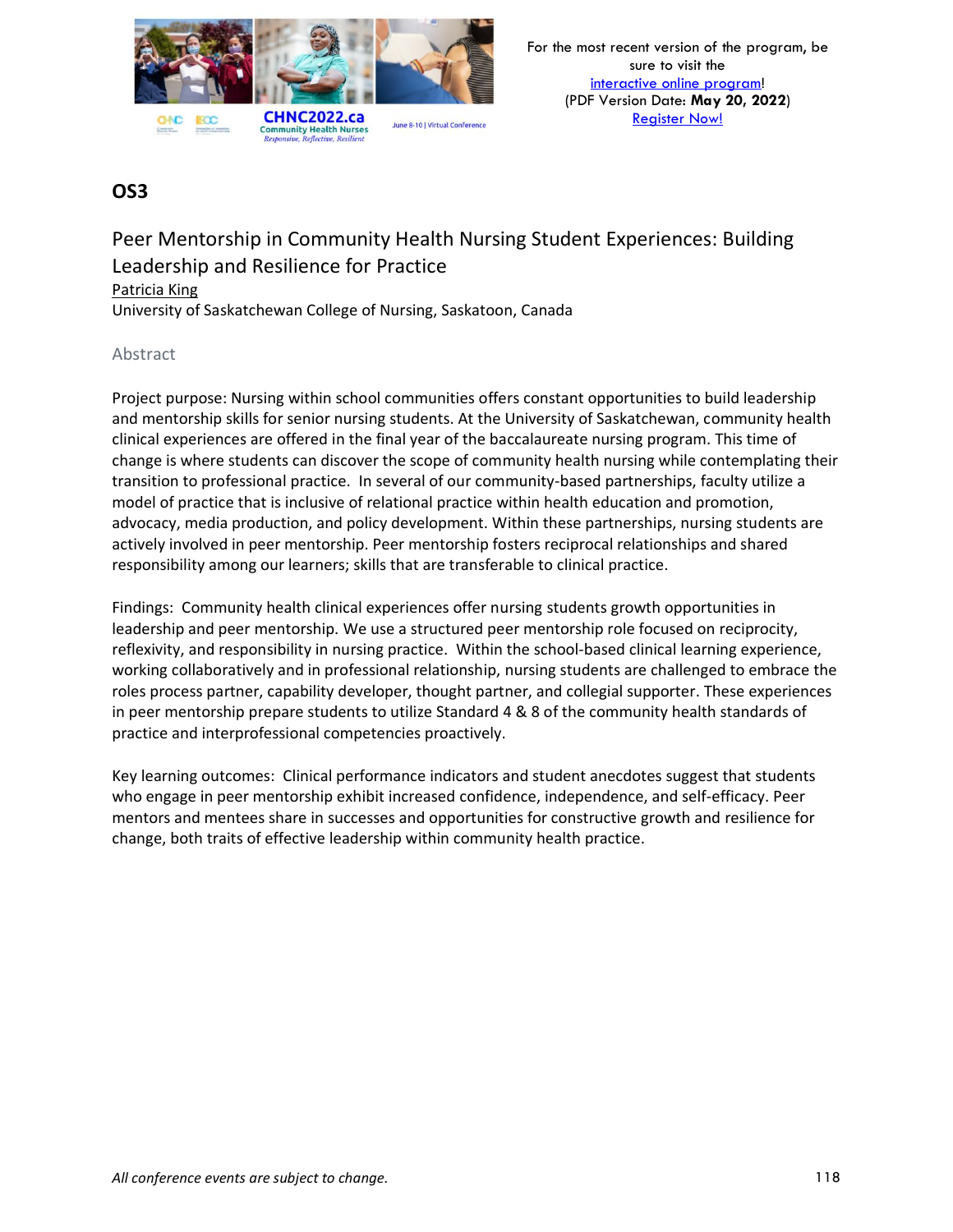## OS3

### Peer Mentorship in Community Health Nursing Student Experiences: Building Leadership and Resilience for Practice

Patricia King
University of Saskatchewan College of Nursing, Saskatoon, Canada

#### Abstract

Project purpose: Nursing within school communities offers constant opportunities to build leadership and mentorship skills for senior nursing students. At the University of Saskatchewan, community health clinical experiences are offered in the final year of the baccalaureate nursing program. This time of change is where students can discover the scope of community health nursing while contemplating their transition to professional practice. In several of our community-based partnerships, faculty utilize a model of practice that is inclusive of relational practice within health education and promotion, advocacy, media production, and policy development. Within these partnerships, nursing students are actively involved in peer mentorship. Peer mentorship fosters reciprocal relationships and shared responsibility among our learners; skills that are transferable to clinical practice.

Findings: Community health clinical experiences offer nursing students growth opportunities in leadership and peer mentorship. We use a structured peer mentorship role focused on reciprocity, reflexivity, and responsibility in nursing practice. Within the school-based clinical learning experience, working collaboratively and in professional relationship, nursing students are challenged to embrace the roles process partner, capability developer, thought partner, and collegial supporter. These experiences in peer mentorship prepare students to utilize Standard 4 & 8 of the community health standards of practice and interprofessional competencies proactively.

Key learning outcomes: Clinical performance indicators and student anecdotes suggest that students who engage in peer mentorship exhibit increased confidence, independence, and self-efficacy. Peer mentors and mentees share in successes and opportunities for constructive growth and resilience for change, both traits of effective leadership within community health practice.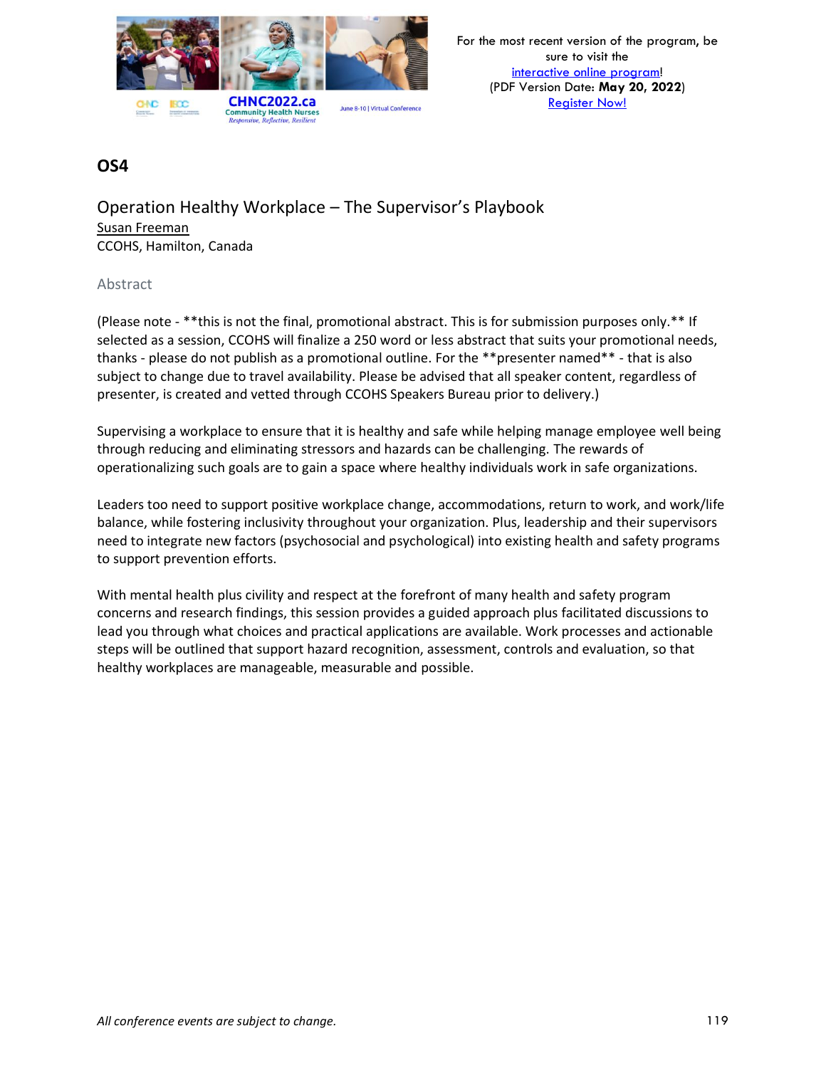## OS4

### Operation Healthy Workplace – The Supervisor's Playbook

Susan Freeman
CCOHS, Hamilton, Canada

Abstract

(Please note - **this is not the final, promotional abstract. This is for submission purposes only.** If selected as a session, CCOHS will finalize a 250 word or less abstract that suits your promotional needs, thanks - please do not publish as a promotional outline. For the **presenter named** - that is also subject to change due to travel availability. Please be advised that all speaker content, regardless of presenter, is created and vetted through CCOHS Speakers Bureau prior to delivery.)

Supervising a workplace to ensure that it is healthy and safe while helping manage employee well being through reducing and eliminating stressors and hazards can be challenging. The rewards of operationalizing such goals are to gain a space where healthy individuals work in safe organizations.

Leaders too need to support positive workplace change, accommodations, return to work, and work/life balance, while fostering inclusivity throughout your organization. Plus, leadership and their supervisors need to integrate new factors (psychosocial and psychological) into existing health and safety programs to support prevention efforts.

With mental health plus civility and respect at the forefront of many health and safety program concerns and research findings, this session provides a guided approach plus facilitated discussions to lead you through what choices and practical applications are available. Work processes and actionable steps will be outlined that support hazard recognition, assessment, controls and evaluation, so that healthy workplaces are manageable, measurable and possible.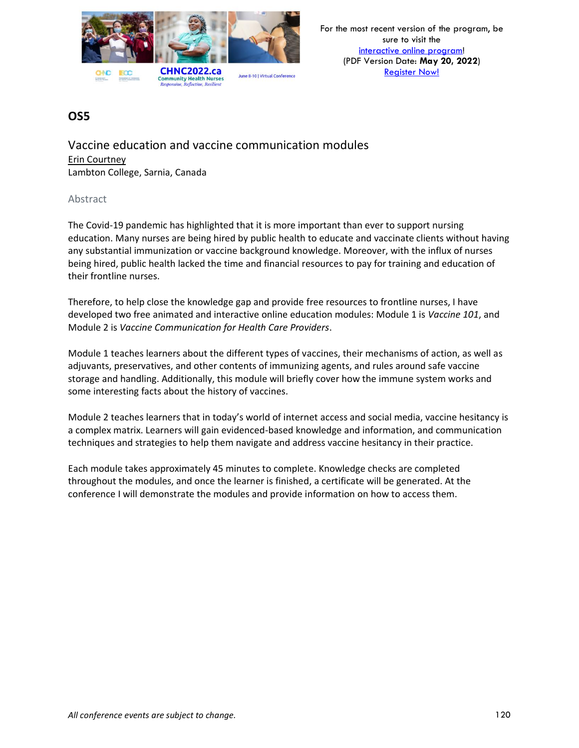## OS5

### Vaccine education and vaccine communication modules

Erin Courtney
Lambton College, Sarnia, Canada

#### Abstract

The Covid-19 pandemic has highlighted that it is more important than ever to support nursing education. Many nurses are being hired by public health to educate and vaccinate clients without having any substantial immunization or vaccine background knowledge. Moreover, with the influx of nurses being hired, public health lacked the time and financial resources to pay for training and education of their frontline nurses.

Therefore, to help close the knowledge gap and provide free resources to frontline nurses, I have developed two free animated and interactive online education modules: Module 1 is *Vaccine 101*, and Module 2 is *Vaccine Communication for Health Care Providers*.

Module 1 teaches learners about the different types of vaccines, their mechanisms of action, as well as adjuvants, preservatives, and other contents of immunizing agents, and rules around safe vaccine storage and handling. Additionally, this module will briefly cover how the immune system works and some interesting facts about the history of vaccines.

Module 2 teaches learners that in today's world of internet access and social media, vaccine hesitancy is a complex matrix. Learners will gain evidenced-based knowledge and information, and communication techniques and strategies to help them navigate and address vaccine hesitancy in their practice.

Each module takes approximately 45 minutes to complete. Knowledge checks are completed throughout the modules, and once the learner is finished, a certificate will be generated. At the conference I will demonstrate the modules and provide information on how to access them.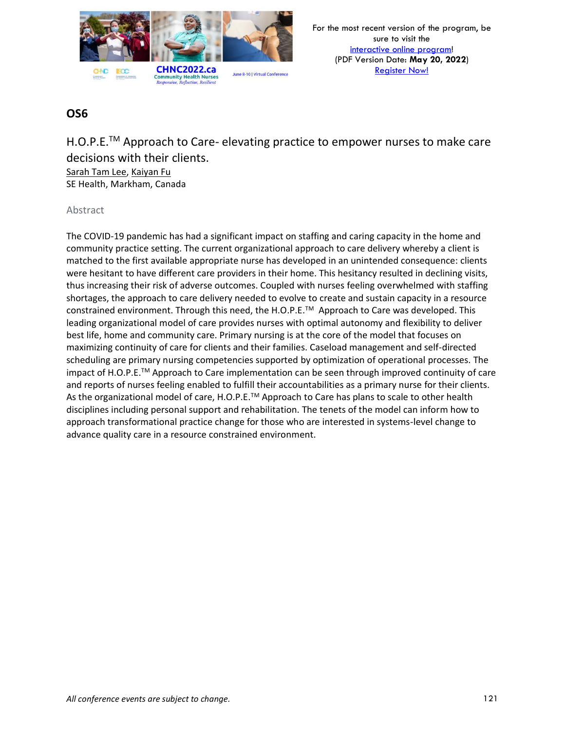## OS6

### H.O.P.E.™ Approach to Care- elevating practice to empower nurses to make care decisions with their clients.

Sarah Tam Lee, Kaiyan Fu
SE Health, Markham, Canada

Abstract

The COVID-19 pandemic has had a significant impact on staffing and caring capacity in the home and community practice setting. The current organizational approach to care delivery whereby a client is matched to the first available appropriate nurse has developed in an unintended consequence: clients were hesitant to have different care providers in their home. This hesitancy resulted in declining visits, thus increasing their risk of adverse outcomes. Coupled with nurses feeling overwhelmed with staffing shortages, the approach to care delivery needed to evolve to create and sustain capacity in a resource constrained environment. Through this need, the H.O.P.E.™ Approach to Care was developed. This leading organizational model of care provides nurses with optimal autonomy and flexibility to deliver best life, home and community care. Primary nursing is at the core of the model that focuses on maximizing continuity of care for clients and their families. Caseload management and self-directed scheduling are primary nursing competencies supported by optimization of operational processes. The impact of H.O.P.E.™ Approach to Care implementation can be seen through improved continuity of care and reports of nurses feeling enabled to fulfill their accountabilities as a primary nurse for their clients. As the organizational model of care, H.O.P.E.™ Approach to Care has plans to scale to other health disciplines including personal support and rehabilitation. The tenets of the model can inform how to approach transformational practice change for those who are interested in systems-level change to advance quality care in a resource constrained environment.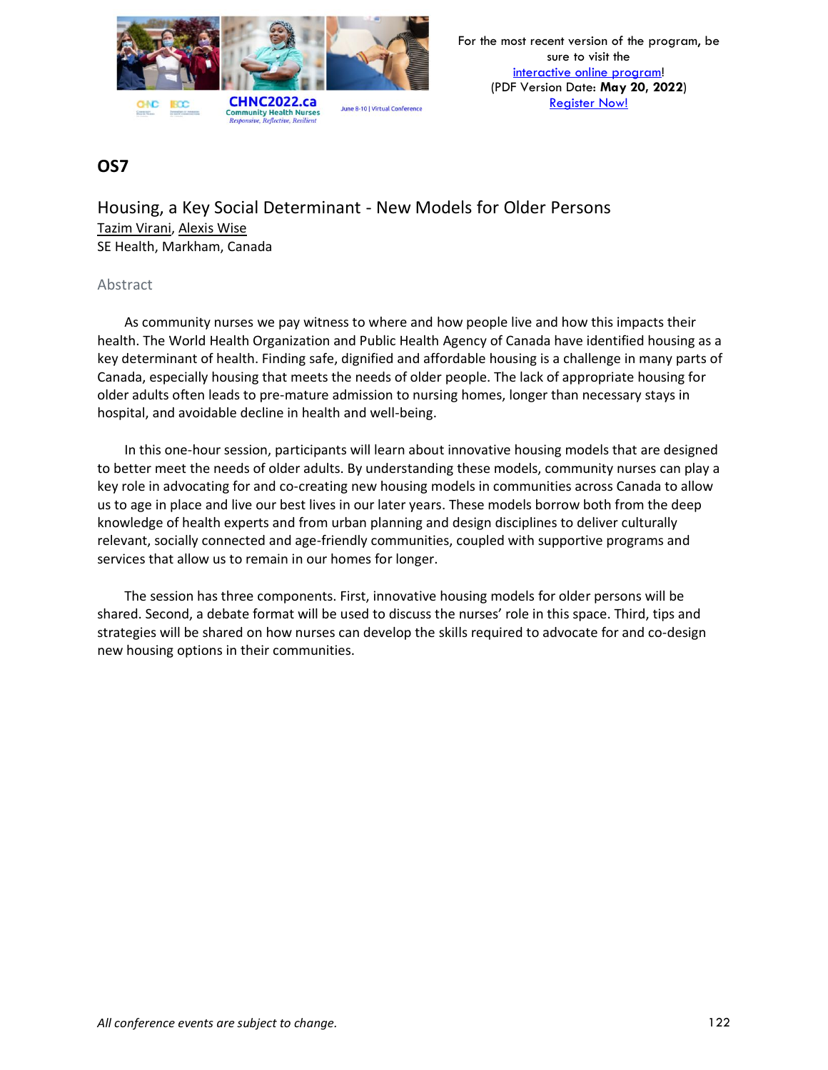## OS7

### Housing, a Key Social Determinant - New Models for Older Persons

Tazim Virani, Alexis Wise
SE Health, Markham, Canada

#### Abstract

As community nurses we pay witness to where and how people live and how this impacts their health. The World Health Organization and Public Health Agency of Canada have identified housing as a key determinant of health. Finding safe, dignified and affordable housing is a challenge in many parts of Canada, especially housing that meets the needs of older people. The lack of appropriate housing for older adults often leads to pre-mature admission to nursing homes, longer than necessary stays in hospital, and avoidable decline in health and well-being.

In this one-hour session, participants will learn about innovative housing models that are designed to better meet the needs of older adults. By understanding these models, community nurses can play a key role in advocating for and co-creating new housing models in communities across Canada to allow us to age in place and live our best lives in our later years. These models borrow both from the deep knowledge of health experts and from urban planning and design disciplines to deliver culturally relevant, socially connected and age-friendly communities, coupled with supportive programs and services that allow us to remain in our homes for longer.

The session has three components. First, innovative housing models for older persons will be shared. Second, a debate format will be used to discuss the nurses' role in this space. Third, tips and strategies will be shared on how nurses can develop the skills required to advocate for and co-design new housing options in their communities.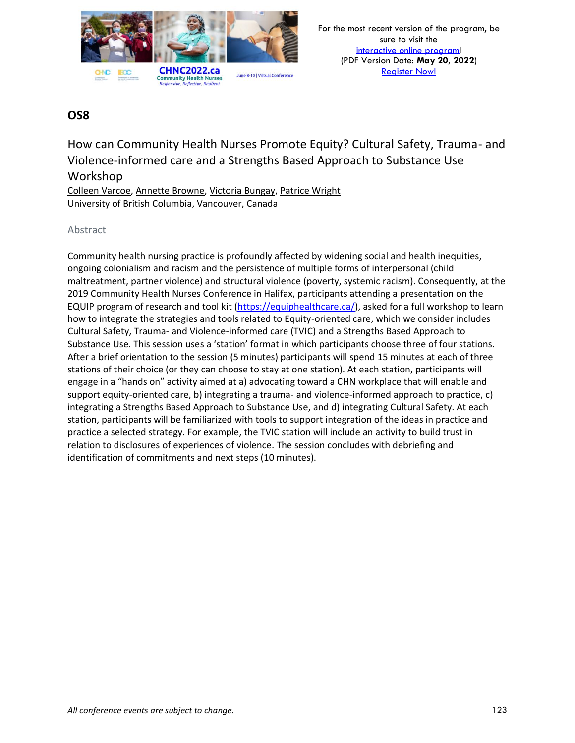## OS8

### How can Community Health Nurses Promote Equity? Cultural Safety, Trauma- and Violence-informed care and a Strengths Based Approach to Substance Use Workshop

Colleen Varcoe, Annette Browne, Victoria Bungay, Patrice Wright
University of British Columbia, Vancouver, Canada

#### Abstract

Community health nursing practice is profoundly affected by widening social and health inequities, ongoing colonialism and racism and the persistence of multiple forms of interpersonal (child maltreatment, partner violence) and structural violence (poverty, systemic racism). Consequently, at the 2019 Community Health Nurses Conference in Halifax, participants attending a presentation on the EQUIP program of research and tool kit (https://equiphealthcare.ca/), asked for a full workshop to learn how to integrate the strategies and tools related to Equity-oriented care, which we consider includes Cultural Safety, Trauma- and Violence-informed care (TVIC) and a Strengths Based Approach to Substance Use. This session uses a 'station' format in which participants choose three of four stations. After a brief orientation to the session (5 minutes) participants will spend 15 minutes at each of three stations of their choice (or they can choose to stay at one station). At each station, participants will engage in a "hands on" activity aimed at a) advocating toward a CHN workplace that will enable and support equity-oriented care, b) integrating a trauma- and violence-informed approach to practice, c) integrating a Strengths Based Approach to Substance Use, and d) integrating Cultural Safety. At each station, participants will be familiarized with tools to support integration of the ideas in practice and practice a selected strategy. For example, the TVIC station will include an activity to build trust in relation to disclosures of experiences of violence. The session concludes with debriefing and identification of commitments and next steps (10 minutes).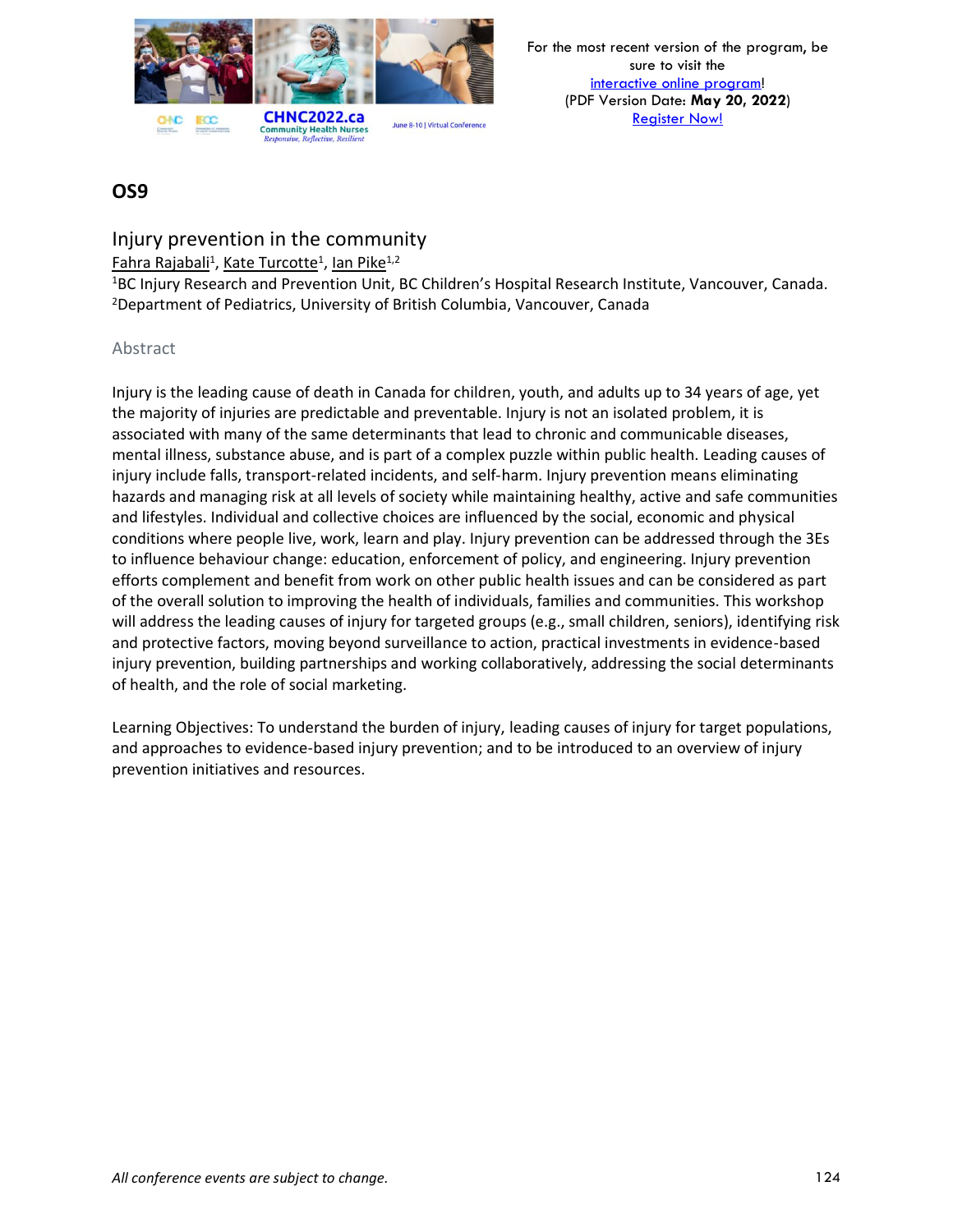## OS9

### Injury prevention in the community

Fahra Rajabali[1], Kate Turcotte[1], Ian Pike[1,2]

[1]BC Injury Research and Prevention Unit, BC Children's Hospital Research Institute, Vancouver, Canada.
[2]Department of Pediatrics, University of British Columbia, Vancouver, Canada

#### Abstract

Injury is the leading cause of death in Canada for children, youth, and adults up to 34 years of age, yet the majority of injuries are predictable and preventable. Injury is not an isolated problem, it is associated with many of the same determinants that lead to chronic and communicable diseases, mental illness, substance abuse, and is part of a complex puzzle within public health. Leading causes of injury include falls, transport-related incidents, and self-harm. Injury prevention means eliminating hazards and managing risk at all levels of society while maintaining healthy, active and safe communities and lifestyles. Individual and collective choices are influenced by the social, economic and physical conditions where people live, work, learn and play. Injury prevention can be addressed through the 3Es to influence behaviour change: education, enforcement of policy, and engineering. Injury prevention efforts complement and benefit from work on other public health issues and can be considered as part of the overall solution to improving the health of individuals, families and communities. This workshop will address the leading causes of injury for targeted groups (e.g., small children, seniors), identifying risk and protective factors, moving beyond surveillance to action, practical investments in evidence-based injury prevention, building partnerships and working collaboratively, addressing the social determinants of health, and the role of social marketing.

Learning Objectives: To understand the burden of injury, leading causes of injury for target populations, and approaches to evidence-based injury prevention; and to be introduced to an overview of injury prevention initiatives and resources.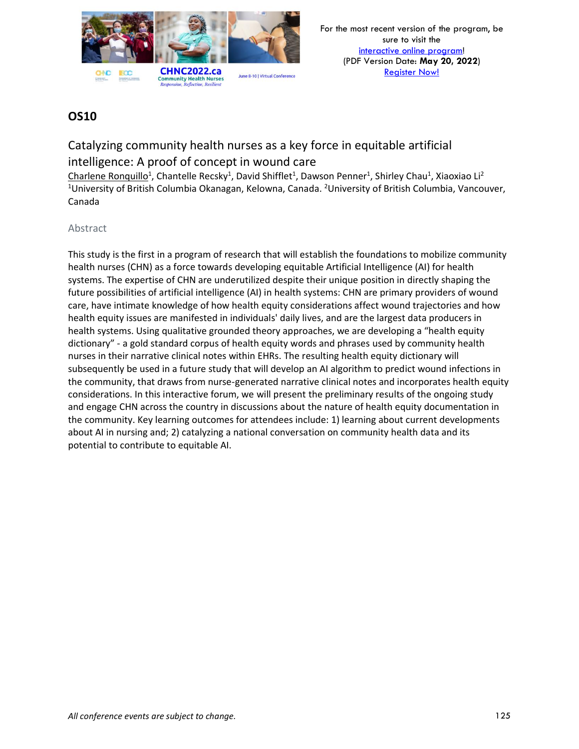## OS10

### Catalyzing community health nurses as a key force in equitable artificial intelligence: A proof of concept in wound care

Charlene Ronquillo[1], Chantelle Recsky[1], David Shifflet[1], Dawson Penner[1], Shirley Chau[1], Xiaoxiao Li[2]
[1]University of British Columbia Okanagan, Kelowna, Canada. [2]University of British Columbia, Vancouver, Canada

#### Abstract

This study is the first in a program of research that will establish the foundations to mobilize community health nurses (CHN) as a force towards developing equitable Artificial Intelligence (AI) for health systems. The expertise of CHN are underutilized despite their unique position in directly shaping the future possibilities of artificial intelligence (AI) in health systems: CHN are primary providers of wound care, have intimate knowledge of how health equity considerations affect wound trajectories and how health equity issues are manifested in individuals' daily lives, and are the largest data producers in health systems. Using qualitative grounded theory approaches, we are developing a "health equity dictionary" - a gold standard corpus of health equity words and phrases used by community health nurses in their narrative clinical notes within EHRs. The resulting health equity dictionary will subsequently be used in a future study that will develop an AI algorithm to predict wound infections in the community, that draws from nurse-generated narrative clinical notes and incorporates health equity considerations. In this interactive forum, we will present the preliminary results of the ongoing study and engage CHN across the country in discussions about the nature of health equity documentation in the community. Key learning outcomes for attendees include: 1) learning about current developments about AI in nursing and; 2) catalyzing a national conversation on community health data and its potential to contribute to equitable AI.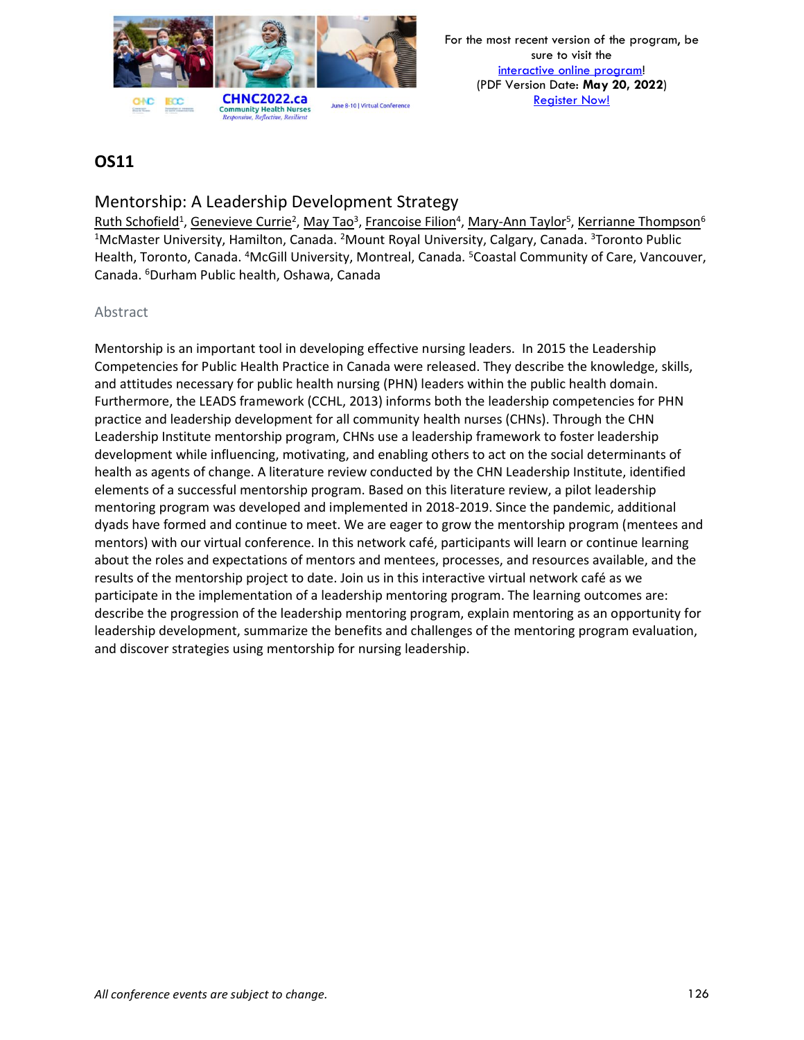## OS11

### Mentorship: A Leadership Development Strategy

Ruth Schofield[1], Genevieve Currie[2], May Tao[3], Francoise Filion[4], Mary-Ann Taylor[5], Kerrianne Thompson[6]

[1]McMaster University, Hamilton, Canada. [2]Mount Royal University, Calgary, Canada. [3]Toronto Public Health, Toronto, Canada. [4]McGill University, Montreal, Canada. [5]Coastal Community of Care, Vancouver, Canada. [6]Durham Public health, Oshawa, Canada

#### Abstract

Mentorship is an important tool in developing effective nursing leaders. In 2015 the Leadership Competencies for Public Health Practice in Canada were released. They describe the knowledge, skills, and attitudes necessary for public health nursing (PHN) leaders within the public health domain. Furthermore, the LEADS framework (CCHL, 2013) informs both the leadership competencies for PHN practice and leadership development for all community health nurses (CHNs). Through the CHN Leadership Institute mentorship program, CHNs use a leadership framework to foster leadership development while influencing, motivating, and enabling others to act on the social determinants of health as agents of change. A literature review conducted by the CHN Leadership Institute, identified elements of a successful mentorship program. Based on this literature review, a pilot leadership mentoring program was developed and implemented in 2018-2019. Since the pandemic, additional dyads have formed and continue to meet. We are eager to grow the mentorship program (mentees and mentors) with our virtual conference. In this network café, participants will learn or continue learning about the roles and expectations of mentors and mentees, processes, and resources available, and the results of the mentorship project to date. Join us in this interactive virtual network café as we participate in the implementation of a leadership mentoring program. The learning outcomes are: describe the progression of the leadership mentoring program, explain mentoring as an opportunity for leadership development, summarize the benefits and challenges of the mentoring program evaluation, and discover strategies using mentorship for nursing leadership.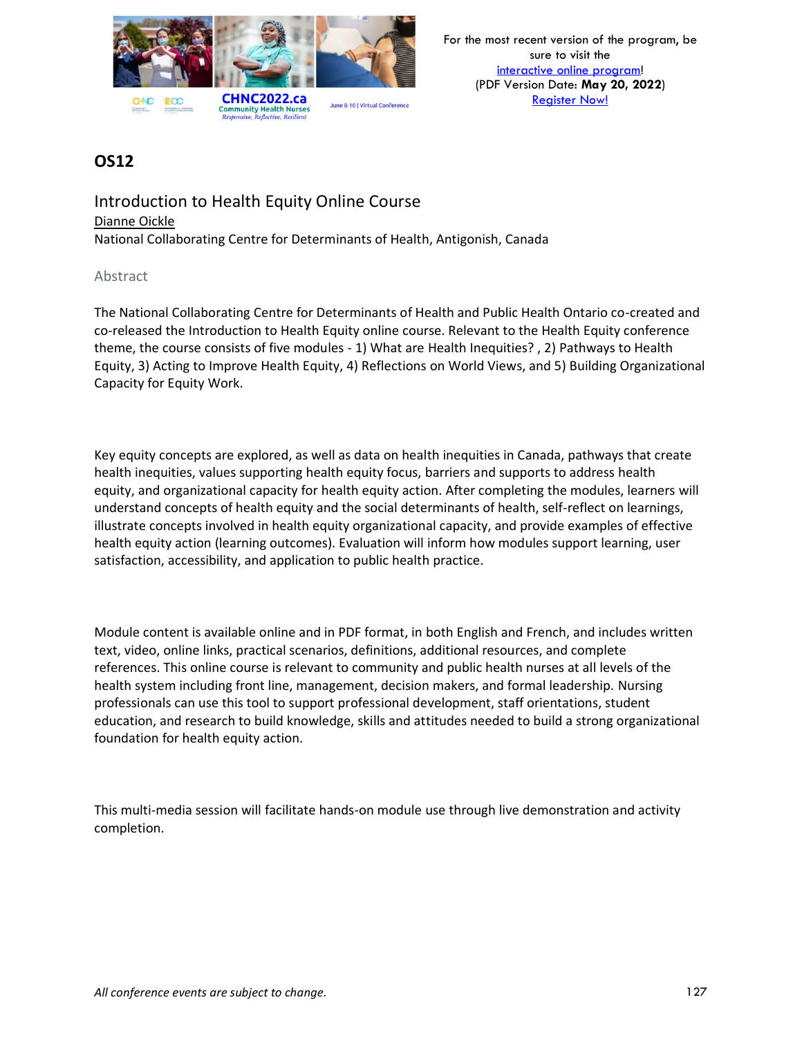## OS12

### Introduction to Health Equity Online Course

Dianne Oickle

National Collaborating Centre for Determinants of Health, Antigonish, Canada

#### Abstract

The National Collaborating Centre for Determinants of Health and Public Health Ontario co-created and co-released the Introduction to Health Equity online course. Relevant to the Health Equity conference theme, the course consists of five modules - 1) What are Health Inequities? , 2) Pathways to Health Equity, 3) Acting to Improve Health Equity, 4) Reflections on World Views, and 5) Building Organizational Capacity for Equity Work.

Key equity concepts are explored, as well as data on health inequities in Canada, pathways that create health inequities, values supporting health equity focus, barriers and supports to address health equity, and organizational capacity for health equity action. After completing the modules, learners will understand concepts of health equity and the social determinants of health, self-reflect on learnings, illustrate concepts involved in health equity organizational capacity, and provide examples of effective health equity action (learning outcomes). Evaluation will inform how modules support learning, user satisfaction, accessibility, and application to public health practice.

Module content is available online and in PDF format, in both English and French, and includes written text, video, online links, practical scenarios, definitions, additional resources, and complete references. This online course is relevant to community and public health nurses at all levels of the health system including front line, management, decision makers, and formal leadership. Nursing professionals can use this tool to support professional development, staff orientations, student education, and research to build knowledge, skills and attitudes needed to build a strong organizational foundation for health equity action.

This multi-media session will facilitate hands-on module use through live demonstration and activity completion.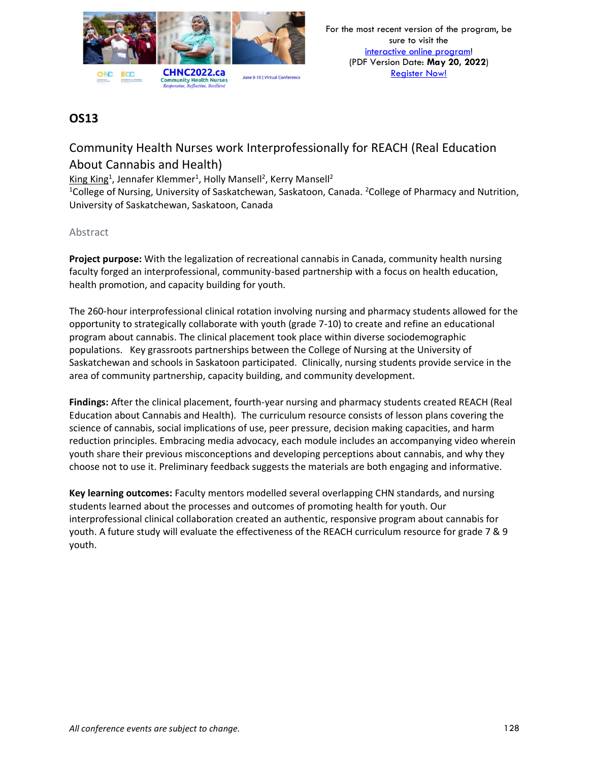## OS13

### Community Health Nurses work Interprofessionally for REACH (Real Education About Cannabis and Health)

King King[1], Jennafer Klemmer[1], Holly Mansell[2], Kerry Mansell[2]

[1]College of Nursing, University of Saskatchewan, Saskatoon, Canada. [2]College of Pharmacy and Nutrition, University of Saskatchewan, Saskatoon, Canada

#### Abstract

**Project purpose:** With the legalization of recreational cannabis in Canada, community health nursing faculty forged an interprofessional, community-based partnership with a focus on health education, health promotion, and capacity building for youth.

The 260-hour interprofessional clinical rotation involving nursing and pharmacy students allowed for the opportunity to strategically collaborate with youth (grade 7-10) to create and refine an educational program about cannabis. The clinical placement took place within diverse sociodemographic populations. Key grassroots partnerships between the College of Nursing at the University of Saskatchewan and schools in Saskatoon participated. Clinically, nursing students provide service in the area of community partnership, capacity building, and community development.

**Findings:** After the clinical placement, fourth-year nursing and pharmacy students created REACH (Real Education about Cannabis and Health). The curriculum resource consists of lesson plans covering the science of cannabis, social implications of use, peer pressure, decision making capacities, and harm reduction principles. Embracing media advocacy, each module includes an accompanying video wherein youth share their previous misconceptions and developing perceptions about cannabis, and why they choose not to use it. Preliminary feedback suggests the materials are both engaging and informative.

**Key learning outcomes:** Faculty mentors modelled several overlapping CHN standards, and nursing students learned about the processes and outcomes of promoting health for youth. Our interprofessional clinical collaboration created an authentic, responsive program about cannabis for youth. A future study will evaluate the effectiveness of the REACH curriculum resource for grade 7 & 9 youth.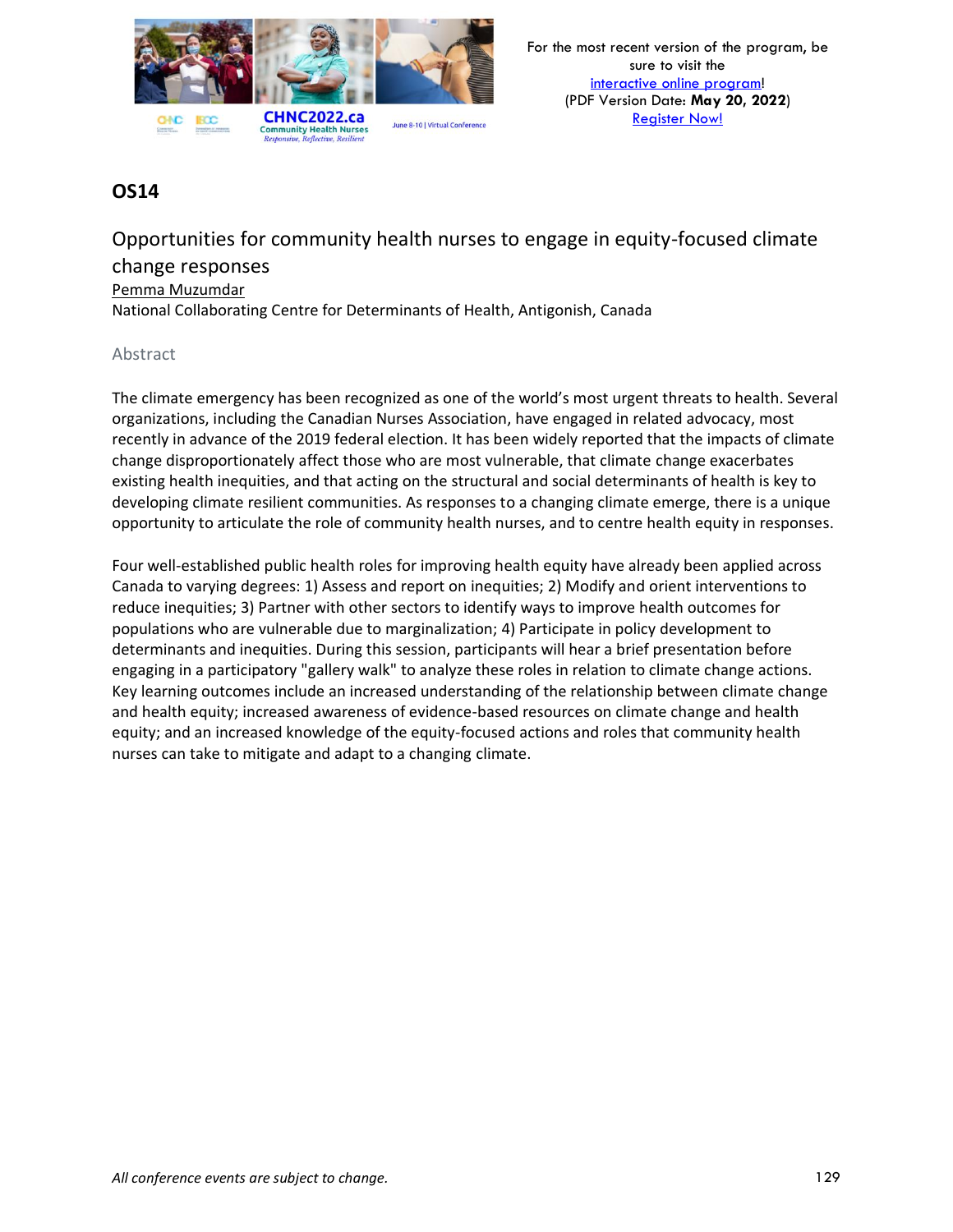## OS14

### Opportunities for community health nurses to engage in equity-focused climate change responses

Pemma Muzumdar
National Collaborating Centre for Determinants of Health, Antigonish, Canada

#### Abstract

The climate emergency has been recognized as one of the world's most urgent threats to health. Several organizations, including the Canadian Nurses Association, have engaged in related advocacy, most recently in advance of the 2019 federal election. It has been widely reported that the impacts of climate change disproportionately affect those who are most vulnerable, that climate change exacerbates existing health inequities, and that acting on the structural and social determinants of health is key to developing climate resilient communities. As responses to a changing climate emerge, there is a unique opportunity to articulate the role of community health nurses, and to centre health equity in responses.

Four well-established public health roles for improving health equity have already been applied across Canada to varying degrees: 1) Assess and report on inequities; 2) Modify and orient interventions to reduce inequities; 3) Partner with other sectors to identify ways to improve health outcomes for populations who are vulnerable due to marginalization; 4) Participate in policy development to determinants and inequities. During this session, participants will hear a brief presentation before engaging in a participatory "gallery walk" to analyze these roles in relation to climate change actions. Key learning outcomes include an increased understanding of the relationship between climate change and health equity; increased awareness of evidence-based resources on climate change and health equity; and an increased knowledge of the equity-focused actions and roles that community health nurses can take to mitigate and adapt to a changing climate.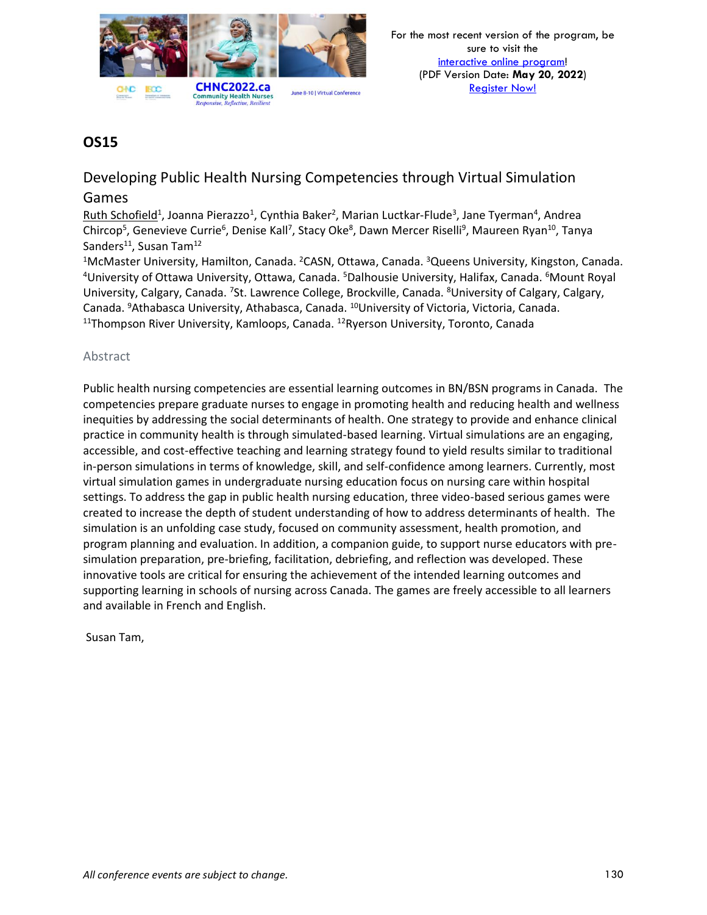## OS15

### Developing Public Health Nursing Competencies through Virtual Simulation Games

Ruth Schofield[1], Joanna Pierazzo[1], Cynthia Baker[2], Marian Luctkar-Flude[3], Jane Tyerman[4], Andrea Chircop[5], Genevieve Currie[6], Denise Kall[7], Stacy Oke[8], Dawn Mercer Riselli[9], Maureen Ryan[10], Tanya Sanders[11], Susan Tam[12]

[1]McMaster University, Hamilton, Canada. [2]CASN, Ottawa, Canada. [3]Queens University, Kingston, Canada. [4]University of Ottawa University, Ottawa, Canada. [5]Dalhousie University, Halifax, Canada. [6]Mount Royal University, Calgary, Canada. [7]St. Lawrence College, Brockville, Canada. [8]University of Calgary, Calgary, Canada. [9]Athabasca University, Athabasca, Canada. [10]University of Victoria, Victoria, Canada. [11]Thompson River University, Kamloops, Canada. [12]Ryerson University, Toronto, Canada

#### Abstract

Public health nursing competencies are essential learning outcomes in BN/BSN programs in Canada. The competencies prepare graduate nurses to engage in promoting health and reducing health and wellness inequities by addressing the social determinants of health. One strategy to provide and enhance clinical practice in community health is through simulated-based learning. Virtual simulations are an engaging, accessible, and cost-effective teaching and learning strategy found to yield results similar to traditional in-person simulations in terms of knowledge, skill, and self-confidence among learners. Currently, most virtual simulation games in undergraduate nursing education focus on nursing care within hospital settings. To address the gap in public health nursing education, three video-based serious games were created to increase the depth of student understanding of how to address determinants of health. The simulation is an unfolding case study, focused on community assessment, health promotion, and program planning and evaluation. In addition, a companion guide, to support nurse educators with pre-simulation preparation, pre-briefing, facilitation, debriefing, and reflection was developed. These innovative tools are critical for ensuring the achievement of the intended learning outcomes and supporting learning in schools of nursing across Canada. The games are freely accessible to all learners and available in French and English.

Susan Tam,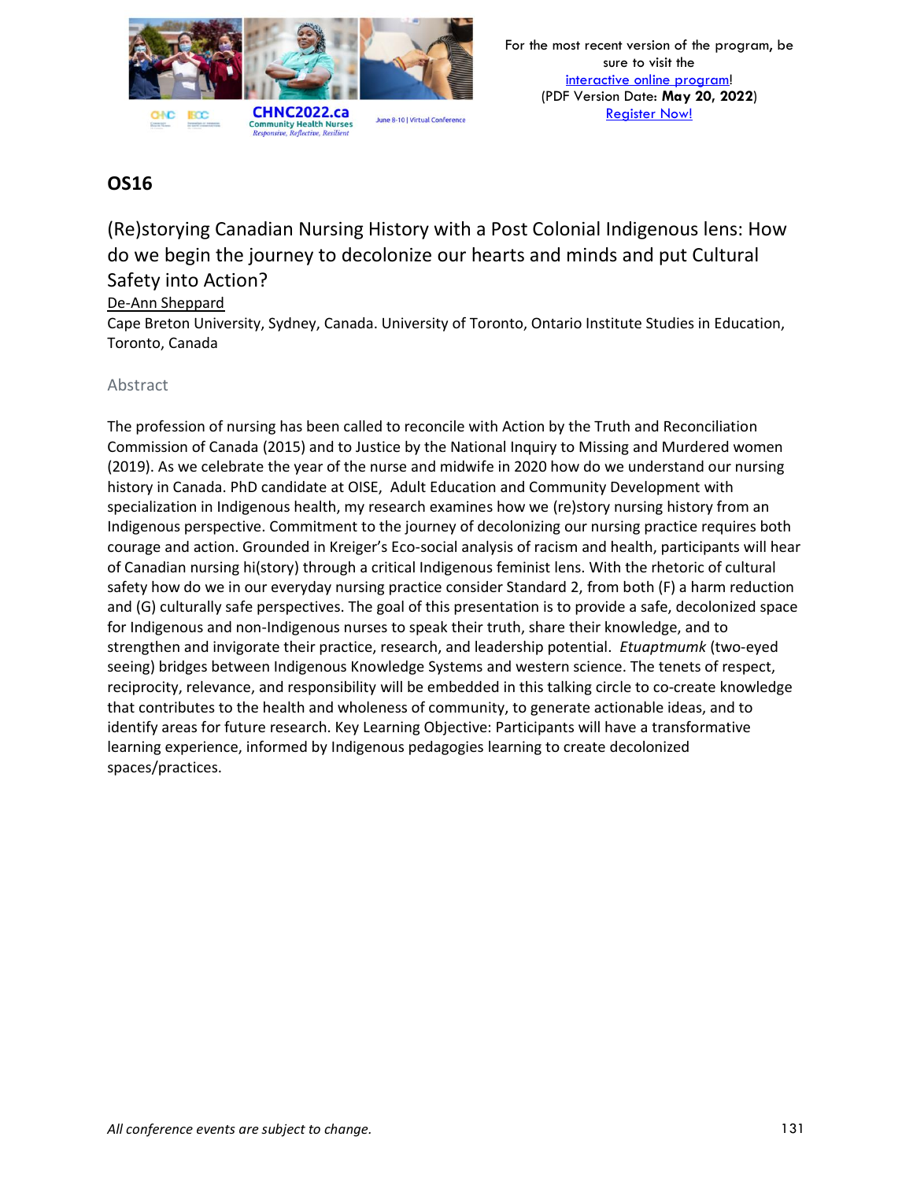## OS16

### (Re)storying Canadian Nursing History with a Post Colonial Indigenous lens: How do we begin the journey to decolonize our hearts and minds and put Cultural Safety into Action?

De-Ann Sheppard

Cape Breton University, Sydney, Canada. University of Toronto, Ontario Institute Studies in Education, Toronto, Canada

#### Abstract

The profession of nursing has been called to reconcile with Action by the Truth and Reconciliation Commission of Canada (2015) and to Justice by the National Inquiry to Missing and Murdered women (2019). As we celebrate the year of the nurse and midwife in 2020 how do we understand our nursing history in Canada. PhD candidate at OISE, Adult Education and Community Development with specialization in Indigenous health, my research examines how we (re)story nursing history from an Indigenous perspective. Commitment to the journey of decolonizing our nursing practice requires both courage and action. Grounded in Kreiger's Eco-social analysis of racism and health, participants will hear of Canadian nursing hi(story) through a critical Indigenous feminist lens. With the rhetoric of cultural safety how do we in our everyday nursing practice consider Standard 2, from both (F) a harm reduction and (G) culturally safe perspectives. The goal of this presentation is to provide a safe, decolonized space for Indigenous and non-Indigenous nurses to speak their truth, share their knowledge, and to strengthen and invigorate their practice, research, and leadership potential. *Etuaptmumk* (two-eyed seeing) bridges between Indigenous Knowledge Systems and western science. The tenets of respect, reciprocity, relevance, and responsibility will be embedded in this talking circle to co-create knowledge that contributes to the health and wholeness of community, to generate actionable ideas, and to identify areas for future research. Key Learning Objective: Participants will have a transformative learning experience, informed by Indigenous pedagogies learning to create decolonized spaces/practices.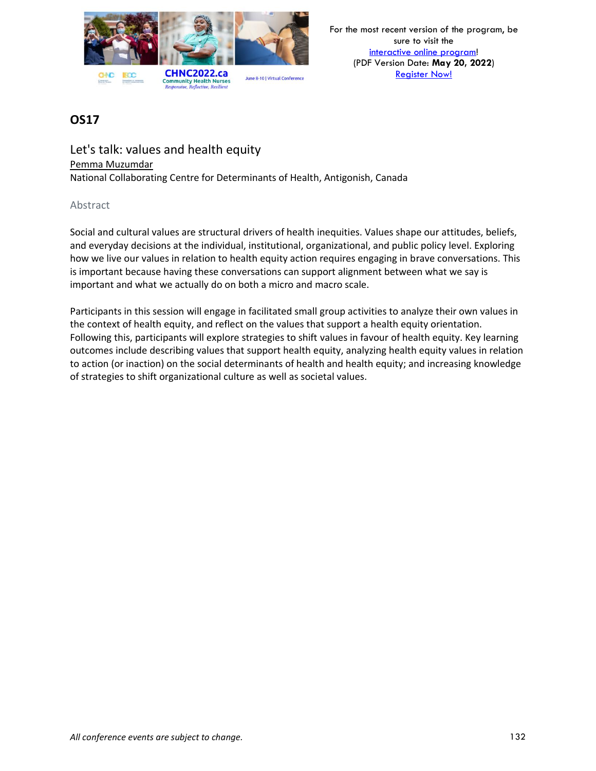## OS17

### Let's talk: values and health equity

Pemma Muzumdar
National Collaborating Centre for Determinants of Health, Antigonish, Canada

#### Abstract

Social and cultural values are structural drivers of health inequities. Values shape our attitudes, beliefs, and everyday decisions at the individual, institutional, organizational, and public policy level. Exploring how we live our values in relation to health equity action requires engaging in brave conversations. This is important because having these conversations can support alignment between what we say is important and what we actually do on both a micro and macro scale.

Participants in this session will engage in facilitated small group activities to analyze their own values in the context of health equity, and reflect on the values that support a health equity orientation. Following this, participants will explore strategies to shift values in favour of health equity. Key learning outcomes include describing values that support health equity, analyzing health equity values in relation to action (or inaction) on the social determinants of health and health equity; and increasing knowledge of strategies to shift organizational culture as well as societal values.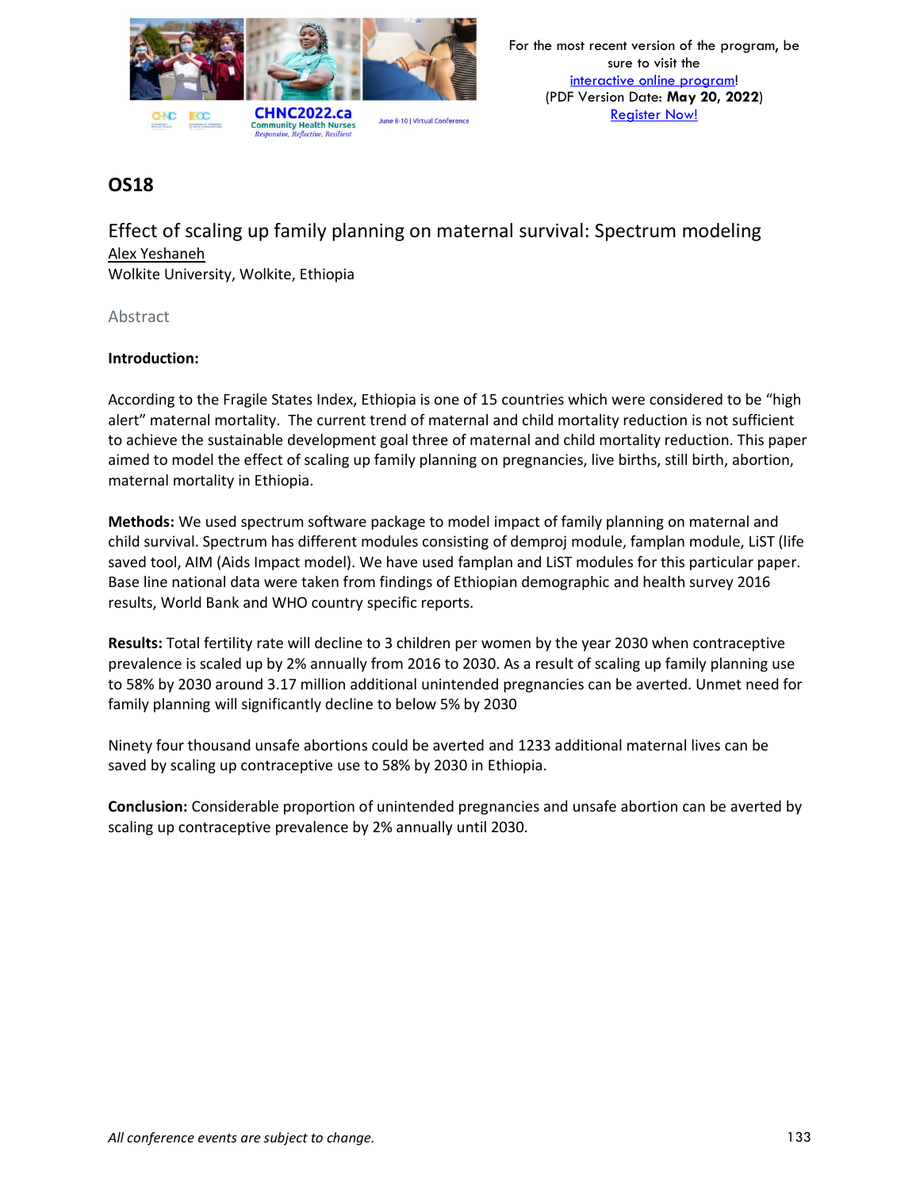## OS18

### Effect of scaling up family planning on maternal survival: Spectrum modeling

Alex Yeshaneh
Wolkite University, Wolkite, Ethiopia

Abstract

**Introduction:**

According to the Fragile States Index, Ethiopia is one of 15 countries which were considered to be “high alert” maternal mortality. The current trend of maternal and child mortality reduction is not sufficient to achieve the sustainable development goal three of maternal and child mortality reduction. This paper aimed to model the effect of scaling up family planning on pregnancies, live births, still birth, abortion, maternal mortality in Ethiopia.

**Methods:** We used spectrum software package to model impact of family planning on maternal and child survival. Spectrum has different modules consisting of demproj module, famplan module, LiST (life saved tool, AIM (Aids Impact model). We have used famplan and LiST modules for this particular paper. Base line national data were taken from findings of Ethiopian demographic and health survey 2016 results, World Bank and WHO country specific reports.

**Results:** Total fertility rate will decline to 3 children per women by the year 2030 when contraceptive prevalence is scaled up by 2% annually from 2016 to 2030. As a result of scaling up family planning use to 58% by 2030 around 3.17 million additional unintended pregnancies can be averted. Unmet need for family planning will significantly decline to below 5% by 2030

Ninety four thousand unsafe abortions could be averted and 1233 additional maternal lives can be saved by scaling up contraceptive use to 58% by 2030 in Ethiopia.

**Conclusion:** Considerable proportion of unintended pregnancies and unsafe abortion can be averted by scaling up contraceptive prevalence by 2% annually until 2030.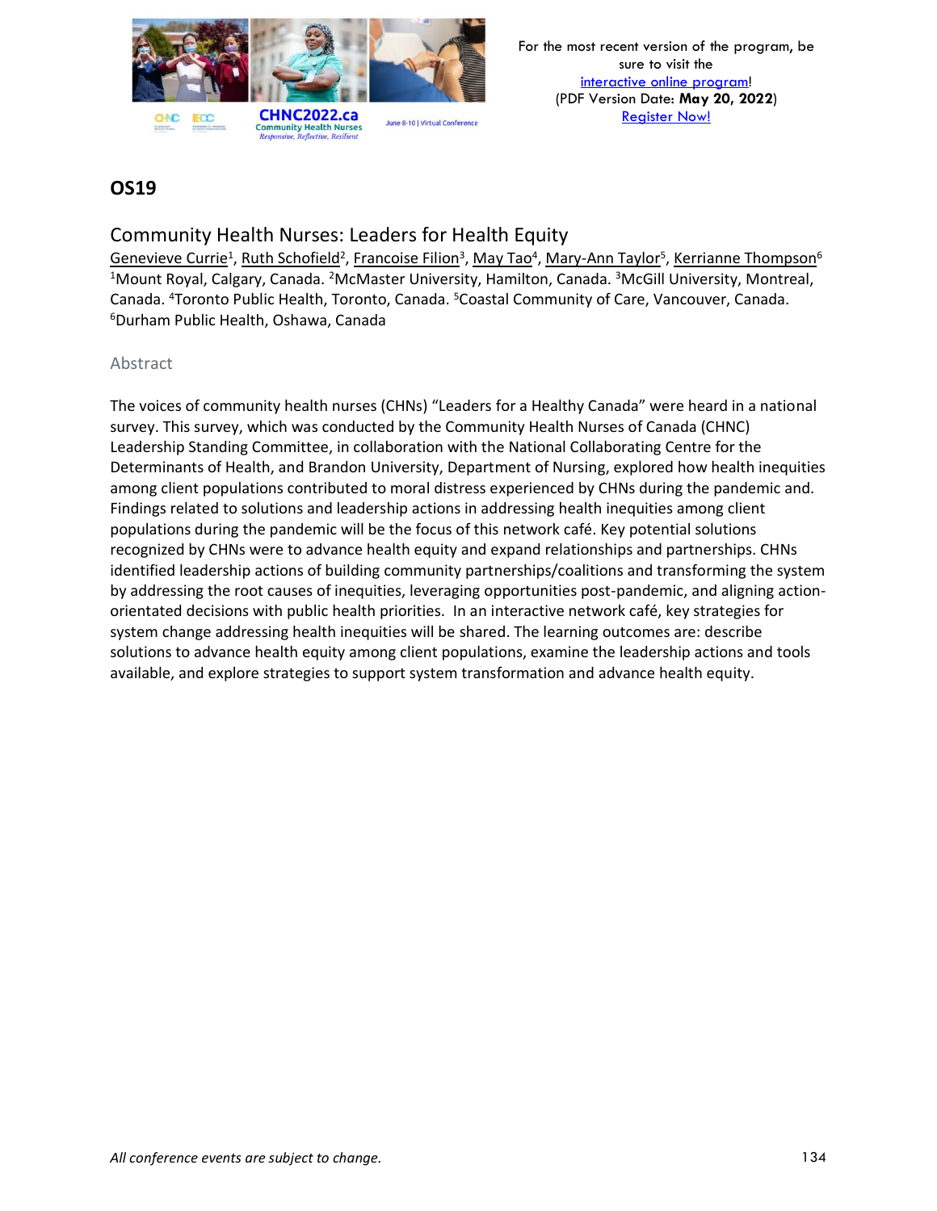For the most recent version of the program, be sure to visit the [interactive online program]! (PDF Version Date: **May 20, 2022**) [Register Now!]

## OS19

### Community Health Nurses: Leaders for Health Equity

Genevieve Currie[1], Ruth Schofield[2], Francoise Filion[3], May Tao[4], Mary-Ann Taylor[5], Kerrianne Thompson[6]
[1]Mount Royal, Calgary, Canada. [2]McMaster University, Hamilton, Canada. [3]McGill University, Montreal, Canada. [4]Toronto Public Health, Toronto, Canada. [5]Coastal Community of Care, Vancouver, Canada. [6]Durham Public Health, Oshawa, Canada

#### Abstract

The voices of community health nurses (CHNs) "Leaders for a Healthy Canada" were heard in a national survey. This survey, which was conducted by the Community Health Nurses of Canada (CHNC) Leadership Standing Committee, in collaboration with the National Collaborating Centre for the Determinants of Health, and Brandon University, Department of Nursing, explored how health inequities among client populations contributed to moral distress experienced by CHNs during the pandemic and. Findings related to solutions and leadership actions in addressing health inequities among client populations during the pandemic will be the focus of this network café. Key potential solutions recognized by CHNs were to advance health equity and expand relationships and partnerships. CHNs identified leadership actions of building community partnerships/coalitions and transforming the system by addressing the root causes of inequities, leveraging opportunities post-pandemic, and aligning action-orientated decisions with public health priorities. In an interactive network café, key strategies for system change addressing health inequities will be shared. The learning outcomes are: describe solutions to advance health equity among client populations, examine the leadership actions and tools available, and explore strategies to support system transformation and advance health equity.

*All conference events are subject to change.*